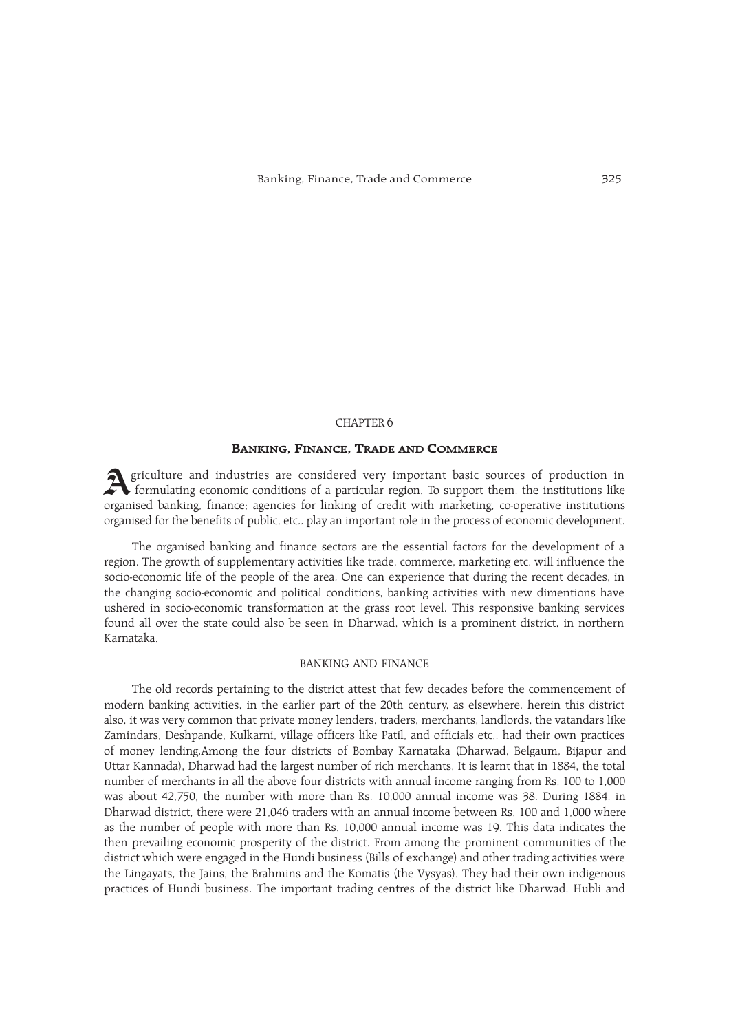CHAPTER 6

# Banking, Finance, Trade and Commerce

Agriculture and industries are considered very important basic sources of production in formulating economic conditions of a particular region. To support them, the institutions like organised banking, finance; agencies for linking of credit with marketing, co-operative institutions organised for the benefits of public, etc.. play an important role in the process of economic development.

The organised banking and finance sectors are the essential factors for the development of a region. The growth of supplementary activities like trade, commerce, marketing etc. will influence the socio-economic life of the people of the area. One can experience that during the recent decades, in the changing socio-economic and political conditions, banking activities with new dimentions have ushered in socio-economic transformation at the grass root level. This responsive banking services found all over the state could also be seen in Dharwad, which is a prominent district, in northern Karnataka.

## BANKING AND FINANCE

The old records pertaining to the district attest that few decades before the commencement of modern banking activities, in the earlier part of the 20th century, as elsewhere, herein this district also, it was very common that private money lenders, traders, merchants, landlords, the vatandars like Zamindars, Deshpande, Kulkarni, village officers like Patil, and officials etc., had their own practices of money lending.Among the four districts of Bombay Karnataka (Dharwad, Belgaum, Bijapur and Uttar Kannada), Dharwad had the largest number of rich merchants. It is learnt that in 1884, the total number of merchants in all the above four districts with annual income ranging from Rs. 100 to 1,000 was about 42,750, the number with more than Rs. 10,000 annual income was 38. During 1884, in Dharwad district, there were 21,046 traders with an annual income between Rs. 100 and 1,000 where as the number of people with more than Rs. 10,000 annual income was 19. This data indicates the then prevailing economic prosperity of the district. From among the prominent communities of the district which were engaged in the Hundi business (Bills of exchange) and other trading activities were the Lingayats, the Jains, the Brahmins and the Komatis (the Vysyas). They had their own indigenous practices of Hundi business. The important trading centres of the district like Dharwad, Hubli and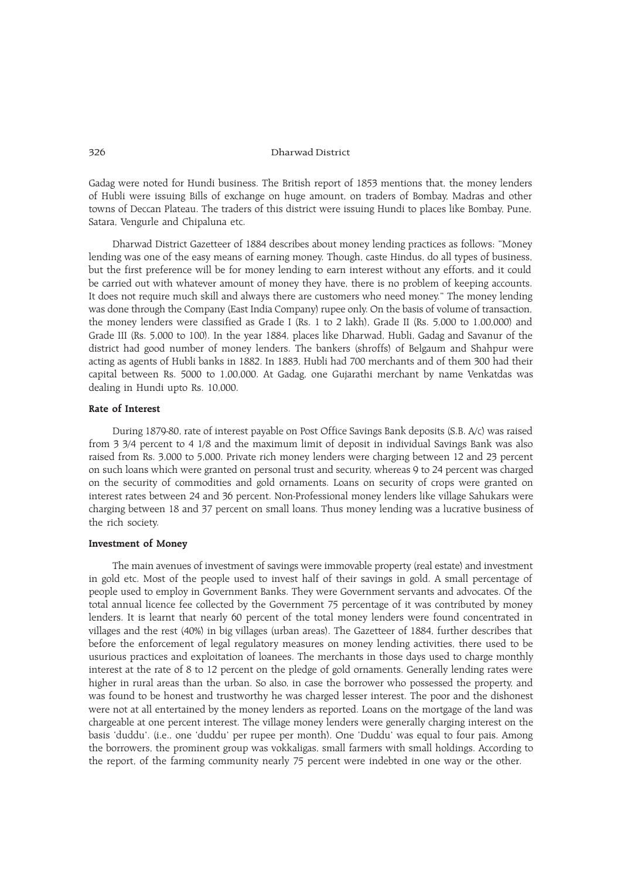Gadag were noted for Hundi business. The British report of 1853 mentions that, the money lenders of Hubli were issuing Bills of exchange on huge amount, on traders of Bombay, Madras and other towns of Deccan Plateau. The traders of this district were issuing Hundi to places like Bombay, Pune, Satara, Vengurle and Chipaluna etc.

Dharwad District Gazetteer of 1884 describes about money lending practices as follows: "Money lending was one of the easy means of earning money. Though, caste Hindus, do all types of business, but the first preference will be for money lending to earn interest without any efforts, and it could be carried out with whatever amount of money they have, there is no problem of keeping accounts. It does not require much skill and always there are customers who need money." The money lending was done through the Company (East India Company) rupee only. On the basis of volume of transaction, the money lenders were classified as Grade I (Rs. 1 to 2 lakh), Grade II (Rs. 5,000 to 1,00,000) and Grade III (Rs. 5,000 to 100). In the year 1884, places like Dharwad, Hubli, Gadag and Savanur of the district had good number of money lenders. The bankers (shroffs) of Belgaum and Shahpur were acting as agents of Hubli banks in 1882. In 1883, Hubli had 700 merchants and of them 300 had their capital between Rs. 5000 to 1,00,000. At Gadag, one Gujarathi merchant by name Venkatdas was dealing in Hundi upto Rs. 10,000.

### Rate of Interest

During 1879-80, rate of interest payable on Post Office Savings Bank deposits (S.B. A/c) was raised from 3 3/4 percent to 4 1/8 and the maximum limit of deposit in individual Savings Bank was also raised from Rs. 3,000 to 5,000. Private rich money lenders were charging between 12 and 23 percent on such loans which were granted on personal trust and security, whereas 9 to 24 percent was charged on the security of commodities and gold ornaments. Loans on security of crops were granted on interest rates between 24 and 36 percent. Non-Professional money lenders like village Sahukars were charging between 18 and 37 percent on small loans. Thus money lending was a lucrative business of the rich society.

### Investment of Money

The main avenues of investment of savings were immovable property (real estate) and investment in gold etc. Most of the people used to invest half of their savings in gold. A small percentage of people used to employ in Government Banks. They were Government servants and advocates. Of the total annual licence fee collected by the Government 75 percentage of it was contributed by money lenders. It is learnt that nearly 60 percent of the total money lenders were found concentrated in villages and the rest (40%) in big villages (urban areas). The Gazetteer of 1884, further describes that before the enforcement of legal regulatory measures on money lending activities, there used to be usurious practices and exploitation of loanees. The merchants in those days used to charge monthly interest at the rate of 8 to 12 percent on the pledge of gold ornaments. Generally lending rates were higher in rural areas than the urban. So also, in case the borrower who possessed the property, and was found to be honest and trustworthy he was charged lesser interest. The poor and the dishonest were not at all entertained by the money lenders as reported. Loans on the mortgage of the land was chargeable at one percent interest. The village money lenders were generally charging interest on the basis 'duddu'. (i.e., one 'duddu' per rupee per month). One 'Duddu' was equal to four pais. Among the borrowers, the prominent group was vokkaligas, small farmers with small holdings. According to the report, of the farming community nearly 75 percent were indebted in one way or the other.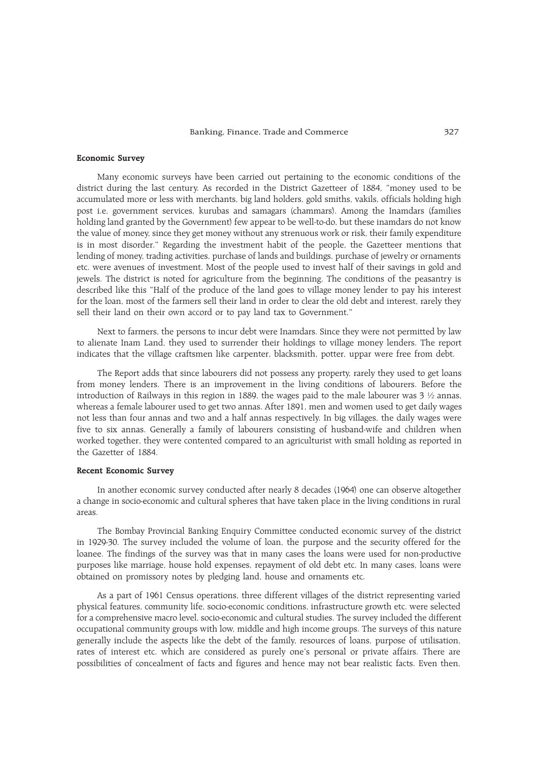### Economic Survey

Many economic surveys have been carried out pertaining to the economic conditions of the district during the last century. As recorded in the District Gazetteer of 1884, "money used to be accumulated more or less with merchants, big land holders, gold smiths, vakils, officials holding high post i.e, government services, kurubas and samagars (chammars). Among the Inamdars (families holding land granted by the Government) few appear to be well-to-do, but these inamdars do not know the value of money, since they get money without any strenuous work or risk, their family expenditure is in most disorder." Regarding the investment habit of the people, the Gazetteer mentions that lending of money, trading activities, purchase of lands and buildings, purchase of jewelry or ornaments etc. were avenues of investment. Most of the people used to invest half of their savings in gold and jewels. The district is noted for agriculture from the beginning. The conditions of the peasantry is described like this "Half of the produce of the land goes to village money lender to pay his interest for the loan, most of the farmers sell their land in order to clear the old debt and interest, rarely they sell their land on their own accord or to pay land tax to Government."

Next to farmers, the persons to incur debt were Inamdars. Since they were not permitted by law to alienate Inam Land, they used to surrender their holdings to village money lenders. The report indicates that the village craftsmen like carpenter, blacksmith, potter, uppar were free from debt.

The Report adds that since labourers did not possess any property, rarely they used to get loans from money lenders. There is an improvement in the living conditions of labourers. Before the introduction of Railways in this region in 1889, the wages paid to the male labourer was 3 ½ annas, whereas a female labourer used to get two annas. After 1891, men and women used to get daily wages not less than four annas and two and a half annas respectively. In big villages, the daily wages were five to six annas. Generally a family of labourers consisting of husband-wife and children when worked together, they were contented compared to an agriculturist with small holding as reported in the Gazetter of 1884.

### Recent Economic Survey

In another economic survey conducted after nearly 8 decades (1964) one can observe altogether a change in socio-economic and cultural spheres that have taken place in the living conditions in rural areas.

The Bombay Provincial Banking Enquiry Committee conducted economic survey of the district in 1929-30. The survey included the volume of loan, the purpose and the security offered for the loanee. The findings of the survey was that in many cases the loans were used for non-productive purposes like marriage, house hold expenses, repayment of old debt etc. In many cases, loans were obtained on promissory notes by pledging land, house and ornaments etc.

As a part of 1961 Census operations, three different villages of the district representing varied physical features, community life, socio-economic conditions, infrastructure growth etc. were selected for a comprehensive macro level, socio-economic and cultural studies. The survey included the different occupational community groups with low, middle and high income groups. The surveys of this nature generally include the aspects like the debt of the family, resources of loans, purpose of utilisation, rates of interest etc. which are considered as purely one's personal or private affairs. There are possibilities of concealment of facts and figures and hence may not bear realistic facts. Even then,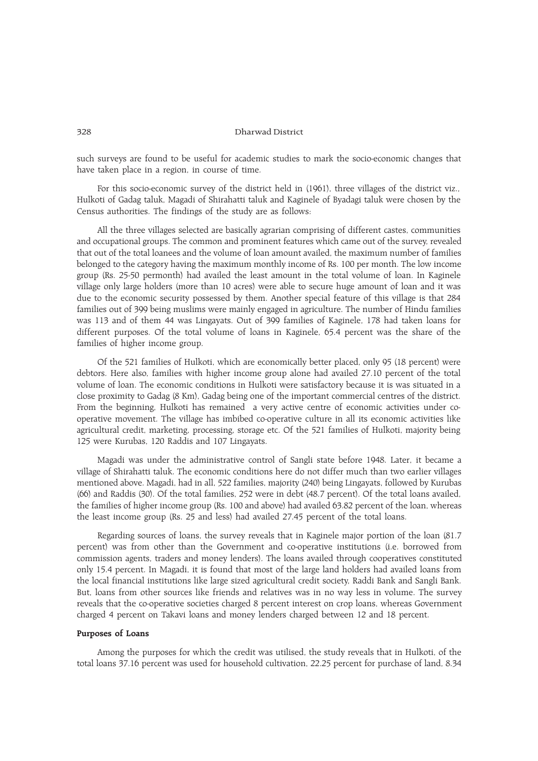such surveys are found to be useful for academic studies to mark the socio-economic changes that have taken place in a region, in course of time.

For this socio-economic survey of the district held in (1961), three villages of the district viz., Hulkoti of Gadag taluk, Magadi of Shirahatti taluk and Kaginele of Byadagi taluk were chosen by the Census authorities. The findings of the study are as follows:

All the three villages selected are basically agrarian comprising of different castes, communities and occupational groups. The common and prominent features which came out of the survey, revealed that out of the total loanees and the volume of loan amount availed, the maximum number of families belonged to the category having the maximum monthly income of Rs. 100 per month. The low income group (Rs. 25-50 permonth) had availed the least amount in the total volume of loan. In Kaginele village only large holders (more than 10 acres) were able to secure huge amount of loan and it was due to the economic security possessed by them. Another special feature of this village is that 284 families out of 399 being muslims were mainly engaged in agriculture. The number of Hindu families was 113 and of them 44 was Lingayats. Out of 399 families of Kaginele, 178 had taken loans for different purposes. Of the total volume of loans in Kaginele, 65.4 percent was the share of the families of higher income group.

Of the 521 families of Hulkoti, which are economically better placed, only 95 (18 percent) were debtors. Here also, families with higher income group alone had availed 27.10 percent of the total volume of loan. The economic conditions in Hulkoti were satisfactory because it is was situated in a close proximity to Gadag (8 Km), Gadag being one of the important commercial centres of the district. From the beginning, Hulkoti has remained a very active centre of economic activities under co-operative movement. The village has imbibed co-operative culture in all its economic activities like agricultural credit, marketing, processing, storage etc. Of the 521 families of Hulkoti, majority being 125 were Kurubas, 120 Raddis and 107 Lingayats.

Magadi was under the administrative control of Sangli state before 1948. Later, it became a village of Shirahatti taluk. The economic conditions here do not differ much than two earlier villages mentioned above. Magadi, had in all, 522 families, majority (240) being Lingayats, followed by Kurubas (66) and Raddis (30). Of the total families, 252 were in debt (48.7 percent). Of the total loans availed, the families of higher income group (Rs. 100 and above) had availed 63.82 percent of the loan, whereas the least income group (Rs. 25 and less) had availed 27.45 percent of the total loans.

Regarding sources of loans, the survey reveals that in Kaginele major portion of the loan (81.7 percent) was from other than the Government and co-operative institutions (i.e. borrowed from commission agents, traders and money lenders). The loans availed through cooperatives constituted only 15.4 percent. In Magadi, it is found that most of the large land holders had availed loans from the local financial institutions like large sized agricultural credit society, Raddi Bank and Sangli Bank. But, loans from other sources like friends and relatives was in no way less in volume. The survey reveals that the co-operative societies charged 8 percent interest on crop loans, whereas Government charged 4 percent on Takavi loans and money lenders charged between 12 and 18 percent.

**Purposes of Loans**

Among the purposes for which the credit was utilised, the study reveals that in Hulkoti, of the total loans 37.16 percent was used for household cultivation, 22.25 percent for purchase of land, 8.34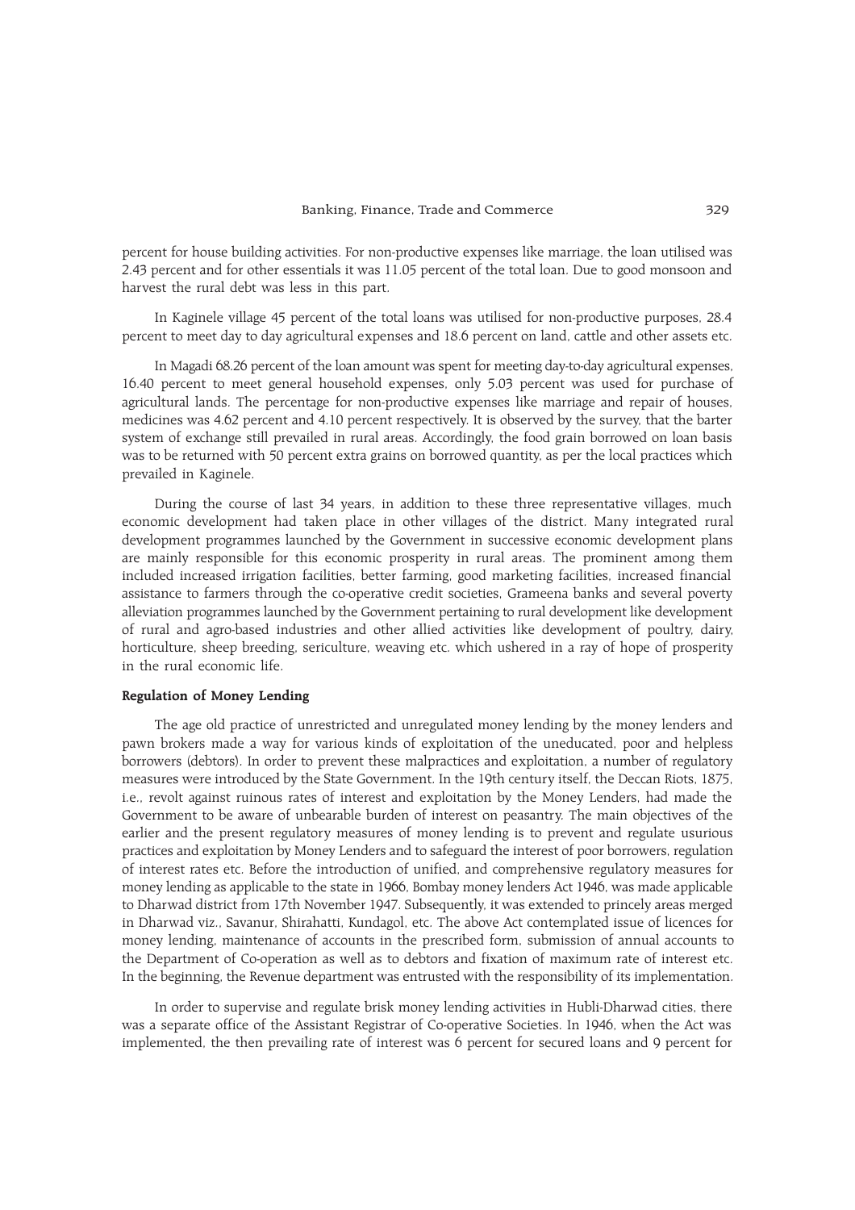percent for house building activities. For non-productive expenses like marriage, the loan utilised was 2.43 percent and for other essentials it was 11.05 percent of the total loan. Due to good monsoon and harvest the rural debt was less in this part.

In Kaginele village 45 percent of the total loans was utilised for non-productive purposes, 28.4 percent to meet day to day agricultural expenses and 18.6 percent on land, cattle and other assets etc.

In Magadi 68.26 percent of the loan amount was spent for meeting day-to-day agricultural expenses, 16.40 percent to meet general household expenses, only 5.03 percent was used for purchase of agricultural lands. The percentage for non-productive expenses like marriage and repair of houses, medicines was 4.62 percent and 4.10 percent respectively. It is observed by the survey, that the barter system of exchange still prevailed in rural areas. Accordingly, the food grain borrowed on loan basis was to be returned with 50 percent extra grains on borrowed quantity, as per the local practices which prevailed in Kaginele.

During the course of last 34 years, in addition to these three representative villages, much economic development had taken place in other villages of the district. Many integrated rural development programmes launched by the Government in successive economic development plans are mainly responsible for this economic prosperity in rural areas. The prominent among them included increased irrigation facilities, better farming, good marketing facilities, increased financial assistance to farmers through the co-operative credit societies, Grameena banks and several poverty alleviation programmes launched by the Government pertaining to rural development like development of rural and agro-based industries and other allied activities like development of poultry, dairy, horticulture, sheep breeding, sericulture, weaving etc. which ushered in a ray of hope of prosperity in the rural economic life.

### Regulation of Money Lending

The age old practice of unrestricted and unregulated money lending by the money lenders and pawn brokers made a way for various kinds of exploitation of the uneducated, poor and helpless borrowers (debtors). In order to prevent these malpractices and exploitation, a number of regulatory measures were introduced by the State Government. In the 19th century itself, the Deccan Riots, 1875, i.e., revolt against ruinous rates of interest and exploitation by the Money Lenders, had made the Government to be aware of unbearable burden of interest on peasantry. The main objectives of the earlier and the present regulatory measures of money lending is to prevent and regulate usurious practices and exploitation by Money Lenders and to safeguard the interest of poor borrowers, regulation of interest rates etc. Before the introduction of unified, and comprehensive regulatory measures for money lending as applicable to the state in 1966, Bombay money lenders Act 1946, was made applicable to Dharwad district from 17th November 1947. Subsequently, it was extended to princely areas merged in Dharwad viz., Savanur, Shirahatti, Kundagol, etc. The above Act contemplated issue of licences for money lending, maintenance of accounts in the prescribed form, submission of annual accounts to the Department of Co-operation as well as to debtors and fixation of maximum rate of interest etc. In the beginning, the Revenue department was entrusted with the responsibility of its implementation.

In order to supervise and regulate brisk money lending activities in Hubli-Dharwad cities, there was a separate office of the Assistant Registrar of Co-operative Societies. In 1946, when the Act was implemented, the then prevailing rate of interest was 6 percent for secured loans and 9 percent for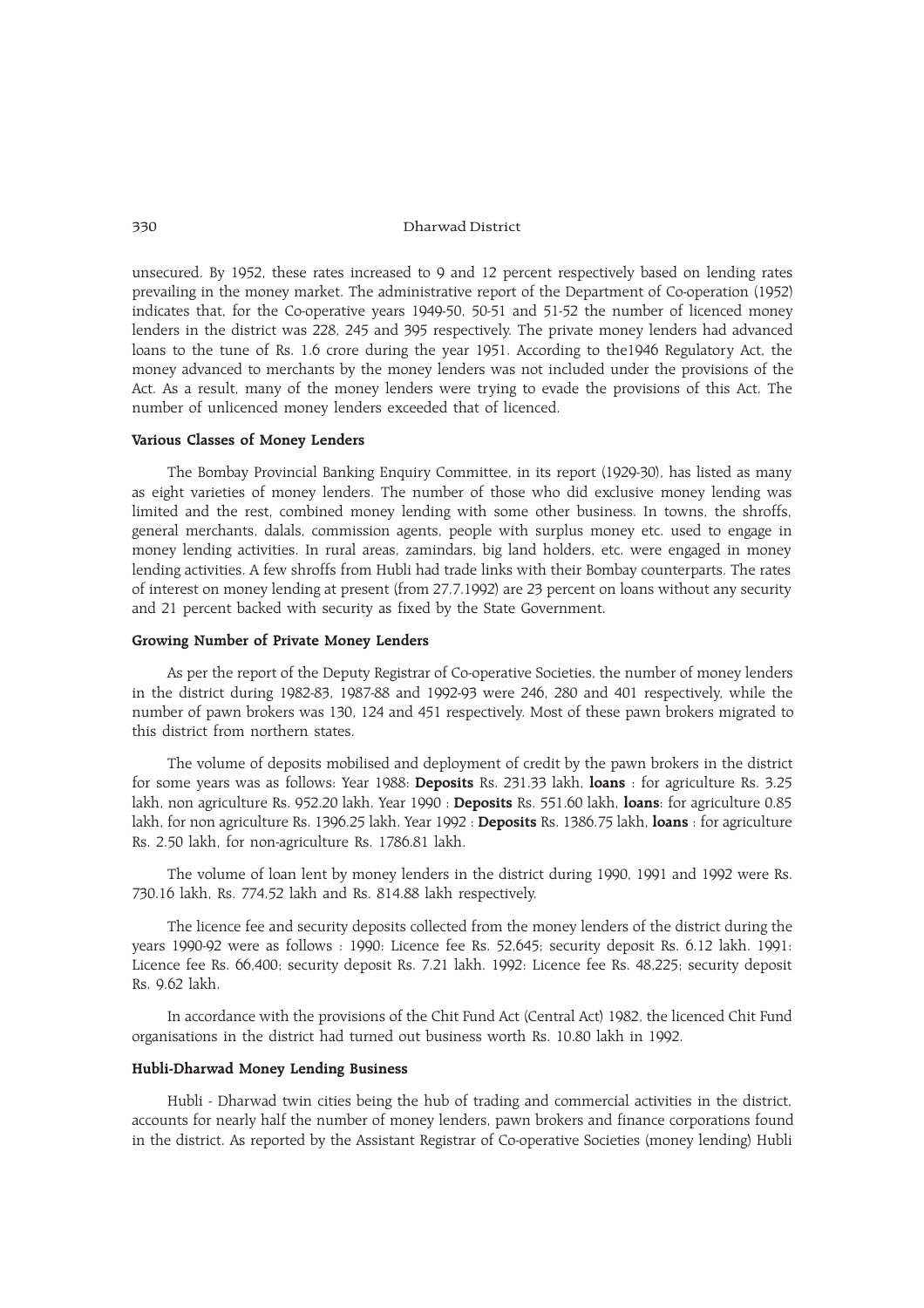unsecured. By 1952, these rates increased to 9 and 12 percent respectively based on lending rates prevailing in the money market. The administrative report of the Department of Co-operation (1952) indicates that, for the Co-operative years 1949-50, 50-51 and 51-52 the number of licenced money lenders in the district was 228, 245 and 395 respectively. The private money lenders had advanced loans to the tune of Rs. 1.6 crore during the year 1951. According to the1946 Regulatory Act, the money advanced to merchants by the money lenders was not included under the provisions of the Act. As a result, many of the money lenders were trying to evade the provisions of this Act. The number of unlicenced money lenders exceeded that of licenced.

#### Various Classes of Money Lenders

The Bombay Provincial Banking Enquiry Committee, in its report (1929-30), has listed as many as eight varieties of money lenders. The number of those who did exclusive money lending was limited and the rest, combined money lending with some other business. In towns, the shroffs, general merchants, dalals, commission agents, people with surplus money etc. used to engage in money lending activities. In rural areas, zamindars, big land holders, etc. were engaged in money lending activities. A few shroffs from Hubli had trade links with their Bombay counterparts. The rates of interest on money lending at present (from 27.7.1992) are 23 percent on loans without any security and 21 percent backed with security as fixed by the State Government.

#### Growing Number of Private Money Lenders

As per the report of the Deputy Registrar of Co-operative Societies, the number of money lenders in the district during 1982-83, 1987-88 and 1992-93 were 246, 280 and 401 respectively, while the number of pawn brokers was 130, 124 and 451 respectively. Most of these pawn brokers migrated to this district from northern states.

The volume of deposits mobilised and deployment of credit by the pawn brokers in the district for some years was as follows: Year 1988: **Deposits** Rs. 231.33 lakh, **loans** : for agriculture Rs. 3.25 lakh, non agriculture Rs. 952.20 lakh. Year 1990 : **Deposits** Rs. 551.60 lakh, **loans**: for agriculture 0.85 lakh, for non agriculture Rs. 1396.25 lakh. Year 1992 : **Deposits** Rs. 1386.75 lakh, **loans** : for agriculture Rs. 2.50 lakh, for non-agriculture Rs. 1786.81 lakh.

The volume of loan lent by money lenders in the district during 1990, 1991 and 1992 were Rs. 730.16 lakh, Rs. 774.52 lakh and Rs. 814.88 lakh respectively.

The licence fee and security deposits collected from the money lenders of the district during the years 1990-92 were as follows : 1990: Licence fee Rs. 52,645; security deposit Rs. 6.12 lakh. 1991: Licence fee Rs. 66,400; security deposit Rs. 7.21 lakh. 1992: Licence fee Rs. 48,225; security deposit Rs. 9.62 lakh.

In accordance with the provisions of the Chit Fund Act (Central Act) 1982, the licenced Chit Fund organisations in the district had turned out business worth Rs. 10.80 lakh in 1992.

#### Hubli-Dharwad Money Lending Business

Hubli - Dharwad twin cities being the hub of trading and commercial activities in the district, accounts for nearly half the number of money lenders, pawn brokers and finance corporations found in the district. As reported by the Assistant Registrar of Co-operative Societies (money lending) Hubli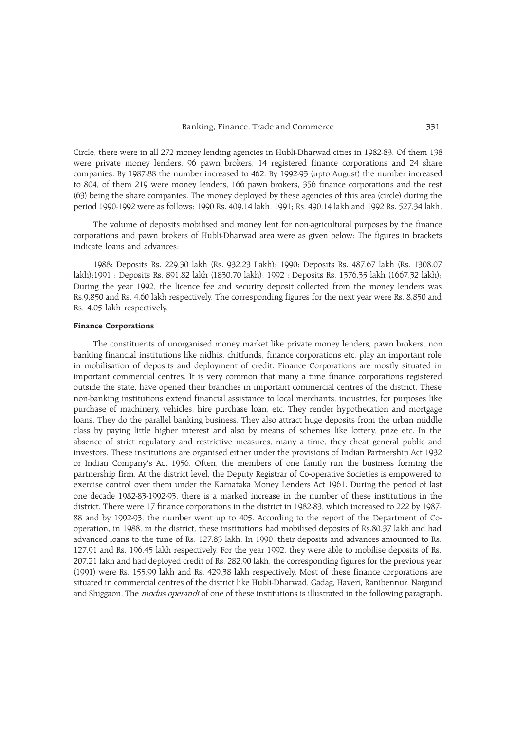Circle, there were in all 272 money lending agencies in Hubli-Dharwad cities in 1982-83. Of them 138 were private money lenders, 96 pawn brokers, 14 registered finance corporations and 24 share companies. By 1987-88 the number increased to 462. By 1992-93 (upto August) the number increased to 804, of them 219 were money lenders, 166 pawn brokers, 356 finance corporations and the rest (63) being the share companies. The money deployed by these agencies of this area (circle) during the period 1990-1992 were as follows: 1990 Rs. 409.14 lakh, 1991; Rs. 490.14 lakh and 1992 Rs. 527.34 lakh.

The volume of deposits mobilised and money lent for non-agricultural purposes by the finance corporations and pawn brokers of Hubli-Dharwad area were as given below: The figures in brackets indicate loans and advances:

1988: Deposits Rs. 229.30 lakh (Rs. 932.23 Lakh); 1990: Deposits Rs. 487.67 lakh (Rs. 1308.07 lakh);1991 : Deposits Rs. 891.82 lakh (1830.70 lakh); 1992 : Deposits Rs. 1376.35 lakh (1667.32 lakh); During the year 1992, the licence fee and security deposit collected from the money lenders was Rs.9,850 and Rs. 4.60 lakh respectively. The corresponding figures for the next year were Rs. 8,850 and Rs. 4.05 lakh respectively.

**Finance Corporations**

The constituents of unorganised money market like private money lenders, pawn brokers, non banking financial institutions like nidhis, chitfunds, finance corporations etc. play an important role in mobilisation of deposits and deployment of credit. Finance Corporations are mostly situated in important commercial centres. It is very common that many a time finance corporations registered outside the state, have opened their branches in important commercial centres of the district. These non-banking institutions extend financial assistance to local merchants, industries, for purposes like purchase of machinery, vehicles, hire purchase loan, etc. They render hypothecation and mortgage loans. They do the parallel banking business. They also attract huge deposits from the urban middle class by paying little higher interest and also by means of schemes like lottery, prize etc. In the absence of strict regulatory and restrictive measures, many a time, they cheat general public and investors. These institutions are organised either under the provisions of Indian Partnership Act 1932 or Indian Company's Act 1956. Often, the members of one family run the business forming the partnership firm. At the district level, the Deputy Registrar of Co-operative Societies is empowered to exercise control over them under the Karnataka Money Lenders Act 1961. During the period of last one decade 1982-83-1992-93, there is a marked increase in the number of these institutions in the district. There were 17 finance corporations in the district in 1982-83, which increased to 222 by 1987-88 and by 1992-93, the number went up to 405. According to the report of the Department of Co-operation, in 1988, in the district, these institutions had mobilised deposits of Rs.80.37 lakh and had advanced loans to the tune of Rs. 127.83 lakh. In 1990, their deposits and advances amounted to Rs. 127.91 and Rs. 196.45 lakh respectively. For the year 1992, they were able to mobilise deposits of Rs. 207.21 lakh and had deployed credit of Rs. 282.90 lakh, the corresponding figures for the previous year (1991) were Rs. 155.99 lakh and Rs. 429.38 lakh respectively. Most of these finance corporations are situated in commercial centres of the district like Hubli-Dharwad, Gadag, Haveri, Ranibennur, Nargund and Shiggaon. The *modus operandi* of one of these institutions is illustrated in the following paragraph.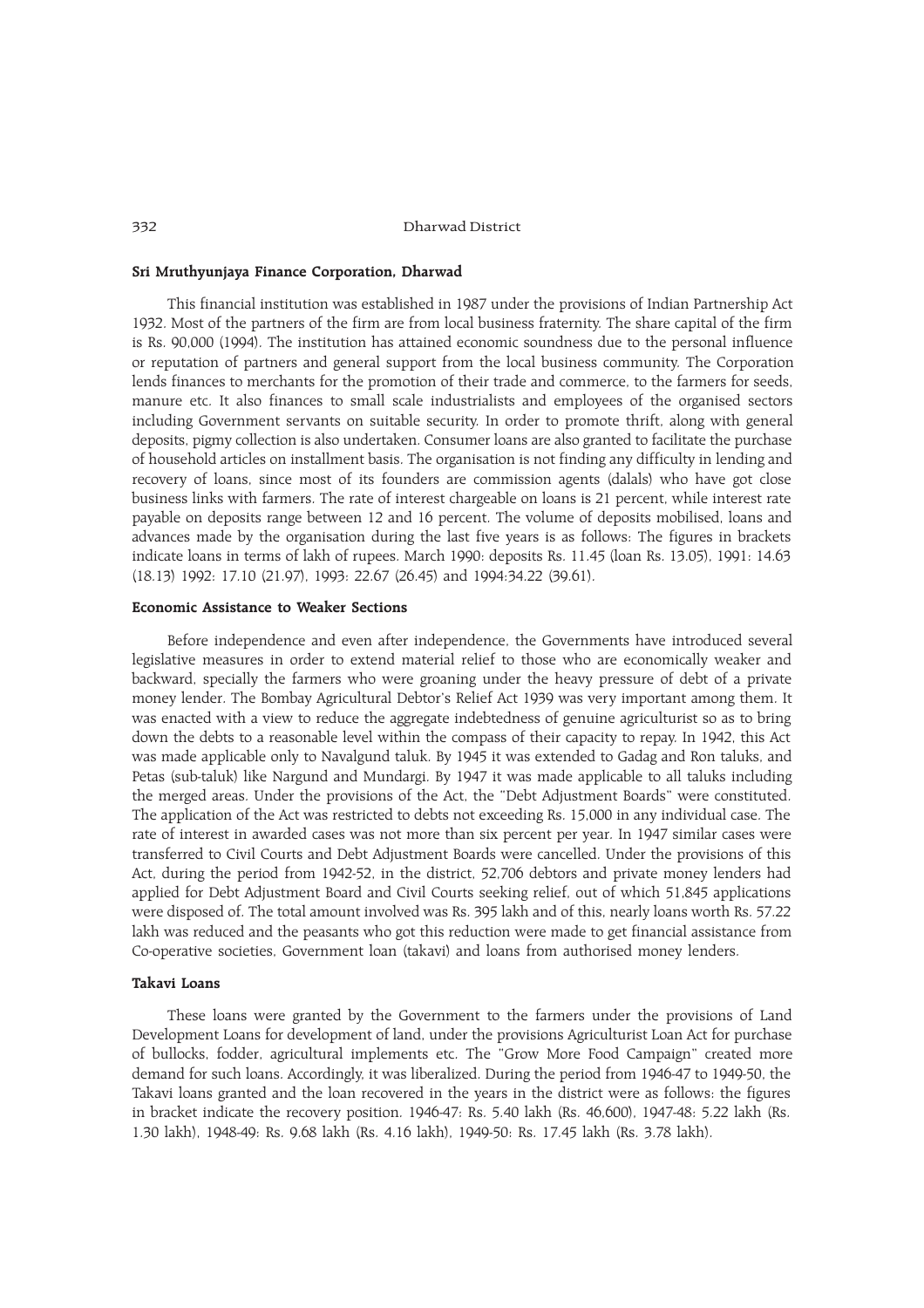### Sri Mruthyunjaya Finance Corporation, Dharwad

This financial institution was established in 1987 under the provisions of Indian Partnership Act 1932. Most of the partners of the firm are from local business fraternity. The share capital of the firm is Rs. 90,000 (1994). The institution has attained economic soundness due to the personal influence or reputation of partners and general support from the local business community. The Corporation lends finances to merchants for the promotion of their trade and commerce, to the farmers for seeds, manure etc. It also finances to small scale industrialists and employees of the organised sectors including Government servants on suitable security. In order to promote thrift, along with general deposits, pigmy collection is also undertaken. Consumer loans are also granted to facilitate the purchase of household articles on installment basis. The organisation is not finding any difficulty in lending and recovery of loans, since most of its founders are commission agents (dalals) who have got close business links with farmers. The rate of interest chargeable on loans is 21 percent, while interest rate payable on deposits range between 12 and 16 percent. The volume of deposits mobilised, loans and advances made by the organisation during the last five years is as follows: The figures in brackets indicate loans in terms of lakh of rupees. March 1990: deposits Rs. 11.45 (loan Rs. 13.05), 1991: 14.63 (18.13) 1992: 17.10 (21.97), 1993: 22.67 (26.45) and 1994:34.22 (39.61).

### Economic Assistance to Weaker Sections

Before independence and even after independence, the Governments have introduced several legislative measures in order to extend material relief to those who are economically weaker and backward, specially the farmers who were groaning under the heavy pressure of debt of a private money lender. The Bombay Agricultural Debtor's Relief Act 1939 was very important among them. It was enacted with a view to reduce the aggregate indebtedness of genuine agriculturist so as to bring down the debts to a reasonable level within the compass of their capacity to repay. In 1942, this Act was made applicable only to Navalgund taluk. By 1945 it was extended to Gadag and Ron taluks, and Petas (sub-taluk) like Nargund and Mundargi. By 1947 it was made applicable to all taluks including the merged areas. Under the provisions of the Act, the "Debt Adjustment Boards" were constituted. The application of the Act was restricted to debts not exceeding Rs. 15,000 in any individual case. The rate of interest in awarded cases was not more than six percent per year. In 1947 similar cases were transferred to Civil Courts and Debt Adjustment Boards were cancelled. Under the provisions of this Act, during the period from 1942-52, in the district, 52,706 debtors and private money lenders had applied for Debt Adjustment Board and Civil Courts seeking relief, out of which 51,845 applications were disposed of. The total amount involved was Rs. 395 lakh and of this, nearly loans worth Rs. 57.22 lakh was reduced and the peasants who got this reduction were made to get financial assistance from Co-operative societies, Government loan (takavi) and loans from authorised money lenders.

### Takavi Loans

These loans were granted by the Government to the farmers under the provisions of Land Development Loans for development of land, under the provisions Agriculturist Loan Act for purchase of bullocks, fodder, agricultural implements etc. The "Grow More Food Campaign" created more demand for such loans. Accordingly, it was liberalized. During the period from 1946-47 to 1949-50, the Takavi loans granted and the loan recovered in the years in the district were as follows: the figures in bracket indicate the recovery position. 1946-47: Rs. 5.40 lakh (Rs. 46,600), 1947-48: 5.22 lakh (Rs. 1.30 lakh), 1948-49: Rs. 9.68 lakh (Rs. 4.16 lakh), 1949-50: Rs. 17.45 lakh (Rs. 3.78 lakh).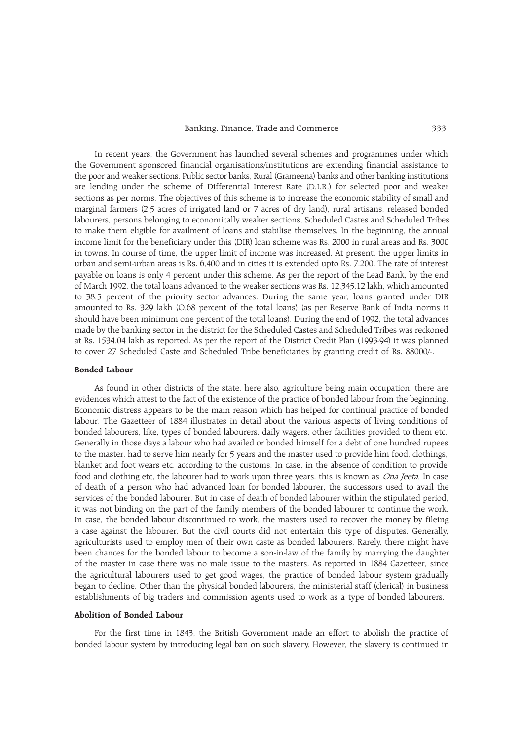In recent years, the Government has launched several schemes and programmes under which the Government sponsored financial organisations/institutions are extending financial assistance to the poor and weaker sections. Public sector banks, Rural (Grameena) banks and other banking institutions are lending under the scheme of Differential Interest Rate (D.I.R.) for selected poor and weaker sections as per norms. The objectives of this scheme is to increase the economic stability of small and marginal farmers (2.5 acres of irrigated land or 7 acres of dry land), rural artisans, released bonded labourers, persons belonging to economically weaker sections, Scheduled Castes and Scheduled Tribes to make them eligible for availment of loans and stabilise themselves. In the beginning, the annual income limit for the beneficiary under this (DIR) loan scheme was Rs. 2000 in rural areas and Rs. 3000 in towns. In course of time, the upper limit of income was increased. At present, the upper limits in urban and semi-urban areas is Rs. 6,400 and in cities it is extended upto Rs. 7,200. The rate of interest payable on loans is only 4 percent under this scheme. As per the report of the Lead Bank, by the end of March 1992, the total loans advanced to the weaker sections was Rs. 12,345.12 lakh, which amounted to 38.5 percent of the priority sector advances. During the same year, loans granted under DIR amounted to Rs. 329 lakh (0.68 percent of the total loans) (as per Reserve Bank of India norms it should have been minimum one percent of the total loans). During the end of 1992, the total advances made by the banking sector in the district for the Scheduled Castes and Scheduled Tribes was reckoned at Rs. 1534.04 lakh as reported. As per the report of the District Credit Plan (1993-94) it was planned to cover 27 Scheduled Caste and Scheduled Tribe beneficiaries by granting credit of Rs. 88000/-.

### Bonded Labour

As found in other districts of the state, here also, agriculture being main occupation, there are evidences which attest to the fact of the existence of the practice of bonded labour from the beginning. Economic distress appears to be the main reason which has helped for continual practice of bonded labour. The Gazetteer of 1884 illustrates in detail about the various aspects of living conditions of bonded labourers, like, types of bonded labourers. daily wagers, other facilities provided to them etc. Generally in those days a labour who had availed or bonded himself for a debt of one hundred rupees to the master, had to serve him nearly for 5 years and the master used to provide him food, clothings, blanket and foot wears etc. according to the customs. In case, in the absence of condition to provide food and clothing etc, the labourer had to work upon three years, this is known as *Ona Jeeta*. In case of death of a person who had advanced loan for bonded labourer, the successors used to avail the services of the bonded labourer. But in case of death of bonded labourer within the stipulated period, it was not binding on the part of the family members of the bonded labourer to continue the work. In case, the bonded labour discontinued to work, the masters used to recover the money by fileing a case against the labourer. But the civil courts did not entertain this type of disputes. Generally, agriculturists used to employ men of their own caste as bonded labourers. Rarely, there might have been chances for the bonded labour to become a son-in-law of the family by marrying the daughter of the master in case there was no male issue to the masters. As reported in 1884 Gazetteer, since the agricultural labourers used to get good wages, the practice of bonded labour system gradually began to decline. Other than the physical bonded labourers, the ministerial staff (clerical) in business establishments of big traders and commission agents used to work as a type of bonded labourers.

### Abolition of Bonded Labour

For the first time in 1843, the British Government made an effort to abolish the practice of bonded labour system by introducing legal ban on such slavery. However, the slavery is continued in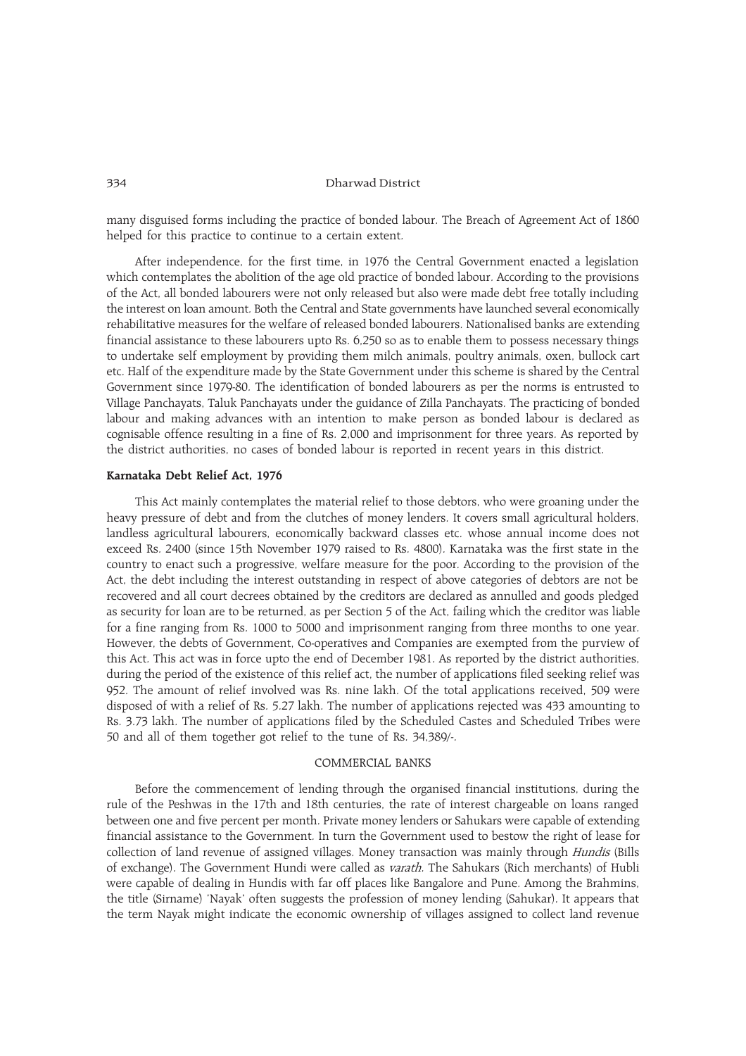many disguised forms including the practice of bonded labour. The Breach of Agreement Act of 1860 helped for this practice to continue to a certain extent.

After independence, for the first time, in 1976 the Central Government enacted a legislation which contemplates the abolition of the age old practice of bonded labour. According to the provisions of the Act, all bonded labourers were not only released but also were made debt free totally including the interest on loan amount. Both the Central and State governments have launched several economically rehabilitative measures for the welfare of released bonded labourers. Nationalised banks are extending financial assistance to these labourers upto Rs. 6,250 so as to enable them to possess necessary things to undertake self employment by providing them milch animals, poultry animals, oxen, bullock cart etc. Half of the expenditure made by the State Government under this scheme is shared by the Central Government since 1979-80. The identification of bonded labourers as per the norms is entrusted to Village Panchayats, Taluk Panchayats under the guidance of Zilla Panchayats. The practicing of bonded labour and making advances with an intention to make person as bonded labour is declared as cognisable offence resulting in a fine of Rs. 2,000 and imprisonment for three years. As reported by the district authorities, no cases of bonded labour is reported in recent years in this district.

### Karnataka Debt Relief Act, 1976

This Act mainly contemplates the material relief to those debtors, who were groaning under the heavy pressure of debt and from the clutches of money lenders. It covers small agricultural holders, landless agricultural labourers, economically backward classes etc. whose annual income does not exceed Rs. 2400 (since 15th November 1979 raised to Rs. 4800). Karnataka was the first state in the country to enact such a progressive, welfare measure for the poor. According to the provision of the Act, the debt including the interest outstanding in respect of above categories of debtors are not be recovered and all court decrees obtained by the creditors are declared as annulled and goods pledged as security for loan are to be returned, as per Section 5 of the Act, failing which the creditor was liable for a fine ranging from Rs. 1000 to 5000 and imprisonment ranging from three months to one year. However, the debts of Government, Co-operatives and Companies are exempted from the purview of this Act. This act was in force upto the end of December 1981. As reported by the district authorities, during the period of the existence of this relief act, the number of applications filed seeking relief was 952. The amount of relief involved was Rs. nine lakh. Of the total applications received, 509 were disposed of with a relief of Rs. 5.27 lakh. The number of applications rejected was 433 amounting to Rs. 3.73 lakh. The number of applications filed by the Scheduled Castes and Scheduled Tribes were 50 and all of them together got relief to the tune of Rs. 34,389/-.

## COMMERCIAL BANKS

Before the commencement of lending through the organised financial institutions, during the rule of the Peshwas in the 17th and 18th centuries, the rate of interest chargeable on loans ranged between one and five percent per month. Private money lenders or Sahukars were capable of extending financial assistance to the Government. In turn the Government used to bestow the right of lease for collection of land revenue of assigned villages. Money transaction was mainly through *Hundis* (Bills of exchange). The Government Hundi were called as *varath*. The Sahukars (Rich merchants) of Hubli were capable of dealing in Hundis with far off places like Bangalore and Pune. Among the Brahmins, the title (Sirname) 'Nayak' often suggests the profession of money lending (Sahukar). It appears that the term Nayak might indicate the economic ownership of villages assigned to collect land revenue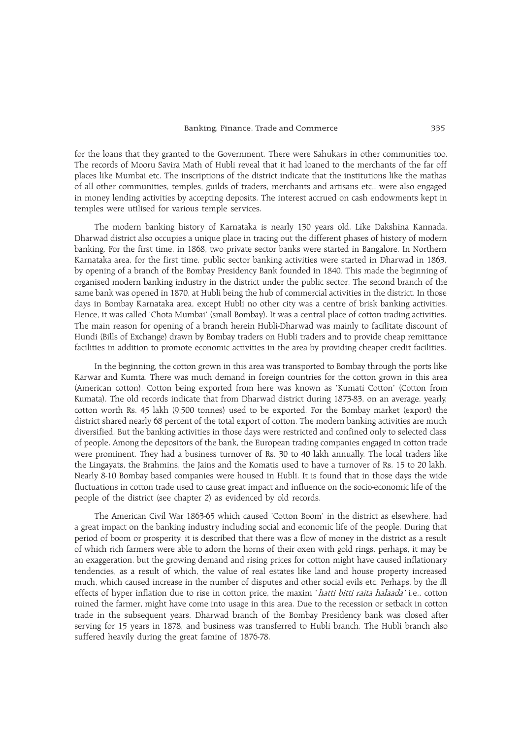for the loans that they granted to the Government. There were Sahukars in other communities too. The records of Mooru Savira Math of Hubli reveal that it had loaned to the merchants of the far off places like Mumbai etc. The inscriptions of the district indicate that the institutions like the mathas of all other communities, temples, guilds of traders, merchants and artisans etc., were also engaged in money lending activities by accepting deposits. The interest accrued on cash endowments kept in temples were utilised for various temple services.

The modern banking history of Karnataka is nearly 130 years old. Like Dakshina Kannada, Dharwad district also occupies a unique place in tracing out the different phases of history of modern banking. For the first time, in 1868, two private sector banks were started in Bangalore. In Northern Karnataka area, for the first time, public sector banking activities were started in Dharwad in 1863, by opening of a branch of the Bombay Presidency Bank founded in 1840. This made the beginning of organised modern banking industry in the district under the public sector. The second branch of the same bank was opened in 1870, at Hubli being the hub of commercial activities in the district. In those days in Bombay Karnataka area, except Hubli no other city was a centre of brisk banking activities. Hence, it was called 'Chota Mumbai' (small Bombay). It was a central place of cotton trading activities. The main reason for opening of a branch herein Hubli-Dharwad was mainly to facilitate discount of Hundi (Bills of Exchange) drawn by Bombay traders on Hubli traders and to provide cheap remittance facilities in addition to promote economic activities in the area by providing cheaper credit facilities.

In the beginning, the cotton grown in this area was transported to Bombay through the ports like Karwar and Kumta. There was much demand in foreign countries for the cotton grown in this area (American cotton). Cotton being exported from here was known as 'Kumati Cotton' (Cotton from Kumata). The old records indicate that from Dharwad district during 1873-83, on an average, yearly, cotton worth Rs. 45 lakh (9,500 tonnes) used to be exported. For the Bombay market (export) the district shared nearly 68 percent of the total export of cotton. The modern banking activities are much diversified. But the banking activities in those days were restricted and confined only to selected class of people. Among the depositors of the bank, the European trading companies engaged in cotton trade were prominent. They had a business turnover of Rs. 30 to 40 lakh annually. The local traders like the Lingayats, the Brahmins, the Jains and the Komatis used to have a turnover of Rs. 15 to 20 lakh. Nearly 8-10 Bombay based companies were housed in Hubli. It is found that in those days the wide fluctuations in cotton trade used to cause great impact and influence on the socio-economic life of the people of the district (see chapter 2) as evidenced by old records.

The American Civil War 1863-65 which caused 'Cotton Boom' in the district as elsewhere, had a great impact on the banking industry including social and economic life of the people. During that period of boom or prosperity, it is described that there was a flow of money in the district as a result of which rich farmers were able to adorn the horns of their oxen with gold rings, perhaps, it may be an exaggeration, but the growing demand and rising prices for cotton might have caused inflationary tendencies, as a result of which, the value of real estates like land and house property increased much, which caused increase in the number of disputes and other social evils etc. Perhaps, by the ill effects of hyper inflation due to rise in cotton price, the maxim '*hatti bitti raita halaada*' i.e., cotton ruined the farmer, might have come into usage in this area. Due to the recession or setback in cotton trade in the subsequent years, Dharwad branch of the Bombay Presidency bank was closed after serving for 15 years in 1878, and business was transferred to Hubli branch. The Hubli branch also suffered heavily during the great famine of 1876-78.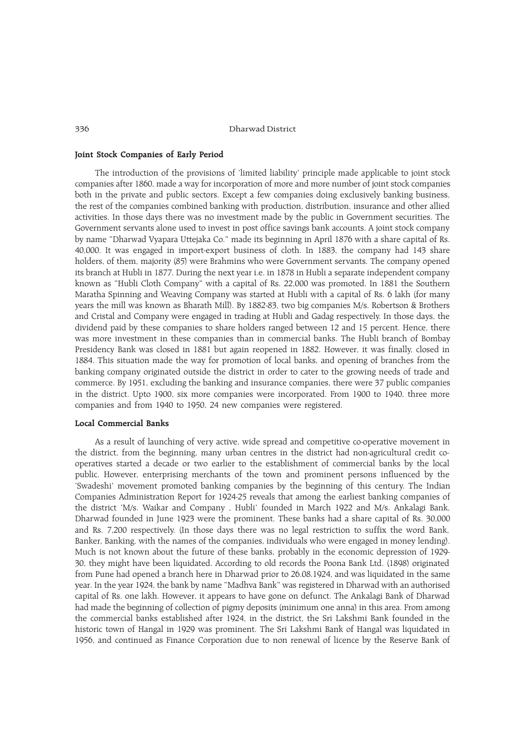#### Joint Stock Companies of Early Period

The introduction of the provisions of 'limited liability' principle made applicable to joint stock companies after 1860, made a way for incorporation of more and more number of joint stock companies both in the private and public sectors. Except a few companies doing exclusively banking business, the rest of the companies combined banking with production, distribution, insurance and other allied activities. In those days there was no investment made by the public in Government securities. The Government servants alone used to invest in post office savings bank accounts. A joint stock company by name "Dharwad Vyapara Uttejaka Co." made its beginning in April 1876 with a share capital of Rs. 40,000. It was engaged in import-export business of cloth. In 1883, the company had 143 share holders, of them, majority (85) were Brahmins who were Government servants. The company opened its branch at Hubli in 1877. During the next year i.e. in 1878 in Hubli a separate independent company known as "Hubli Cloth Company" with a capital of Rs. 22,000 was promoted. In 1881 the Southern Maratha Spinning and Weaving Company was started at Hubli with a capital of Rs. 6 lakh (for many years the mill was known as Bharath Mill). By 1882-83, two big companies M/s. Robertson & Brothers and Cristal and Company were engaged in trading at Hubli and Gadag respectively. In those days, the dividend paid by these companies to share holders ranged between 12 and 15 percent. Hence, there was more investment in these companies than in commercial banks. The Hubli branch of Bombay Presidency Bank was closed in 1881 but again reopened in 1882. However, it was finally, closed in 1884. This situation made the way for promotion of local banks, and opening of branches from the banking company originated outside the district in order to cater to the growing needs of trade and commerce. By 1951, excluding the banking and insurance companies, there were 37 public companies in the district. Upto 1900, six more companies were incorporated. From 1900 to 1940, three more companies and from 1940 to 1950, 24 new companies were registered.

#### Local Commercial Banks

As a result of launching of very active, wide spread and competitive co-operative movement in the district, from the beginning, many urban centres in the district had non-agricultural credit co-operatives started a decade or two earlier to the establishment of commercial banks by the local public. However, enterprising merchants of the town and prominent persons influenced by the 'Swadeshi' movement promoted banking companies by the beginning of this century. The Indian Companies Administration Report for 1924-25 reveals that among the earliest banking companies of the district 'M/s. Waikar and Company , Hubli' founded in March 1922 and M/s. Ankalagi Bank, Dharwad founded in June 1923 were the prominent. These banks had a share capital of Rs. 30,000 and Rs. 7,200 respectively. (In those days there was no legal restriction to suffix the word Bank, Banker, Banking, with the names of the companies, individuals who were engaged in money lending). Much is not known about the future of these banks, probably in the economic depression of 1929-30, they might have been liquidated. According to old records the Poona Bank Ltd. (1898) originated from Pune had opened a branch here in Dharwad prior to 26.08.1924, and was liquidated in the same year. In the year 1924, the bank by name "Madhva Bank" was registered in Dharwad with an authorised capital of Rs. one lakh. However, it appears to have gone on defunct. The Ankalagi Bank of Dharwad had made the beginning of collection of pigmy deposits (minimum one anna) in this area. From among the commercial banks established after 1924, in the district, the Sri Lakshmi Bank founded in the historic town of Hangal in 1929 was prominent. The Sri Lakshmi Bank of Hangal was liquidated in 1956, and continued as Finance Corporation due to non renewal of licence by the Reserve Bank of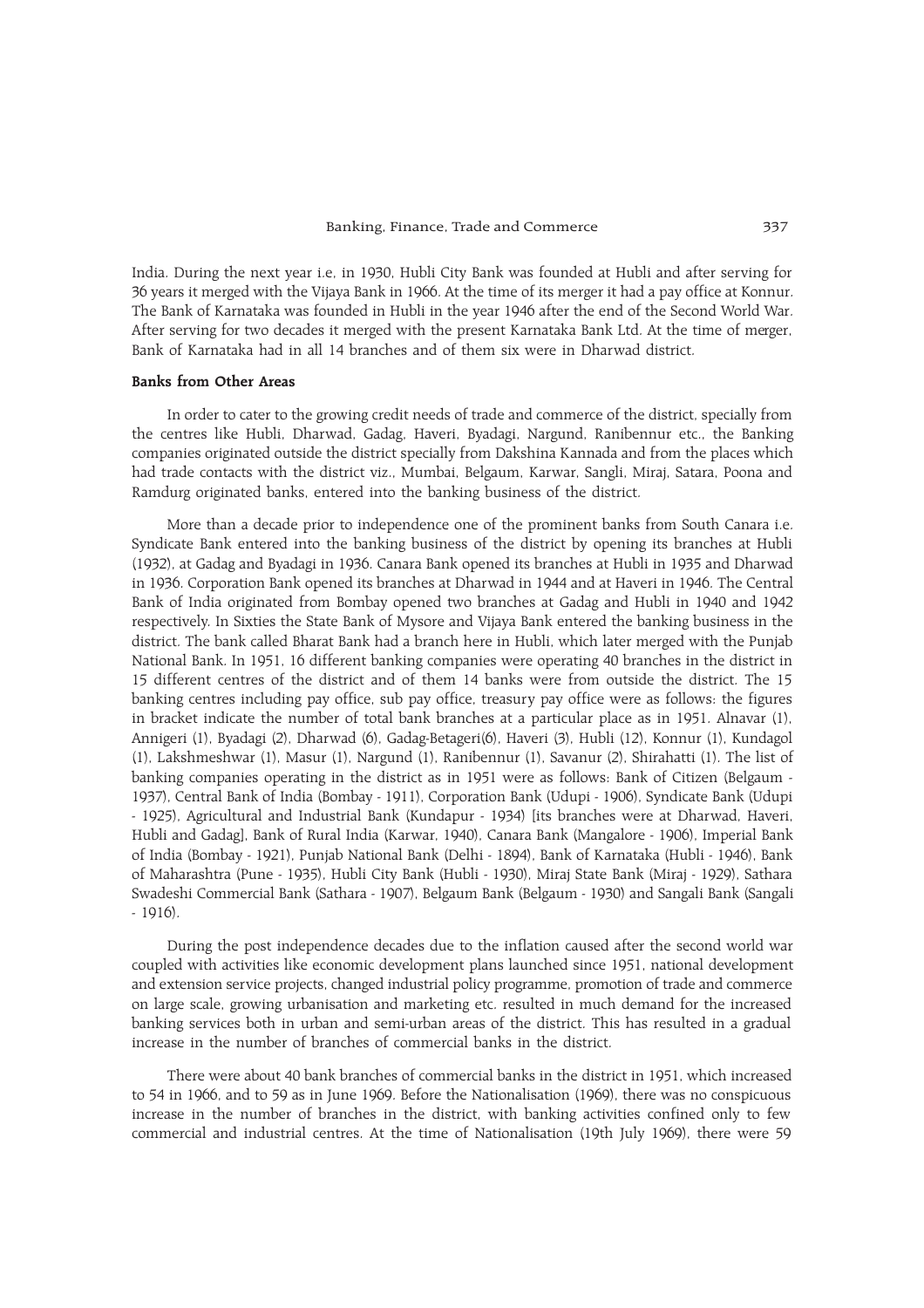India. During the next year i.e, in 1930, Hubli City Bank was founded at Hubli and after serving for 36 years it merged with the Vijaya Bank in 1966. At the time of its merger it had a pay office at Konnur. The Bank of Karnataka was founded in Hubli in the year 1946 after the end of the Second World War. After serving for two decades it merged with the present Karnataka Bank Ltd. At the time of merger, Bank of Karnataka had in all 14 branches and of them six were in Dharwad district.

**Banks from Other Areas**

In order to cater to the growing credit needs of trade and commerce of the district, specially from the centres like Hubli, Dharwad, Gadag, Haveri, Byadagi, Nargund, Ranibennur etc., the Banking companies originated outside the district specially from Dakshina Kannada and from the places which had trade contacts with the district viz., Mumbai, Belgaum, Karwar, Sangli, Miraj, Satara, Poona and Ramdurg originated banks, entered into the banking business of the district.

More than a decade prior to independence one of the prominent banks from South Canara i.e. Syndicate Bank entered into the banking business of the district by opening its branches at Hubli (1932), at Gadag and Byadagi in 1936. Canara Bank opened its branches at Hubli in 1935 and Dharwad in 1936. Corporation Bank opened its branches at Dharwad in 1944 and at Haveri in 1946. The Central Bank of India originated from Bombay opened two branches at Gadag and Hubli in 1940 and 1942 respectively. In Sixties the State Bank of Mysore and Vijaya Bank entered the banking business in the district. The bank called Bharat Bank had a branch here in Hubli, which later merged with the Punjab National Bank. In 1951, 16 different banking companies were operating 40 branches in the district in 15 different centres of the district and of them 14 banks were from outside the district. The 15 banking centres including pay office, sub pay office, treasury pay office were as follows: the figures in bracket indicate the number of total bank branches at a particular place as in 1951. Alnavar (1), Annigeri (1), Byadagi (2), Dharwad (6), Gadag-Betageri(6), Haveri (3), Hubli (12), Konnur (1), Kundagol (1), Lakshmeshwar (1), Masur (1), Nargund (1), Ranibennur (1), Savanur (2), Shirahatti (1). The list of banking companies operating in the district as in 1951 were as follows: Bank of Citizen (Belgaum - 1937), Central Bank of India (Bombay - 1911), Corporation Bank (Udupi - 1906), Syndicate Bank (Udupi - 1925), Agricultural and Industrial Bank (Kundapur - 1934) [its branches were at Dharwad, Haveri, Hubli and Gadag], Bank of Rural India (Karwar, 1940), Canara Bank (Mangalore - 1906), Imperial Bank of India (Bombay - 1921), Punjab National Bank (Delhi - 1894), Bank of Karnataka (Hubli - 1946), Bank of Maharashtra (Pune - 1935), Hubli City Bank (Hubli - 1930), Miraj State Bank (Miraj - 1929), Sathara Swadeshi Commercial Bank (Sathara - 1907), Belgaum Bank (Belgaum - 1930) and Sangali Bank (Sangali - 1916).

During the post independence decades due to the inflation caused after the second world war coupled with activities like economic development plans launched since 1951, national development and extension service projects, changed industrial policy programme, promotion of trade and commerce on large scale, growing urbanisation and marketing etc. resulted in much demand for the increased banking services both in urban and semi-urban areas of the district. This has resulted in a gradual increase in the number of branches of commercial banks in the district.

There were about 40 bank branches of commercial banks in the district in 1951, which increased to 54 in 1966, and to 59 as in June 1969. Before the Nationalisation (1969), there was no conspicuous increase in the number of branches in the district, with banking activities confined only to few commercial and industrial centres. At the time of Nationalisation (19th July 1969), there were 59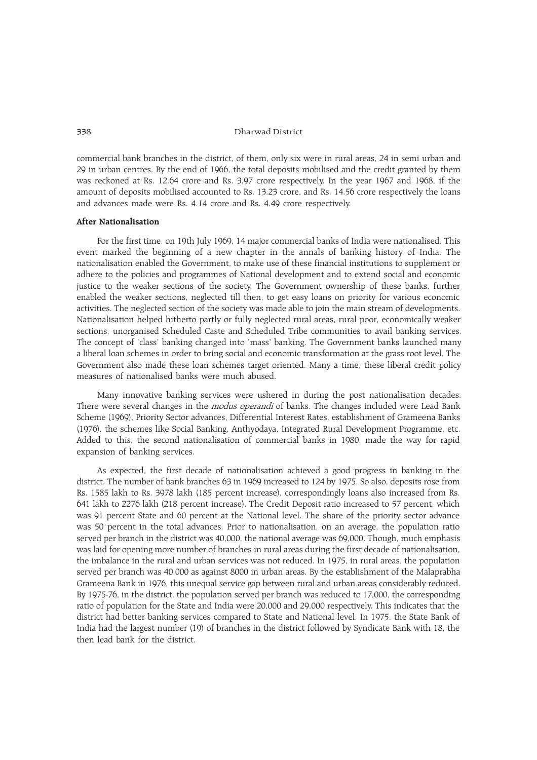commercial bank branches in the district, of them, only six were in rural areas, 24 in semi urban and 29 in urban centres. By the end of 1966, the total deposits mobilised and the credit granted by them was reckoned at Rs. 12.64 crore and Rs. 3.97 crore respectively. In the year 1967 and 1968, if the amount of deposits mobilised accounted to Rs. 13.23 crore, and Rs. 14.56 crore respectively the loans and advances made were Rs. 4.14 crore and Rs. 4.49 crore respectively.

**After Nationalisation**

For the first time, on 19th July 1969, 14 major commercial banks of India were nationalised. This event marked the beginning of a new chapter in the annals of banking history of India. The nationalisation enabled the Government, to make use of these financial institutions to supplement or adhere to the policies and programmes of National development and to extend social and economic justice to the weaker sections of the society. The Government ownership of these banks, further enabled the weaker sections, neglected till then, to get easy loans on priority for various economic activities. The neglected section of the society was made able to join the main stream of developments. Nationalisation helped hitherto partly or fully neglected rural areas, rural poor, economically weaker sections, unorganised Scheduled Caste and Scheduled Tribe communities to avail banking services. The concept of 'class' banking changed into 'mass' banking. The Government banks launched many a liberal loan schemes in order to bring social and economic transformation at the grass root level. The Government also made these loan schemes target oriented. Many a time, these liberal credit policy measures of nationalised banks were much abused.

Many innovative banking services were ushered in during the post nationalisation decades. There were several changes in the *modus operandi* of banks. The changes included were Lead Bank Scheme (1969), Priority Sector advances, Differential Interest Rates, establishment of Grameena Banks (1976), the schemes like Social Banking, Anthyodaya, Integrated Rural Development Programme, etc. Added to this, the second nationalisation of commercial banks in 1980, made the way for rapid expansion of banking services.

As expected, the first decade of nationalisation achieved a good progress in banking in the district. The number of bank branches 63 in 1969 increased to 124 by 1975. So also, deposits rose from Rs. 1585 lakh to Rs. 3978 lakh (185 percent increase), correspondingly loans also increased from Rs. 641 lakh to 2276 lakh (218 percent increase). The Credit Deposit ratio increased to 57 percent, which was 91 percent State and 60 percent at the National level. The share of the priority sector advance was 50 percent in the total advances. Prior to nationalisation, on an average, the population ratio served per branch in the district was 40,000, the national average was 69,000. Though, much emphasis was laid for opening more number of branches in rural areas during the first decade of nationalisation, the imbalance in the rural and urban services was not reduced. In 1975, in rural areas, the population served per branch was 40,000 as against 8000 in urban areas. By the establishment of the Malaprabha Grameena Bank in 1976, this unequal service gap between rural and urban areas considerably reduced. By 1975-76, in the district, the population served per branch was reduced to 17,000, the corresponding ratio of population for the State and India were 20,000 and 29,000 respectively. This indicates that the district had better banking services compared to State and National level. In 1975, the State Bank of India had the largest number (19) of branches in the district followed by Syndicate Bank with 18, the then lead bank for the district.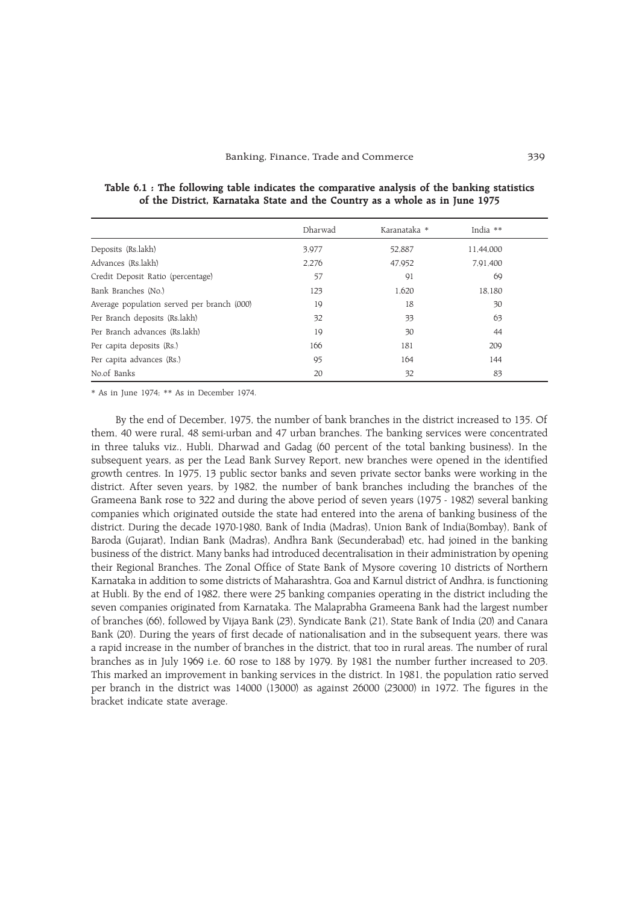**Table 6.1 : The following table indicates the comparative analysis of the banking statistics of the District, Karnataka State and the Country as a whole as in June 1975**

| | Dharwad | Karanataka * | India ** |
|---|---|---|---|
| Deposits (Rs.lakh) | 3,977 | 52,887 | 11,44,000 |
| Advances (Rs.lakh) | 2,276 | 47,952 | 7,91,400 |
| Credit Deposit Ratio (percentage) | 57 | 91 | 69 |
| Bank Branches (No.) | 123 | 1,620 | 18,180 |
| Average population served per branch (000) | 19 | 18 | 30 |
| Per Branch deposits (Rs.lakh) | 32 | 33 | 63 |
| Per Branch advances (Rs.lakh) | 19 | 30 | 44 |
| Per capita deposits (Rs.) | 166 | 181 | 209 |
| Per capita advances (Rs.) | 95 | 164 | 144 |
| No.of Banks | 20 | 32 | 83 |

* As in June 1974; ** As in December 1974.

By the end of December, 1975, the number of bank branches in the district increased to 135. Of them, 40 were rural, 48 semi-urban and 47 urban branches. The banking services were concentrated in three taluks viz., Hubli, Dharwad and Gadag (60 percent of the total banking business). In the subsequent years, as per the Lead Bank Survey Report, new branches were opened in the identified growth centres. In 1975, 13 public sector banks and seven private sector banks were working in the district. After seven years, by 1982, the number of bank branches including the branches of the Grameena Bank rose to 322 and during the above period of seven years (1975 - 1982) several banking companies which originated outside the state had entered into the arena of banking business of the district. During the decade 1970-1980, Bank of India (Madras), Union Bank of India(Bombay), Bank of Baroda (Gujarat), Indian Bank (Madras), Andhra Bank (Secunderabad) etc, had joined in the banking business of the district. Many banks had introduced decentralisation in their administration by opening their Regional Branches. The Zonal Office of State Bank of Mysore covering 10 districts of Northern Karnataka in addition to some districts of Maharashtra, Goa and Karnul district of Andhra, is functioning at Hubli. By the end of 1982, there were 25 banking companies operating in the district including the seven companies originated from Karnataka. The Malaprabha Grameena Bank had the largest number of branches (66), followed by Vijaya Bank (23), Syndicate Bank (21), State Bank of India (20) and Canara Bank (20). During the years of first decade of nationalisation and in the subsequent years, there was a rapid increase in the number of branches in the district, that too in rural areas. The number of rural branches as in July 1969 i.e. 60 rose to 188 by 1979. By 1981 the number further increased to 203. This marked an improvement in banking services in the district. In 1981, the population ratio served per branch in the district was 14000 (13000) as against 26000 (23000) in 1972. The figures in the bracket indicate state average.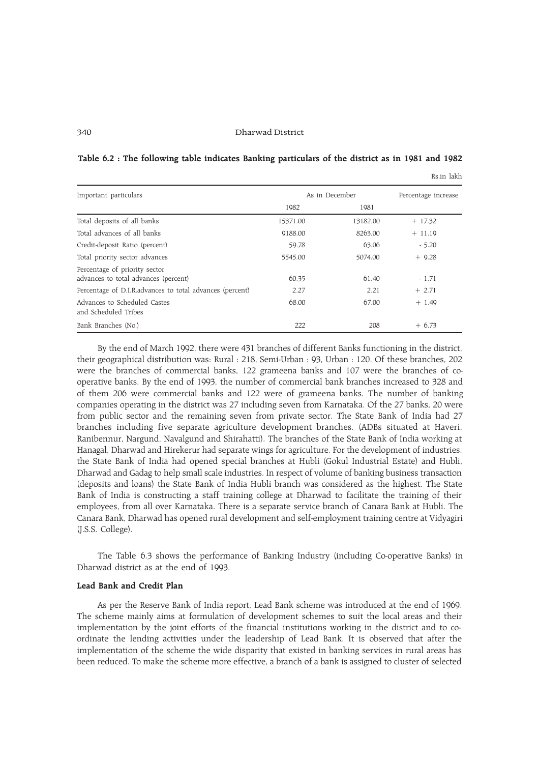**Table 6.2 : The following table indicates Banking particulars of the district as in 1981 and 1982**

Rs.in lakh

| Important particulars | As in December | | Percentage increase |
|---|---|---|---|
| | 1982 | 1981 | |
| Total deposits of all banks | 15371.00 | 13182.00 | + 17.32 |
| Total advances of all banks | 9188.00 | 8263.00 | + 11.19 |
| Credit-deposit Ratio (percent) | 59.78 | 63.06 | - 5.20 |
| Total priority sector advances | 5545.00 | 5074.00 | + 9.28 |
| Percentage of priority sector advances to total advances (percent) | 60.35 | 61.40 | - 1.71 |
| Percentage of D.I.R.advances to total advances (percent) | 2.27 | 2.21 | + 2.71 |
| Advances to Scheduled Castes and Scheduled Tribes | 68.00 | 67.00 | + 1.49 |
| Bank Branches (No.) | 222 | 208 | + 6.73 |

By the end of March 1992, there were 431 branches of different Banks functioning in the district, their geographical distribution was: Rural : 218, Semi-Urban : 93, Urban : 120. Of these branches, 202 were the branches of commercial banks, 122 grameena banks and 107 were the branches of co-operative banks. By the end of 1993, the number of commercial bank branches increased to 328 and of them 206 were commercial banks and 122 were of grameena banks. The number of banking companies operating in the district was 27 including seven from Karnataka. Of the 27 banks, 20 were from public sector and the remaining seven from private sector. The State Bank of India had 27 branches including five separate agriculture development branches. (ADBs situated at Haveri, Ranibennur, Nargund, Navalgund and Shirahatti). The branches of the State Bank of India working at Hanagal, Dharwad and Hirekerur had separate wings for agriculture. For the development of industries, the State Bank of India had opened special branches at Hubli (Gokul Industrial Estate) and Hubli, Dharwad and Gadag to help small scale industries. In respect of volume of banking business transaction (deposits and loans) the State Bank of India Hubli branch was considered as the highest. The State Bank of India is constructing a staff training college at Dharwad to facilitate the training of their employees, from all over Karnataka. There is a separate service branch of Canara Bank at Hubli. The Canara Bank, Dharwad has opened rural development and self-employment training centre at Vidyagiri (J.S.S. College).

The Table 6.3 shows the performance of Banking Industry (including Co-operative Banks) in Dharwad district as at the end of 1993.

**Lead Bank and Credit Plan**

As per the Reserve Bank of India report, Lead Bank scheme was introduced at the end of 1969. The scheme mainly aims at formulation of development schemes to suit the local areas and their implementation by the joint efforts of the financial institutions working in the district and to co-ordinate the lending activities under the leadership of Lead Bank. It is observed that after the implementation of the scheme the wide disparity that existed in banking services in rural areas has been reduced. To make the scheme more effective, a branch of a bank is assigned to cluster of selected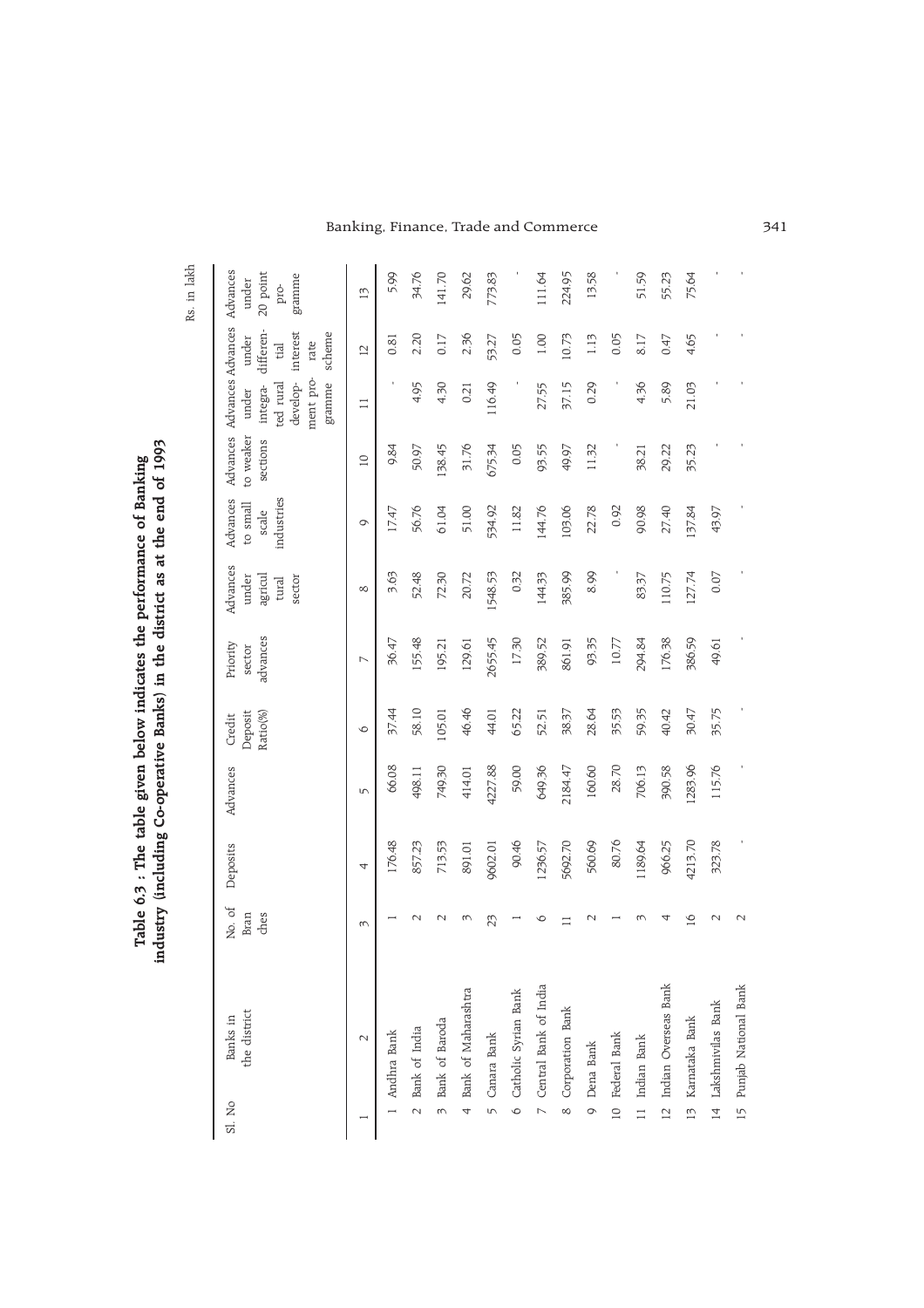**Table 6.3 : The table given below indicates the performance of Banking industry (including Co-operative Banks) in the district as at the end of 1993**

Rs. in lakh

| Sl. No | Banks in the district | No. of Bran ches | Deposits | Advances | Credit Deposit Ratio(%) | Priority sector advances | Advances under agricul tural sector | Advances to small scale industries | Advances to weaker sections | Advances under integra-ted rural develop-ment pro-gramme | Advances under differen-tial interest rate scheme | Advances under 20 point pro-gramme |
|---|---|---|---|---|---|---|---|---|---|---|---|---|
| 1 | 2 | 3 | 4 | 5 | 6 | 7 | 8 | 9 | 10 | 11 | 12 | 13 |
| 1 | Andhra Bank | 1 | 176.48 | 66.08 | 37.44 | 36.47 | 3.63 | 17.47 | 9.84 | - | 0.81 | 5.99 |
| 2 | Bank of India | 2 | 857.23 | 498.11 | 58.10 | 155.48 | 52.48 | 56.76 | 50.97 | 4.95 | 2.20 | 34.76 |
| 3 | Bank of Baroda | 2 | 713.53 | 749.30 | 105.01 | 195.21 | 72.30 | 61.04 | 138.45 | 4.30 | 0.17 | 141.70 |
| 4 | Bank of Maharashtra | 3 | 891.01 | 414.01 | 46.46 | 129.61 | 20.72 | 51.00 | 31.76 | 0.21 | 2.36 | 29.62 |
| 5 | Canara Bank | 23 | 9602.01 | 4227.88 | 44.01 | 2655.45 | 1548.53 | 534.92 | 675.34 | 116.49 | 53.27 | 773.83 |
| 6 | Catholic Syrian Bank | 1 | 90.46 | 59.00 | 65.22 | 17.30 | 0.32 | 11.82 | 0.05 | - | 0.05 | - |
| 7 | Central Bank of India | 6 | 1236.57 | 649.36 | 52.51 | 389.52 | 144.33 | 144.76 | 93.55 | 27.55 | 1.00 | 111.64 |
| 8 | Corporation Bank | 11 | 5692.70 | 2184.47 | 38.37 | 861.91 | 385.99 | 103.06 | 49.97 | 37.15 | 10.73 | 224.95 |
| 9 | Dena Bank | 2 | 560.69 | 160.60 | 28.64 | 93.35 | 8.99 | 22.78 | 11.32 | 0.29 | 1.13 | 13.58 |
| 10 | Federal Bank | 1 | 80.76 | 28.70 | 35.53 | 10.77 | - | 0.92 | - | - | 0.05 | - |
| 11 | Indian Bank | 3 | 1189.64 | 706.13 | 59.35 | 294.84 | 83.37 | 90.98 | 38.21 | 4.36 | 8.17 | 51.59 |
| 12 | Indian Overseas Bank | 4 | 966.25 | 390.58 | 40.42 | 176.38 | 110.75 | 27.40 | 29.22 | 5.89 | 0.47 | 55.23 |
| 13 | Karnataka Bank | 16 | 4213.70 | 1283.96 | 30.47 | 386.59 | 127.74 | 137.84 | 35.23 | 21.03 | 4.65 | 75.64 |
| 14 | Lakshmivilas Bank | 2 | 323.78 | 115.76 | 35.75 | 49.61 | 0.07 | 43.97 | - | - | - | - |
| 15 | Punjab National Bank | 2 | - | - | - | - | - | - | - | - | - | - |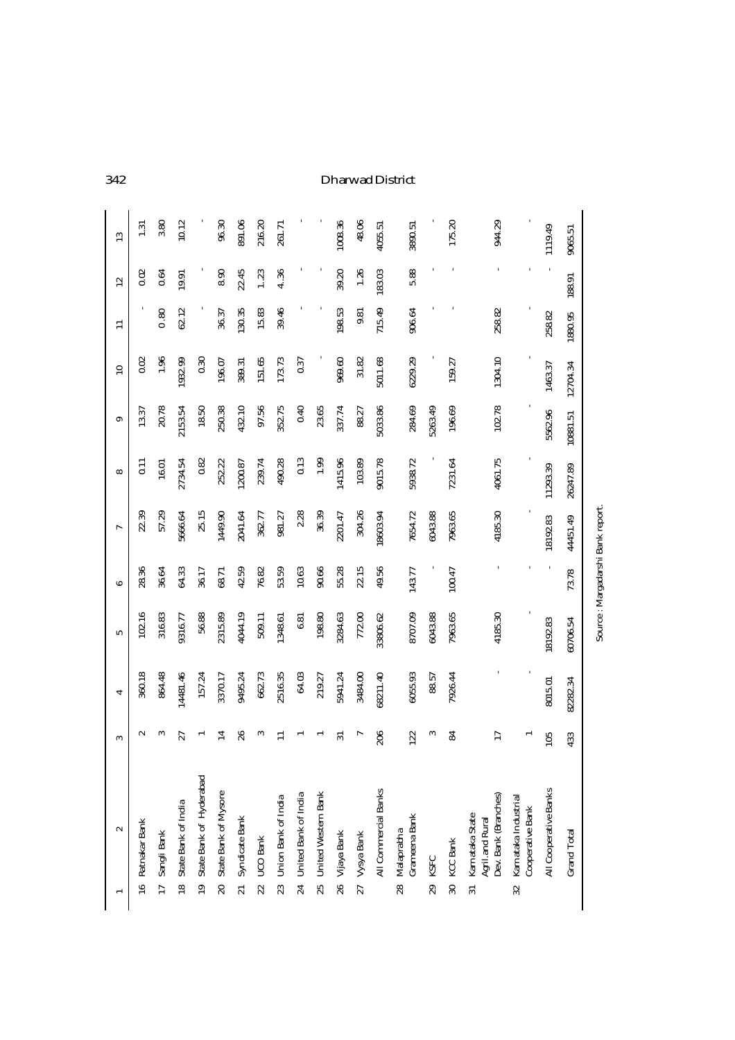| 1 | 2 | 3 | 4 | 5 | 6 | 7 | 8 | 9 | 10 | 11 | 12 | 13 |
|---|---|---|---|---|---|---|---|---|---|---|---|---|
| 16 | Ratnakar Bank | 2 | 360.18 | 102.16 | 28.36 | 22.39 | 0.11 | 13.37 | 0.02 | - | 0.02 | 1.31 |
| 17 | Sangli Bank | 3 | 864.48 | 316.83 | 36.64 | 57.29 | 16.01 | 20.78 | 1.96 | 0.80 | 0.64 | 3.80 |
| 18 | State Bank of India | 27 | 14481.46 | 9316.77 | 64.33 | 5666.64 | 2734.54 | 2153.54 | 1932.99 | 62.12 | 19.91 | 10.12 |
| 19 | State Bank of Hyderabad | 1 | 157.24 | 56.88 | 36.17 | 25.15 | 0.82 | 18.50 | 0.30 | - | - | - |
| 20 | State Bank of Mysore | 14 | 3370.17 | 2315.89 | 68.71 | 1449.90 | 252.22 | 250.38 | 196.07 | 36.37 | 8.90 | 96.30 |
| 21 | Syndicate Bank | 26 | 9495.24 | 4044.19 | 42.59 | 2041.64 | 1200.87 | 432.10 | 389.31 | 130.35 | 22.45 | 891.06 |
| 22 | UCO Bank | 3 | 662.73 | 509.11 | 76.82 | 362.77 | 239.74 | 97.56 | 151.65 | 15.83 | 1.23 | 216.20 |
| 23 | Union Bank of India | 11 | 2516.35 | 1348.61 | 53.59 | 981.27 | 490.28 | 352.75 | 173.73 | 39.46 | 4.36 | 261.71 |
| 24 | United Bank of India | 1 | 64.03 | 6.81 | 10.63 | 2.28 | 0.13 | 0.40 | 0.37 | - | - | - |
| 25 | United Western Bank | 1 | 219.27 | 198.80 | 90.66 | 36.39 | 1.99 | 23.65 | - | - | - | - |
| 26 | Vijaya Bank | 31 | 5941.24 | 3284.63 | 55.28 | 2201.47 | 1415.96 | 337.74 | 969.60 | 198.53 | 39.20 | 1008.36 |
| 27 | Vysya Bank | 7 | 3484.00 | 772.00 | 22.15 | 304.26 | 103.89 | 88.27 | 31.82 | 9.81 | 1.26 | 48.06 |
| | All Commercial Banks | 206 | 68211.40 | 33806.62 | 49.56 | 18603.94 | 9015.78 | 5033.86 | 5011.68 | 715.49 | 183.03 | 4055.51 |
| 28 | Malaprabha Grameena Bank | 122 | 6055.93 | 8707.09 | 143.77 | 7654.72 | 5938.72 | 284.69 | 6229.29 | 906.64 | 5.88 | 3890.51 |
| 29 | KSFC | 3 | 88.57 | 6043.88 | - | 6043.88 | - | 5263.49 | - | - | - | - |
| 30 | KCC Bank | 84 | 7926.44 | 7963.65 | 100.47 | 7963.65 | 7231.64 | 196.69 | 159.27 | - | - | 175.20 |
| 31 | Karnataka State Agril. and Rural Dev. Bank (Branches) | 17 | - | 4185.30 | - | 4185.30 | 4061.75 | 102.78 | 1304.10 | 258.82 | - | 944.29 |
| 32 | Karnataka Industrial Cooperative Bank | 1 | - | - | - | - | - | - | - | - | - | - |
| | All Cooperative Banks | 105 | 8015.01 | 18192.83 | - | 18192.83 | 11293.39 | 5562.96 | 1463.37 | 258.82 | - | 1119.49 |
| | Grand Total | 433 | 82282.34 | 60706.54 | 73.78 | 44451.49 | 26247.89 | 10881.51 | 12704.34 | 1880.95 | 188.91 | 9065.51 |

Source : Margadarshi Bank report.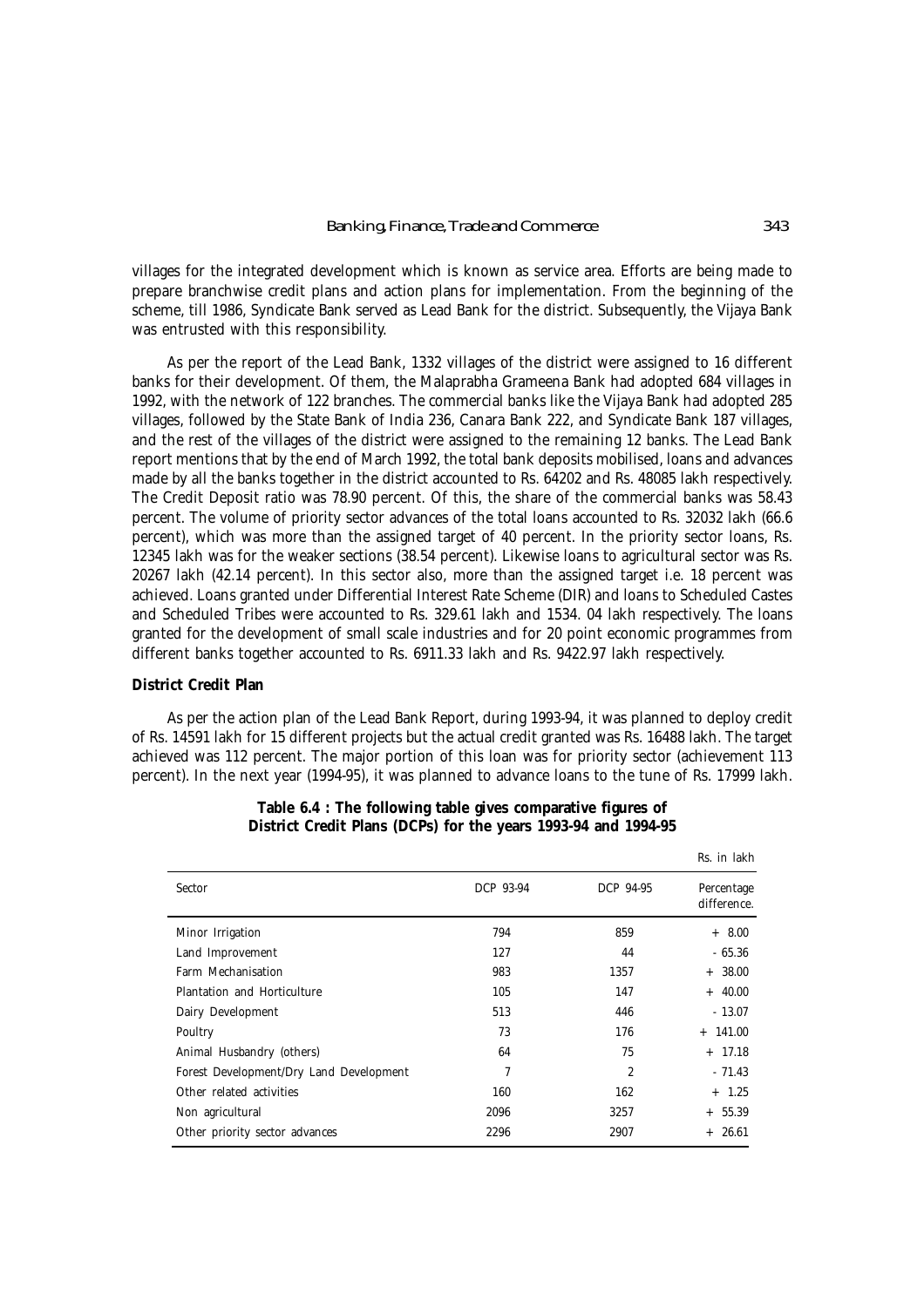villages for the integrated development which is known as service area. Efforts are being made to prepare branchwise credit plans and action plans for implementation. From the beginning of the scheme, till 1986, Syndicate Bank served as Lead Bank for the district. Subsequently, the Vijaya Bank was entrusted with this responsibility.

As per the report of the Lead Bank, 1332 villages of the district were assigned to 16 different banks for their development. Of them, the Malaprabha Grameena Bank had adopted 684 villages in 1992, with the network of 122 branches. The commercial banks like the Vijaya Bank had adopted 285 villages, followed by the State Bank of India 236, Canara Bank 222, and Syndicate Bank 187 villages, and the rest of the villages of the district were assigned to the remaining 12 banks. The Lead Bank report mentions that by the end of March 1992, the total bank deposits mobilised, loans and advances made by all the banks together in the district accounted to Rs. 64202 and Rs. 48085 lakh respectively. The Credit Deposit ratio was 78.90 percent. Of this, the share of the commercial banks was 58.43 percent. The volume of priority sector advances of the total loans accounted to Rs. 32032 lakh (66.6 percent), which was more than the assigned target of 40 percent. In the priority sector loans, Rs. 12345 lakh was for the weaker sections (38.54 percent). Likewise loans to agricultural sector was Rs. 20267 lakh (42.14 percent). In this sector also, more than the assigned target i.e. 18 percent was achieved. Loans granted under Differential Interest Rate Scheme (DIR) and loans to Scheduled Castes and Scheduled Tribes were accounted to Rs. 329.61 lakh and 1534. 04 lakh respectively. The loans granted for the development of small scale industries and for 20 point economic programmes from different banks together accounted to Rs. 6911.33 lakh and Rs. 9422.97 lakh respectively.

**District Credit Plan**

As per the action plan of the Lead Bank Report, during 1993-94, it was planned to deploy credit of Rs. 14591 lakh for 15 different projects but the actual credit granted was Rs. 16488 lakh. The target achieved was 112 percent. The major portion of this loan was for priority sector (achievement 113 percent). In the next year (1994-95), it was planned to advance loans to the tune of Rs. 17999 lakh.

**Table 6.4 : The following table gives comparative figures of District Credit Plans (DCPs) for the years 1993-94 and 1994-95**

Rs. in lakh

| Sector | DCP 93-94 | DCP 94-95 | Percentage difference. |
|---|---|---|---|
| Minor Irrigation | 794 | 859 | + 8.00 |
| Land Improvement | 127 | 44 | - 65.36 |
| Farm Mechanisation | 983 | 1357 | + 38.00 |
| Plantation and Horticulture | 105 | 147 | + 40.00 |
| Dairy Development | 513 | 446 | - 13.07 |
| Poultry | 73 | 176 | + 141.00 |
| Animal Husbandry (others) | 64 | 75 | + 17.18 |
| Forest Development/Dry Land Development | 7 | 2 | - 71.43 |
| Other related activities | 160 | 162 | + 1.25 |
| Non agricultural | 2096 | 3257 | + 55.39 |
| Other priority sector advances | 2296 | 2907 | + 26.61 |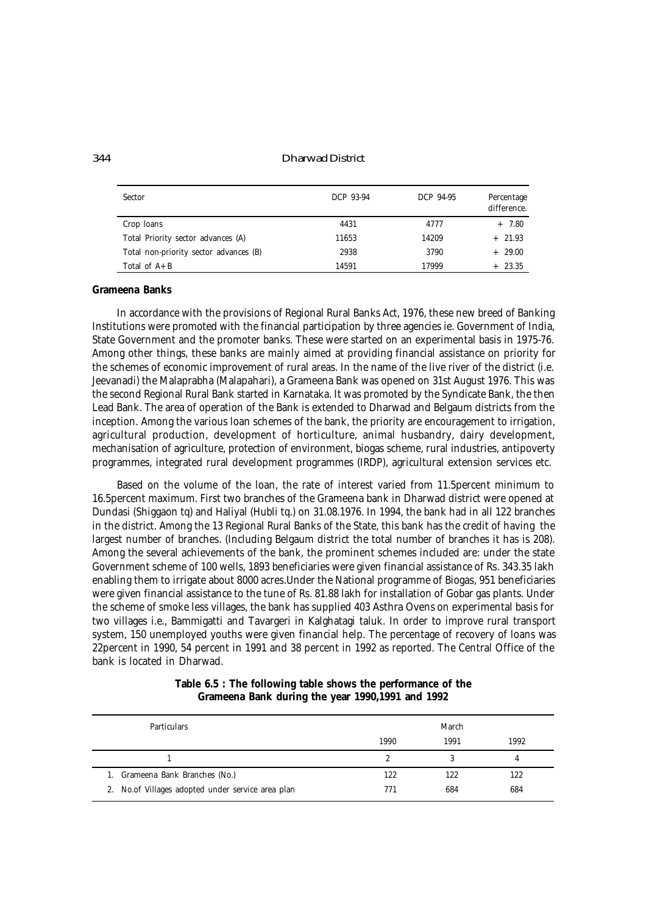| Sector | DCP 93-94 | DCP 94-95 | Percentage difference. |
|---|---|---|---|
| Crop loans | 4431 | 4777 | + 7.80 |
| Total Priority sector advances (A) | 11653 | 14209 | + 21.93 |
| Total non-priority sector advances (B) | 2938 | 3790 | + 29.00 |
| Total of A+B | 14591 | 17999 | + 23.35 |

### Grameena Banks

In accordance with the provisions of Regional Rural Banks Act, 1976, these new breed of Banking Institutions were promoted with the financial participation by three agencies ie. Government of India, State Government and the promoter banks. These were started on an experimental basis in 1975-76. Among other things, these banks are mainly aimed at providing financial assistance on priority for the schemes of economic improvement of rural areas. In the name of the live river of the district (i.e. Jeevanadi) the Malaprabha (Malapahari), a Grameena Bank was opened on 31st August 1976. This was the second Regional Rural Bank started in Karnataka. It was promoted by the Syndicate Bank, the then Lead Bank. The area of operation of the Bank is extended to Dharwad and Belgaum districts from the inception. Among the various loan schemes of the bank, the priority are encouragement to irrigation, agricultural production, development of horticulture, animal husbandry, dairy development, mechanisation of agriculture, protection of environment, biogas scheme, rural industries, antipoverty programmes, integrated rural development programmes (IRDP), agricultural extension services etc.

Based on the volume of the loan, the rate of interest varied from 11.5percent minimum to 16.5percent maximum. First two branches of the Grameena bank in Dharwad district were opened at Dundasi (Shiggaon tq) and Haliyal (Hubli tq.) on 31.08.1976. In 1994, the bank had in all 122 branches in the district. Among the 13 Regional Rural Banks of the State, this bank has the credit of having the largest number of branches. (Including Belgaum district the total number of branches it has is 208). Among the several achievements of the bank, the prominent schemes included are: under the state Government scheme of 100 wells, 1893 beneficiaries were given financial assistance of Rs. 343.35 lakh enabling them to irrigate about 8000 acres.Under the National programme of Biogas, 951 beneficiaries were given financial assistance to the tune of Rs. 81.88 lakh for installation of Gobar gas plants. Under the scheme of smoke less villages, the bank has supplied 403 Asthra Ovens on experimental basis for two villages i.e., Bammigatti and Tavargeri in Kalghatagi taluk. In order to improve rural transport system, 150 unemployed youths were given financial help. The percentage of recovery of loans was 22percent in 1990, 54 percent in 1991 and 38 percent in 1992 as reported. The Central Office of the bank is located in Dharwad.

**Table 6.5 : The following table shows the performance of the Grameena Bank during the year 1990,1991 and 1992**

| Particulars | March | | |
|---|---|---|---|
| | 1990 | 1991 | 1992 |
| 1 | 2 | 3 | 4 |
| 1. Grameena Bank Branches (No.) | 122 | 122 | 122 |
| 2. No.of Villages adopted under service area plan | 771 | 684 | 684 |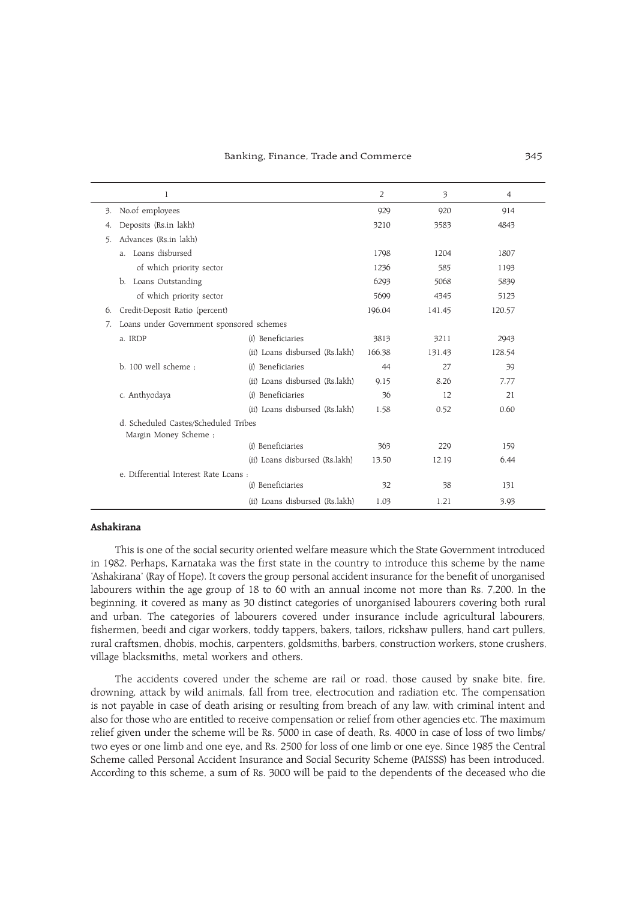| 1 | | 2 | 3 | 4 |
|---|---|---|---|---|
| 3. No.of employees | | 929 | 920 | 914 |
| 4. Deposits (Rs.in lakh) | | 3210 | 3583 | 4843 |
| 5. Advances (Rs.in lakh) | | | | |
| a. Loans disbursed | | 1798 | 1204 | 1807 |
| of which priority sector | | 1236 | 585 | 1193 |
| b. Loans Outstanding | | 6293 | 5068 | 5839 |
| of which priority sector | | 5699 | 4345 | 5123 |
| 6. Credit-Deposit Ratio (percent) | | 196.04 | 141.45 | 120.57 |
| 7. Loans under Government sponsored schemes | | | | |
| a. IRDP | (i) Beneficiaries | 3813 | 3211 | 2943 |
| | (ii) Loans disbursed (Rs.lakh) | 166.38 | 131.43 | 128.54 |
| b. 100 well scheme ; | (i) Beneficiaries | 44 | 27 | 39 |
| | (ii) Loans disbursed (Rs.lakh) | 9.15 | 8.26 | 7.77 |
| c. Anthyodaya | (i) Beneficiaries | 36 | 12 | 21 |
| | (ii) Loans disbursed (Rs.lakh) | 1.58 | 0.52 | 0.60 |
| d. Scheduled Castes/Scheduled Tribes Margin Money Scheme ; | | | | |
| | (i) Beneficiaries | 363 | 229 | 159 |
| | (ii) Loans disbursed (Rs.lakh) | 13.50 | 12.19 | 6.44 |
| e. Differential Interest Rate Loans : | | | | |
| | (i) Beneficiaries | 32 | 38 | 131 |
| | (ii) Loans disbursed (Rs.lakh) | 1.03 | 1.21 | 3.93 |

**Ashakirana**

This is one of the social security oriented welfare measure which the State Government introduced in 1982. Perhaps, Karnataka was the first state in the country to introduce this scheme by the name 'Ashakirana' (Ray of Hope). It covers the group personal accident insurance for the benefit of unorganised labourers within the age group of 18 to 60 with an annual income not more than Rs. 7,200. In the beginning, it covered as many as 30 distinct categories of unorganised labourers covering both rural and urban. The categories of labourers covered under insurance include agricultural labourers, fishermen, beedi and cigar workers, toddy tappers, bakers, tailors, rickshaw pullers, hand cart pullers, rural craftsmen, dhobis, mochis, carpenters, goldsmiths, barbers, construction workers, stone crushers, village blacksmiths, metal workers and others.

The accidents covered under the scheme are rail or road, those caused by snake bite, fire, drowning, attack by wild animals, fall from tree, electrocution and radiation etc. The compensation is not payable in case of death arising or resulting from breach of any law, with criminal intent and also for those who are entitled to receive compensation or relief from other agencies etc. The maximum relief given under the scheme will be Rs. 5000 in case of death, Rs. 4000 in case of loss of two limbs/ two eyes or one limb and one eye, and Rs. 2500 for loss of one limb or one eye. Since 1985 the Central Scheme called Personal Accident Insurance and Social Security Scheme (PAISSS) has been introduced. According to this scheme, a sum of Rs. 3000 will be paid to the dependents of the deceased who die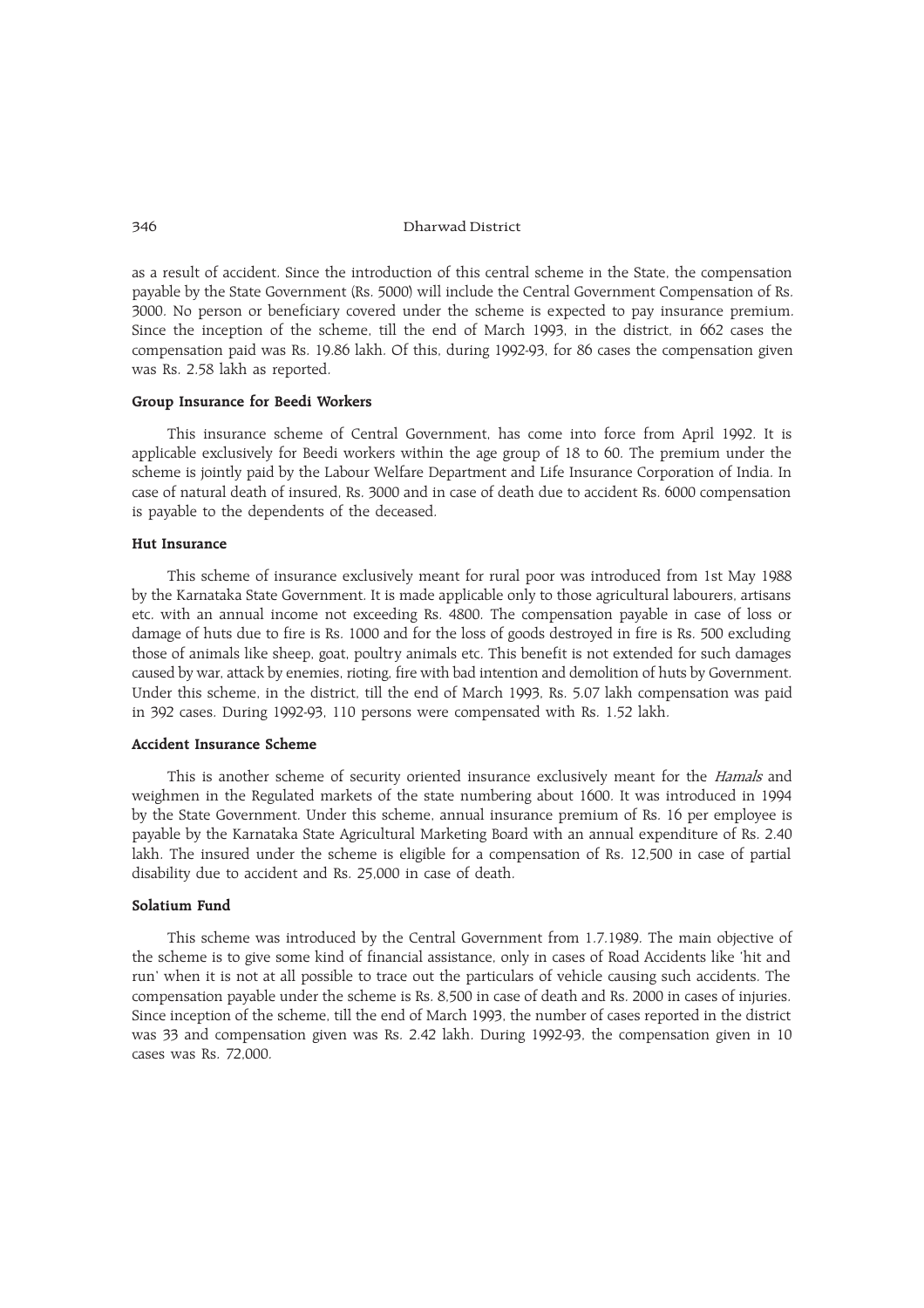as a result of accident. Since the introduction of this central scheme in the State, the compensation payable by the State Government (Rs. 5000) will include the Central Government Compensation of Rs. 3000. No person or beneficiary covered under the scheme is expected to pay insurance premium. Since the inception of the scheme, till the end of March 1993, in the district, in 662 cases the compensation paid was Rs. 19.86 lakh. Of this, during 1992-93, for 86 cases the compensation given was Rs. 2.58 lakh as reported.

#### Group Insurance for Beedi Workers

This insurance scheme of Central Government, has come into force from April 1992. It is applicable exclusively for Beedi workers within the age group of 18 to 60. The premium under the scheme is jointly paid by the Labour Welfare Department and Life Insurance Corporation of India. In case of natural death of insured, Rs. 3000 and in case of death due to accident Rs. 6000 compensation is payable to the dependents of the deceased.

#### Hut Insurance

This scheme of insurance exclusively meant for rural poor was introduced from 1st May 1988 by the Karnataka State Government. It is made applicable only to those agricultural labourers, artisans etc. with an annual income not exceeding Rs. 4800. The compensation payable in case of loss or damage of huts due to fire is Rs. 1000 and for the loss of goods destroyed in fire is Rs. 500 excluding those of animals like sheep, goat, poultry animals etc. This benefit is not extended for such damages caused by war, attack by enemies, rioting, fire with bad intention and demolition of huts by Government. Under this scheme, in the district, till the end of March 1993, Rs. 5.07 lakh compensation was paid in 392 cases. During 1992-93, 110 persons were compensated with Rs. 1.52 lakh.

#### Accident Insurance Scheme

This is another scheme of security oriented insurance exclusively meant for the *Hamals* and weighmen in the Regulated markets of the state numbering about 1600. It was introduced in 1994 by the State Government. Under this scheme, annual insurance premium of Rs. 16 per employee is payable by the Karnataka State Agricultural Marketing Board with an annual expenditure of Rs. 2.40 lakh. The insured under the scheme is eligible for a compensation of Rs. 12,500 in case of partial disability due to accident and Rs. 25,000 in case of death.

#### Solatium Fund

This scheme was introduced by the Central Government from 1.7.1989. The main objective of the scheme is to give some kind of financial assistance, only in cases of Road Accidents like 'hit and run' when it is not at all possible to trace out the particulars of vehicle causing such accidents. The compensation payable under the scheme is Rs. 8,500 in case of death and Rs. 2000 in cases of injuries. Since inception of the scheme, till the end of March 1993, the number of cases reported in the district was 33 and compensation given was Rs. 2.42 lakh. During 1992-93, the compensation given in 10 cases was Rs. 72,000.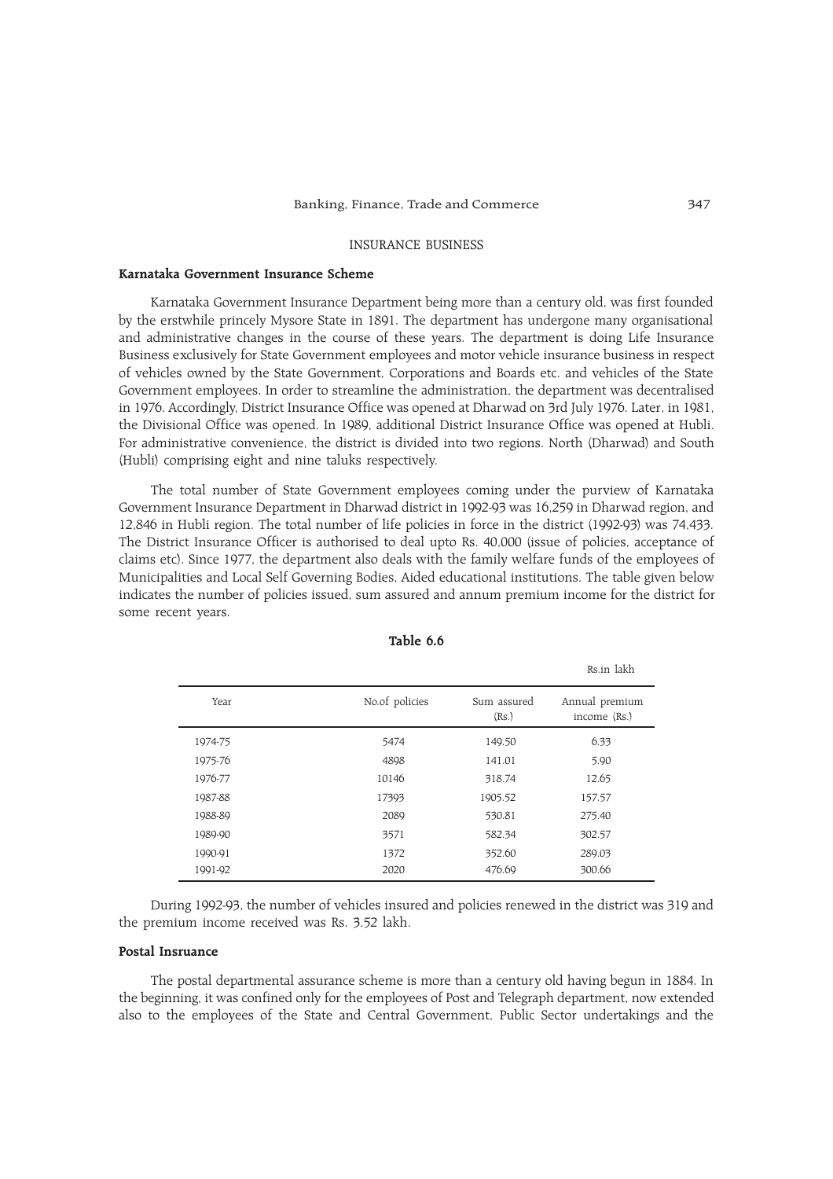## INSURANCE BUSINESS

### Karnataka Government Insurance Scheme

Karnataka Government Insurance Department being more than a century old, was first founded by the erstwhile princely Mysore State in 1891. The department has undergone many organisational and administrative changes in the course of these years. The department is doing Life Insurance Business exclusively for State Government employees and motor vehicle insurance business in respect of vehicles owned by the State Government, Corporations and Boards etc. and vehicles of the State Government employees. In order to streamline the administration, the department was decentralised in 1976. Accordingly, District Insurance Office was opened at Dharwad on 3rd July 1976. Later, in 1981, the Divisional Office was opened. In 1989, additional District Insurance Office was opened at Hubli. For administrative convenience, the district is divided into two regions. North (Dharwad) and South (Hubli) comprising eight and nine taluks respectively.

The total number of State Government employees coming under the purview of Karnataka Government Insurance Department in Dharwad district in 1992-93 was 16,259 in Dharwad region, and 12,846 in Hubli region. The total number of life policies in force in the district (1992-93) was 74,433. The District Insurance Officer is authorised to deal upto Rs. 40,000 (issue of policies, acceptance of claims etc). Since 1977, the department also deals with the family welfare funds of the employees of Municipalities and Local Self Governing Bodies, Aided educational institutions. The table given below indicates the number of policies issued, sum assured and annum premium income for the district for some recent years.

**Table 6.6**

Rs.in lakh

| Year | No.of policies | Sum assured (Rs.) | Annual premium income (Rs.) |
|---|---|---|---|
| 1974-75 | 5474 | 149.50 | 6.33 |
| 1975-76 | 4898 | 141.01 | 5.90 |
| 1976-77 | 10146 | 318.74 | 12.65 |
| 1987-88 | 17393 | 1905.52 | 157.57 |
| 1988-89 | 2089 | 530.81 | 275.40 |
| 1989-90 | 3571 | 582.34 | 302.57 |
| 1990-91 | 1372 | 352.60 | 289.03 |
| 1991-92 | 2020 | 476.69 | 300.66 |

During 1992-93, the number of vehicles insured and policies renewed in the district was 319 and the premium income received was Rs. 3.52 lakh.

### Postal Insruance

The postal departmental assurance scheme is more than a century old having begun in 1884. In the beginning, it was confined only for the employees of Post and Telegraph department, now extended also to the employees of the State and Central Government, Public Sector undertakings and the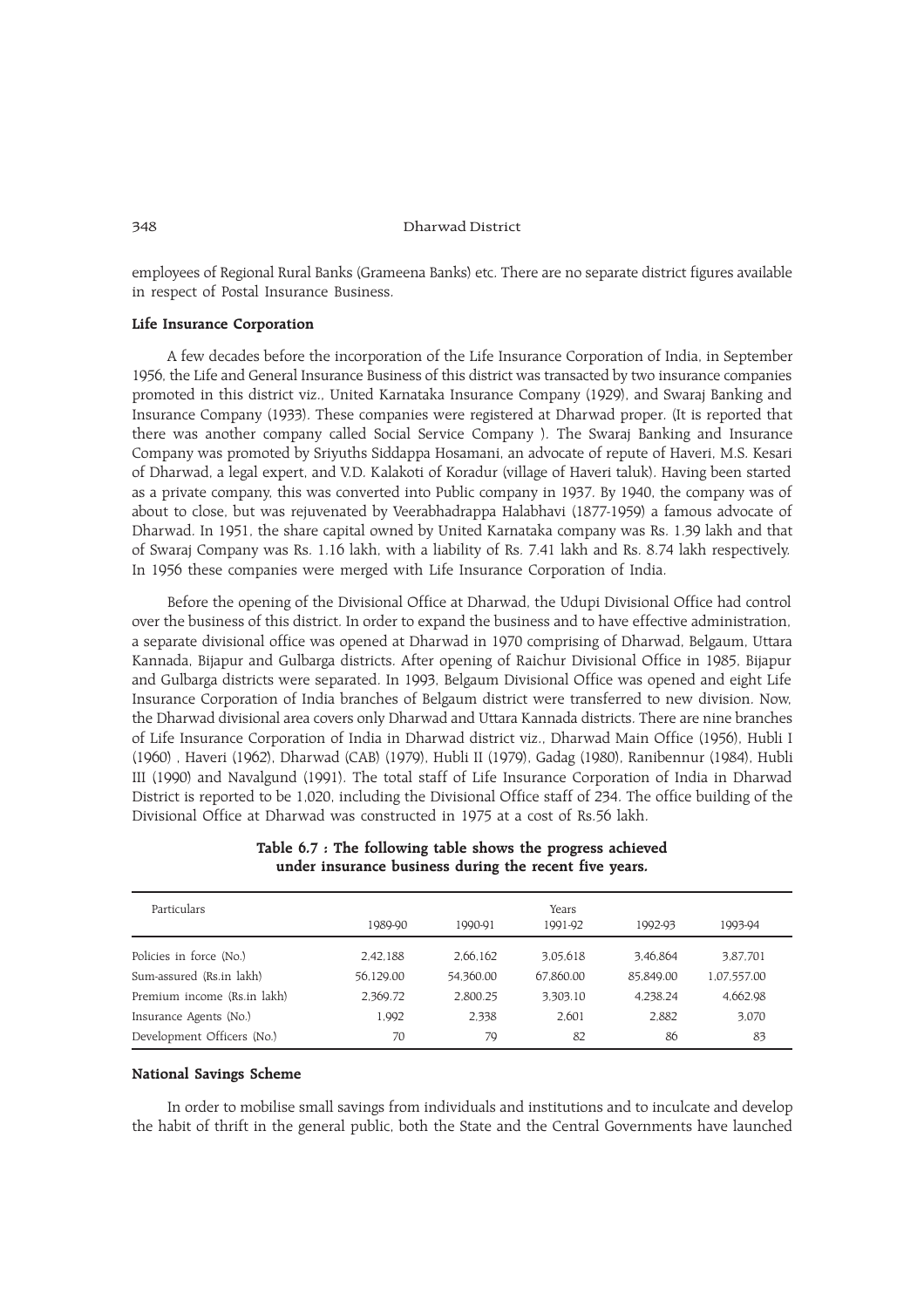employees of Regional Rural Banks (Grameena Banks) etc. There are no separate district figures available in respect of Postal Insurance Business.

### Life Insurance Corporation

A few decades before the incorporation of the Life Insurance Corporation of India, in September 1956, the Life and General Insurance Business of this district was transacted by two insurance companies promoted in this district viz., United Karnataka Insurance Company (1929), and Swaraj Banking and Insurance Company (1933). These companies were registered at Dharwad proper. (It is reported that there was another company called Social Service Company ). The Swaraj Banking and Insurance Company was promoted by Sriyuths Siddappa Hosamani, an advocate of repute of Haveri, M.S. Kesari of Dharwad, a legal expert, and V.D. Kalakoti of Koradur (village of Haveri taluk). Having been started as a private company, this was converted into Public company in 1937. By 1940, the company was of about to close, but was rejuvenated by Veerabhadrappa Halabhavi (1877-1959) a famous advocate of Dharwad. In 1951, the share capital owned by United Karnataka company was Rs. 1.39 lakh and that of Swaraj Company was Rs. 1.16 lakh, with a liability of Rs. 7.41 lakh and Rs. 8.74 lakh respectively. In 1956 these companies were merged with Life Insurance Corporation of India.

Before the opening of the Divisional Office at Dharwad, the Udupi Divisional Office had control over the business of this district. In order to expand the business and to have effective administration, a separate divisional office was opened at Dharwad in 1970 comprising of Dharwad, Belgaum, Uttara Kannada, Bijapur and Gulbarga districts. After opening of Raichur Divisional Office in 1985, Bijapur and Gulbarga districts were separated. In 1993, Belgaum Divisional Office was opened and eight Life Insurance Corporation of India branches of Belgaum district were transferred to new division. Now, the Dharwad divisional area covers only Dharwad and Uttara Kannada districts. There are nine branches of Life Insurance Corporation of India in Dharwad district viz., Dharwad Main Office (1956), Hubli I (1960) , Haveri (1962), Dharwad (CAB) (1979), Hubli II (1979), Gadag (1980), Ranibennur (1984), Hubli III (1990) and Navalgund (1991). The total staff of Life Insurance Corporation of India in Dharwad District is reported to be 1,020, including the Divisional Office staff of 234. The office building of the Divisional Office at Dharwad was constructed in 1975 at a cost of Rs.56 lakh.

**Table 6.7 : The following table shows the progress achieved under insurance business during the recent five years.**

| Particulars | Years | | | | |
|---|---|---|---|---|---|
| | 1989-90 | 1990-91 | 1991-92 | 1992-93 | 1993-94 |
| Policies in force (No.) | 2,42,188 | 2,66,162 | 3,05,618 | 3,46,864 | 3,87,701 |
| Sum-assured (Rs.in lakh) | 56,129.00 | 54,360.00 | 67,860.00 | 85,849.00 | 1,07,557.00 |
| Premium income (Rs.in lakh) | 2,369.72 | 2,800.25 | 3,303.10 | 4,238.24 | 4,662.98 |
| Insurance Agents (No.) | 1,992 | 2,338 | 2,601 | 2,882 | 3,070 |
| Development Officers (No.) | 70 | 79 | 82 | 86 | 83 |

### National Savings Scheme

In order to mobilise small savings from individuals and institutions and to inculcate and develop the habit of thrift in the general public, both the State and the Central Governments have launched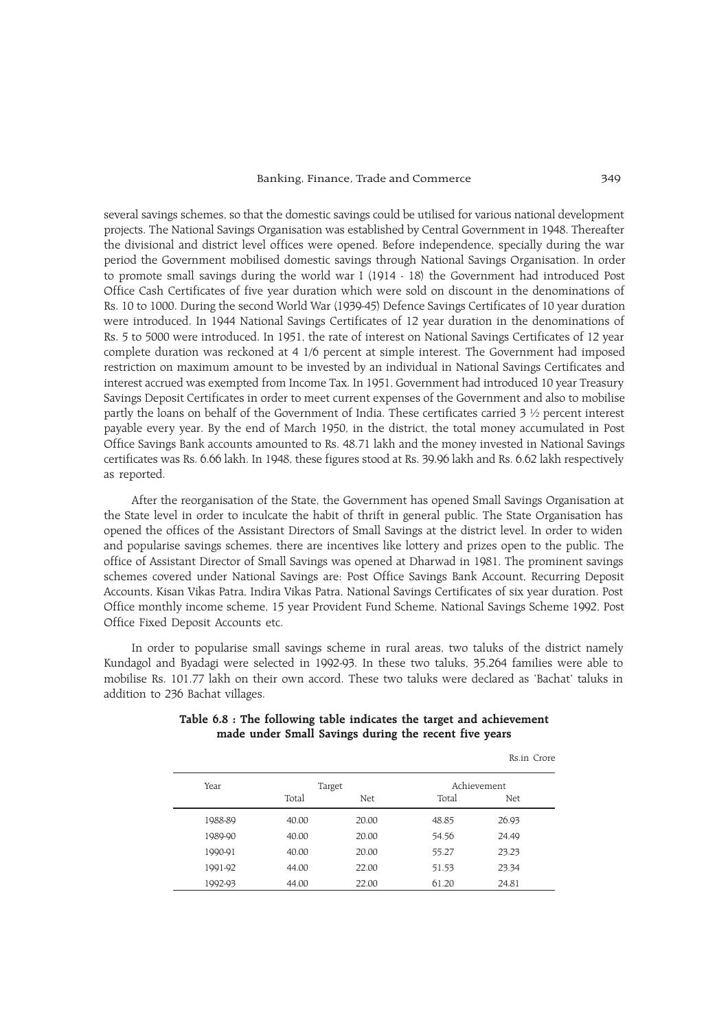several savings schemes, so that the domestic savings could be utilised for various national development projects. The National Savings Organisation was established by Central Government in 1948. Thereafter the divisional and district level offices were opened. Before independence, specially during the war period the Government mobilised domestic savings through National Savings Organisation. In order to promote small savings during the world war I (1914 - 18) the Government had introduced Post Office Cash Certificates of five year duration which were sold on discount in the denominations of Rs. 10 to 1000. During the second World War (1939-45) Defence Savings Certificates of 10 year duration were introduced. In 1944 National Savings Certificates of 12 year duration in the denominations of Rs. 5 to 5000 were introduced. In 1951, the rate of interest on National Savings Certificates of 12 year complete duration was reckoned at 4 1/6 percent at simple interest. The Government had imposed restriction on maximum amount to be invested by an individual in National Savings Certificates and interest accrued was exempted from Income Tax. In 1951, Government had introduced 10 year Treasury Savings Deposit Certificates in order to meet current expenses of the Government and also to mobilise partly the loans on behalf of the Government of India. These certificates carried 3 ½ percent interest payable every year. By the end of March 1950, in the district, the total money accumulated in Post Office Savings Bank accounts amounted to Rs. 48.71 lakh and the money invested in National Savings certificates was Rs. 6.66 lakh. In 1948, these figures stood at Rs. 39.96 lakh and Rs. 6.62 lakh respectively as reported.

After the reorganisation of the State, the Government has opened Small Savings Organisation at the State level in order to inculcate the habit of thrift in general public. The State Organisation has opened the offices of the Assistant Directors of Small Savings at the district level. In order to widen and popularise savings schemes, there are incentives like lottery and prizes open to the public. The office of Assistant Director of Small Savings was opened at Dharwad in 1981. The prominent savings schemes covered under National Savings are: Post Office Savings Bank Account, Recurring Deposit Accounts, Kisan Vikas Patra, Indira Vikas Patra, National Savings Certificates of six year duration. Post Office monthly income scheme, 15 year Provident Fund Scheme, National Savings Scheme 1992, Post Office Fixed Deposit Accounts etc.

In order to popularise small savings scheme in rural areas, two taluks of the district namely Kundagol and Byadagi were selected in 1992-93. In these two taluks, 35,264 families were able to mobilise Rs. 101.77 lakh on their own accord. These two taluks were declared as 'Bachat' taluks in addition to 236 Bachat villages.

**Table 6.8 : The following table indicates the target and achievement made under Small Savings during the recent five years**

Rs.in Crore

| Year | Target | | Achievement | |
|---|---|---|---|---|
| | Total | Net | Total | Net |
| 1988-89 | 40.00 | 20.00 | 48.85 | 26.93 |
| 1989-90 | 40.00 | 20.00 | 54.56 | 24.49 |
| 1990-91 | 40.00 | 20.00 | 55.27 | 23.23 |
| 1991-92 | 44.00 | 22.00 | 51.53 | 23.34 |
| 1992-93 | 44.00 | 22.00 | 61.20 | 24.81 |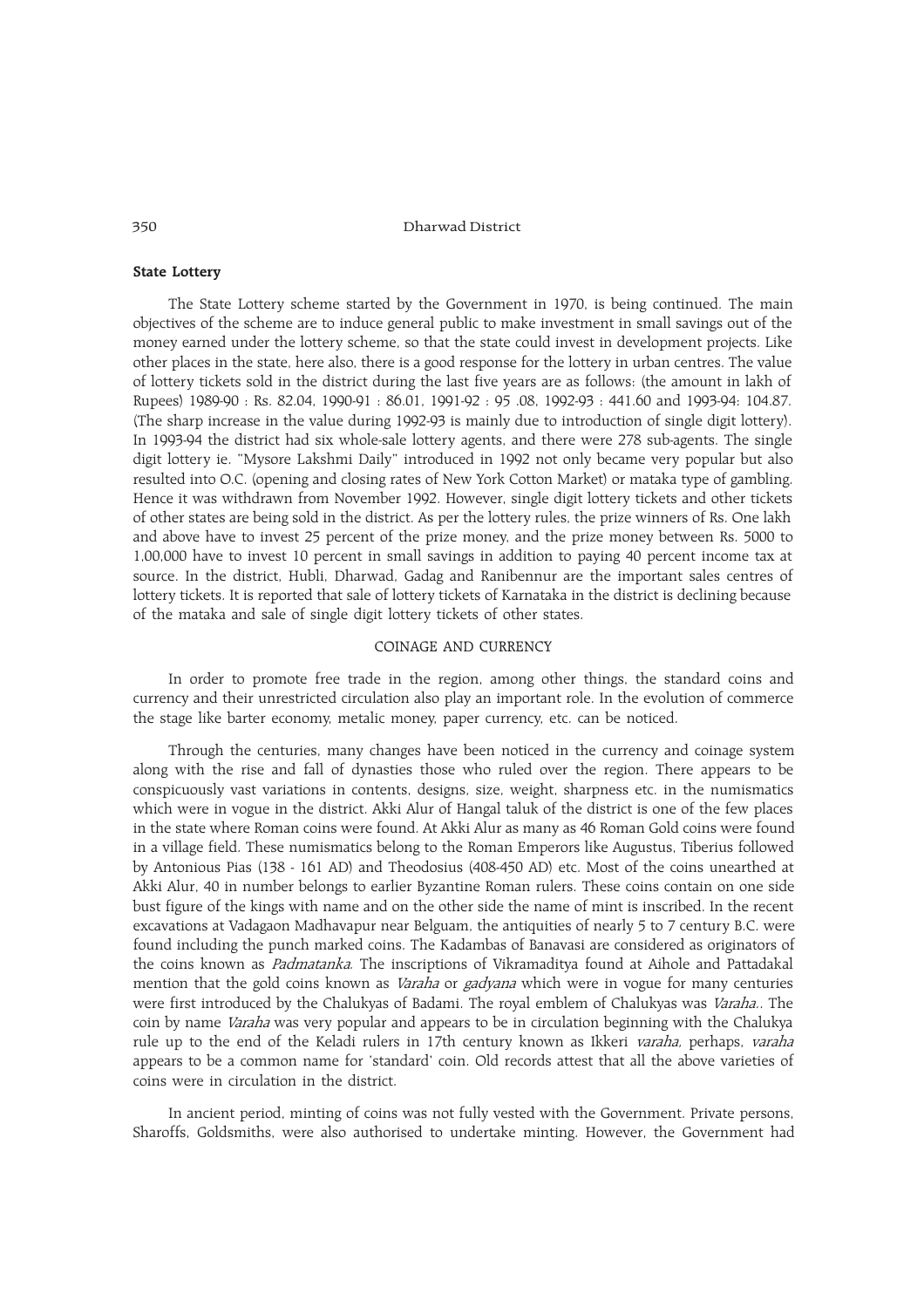**State Lottery**

The State Lottery scheme started by the Government in 1970, is being continued. The main objectives of the scheme are to induce general public to make investment in small savings out of the money earned under the lottery scheme, so that the state could invest in development projects. Like other places in the state, here also, there is a good response for the lottery in urban centres. The value of lottery tickets sold in the district during the last five years are as follows: (the amount in lakh of Rupees) 1989-90 : Rs. 82.04, 1990-91 : 86.01, 1991-92 : 95 .08, 1992-93 : 441.60 and 1993-94: 104.87. (The sharp increase in the value during 1992-93 is mainly due to introduction of single digit lottery). In 1993-94 the district had six whole-sale lottery agents, and there were 278 sub-agents. The single digit lottery ie. "Mysore Lakshmi Daily" introduced in 1992 not only became very popular but also resulted into O.C. (opening and closing rates of New York Cotton Market) or mataka type of gambling. Hence it was withdrawn from November 1992. However, single digit lottery tickets and other tickets of other states are being sold in the district. As per the lottery rules, the prize winners of Rs. One lakh and above have to invest 25 percent of the prize money, and the prize money between Rs. 5000 to 1,00,000 have to invest 10 percent in small savings in addition to paying 40 percent income tax at source. In the district, Hubli, Dharwad, Gadag and Ranibennur are the important sales centres of lottery tickets. It is reported that sale of lottery tickets of Karnataka in the district is declining because of the mataka and sale of single digit lottery tickets of other states.

## COINAGE AND CURRENCY

In order to promote free trade in the region, among other things, the standard coins and currency and their unrestricted circulation also play an important role. In the evolution of commerce the stage like barter economy, metalic money, paper currency, etc. can be noticed.

Through the centuries, many changes have been noticed in the currency and coinage system along with the rise and fall of dynasties those who ruled over the region. There appears to be conspicuously vast variations in contents, designs, size, weight, sharpness etc. in the numismatics which were in vogue in the district. Akki Alur of Hangal taluk of the district is one of the few places in the state where Roman coins were found. At Akki Alur as many as 46 Roman Gold coins were found in a village field. These numismatics belong to the Roman Emperors like Augustus, Tiberius followed by Antonious Pias (138 - 161 AD) and Theodosius (408-450 AD) etc. Most of the coins unearthed at Akki Alur, 40 in number belongs to earlier Byzantine Roman rulers. These coins contain on one side bust figure of the kings with name and on the other side the name of mint is inscribed. In the recent excavations at Vadagaon Madhavapur near Belguam, the antiquities of nearly 5 to 7 century B.C. were found including the punch marked coins. The Kadambas of Banavasi are considered as originators of the coins known as *Padmatanka*. The inscriptions of Vikramaditya found at Aihole and Pattadakal mention that the gold coins known as *Varaha* or *gadyana* which were in vogue for many centuries were first introduced by the Chalukyas of Badami. The royal emblem of Chalukyas was *Varaha.*. The coin by name *Varaha* was very popular and appears to be in circulation beginning with the Chalukya rule up to the end of the Keladi rulers in 17th century known as Ikkeri *varaha,* perhaps, *varaha* appears to be a common name for 'standard' coin. Old records attest that all the above varieties of coins were in circulation in the district.

In ancient period, minting of coins was not fully vested with the Government. Private persons, Sharoffs, Goldsmiths, were also authorised to undertake minting. However, the Government had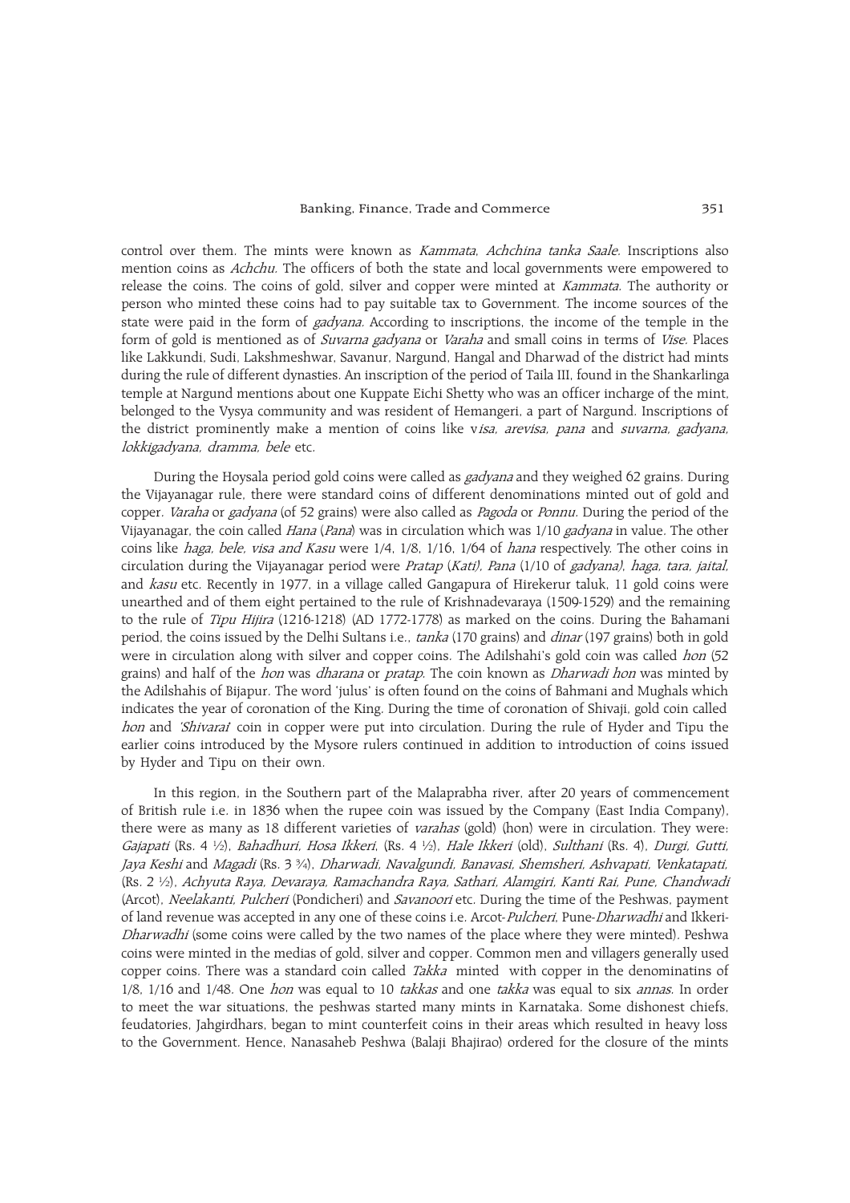control over them. The mints were known as *Kammata*, *Achchina tanka Saale.* Inscriptions also mention coins as *Achchu.* The officers of both the state and local governments were empowered to release the coins. The coins of gold, silver and copper were minted at *Kammata.* The authority or person who minted these coins had to pay suitable tax to Government. The income sources of the state were paid in the form of *gadyana.* According to inscriptions, the income of the temple in the form of gold is mentioned as of *Suvarna gadyana* or *Varaha* and small coins in terms of *Vise.* Places like Lakkundi, Sudi, Lakshmeshwar, Savanur, Nargund, Hangal and Dharwad of the district had mints during the rule of different dynasties. An inscription of the period of Taila III, found in the Shankarlinga temple at Nargund mentions about one Kuppate Eichi Shetty who was an officer incharge of the mint, belonged to the Vysya community and was resident of Hemangeri, a part of Nargund. Inscriptions of the district prominently make a mention of coins like *visa, arevisa, pana* and *suvarna, gadyana, lokkigadyana, dramma, bele* etc.

During the Hoysala period gold coins were called as *gadyana* and they weighed 62 grains. During the Vijayanagar rule, there were standard coins of different denominations minted out of gold and copper. *Varaha* or *gadyana* (of 52 grains) were also called as *Pagoda* or *Ponnu.* During the period of the Vijayanagar, the coin called *Hana* (*Pana*) was in circulation which was 1/10 *gadyana* in value. The other coins like *haga, bele, visa and Kasu* were 1/4, 1/8, 1/16, 1/64 of *hana* respectively. The other coins in circulation during the Vijayanagar period were *Pratap* (*Kati), Pana* (1/10 of *gadyana)*, *haga, tara, jaital,* and *kasu* etc. Recently in 1977, in a village called Gangapura of Hirekerur taluk, 11 gold coins were unearthed and of them eight pertained to the rule of Krishnadevaraya (1509-1529) and the remaining to the rule of *Tipu Hijira* (1216-1218) (AD 1772-1778) as marked on the coins. During the Bahamani period, the coins issued by the Delhi Sultans i.e., *tanka* (170 grains) and *dinar* (197 grains) both in gold were in circulation along with silver and copper coins. The Adilshahi's gold coin was called *hon* (52 grains) and half of the *hon* was *dharana* or *pratap*. The coin known as *Dharwadi hon* was minted by the Adilshahis of Bijapur. The word 'julus' is often found on the coins of Bahmani and Mughals which indicates the year of coronation of the King. During the time of coronation of Shivaji, gold coin called *hon* and *'Shivarai'* coin in copper were put into circulation. During the rule of Hyder and Tipu the earlier coins introduced by the Mysore rulers continued in addition to introduction of coins issued by Hyder and Tipu on their own.

In this region, in the Southern part of the Malaprabha river, after 20 years of commencement of British rule i.e. in 1836 when the rupee coin was issued by the Company (East India Company), there were as many as 18 different varieties of *varahas* (gold) (hon) were in circulation. They were: *Gajapati* (Rs. 4 ½), *Bahadhuri, Hosa Ikkeri*, (Rs. 4 ½), *Hale Ikkeri* (old), *Sulthani* (Rs. 4), *Durgi, Gutti, Jaya Keshi* and *Magadi* (Rs. 3 ¾), *Dharwadi, Navalgundi, Banavasi, Shemsheri, Ashvapati, Venkatapati,* (Rs. 2 ½), *Achyuta Raya, Devaraya, Ramachandra Raya, Sathari, Alamgiri, Kanti Rai, Pune, Chandwadi* (Arcot), *Neelakanti, Pulcheri* (Pondicheri) and *Savanoori* etc. During the time of the Peshwas, payment of land revenue was accepted in any one of these coins i.e. Arcot-*Pulcheri*, Pune-*Dharwadhi* and Ikkeri-*Dharwadhi* (some coins were called by the two names of the place where they were minted). Peshwa coins were minted in the medias of gold, silver and copper. Common men and villagers generally used copper coins. There was a standard coin called *Takka* minted with copper in the denominatins of 1/8, 1/16 and 1/48. One *hon* was equal to 10 *takkas* and one *takka* was equal to six *annas*. In order to meet the war situations, the peshwas started many mints in Karnataka. Some dishonest chiefs, feudatories, Jahgirdhars, began to mint counterfeit coins in their areas which resulted in heavy loss to the Government. Hence, Nanasaheb Peshwa (Balaji Bhajirao) ordered for the closure of the mints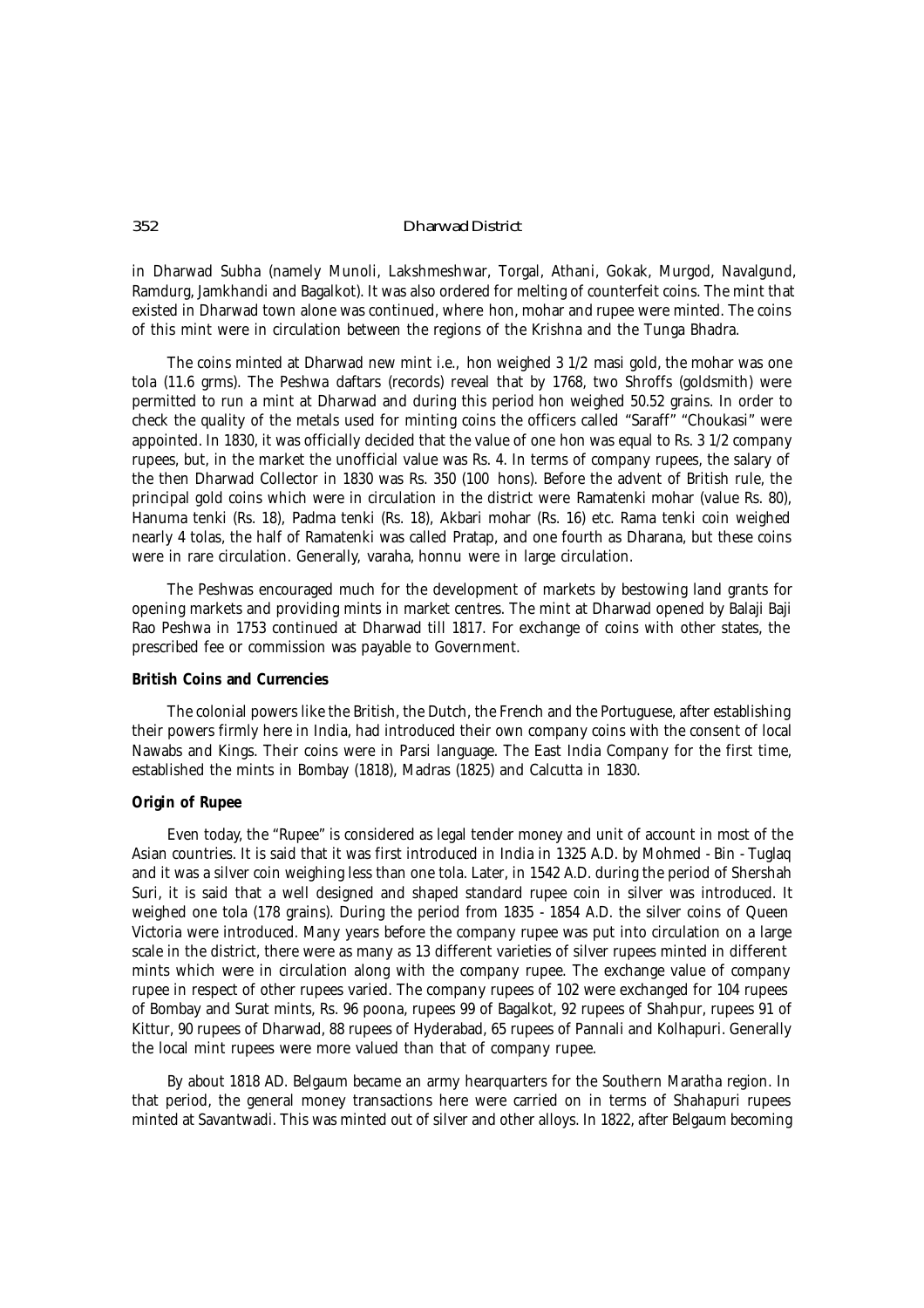in Dharwad Subha (namely Munoli, Lakshmeshwar, Torgal, Athani, Gokak, Murgod, Navalgund, Ramdurg, Jamkhandi and Bagalkot). It was also ordered for melting of counterfeit coins. The mint that existed in Dharwad town alone was continued, where hon, mohar and rupee were minted. The coins of this mint were in circulation between the regions of the Krishna and the Tunga Bhadra.

The coins minted at Dharwad new mint i.e., hon weighed 3 1/2 masi gold, the mohar was one tola (11.6 grms). The Peshwa daftars (records) reveal that by 1768, two Shroffs (goldsmith) were permitted to run a mint at Dharwad and during this period hon weighed 50.52 grains. In order to check the quality of the metals used for minting coins the officers called "Saraff" "Choukasi" were appointed. In 1830, it was officially decided that the value of one hon was equal to Rs. 3 1/2 company rupees, but, in the market the unofficial value was Rs. 4. In terms of company rupees, the salary of the then Dharwad Collector in 1830 was Rs. 350 (100 hons). Before the advent of British rule, the principal gold coins which were in circulation in the district were Ramatenki mohar (value Rs. 80), Hanuma tenki (Rs. 18), Padma tenki (Rs. 18), Akbari mohar (Rs. 16) etc. Rama tenki coin weighed nearly 4 tolas, the half of Ramatenki was called Pratap, and one fourth as Dharana, but these coins were in rare circulation. Generally, varaha, honnu were in large circulation.

The Peshwas encouraged much for the development of markets by bestowing land grants for opening markets and providing mints in market centres. The mint at Dharwad opened by Balaji Baji Rao Peshwa in 1753 continued at Dharwad till 1817. For exchange of coins with other states, the prescribed fee or commission was payable to Government.

**British Coins and Currencies**

The colonial powers like the British, the Dutch, the French and the Portuguese, after establishing their powers firmly here in India, had introduced their own company coins with the consent of local Nawabs and Kings. Their coins were in Parsi language. The East India Company for the first time, established the mints in Bombay (1818), Madras (1825) and Calcutta in 1830.

**Origin of Rupee**

Even today, the "Rupee" is considered as legal tender money and unit of account in most of the Asian countries. It is said that it was first introduced in India in 1325 A.D. by Mohmed - Bin - Tuglaq and it was a silver coin weighing less than one tola. Later, in 1542 A.D. during the period of Shershah Suri, it is said that a well designed and shaped standard rupee coin in silver was introduced. It weighed one tola (178 grains). During the period from 1835 - 1854 A.D. the silver coins of Queen Victoria were introduced. Many years before the company rupee was put into circulation on a large scale in the district, there were as many as 13 different varieties of silver rupees minted in different mints which were in circulation along with the company rupee. The exchange value of company rupee in respect of other rupees varied. The company rupees of 102 were exchanged for 104 rupees of Bombay and Surat mints, Rs. 96 poona, rupees 99 of Bagalkot, 92 rupees of Shahpur, rupees 91 of Kittur, 90 rupees of Dharwad, 88 rupees of Hyderabad, 65 rupees of Pannali and Kolhapuri. Generally the local mint rupees were more valued than that of company rupee.

By about 1818 AD. Belgaum became an army hearquarters for the Southern Maratha region. In that period, the general money transactions here were carried on in terms of Shahapuri rupees minted at Savantwadi. This was minted out of silver and other alloys. In 1822, after Belgaum becoming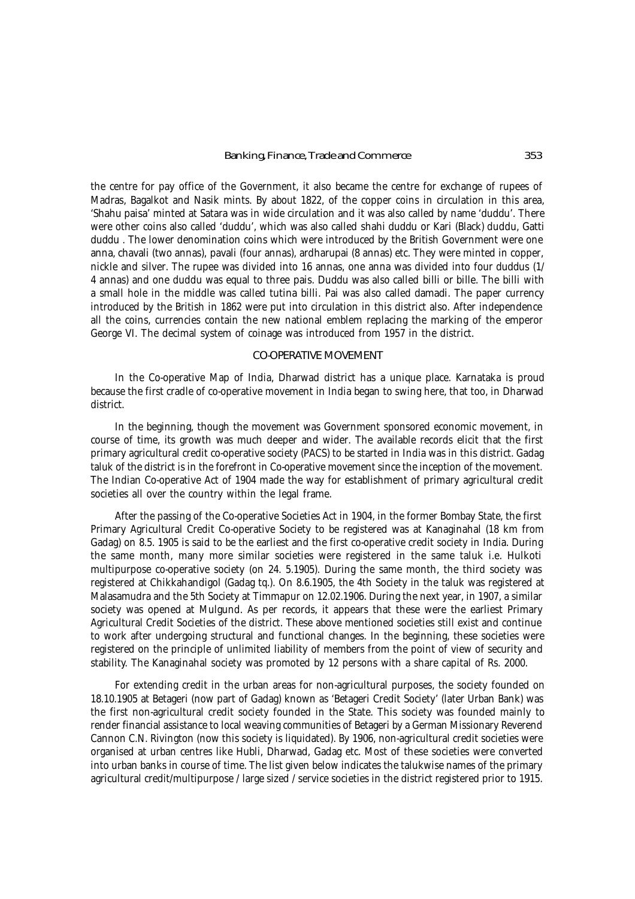the centre for pay office of the Government, it also became the centre for exchange of rupees of Madras, Bagalkot and Nasik mints. By about 1822, of the copper coins in circulation in this area, 'Shahu paisa' minted at Satara was in wide circulation and it was also called by name 'duddu'. There were other coins also called 'duddu', which was also called shahi duddu or Kari (Black) duddu, Gatti duddu . The lower denomination coins which were introduced by the British Government were one anna, chavali (two annas), pavali (four annas), ardharupai (8 annas) etc. They were minted in copper, nickle and silver. The rupee was divided into 16 annas, one anna was divided into four duddus (1/4 annas) and one duddu was equal to three pais. Duddu was also called billi or bille. The billi with a small hole in the middle was called tutina billi. Pai was also called damadi. The paper currency introduced by the British in 1862 were put into circulation in this district also. After independence all the coins, currencies contain the new national emblem replacing the marking of the emperor George VI. The decimal system of coinage was introduced from 1957 in the district.

## CO-OPERATIVE MOVEMENT

In the Co-operative Map of India, Dharwad district has a unique place. Karnataka is proud because the first cradle of co-operative movement in India began to swing here, that too, in Dharwad district.

In the beginning, though the movement was Government sponsored economic movement, in course of time, its growth was much deeper and wider. The available records elicit that the first primary agricultural credit co-operative society (PACS) to be started in India was in this district. Gadag taluk of the district is in the forefront in Co-operative movement since the inception of the movement. The Indian Co-operative Act of 1904 made the way for establishment of primary agricultural credit societies all over the country within the legal frame.

After the passing of the Co-operative Societies Act in 1904, in the former Bombay State, the first Primary Agricultural Credit Co-operative Society to be registered was at Kanaginahal (18 km from Gadag) on 8.5. 1905 is said to be the earliest and the first co-operative credit society in India. During the same month, many more similar societies were registered in the same taluk i.e. Hulkoti multipurpose co-operative society (on 24. 5.1905). During the same month, the third society was registered at Chikkahandigol (Gadag tq.). On 8.6.1905, the 4th Society in the taluk was registered at Malasamudra and the 5th Society at Timmapur on 12.02.1906. During the next year, in 1907, a similar society was opened at Mulgund. As per records, it appears that these were the earliest Primary Agricultural Credit Societies of the district. These above mentioned societies still exist and continue to work after undergoing structural and functional changes. In the beginning, these societies were registered on the principle of unlimited liability of members from the point of view of security and stability. The Kanaginahal society was promoted by 12 persons with a share capital of Rs. 2000.

For extending credit in the urban areas for non-agricultural purposes, the society founded on 18.10.1905 at Betageri (now part of Gadag) known as 'Betageri Credit Society' (later Urban Bank) was the first non-agricultural credit society founded in the State. This society was founded mainly to render financial assistance to local weaving communities of Betageri by a German Missionary Reverend Cannon C.N. Rivington (now this society is liquidated). By 1906, non-agricultural credit societies were organised at urban centres like Hubli, Dharwad, Gadag etc. Most of these societies were converted into urban banks in course of time. The list given below indicates the talukwise names of the primary agricultural credit/multipurpose / large sized / service societies in the district registered prior to 1915.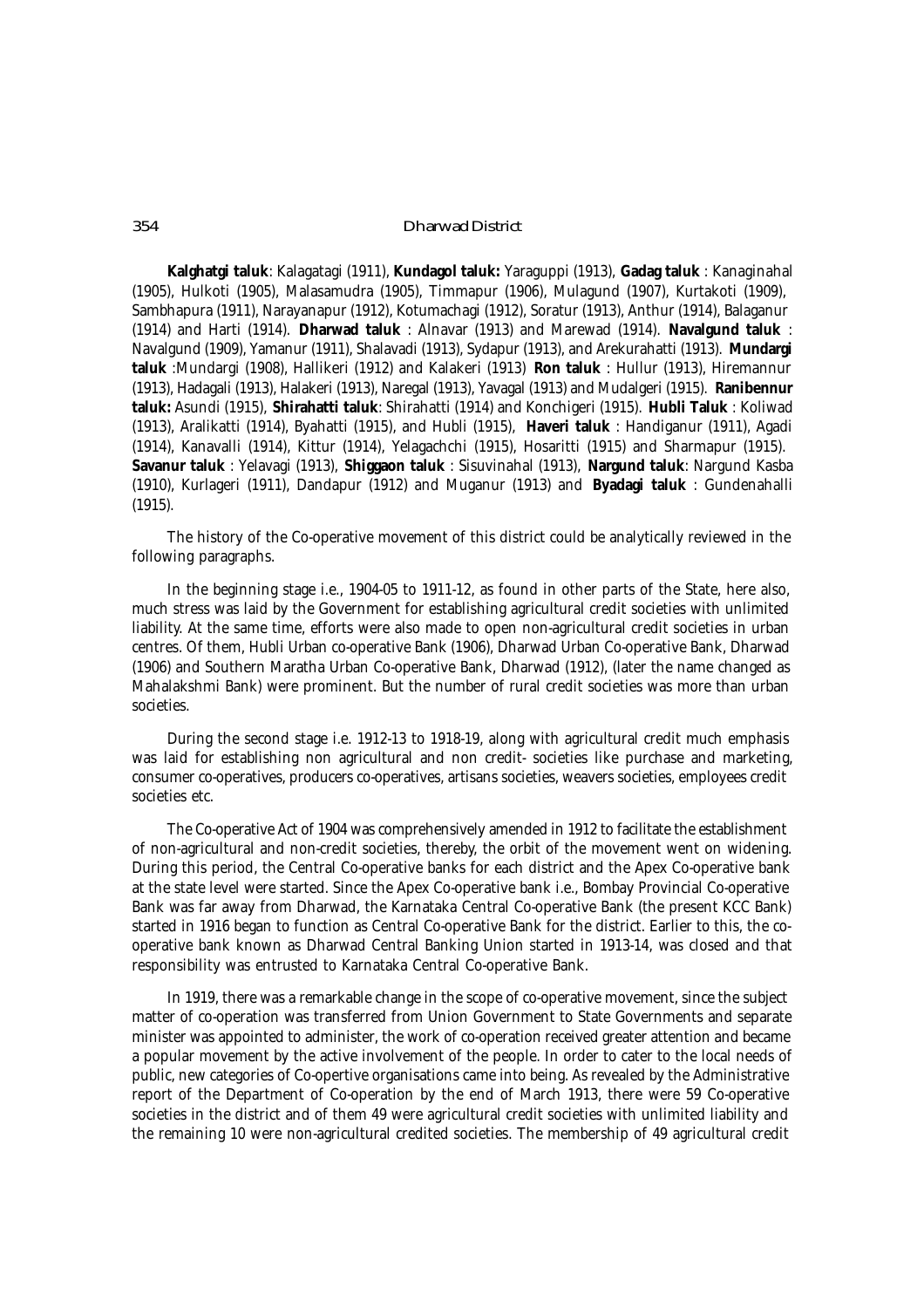**Kalghatgi taluk**: Kalagatagi (1911), **Kundagol taluk:** Yaraguppi (1913), **Gadag taluk** : Kanaginahal (1905), Hulkoti (1905), Malasamudra (1905), Timmapur (1906), Mulagund (1907), Kurtakoti (1909), Sambhapura (1911), Narayanapur (1912), Kotumachagi (1912), Soratur (1913), Anthur (1914), Balaganur (1914) and Harti (1914). **Dharwad taluk** : Alnavar (1913) and Marewad (1914). **Navalgund taluk** : Navalgund (1909), Yamanur (1911), Shalavadi (1913), Sydapur (1913), and Arekurahatti (1913). **Mundargi taluk** :Mundargi (1908), Hallikeri (1912) and Kalakeri (1913) **Ron taluk** : Hullur (1913), Hiremannur (1913), Hadagali (1913), Halakeri (1913), Naregal (1913), Yavagal (1913) and Mudalgeri (1915). **Ranibennur taluk:** Asundi (1915), **Shirahatti taluk**: Shirahatti (1914) and Konchigeri (1915). **Hubli Taluk** : Koliwad (1913), Aralikatti (1914), Byahatti (1915), and Hubli (1915), **Haveri taluk** : Handiganur (1911), Agadi (1914), Kanavalli (1914), Kittur (1914), Yelagachchi (1915), Hosaritti (1915) and Sharmapur (1915). **Savanur taluk** : Yelavagi (1913), **Shiggaon taluk** : Sisuvinahal (1913), **Nargund taluk**: Nargund Kasba (1910), Kurlageri (1911), Dandapur (1912) and Muganur (1913) and **Byadagi taluk** : Gundenahalli (1915).

The history of the Co-operative movement of this district could be analytically reviewed in the following paragraphs.

In the beginning stage i.e., 1904-05 to 1911-12, as found in other parts of the State, here also, much stress was laid by the Government for establishing agricultural credit societies with unlimited liability. At the same time, efforts were also made to open non-agricultural credit societies in urban centres. Of them, Hubli Urban co-operative Bank (1906), Dharwad Urban Co-operative Bank, Dharwad (1906) and Southern Maratha Urban Co-operative Bank, Dharwad (1912), (later the name changed as Mahalakshmi Bank) were prominent. But the number of rural credit societies was more than urban societies.

During the second stage i.e. 1912-13 to 1918-19, along with agricultural credit much emphasis was laid for establishing non agricultural and non credit- societies like purchase and marketing, consumer co-operatives, producers co-operatives, artisans societies, weavers societies, employees credit societies etc.

The Co-operative Act of 1904 was comprehensively amended in 1912 to facilitate the establishment of non-agricultural and non-credit societies, thereby, the orbit of the movement went on widening. During this period, the Central Co-operative banks for each district and the Apex Co-operative bank at the state level were started. Since the Apex Co-operative bank i.e., Bombay Provincial Co-operative Bank was far away from Dharwad, the Karnataka Central Co-operative Bank (the present KCC Bank) started in 1916 began to function as Central Co-operative Bank for the district. Earlier to this, the co-operative bank known as Dharwad Central Banking Union started in 1913-14, was closed and that responsibility was entrusted to Karnataka Central Co-operative Bank.

In 1919, there was a remarkable change in the scope of co-operative movement, since the subject matter of co-operation was transferred from Union Government to State Governments and separate minister was appointed to administer, the work of co-operation received greater attention and became a popular movement by the active involvement of the people. In order to cater to the local needs of public, new categories of Co-opertive organisations came into being. As revealed by the Administrative report of the Department of Co-operation by the end of March 1913, there were 59 Co-operative societies in the district and of them 49 were agricultural credit societies with unlimited liability and the remaining 10 were non-agricultural credited societies. The membership of 49 agricultural credit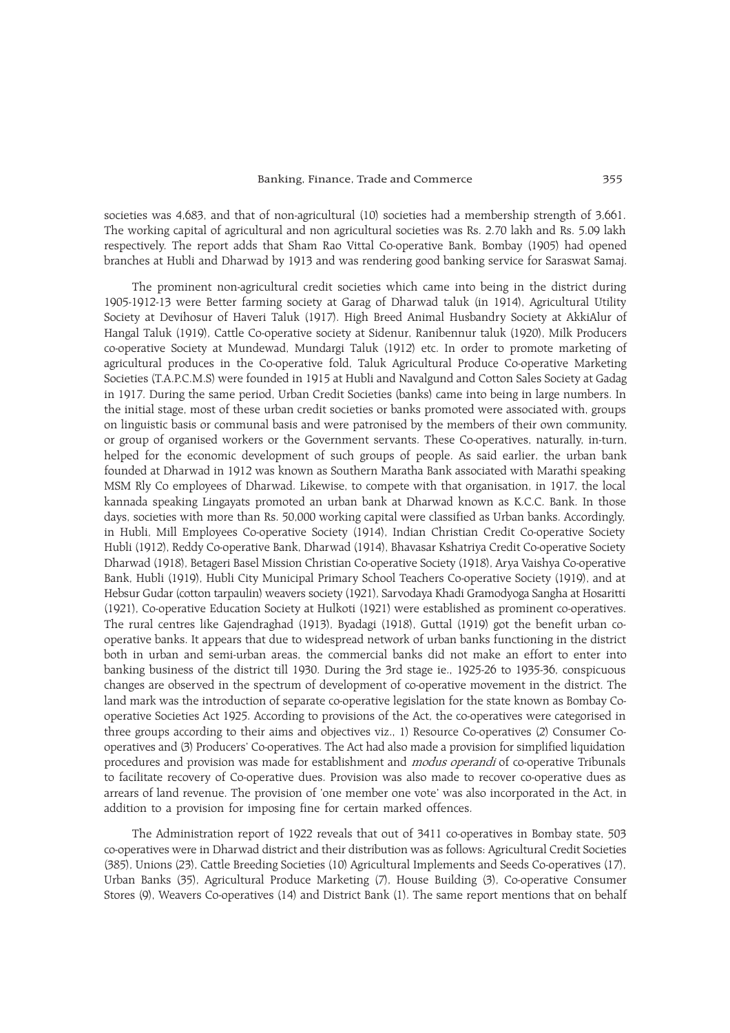societies was 4,683, and that of non-agricultural (10) societies had a membership strength of 3,661. The working capital of agricultural and non agricultural societies was Rs. 2.70 lakh and Rs. 5.09 lakh respectively. The report adds that Sham Rao Vittal Co-operative Bank, Bombay (1905) had opened branches at Hubli and Dharwad by 1913 and was rendering good banking service for Saraswat Samaj.

The prominent non-agricultural credit societies which came into being in the district during 1905-1912-13 were Better farming society at Garag of Dharwad taluk (in 1914), Agricultural Utility Society at Devihosur of Haveri Taluk (1917). High Breed Animal Husbandry Society at AkkiAlur of Hangal Taluk (1919), Cattle Co-operative society at Sidenur, Ranibennur taluk (1920), Milk Producers co-operative Society at Mundewad, Mundargi Taluk (1912) etc. In order to promote marketing of agricultural produces in the Co-operative fold, Taluk Agricultural Produce Co-operative Marketing Societies (T.A.P.C.M.S) were founded in 1915 at Hubli and Navalgund and Cotton Sales Society at Gadag in 1917. During the same period, Urban Credit Societies (banks) came into being in large numbers. In the initial stage, most of these urban credit societies or banks promoted were associated with, groups on linguistic basis or communal basis and were patronised by the members of their own community, or group of organised workers or the Government servants. These Co-operatives, naturally, in-turn, helped for the economic development of such groups of people. As said earlier, the urban bank founded at Dharwad in 1912 was known as Southern Maratha Bank associated with Marathi speaking MSM Rly Co employees of Dharwad. Likewise, to compete with that organisation, in 1917, the local kannada speaking Lingayats promoted an urban bank at Dharwad known as K.C.C. Bank. In those days, societies with more than Rs. 50,000 working capital were classified as Urban banks. Accordingly, in Hubli, Mill Employees Co-operative Society (1914), Indian Christian Credit Co-operative Society Hubli (1912), Reddy Co-operative Bank, Dharwad (1914), Bhavasar Kshatriya Credit Co-operative Society Dharwad (1918), Betageri Basel Mission Christian Co-operative Society (1918), Arya Vaishya Co-operative Bank, Hubli (1919), Hubli City Municipal Primary School Teachers Co-operative Society (1919), and at Hebsur Gudar (cotton tarpaulin) weavers society (1921), Sarvodaya Khadi Gramodyoga Sangha at Hosaritti (1921), Co-operative Education Society at Hulkoti (1921) were established as prominent co-operatives. The rural centres like Gajendraghad (1913), Byadagi (1918), Guttal (1919) got the benefit urban co-operative banks. It appears that due to widespread network of urban banks functioning in the district both in urban and semi-urban areas, the commercial banks did not make an effort to enter into banking business of the district till 1930. During the 3rd stage ie., 1925-26 to 1935-36, conspicuous changes are observed in the spectrum of development of co-operative movement in the district. The land mark was the introduction of separate co-operative legislation for the state known as Bombay Co-operative Societies Act 1925. According to provisions of the Act, the co-operatives were categorised in three groups according to their aims and objectives viz., 1) Resource Co-operatives (2) Consumer Co-operatives and (3) Producers' Co-operatives. The Act had also made a provision for simplified liquidation procedures and provision was made for establishment and *modus operandi* of co-operative Tribunals to facilitate recovery of Co-operative dues. Provision was also made to recover co-operative dues as arrears of land revenue. The provision of 'one member one vote' was also incorporated in the Act, in addition to a provision for imposing fine for certain marked offences.

The Administration report of 1922 reveals that out of 3411 co-operatives in Bombay state, 503 co-operatives were in Dharwad district and their distribution was as follows: Agricultural Credit Societies (385), Unions (23), Cattle Breeding Societies (10) Agricultural Implements and Seeds Co-operatives (17), Urban Banks (35), Agricultural Produce Marketing (7), House Building (3), Co-operative Consumer Stores (9), Weavers Co-operatives (14) and District Bank (1). The same report mentions that on behalf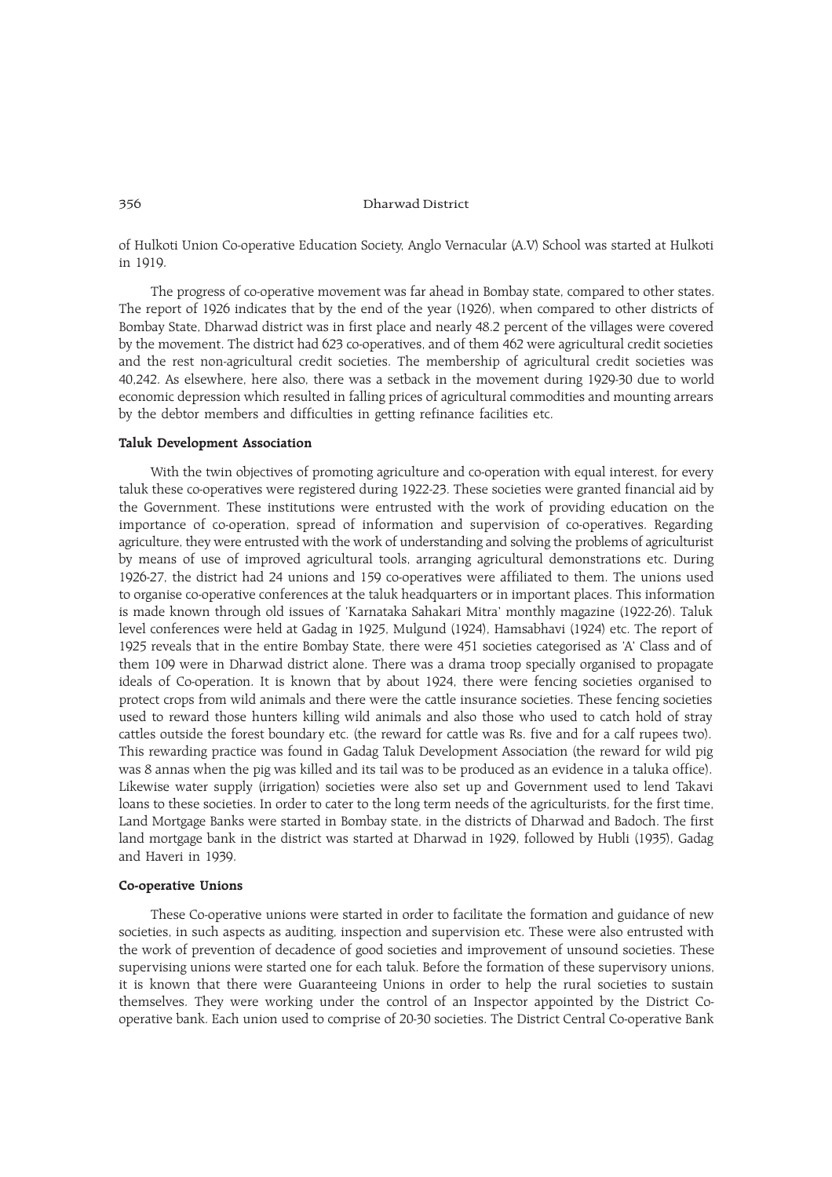of Hulkoti Union Co-operative Education Society, Anglo Vernacular (A.V) School was started at Hulkoti in 1919.

The progress of co-operative movement was far ahead in Bombay state, compared to other states. The report of 1926 indicates that by the end of the year (1926), when compared to other districts of Bombay State, Dharwad district was in first place and nearly 48.2 percent of the villages were covered by the movement. The district had 623 co-operatives, and of them 462 were agricultural credit societies and the rest non-agricultural credit societies. The membership of agricultural credit societies was 40,242. As elsewhere, here also, there was a setback in the movement during 1929-30 due to world economic depression which resulted in falling prices of agricultural commodities and mounting arrears by the debtor members and difficulties in getting refinance facilities etc.

**Taluk Development Association**

With the twin objectives of promoting agriculture and co-operation with equal interest, for every taluk these co-operatives were registered during 1922-23. These societies were granted financial aid by the Government. These institutions were entrusted with the work of providing education on the importance of co-operation, spread of information and supervision of co-operatives. Regarding agriculture, they were entrusted with the work of understanding and solving the problems of agriculturist by means of use of improved agricultural tools, arranging agricultural demonstrations etc. During 1926-27, the district had 24 unions and 159 co-operatives were affiliated to them. The unions used to organise co-operative conferences at the taluk headquarters or in important places. This information is made known through old issues of 'Karnataka Sahakari Mitra' monthly magazine (1922-26). Taluk level conferences were held at Gadag in 1925, Mulgund (1924), Hamsabhavi (1924) etc. The report of 1925 reveals that in the entire Bombay State, there were 451 societies categorised as 'A' Class and of them 109 were in Dharwad district alone. There was a drama troop specially organised to propagate ideals of Co-operation. It is known that by about 1924, there were fencing societies organised to protect crops from wild animals and there were the cattle insurance societies. These fencing societies used to reward those hunters killing wild animals and also those who used to catch hold of stray cattles outside the forest boundary etc. (the reward for cattle was Rs. five and for a calf rupees two). This rewarding practice was found in Gadag Taluk Development Association (the reward for wild pig was 8 annas when the pig was killed and its tail was to be produced as an evidence in a taluka office). Likewise water supply (irrigation) societies were also set up and Government used to lend Takavi loans to these societies. In order to cater to the long term needs of the agriculturists, for the first time, Land Mortgage Banks were started in Bombay state, in the districts of Dharwad and Badoch. The first land mortgage bank in the district was started at Dharwad in 1929, followed by Hubli (1935), Gadag and Haveri in 1939.

**Co-operative Unions**

These Co-operative unions were started in order to facilitate the formation and guidance of new societies, in such aspects as auditing, inspection and supervision etc. These were also entrusted with the work of prevention of decadence of good societies and improvement of unsound societies. These supervising unions were started one for each taluk. Before the formation of these supervisory unions, it is known that there were Guaranteeing Unions in order to help the rural societies to sustain themselves. They were working under the control of an Inspector appointed by the District Co-operative bank. Each union used to comprise of 20-30 societies. The District Central Co-operative Bank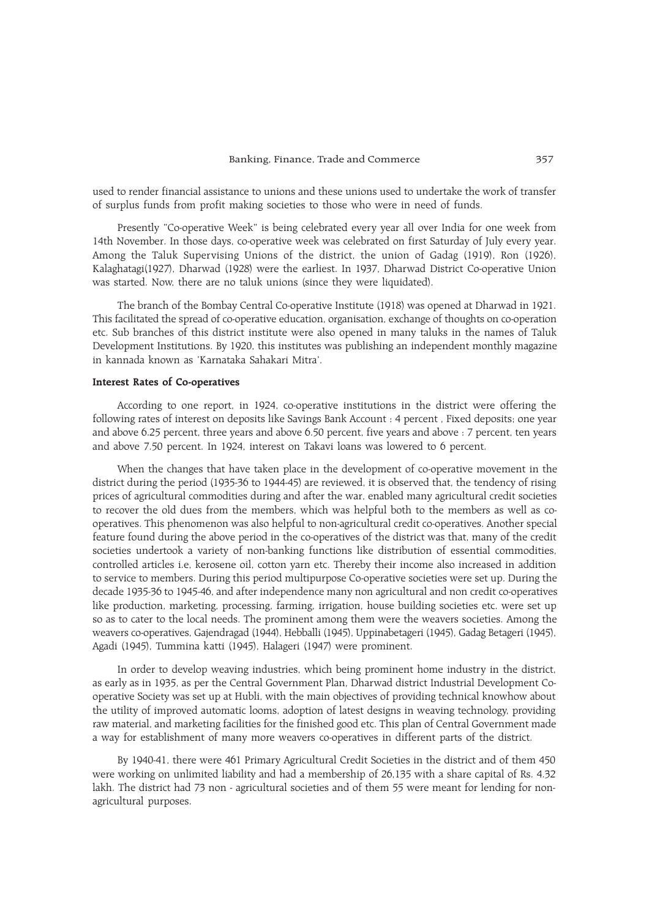used to render financial assistance to unions and these unions used to undertake the work of transfer of surplus funds from profit making societies to those who were in need of funds.

Presently "Co-operative Week" is being celebrated every year all over India for one week from 14th November. In those days, co-operative week was celebrated on first Saturday of July every year. Among the Taluk Supervising Unions of the district, the union of Gadag (1919), Ron (1926), Kalaghatagi(1927), Dharwad (1928) were the earliest. In 1937, Dharwad District Co-operative Union was started. Now, there are no taluk unions (since they were liquidated).

The branch of the Bombay Central Co-operative Institute (1918) was opened at Dharwad in 1921. This facilitated the spread of co-operative education, organisation, exchange of thoughts on co-operation etc. Sub branches of this district institute were also opened in many taluks in the names of Taluk Development Institutions. By 1920, this institutes was publishing an independent monthly magazine in kannada known as 'Karnataka Sahakari Mitra'.

**Interest Rates of Co-operatives**

According to one report, in 1924, co-operative institutions in the district were offering the following rates of interest on deposits like Savings Bank Account : 4 percent , Fixed deposits; one year and above 6.25 percent, three years and above 6.50 percent, five years and above : 7 percent, ten years and above 7.50 percent. In 1924, interest on Takavi loans was lowered to 6 percent.

When the changes that have taken place in the development of co-operative movement in the district during the period (1935-36 to 1944-45) are reviewed, it is observed that, the tendency of rising prices of agricultural commodities during and after the war, enabled many agricultural credit societies to recover the old dues from the members, which was helpful both to the members as well as co-operatives. This phenomenon was also helpful to non-agricultural credit co-operatives. Another special feature found during the above period in the co-operatives of the district was that, many of the credit societies undertook a variety of non-banking functions like distribution of essential commodities, controlled articles i.e, kerosene oil, cotton yarn etc. Thereby their income also increased in addition to service to members. During this period multipurpose Co-operative societies were set up. During the decade 1935-36 to 1945-46, and after independence many non agricultural and non credit co-operatives like production, marketing, processing, farming, irrigation, house building societies etc. were set up so as to cater to the local needs. The prominent among them were the weavers societies. Among the weavers co-operatives, Gajendragad (1944), Hebballi (1945), Uppinabetageri (1945), Gadag Betageri (1945), Agadi (1945), Tummina katti (1945), Halageri (1947) were prominent.

In order to develop weaving industries, which being prominent home industry in the district, as early as in 1935, as per the Central Government Plan, Dharwad district Industrial Development Co-operative Society was set up at Hubli, with the main objectives of providing technical knowhow about the utility of improved automatic looms, adoption of latest designs in weaving technology, providing raw material, and marketing facilities for the finished good etc. This plan of Central Government made a way for establishment of many more weavers co-operatives in different parts of the district.

By 1940-41, there were 461 Primary Agricultural Credit Societies in the district and of them 450 were working on unlimited liability and had a membership of 26,135 with a share capital of Rs. 4.32 lakh. The district had 73 non - agricultural societies and of them 55 were meant for lending for non-agricultural purposes.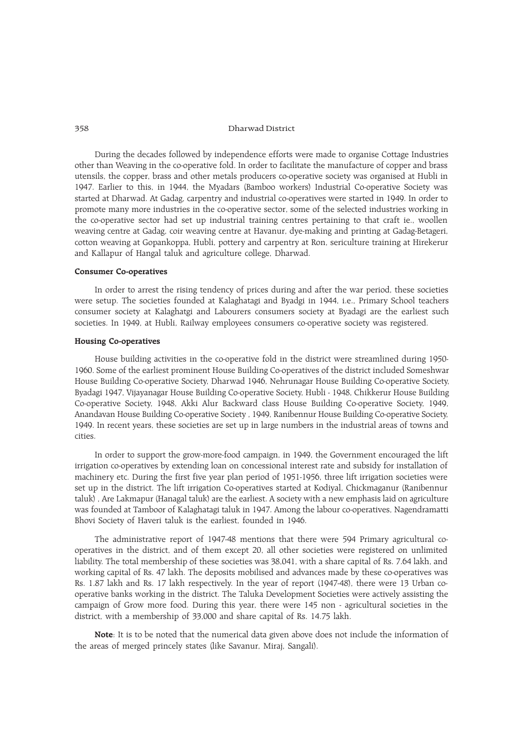During the decades followed by independence efforts were made to organise Cottage Industries other than Weaving in the co-operative fold. In order to facilitate the manufacture of copper and brass utensils, the copper, brass and other metals producers co-operative society was organised at Hubli in 1947. Earlier to this, in 1944, the Myadars (Bamboo workers) Industrial Co-operative Society was started at Dharwad. At Gadag, carpentry and industrial co-operatives were started in 1949. In order to promote many more industries in the co-operative sector, some of the selected industries working in the co-operative sector had set up industrial training centres pertaining to that craft ie., woollen weaving centre at Gadag, coir weaving centre at Havanur, dye-making and printing at Gadag-Betageri, cotton weaving at Gopankoppa, Hubli, pottery and carpentry at Ron, sericulture training at Hirekerur and Kallapur of Hangal taluk and agriculture college, Dharwad.

**Consumer Co-operatives**

In order to arrest the rising tendency of prices during and after the war period, these societies were setup. The societies founded at Kalaghatagi and Byadgi in 1944, i.e., Primary School teachers consumer society at Kalaghatgi and Labourers consumers society at Byadagi are the earliest such societies. In 1949, at Hubli, Railway employees consumers co-operative society was registered.

**Housing Co-operatives**

House building activities in the co-operative fold in the district were streamlined during 1950-1960. Some of the earliest prominent House Building Co-operatives of the district included Someshwar House Building Co-operative Society, Dharwad 1946, Nehrunagar House Building Co-operative Society, Byadagi 1947, Vijayanagar House Building Co-operative Society, Hubli - 1948, Chikkerur House Building Co-operative Society, 1948, Akki Alur Backward class House Building Co-operative Society, 1949, Anandavan House Building Co-operative Society , 1949, Ranibennur House Building Co-operative Society, 1949. In recent years, these societies are set up in large numbers in the industrial areas of towns and cities.

In order to support the grow-more-food campaign, in 1949, the Government encouraged the lift irrigation co-operatives by extending loan on concessional interest rate and subsidy for installation of machinery etc. During the first five year plan period of 1951-1956, three lift irrigation societies were set up in the district. The lift irrigation Co-operatives started at Kodiyal, Chickmaganur (Ranibennur taluk) , Are Lakmapur (Hanagal taluk) are the earliest. A society with a new emphasis laid on agriculture was founded at Tamboor of Kalaghatagi taluk in 1947. Among the labour co-operatives, Nagendramatti Bhovi Society of Haveri taluk is the earliest, founded in 1946.

The administrative report of 1947-48 mentions that there were 594 Primary agricultural co-operatives in the district, and of them except 20, all other societies were registered on unlimited liability. The total membership of these societies was 38,041, with a share capital of Rs. 7.64 lakh, and working capital of Rs. 47 lakh. The deposits mobilised and advances made by these co-operatives was Rs. 1.87 lakh and Rs. 17 lakh respectively. In the year of report (1947-48), there were 13 Urban co-operative banks working in the district. The Taluka Development Societies were actively assisting the campaign of Grow more food. During this year, there were 145 non - agricultural societies in the district, with a membership of 33,000 and share capital of Rs. 14.75 lakh.

**Note**: It is to be noted that the numerical data given above does not include the information of the areas of merged princely states (like Savanur, Miraj, Sangali).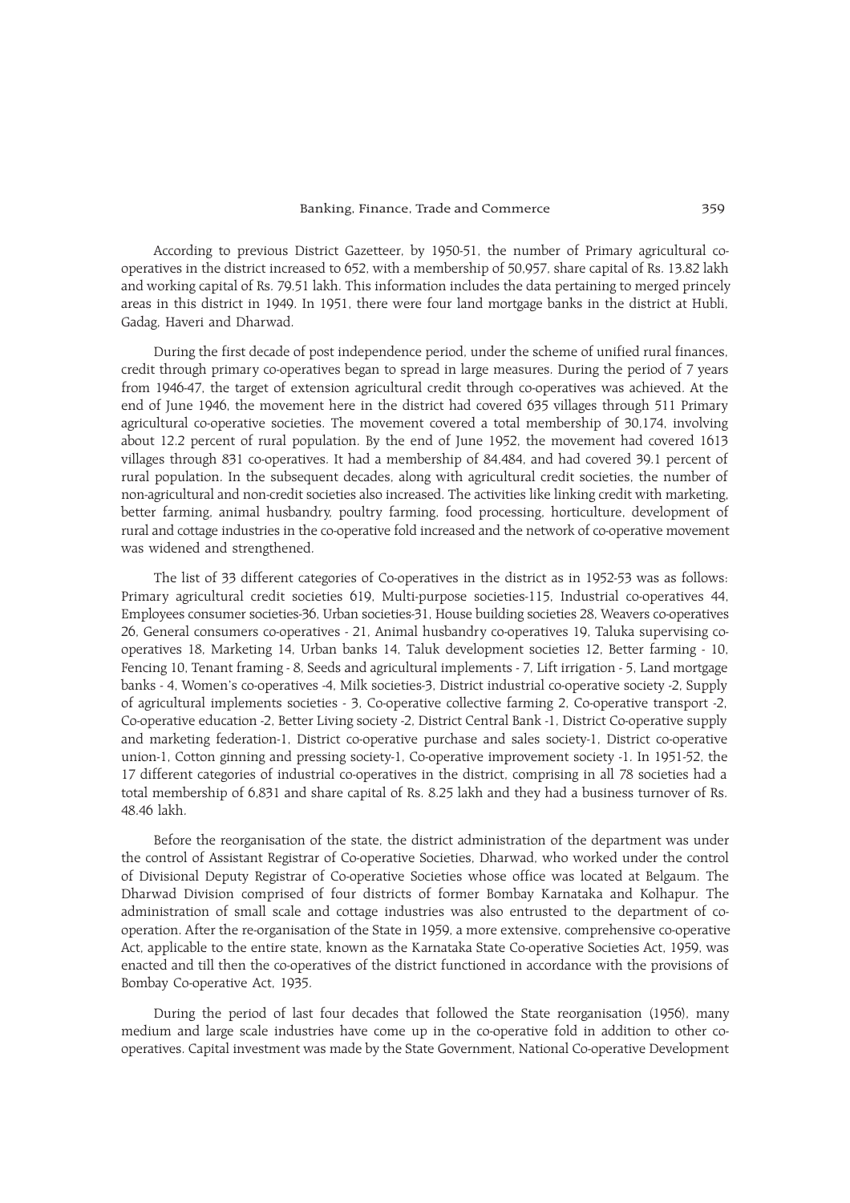According to previous District Gazetteer, by 1950-51, the number of Primary agricultural co-operatives in the district increased to 652, with a membership of 50,957, share capital of Rs. 13.82 lakh and working capital of Rs. 79.51 lakh. This information includes the data pertaining to merged princely areas in this district in 1949. In 1951, there were four land mortgage banks in the district at Hubli, Gadag, Haveri and Dharwad.

During the first decade of post independence period, under the scheme of unified rural finances, credit through primary co-operatives began to spread in large measures. During the period of 7 years from 1946-47, the target of extension agricultural credit through co-operatives was achieved. At the end of June 1946, the movement here in the district had covered 635 villages through 511 Primary agricultural co-operative societies. The movement covered a total membership of 30,174, involving about 12.2 percent of rural population. By the end of June 1952, the movement had covered 1613 villages through 831 co-operatives. It had a membership of 84,484, and had covered 39.1 percent of rural population. In the subsequent decades, along with agricultural credit societies, the number of non-agricultural and non-credit societies also increased. The activities like linking credit with marketing, better farming, animal husbandry, poultry farming, food processing, horticulture, development of rural and cottage industries in the co-operative fold increased and the network of co-operative movement was widened and strengthened.

The list of 33 different categories of Co-operatives in the district as in 1952-53 was as follows: Primary agricultural credit societies 619, Multi-purpose societies-115, Industrial co-operatives 44, Employees consumer societies-36, Urban societies-31, House building societies 28, Weavers co-operatives 26, General consumers co-operatives - 21, Animal husbandry co-operatives 19, Taluka supervising co-operatives 18, Marketing 14, Urban banks 14, Taluk development societies 12, Better farming - 10, Fencing 10, Tenant framing - 8, Seeds and agricultural implements - 7, Lift irrigation - 5, Land mortgage banks - 4, Women's co-operatives -4, Milk societies-3, District industrial co-operative society -2, Supply of agricultural implements societies - 3, Co-operative collective farming 2, Co-operative transport -2, Co-operative education -2, Better Living society -2, District Central Bank -1, District Co-operative supply and marketing federation-1, District co-operative purchase and sales society-1, District co-operative union-1, Cotton ginning and pressing society-1, Co-operative improvement society -1. In 1951-52, the 17 different categories of industrial co-operatives in the district, comprising in all 78 societies had a total membership of 6,831 and share capital of Rs. 8.25 lakh and they had a business turnover of Rs. 48.46 lakh.

Before the reorganisation of the state, the district administration of the department was under the control of Assistant Registrar of Co-operative Societies, Dharwad, who worked under the control of Divisional Deputy Registrar of Co-operative Societies whose office was located at Belgaum. The Dharwad Division comprised of four districts of former Bombay Karnataka and Kolhapur. The administration of small scale and cottage industries was also entrusted to the department of co-operation. After the re-organisation of the State in 1959, a more extensive, comprehensive co-operative Act, applicable to the entire state, known as the Karnataka State Co-operative Societies Act, 1959, was enacted and till then the co-operatives of the district functioned in accordance with the provisions of Bombay Co-operative Act, 1935.

During the period of last four decades that followed the State reorganisation (1956), many medium and large scale industries have come up in the co-operative fold in addition to other co-operatives. Capital investment was made by the State Government, National Co-operative Development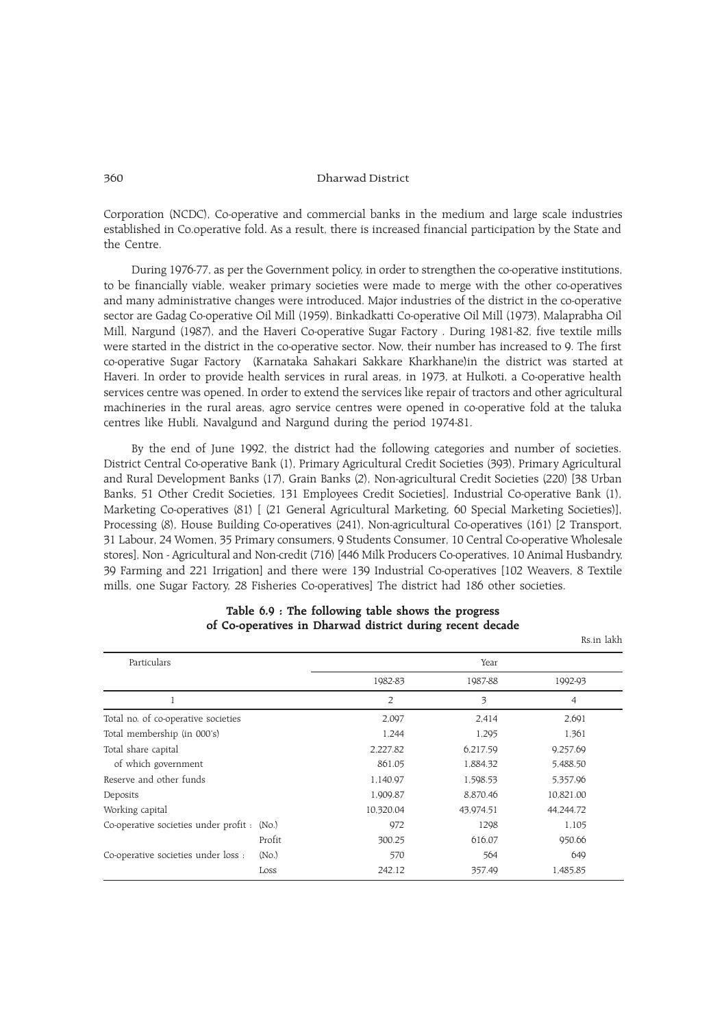Corporation (NCDC), Co-operative and commercial banks in the medium and large scale industries established in Co.operative fold. As a result, there is increased financial participation by the State and the Centre.

During 1976-77, as per the Government policy, in order to strengthen the co-operative institutions, to be financially viable, weaker primary societies were made to merge with the other co-operatives and many administrative changes were introduced. Major industries of the district in the co-operative sector are Gadag Co-operative Oil Mill (1959), Binkadkatti Co-operative Oil Mill (1973), Malaprabha Oil Mill, Nargund (1987), and the Haveri Co-operative Sugar Factory . During 1981-82, five textile mills were started in the district in the co-operative sector. Now, their number has increased to 9. The first co-operative Sugar Factory (Karnataka Sahakari Sakkare Kharkhane)in the district was started at Haveri. In order to provide health services in rural areas, in 1973, at Hulkoti, a Co-operative health services centre was opened. In order to extend the services like repair of tractors and other agricultural machineries in the rural areas, agro service centres were opened in co-operative fold at the taluka centres like Hubli, Navalgund and Nargund during the period 1974-81.

By the end of June 1992, the district had the following categories and number of societies. District Central Co-operative Bank (1), Primary Agricultural Credit Societies (393), Primary Agricultural and Rural Development Banks (17), Grain Banks (2), Non-agricultural Credit Societies (220) [38 Urban Banks, 51 Other Credit Societies, 131 Employees Credit Societies], Industrial Co-operative Bank (1), Marketing Co-operatives (81) [ (21 General Agricultural Marketing, 60 Special Marketing Societies)], Processing (8), House Building Co-operatives (241), Non-agricultural Co-operatives (161) [2 Transport, 31 Labour, 24 Women, 35 Primary consumers, 9 Students Consumer, 10 Central Co-operative Wholesale stores], Non - Agricultural and Non-credit (716) [446 Milk Producers Co-operatives, 10 Animal Husbandry, 39 Farming and 221 Irrigation] and there were 139 Industrial Co-operatives [102 Weavers, 8 Textile mills, one Sugar Factory, 28 Fisheries Co-operatives] The district had 186 other societies.

**Table 6.9 : The following table shows the progress of Co-operatives in Dharwad district during recent decade**

Rs.in lakh

| Particulars | | Year | | |
|---|---|---|---|---|
| | | 1982-83 | 1987-88 | 1992-93 |
| 1 | | 2 | 3 | 4 |
| Total no. of co-operative societies | | 2,097 | 2,414 | 2,691 |
| Total membership (in 000's) | | 1,244 | 1,295 | 1,361 |
| Total share capital | | 2,227.82 | 6,217.59 | 9,257.69 |
| of which government | | 861.05 | 1,884.32 | 5,488.50 |
| Reserve and other funds | | 1,140.97 | 1,598.53 | 5,357.96 |
| Deposits | | 1,909.87 | 8,870.46 | 10,821.00 |
| Working capital | | 10,320.04 | 43,974.51 | 44,244.72 |
| Co-operative societies under profit : | (No.) | 972 | 1298 | 1,105 |
| | Profit | 300.25 | 616.07 | 950.66 |
| Co-operative societies under loss : | (No.) | 570 | 564 | 649 |
| | Loss | 242.12 | 357.49 | 1,485.85 |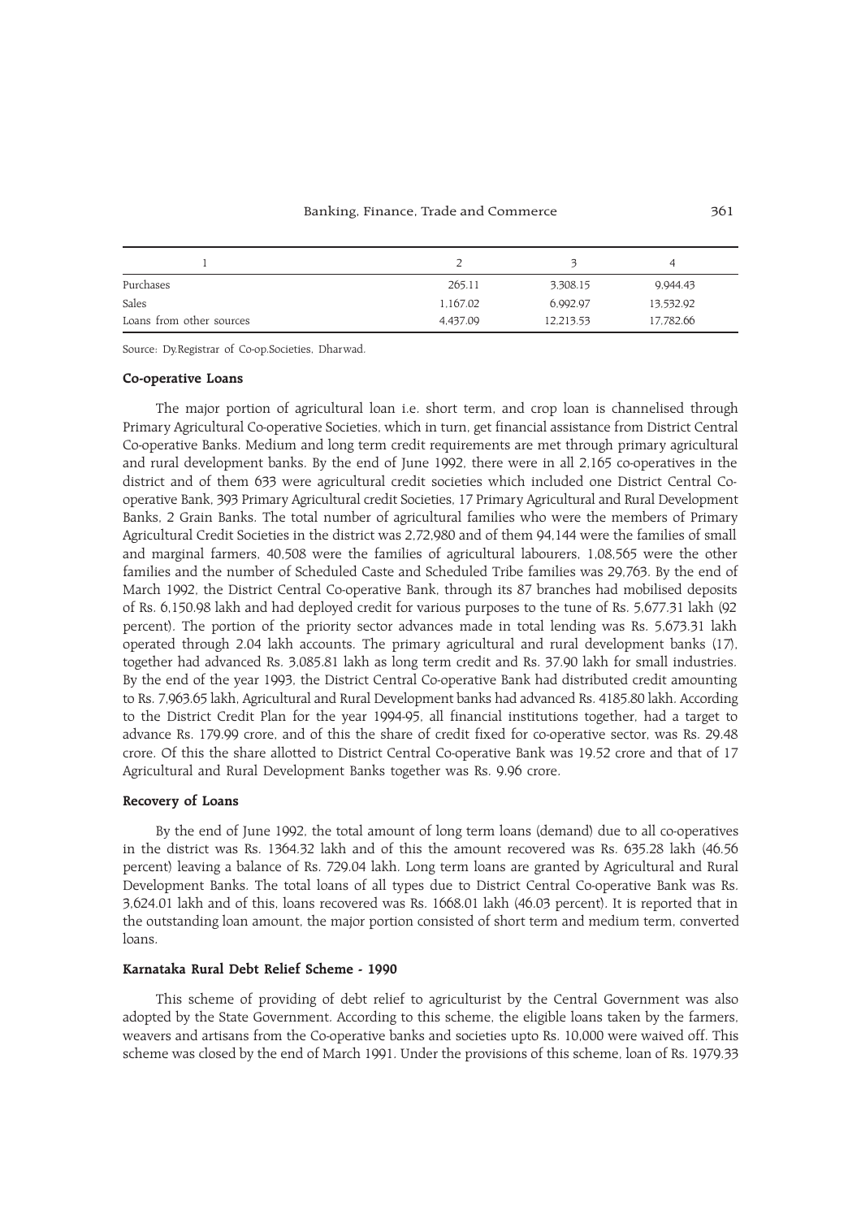| 1 | 2 | 3 | 4 |
|---|---|---|---|
| Purchases | 265.11 | 3,308.15 | 9,944.43 |
| Sales | 1,167.02 | 6,992.97 | 13,532.92 |
| Loans from other sources | 4,437.09 | 12,213.53 | 17,782.66 |

Source: Dy.Registrar of Co-op.Societies, Dharwad.

**Co-operative Loans**

The major portion of agricultural loan i.e. short term, and crop loan is channelised through Primary Agricultural Co-operative Societies, which in turn, get financial assistance from District Central Co-operative Banks. Medium and long term credit requirements are met through primary agricultural and rural development banks. By the end of June 1992, there were in all 2,165 co-operatives in the district and of them 633 were agricultural credit societies which included one District Central Co-operative Bank, 393 Primary Agricultural credit Societies, 17 Primary Agricultural and Rural Development Banks, 2 Grain Banks. The total number of agricultural families who were the members of Primary Agricultural Credit Societies in the district was 2,72,980 and of them 94,144 were the families of small and marginal farmers, 40,508 were the families of agricultural labourers, 1,08,565 were the other families and the number of Scheduled Caste and Scheduled Tribe families was 29,763. By the end of March 1992, the District Central Co-operative Bank, through its 87 branches had mobilised deposits of Rs. 6,150.98 lakh and had deployed credit for various purposes to the tune of Rs. 5,677.31 lakh (92 percent). The portion of the priority sector advances made in total lending was Rs. 5,673.31 lakh operated through 2.04 lakh accounts. The primary agricultural and rural development banks (17), together had advanced Rs. 3,085.81 lakh as long term credit and Rs. 37.90 lakh for small industries. By the end of the year 1993, the District Central Co-operative Bank had distributed credit amounting to Rs. 7,963.65 lakh, Agricultural and Rural Development banks had advanced Rs. 4185.80 lakh. According to the District Credit Plan for the year 1994-95, all financial institutions together, had a target to advance Rs. 179.99 crore, and of this the share of credit fixed for co-operative sector, was Rs. 29.48 crore. Of this the share allotted to District Central Co-operative Bank was 19.52 crore and that of 17 Agricultural and Rural Development Banks together was Rs. 9.96 crore.

**Recovery of Loans**

By the end of June 1992, the total amount of long term loans (demand) due to all co-operatives in the district was Rs. 1364.32 lakh and of this the amount recovered was Rs. 635.28 lakh (46.56 percent) leaving a balance of Rs. 729.04 lakh. Long term loans are granted by Agricultural and Rural Development Banks. The total loans of all types due to District Central Co-operative Bank was Rs. 3,624.01 lakh and of this, loans recovered was Rs. 1668.01 lakh (46.03 percent). It is reported that in the outstanding loan amount, the major portion consisted of short term and medium term, converted loans.

**Karnataka Rural Debt Relief Scheme - 1990**

This scheme of providing of debt relief to agriculturist by the Central Government was also adopted by the State Government. According to this scheme, the eligible loans taken by the farmers, weavers and artisans from the Co-operative banks and societies upto Rs. 10,000 were waived off. This scheme was closed by the end of March 1991. Under the provisions of this scheme, loan of Rs. 1979.33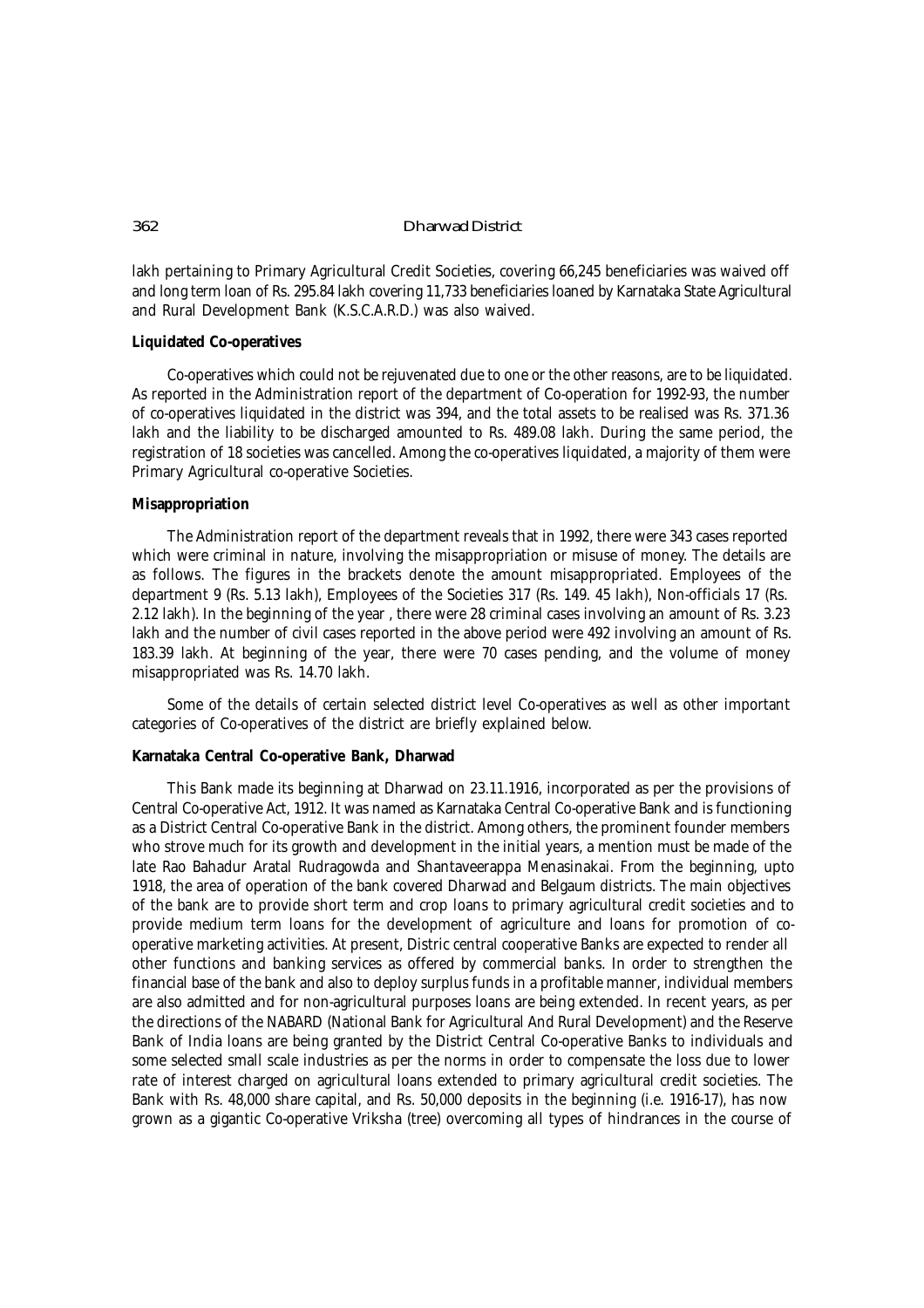lakh pertaining to Primary Agricultural Credit Societies, covering 66,245 beneficiaries was waived off and long term loan of Rs. 295.84 lakh covering 11,733 beneficiaries loaned by Karnataka State Agricultural and Rural Development Bank (K.S.C.A.R.D.) was also waived.

**Liquidated Co-operatives**

Co-operatives which could not be rejuvenated due to one or the other reasons, are to be liquidated. As reported in the Administration report of the department of Co-operation for 1992-93, the number of co-operatives liquidated in the district was 394, and the total assets to be realised was Rs. 371.36 lakh and the liability to be discharged amounted to Rs. 489.08 lakh. During the same period, the registration of 18 societies was cancelled. Among the co-operatives liquidated, a majority of them were Primary Agricultural co-operative Societies.

**Misappropriation**

The Administration report of the department reveals that in 1992, there were 343 cases reported which were criminal in nature, involving the misappropriation or misuse of money. The details are as follows. The figures in the brackets denote the amount misappropriated. Employees of the department 9 (Rs. 5.13 lakh), Employees of the Societies 317 (Rs. 149. 45 lakh), Non-officials 17 (Rs. 2.12 lakh). In the beginning of the year , there were 28 criminal cases involving an amount of Rs. 3.23 lakh and the number of civil cases reported in the above period were 492 involving an amount of Rs. 183.39 lakh. At beginning of the year, there were 70 cases pending, and the volume of money misappropriated was Rs. 14.70 lakh.

Some of the details of certain selected district level Co-operatives as well as other important categories of Co-operatives of the district are briefly explained below.

**Karnataka Central Co-operative Bank, Dharwad**

This Bank made its beginning at Dharwad on 23.11.1916, incorporated as per the provisions of Central Co-operative Act, 1912. It was named as Karnataka Central Co-operative Bank and is functioning as a District Central Co-operative Bank in the district. Among others, the prominent founder members who strove much for its growth and development in the initial years, a mention must be made of the late Rao Bahadur Aratal Rudragowda and Shantaveerappa Menasinakai. From the beginning, upto 1918, the area of operation of the bank covered Dharwad and Belgaum districts. The main objectives of the bank are to provide short term and crop loans to primary agricultural credit societies and to provide medium term loans for the development of agriculture and loans for promotion of co-operative marketing activities. At present, Distric central cooperative Banks are expected to render all other functions and banking services as offered by commercial banks. In order to strengthen the financial base of the bank and also to deploy surplus funds in a profitable manner, individual members are also admitted and for non-agricultural purposes loans are being extended. In recent years, as per the directions of the NABARD (National Bank for Agricultural And Rural Development) and the Reserve Bank of India loans are being granted by the District Central Co-operative Banks to individuals and some selected small scale industries as per the norms in order to compensate the loss due to lower rate of interest charged on agricultural loans extended to primary agricultural credit societies. The Bank with Rs. 48,000 share capital, and Rs. 50,000 deposits in the beginning (i.e. 1916-17), has now grown as a gigantic Co-operative Vriksha (tree) overcoming all types of hindrances in the course of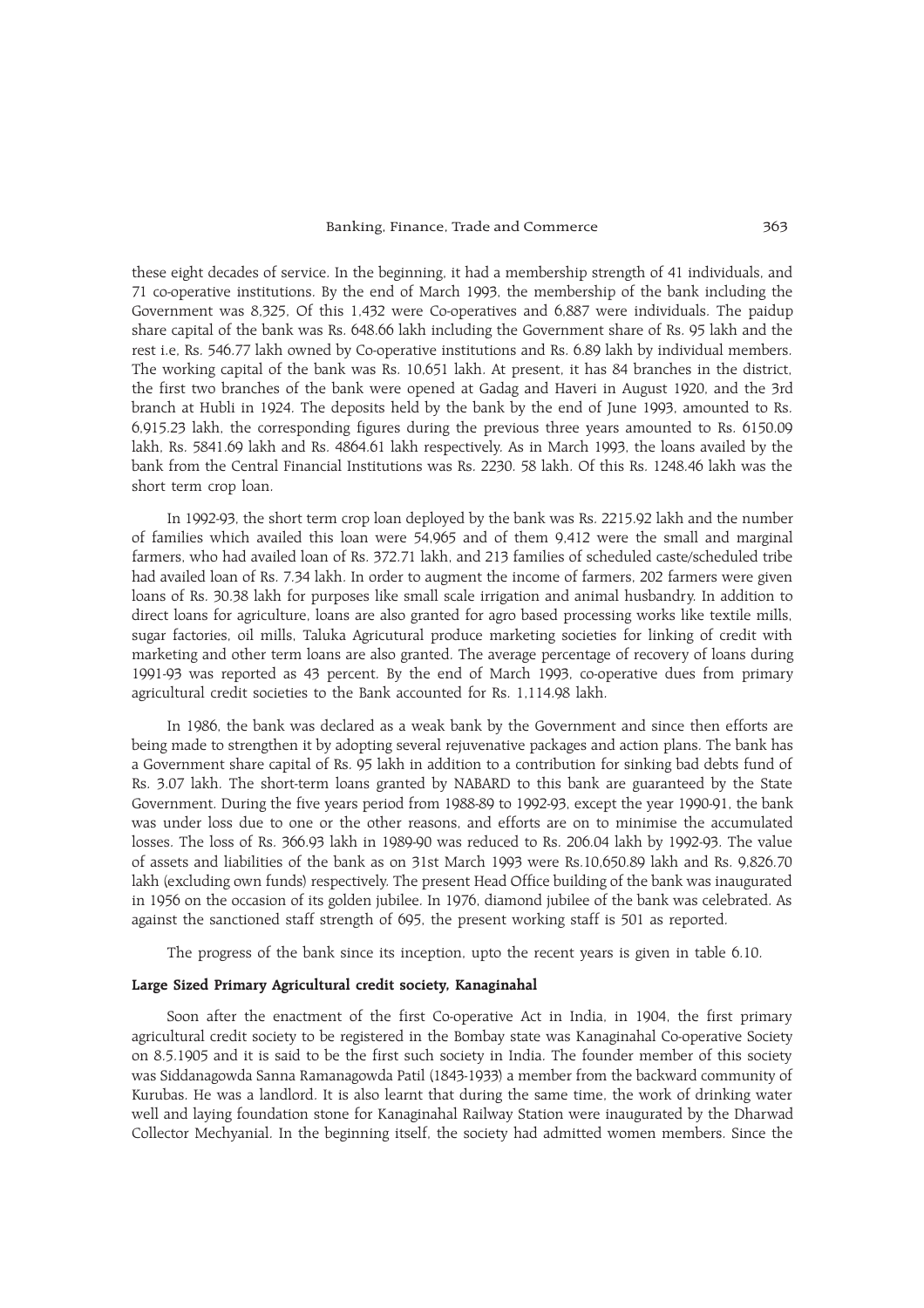these eight decades of service. In the beginning, it had a membership strength of 41 individuals, and 71 co-operative institutions. By the end of March 1993, the membership of the bank including the Government was 8,325, Of this 1,432 were Co-operatives and 6,887 were individuals. The paidup share capital of the bank was Rs. 648.66 lakh including the Government share of Rs. 95 lakh and the rest i.e, Rs. 546.77 lakh owned by Co-operative institutions and Rs. 6.89 lakh by individual members. The working capital of the bank was Rs. 10,651 lakh. At present, it has 84 branches in the district, the first two branches of the bank were opened at Gadag and Haveri in August 1920, and the 3rd branch at Hubli in 1924. The deposits held by the bank by the end of June 1993, amounted to Rs. 6,915.23 lakh, the corresponding figures during the previous three years amounted to Rs. 6150.09 lakh, Rs. 5841.69 lakh and Rs. 4864.61 lakh respectively. As in March 1993, the loans availed by the bank from the Central Financial Institutions was Rs. 2230. 58 lakh. Of this Rs. 1248.46 lakh was the short term crop loan.

In 1992-93, the short term crop loan deployed by the bank was Rs. 2215.92 lakh and the number of families which availed this loan were 54,965 and of them 9,412 were the small and marginal farmers, who had availed loan of Rs. 372.71 lakh, and 213 families of scheduled caste/scheduled tribe had availed loan of Rs. 7.34 lakh. In order to augment the income of farmers, 202 farmers were given loans of Rs. 30.38 lakh for purposes like small scale irrigation and animal husbandry. In addition to direct loans for agriculture, loans are also granted for agro based processing works like textile mills, sugar factories, oil mills, Taluka Agricutural produce marketing societies for linking of credit with marketing and other term loans are also granted. The average percentage of recovery of loans during 1991-93 was reported as 43 percent. By the end of March 1993, co-operative dues from primary agricultural credit societies to the Bank accounted for Rs. 1,114.98 lakh.

In 1986, the bank was declared as a weak bank by the Government and since then efforts are being made to strengthen it by adopting several rejuvenative packages and action plans. The bank has a Government share capital of Rs. 95 lakh in addition to a contribution for sinking bad debts fund of Rs. 3.07 lakh. The short-term loans granted by NABARD to this bank are guaranteed by the State Government. During the five years period from 1988-89 to 1992-93, except the year 1990-91, the bank was under loss due to one or the other reasons, and efforts are on to minimise the accumulated losses. The loss of Rs. 366.93 lakh in 1989-90 was reduced to Rs. 206.04 lakh by 1992-93. The value of assets and liabilities of the bank as on 31st March 1993 were Rs.10,650.89 lakh and Rs. 9,826.70 lakh (excluding own funds) respectively. The present Head Office building of the bank was inaugurated in 1956 on the occasion of its golden jubilee. In 1976, diamond jubilee of the bank was celebrated. As against the sanctioned staff strength of 695, the present working staff is 501 as reported.

The progress of the bank since its inception, upto the recent years is given in table 6.10.

**Large Sized Primary Agricultural credit society, Kanaginahal**

Soon after the enactment of the first Co-operative Act in India, in 1904, the first primary agricultural credit society to be registered in the Bombay state was Kanaginahal Co-operative Society on 8.5.1905 and it is said to be the first such society in India. The founder member of this society was Siddanagowda Sanna Ramanagowda Patil (1843-1933) a member from the backward community of Kurubas. He was a landlord. It is also learnt that during the same time, the work of drinking water well and laying foundation stone for Kanaginahal Railway Station were inaugurated by the Dharwad Collector Mechyanial. In the beginning itself, the society had admitted women members. Since the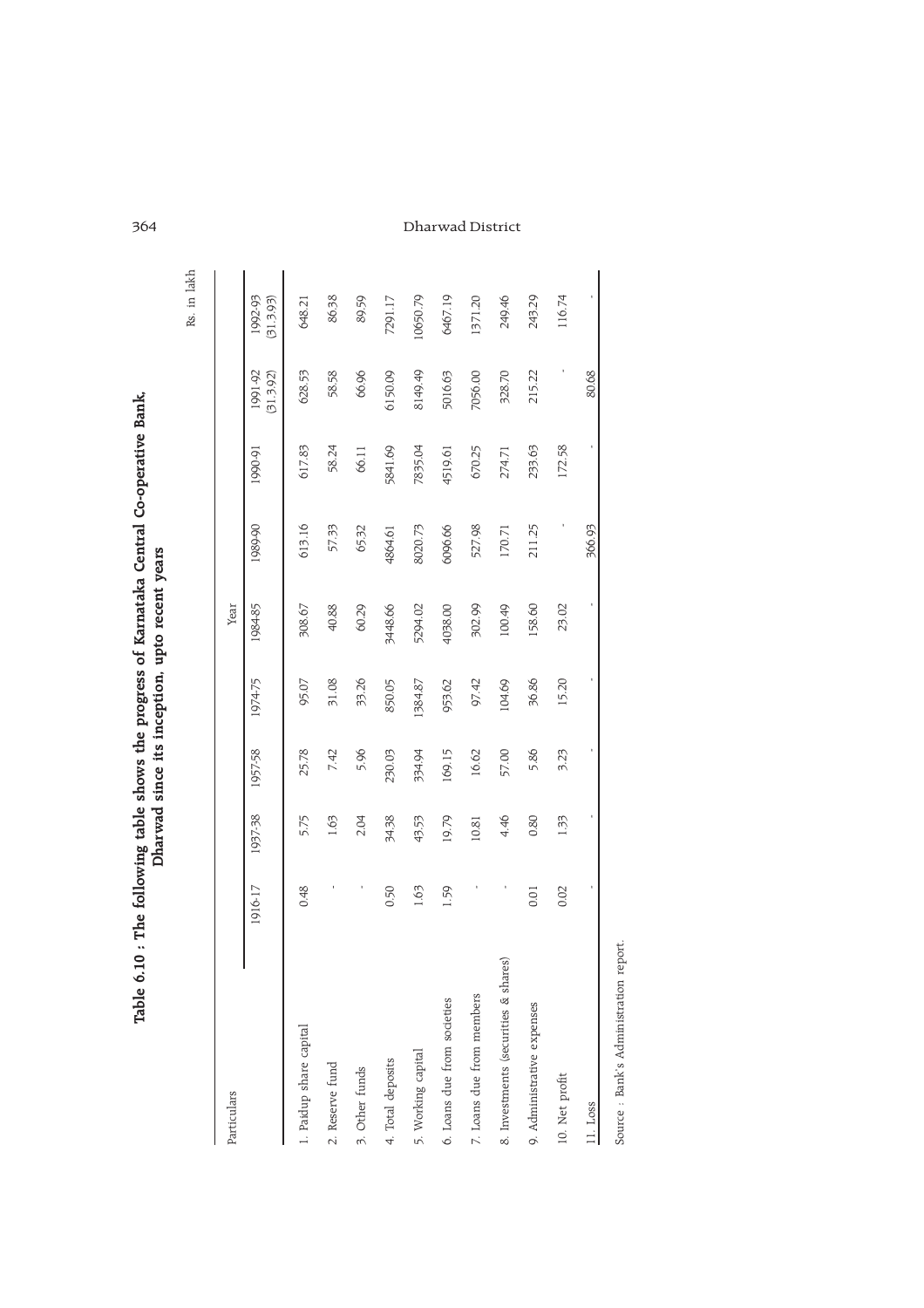**Table 6.10 : The following table shows the progress of Karnataka Central Co-operative Bank, Dharwad since its inception, upto recent years**

Rs. in lakh

| Particulars | Year | | | | | | | | |
|---|---|---|---|---|---|---|---|---|---|
| | 1916-17 | 1937-38 | 1957-58 | 1974-75 | 1984-85 | 1989-90 | 1990-91 | 1991-92 (31.3.92) | 1992-93 (31.3.93) |
| 1. Paidup share capital | 0.48 | 5.75 | 25.78 | 95.07 | 308.67 | 613.16 | 617.83 | 628.53 | 648.21 |
| 2. Reserve fund | - | 1.63 | 7.42 | 31.08 | 40.88 | 57.33 | 58.24 | 58.58 | 86.38 |
| 3. Other funds | - | 2.04 | 5.96 | 33.26 | 60.29 | 65.32 | 66.11 | 66.96 | 89.59 |
| 4. Total deposits | 0.50 | 34.38 | 230.03 | 850.05 | 3448.66 | 4864.61 | 5841.69 | 6150.09 | 7291.17 |
| 5. Working capital | 1.63 | 43.53 | 334.94 | 1384.87 | 5294.02 | 8020.73 | 7835.04 | 8149.49 | 10650.79 |
| 6. Loans due from societies | 1.59 | 19.79 | 169.15 | 953.62 | 4038.00 | 6096.66 | 4519.61 | 5016.63 | 6467.19 |
| 7. Loans due from members | - | 10.81 | 16.62 | 97.42 | 302.99 | 527.98 | 670.25 | 7056.00 | 1371.20 |
| 8. Investments (securities & shares) | - | 4.46 | 57.00 | 104.69 | 100.49 | 170.71 | 274.71 | 328.70 | 249.46 |
| 9. Administrative expenses | 0.01 | 0.80 | 5.86 | 36.86 | 158.60 | 211.25 | 233.63 | 215.22 | 243.29 |
| 10. Net profit | 0.02 | 1.33 | 3.23 | 15.20 | 23.02 | - | 172.58 | - | 116.74 |
| 11. Loss | - | - | - | - | - | 366.93 | - | 80.68 | - |

Source : Bank's Administration report.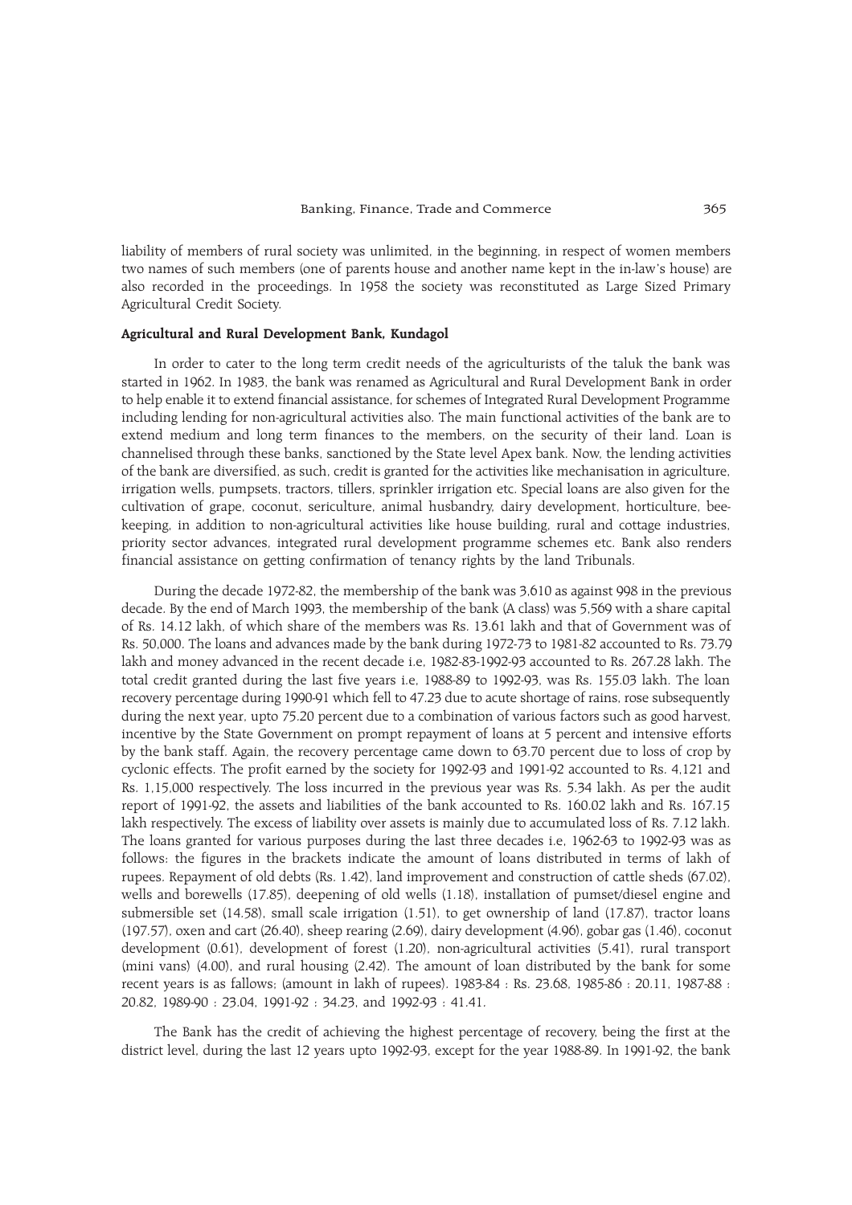liability of members of rural society was unlimited, in the beginning, in respect of women members two names of such members (one of parents house and another name kept in the in-law's house) are also recorded in the proceedings. In 1958 the society was reconstituted as Large Sized Primary Agricultural Credit Society.

**Agricultural and Rural Development Bank, Kundagol**

In order to cater to the long term credit needs of the agriculturists of the taluk the bank was started in 1962. In 1983, the bank was renamed as Agricultural and Rural Development Bank in order to help enable it to extend financial assistance, for schemes of Integrated Rural Development Programme including lending for non-agricultural activities also. The main functional activities of the bank are to extend medium and long term finances to the members, on the security of their land. Loan is channelised through these banks, sanctioned by the State level Apex bank. Now, the lending activities of the bank are diversified, as such, credit is granted for the activities like mechanisation in agriculture, irrigation wells, pumpsets, tractors, tillers, sprinkler irrigation etc. Special loans are also given for the cultivation of grape, coconut, sericulture, animal husbandry, dairy development, horticulture, bee-keeping, in addition to non-agricultural activities like house building, rural and cottage industries, priority sector advances, integrated rural development programme schemes etc. Bank also renders financial assistance on getting confirmation of tenancy rights by the land Tribunals.

During the decade 1972-82, the membership of the bank was 3,610 as against 998 in the previous decade. By the end of March 1993, the membership of the bank (A class) was 5,569 with a share capital of Rs. 14.12 lakh, of which share of the members was Rs. 13.61 lakh and that of Government was of Rs. 50,000. The loans and advances made by the bank during 1972-73 to 1981-82 accounted to Rs. 73.79 lakh and money advanced in the recent decade i.e, 1982-83-1992-93 accounted to Rs. 267.28 lakh. The total credit granted during the last five years i.e, 1988-89 to 1992-93, was Rs. 155.03 lakh. The loan recovery percentage during 1990-91 which fell to 47.23 due to acute shortage of rains, rose subsequently during the next year, upto 75.20 percent due to a combination of various factors such as good harvest, incentive by the State Government on prompt repayment of loans at 5 percent and intensive efforts by the bank staff. Again, the recovery percentage came down to 63.70 percent due to loss of crop by cyclonic effects. The profit earned by the society for 1992-93 and 1991-92 accounted to Rs. 4,121 and Rs. 1,15,000 respectively. The loss incurred in the previous year was Rs. 5.34 lakh. As per the audit report of 1991-92, the assets and liabilities of the bank accounted to Rs. 160.02 lakh and Rs. 167.15 lakh respectively. The excess of liability over assets is mainly due to accumulated loss of Rs. 7.12 lakh. The loans granted for various purposes during the last three decades i.e, 1962-63 to 1992-93 was as follows: the figures in the brackets indicate the amount of loans distributed in terms of lakh of rupees. Repayment of old debts (Rs. 1.42), land improvement and construction of cattle sheds (67.02), wells and borewells (17.85), deepening of old wells (1.18), installation of pumset/diesel engine and submersible set (14.58), small scale irrigation (1.51), to get ownership of land (17.87), tractor loans (197.57), oxen and cart (26.40), sheep rearing (2.69), dairy development (4.96), gobar gas (1.46), coconut development (0.61), development of forest (1.20), non-agricultural activities (5.41), rural transport (mini vans) (4.00), and rural housing (2.42). The amount of loan distributed by the bank for some recent years is as fallows; (amount in lakh of rupees). 1983-84 : Rs. 23.68, 1985-86 : 20.11, 1987-88 : 20.82, 1989-90 : 23.04, 1991-92 : 34.23, and 1992-93 : 41.41.

The Bank has the credit of achieving the highest percentage of recovery, being the first at the district level, during the last 12 years upto 1992-93, except for the year 1988-89. In 1991-92, the bank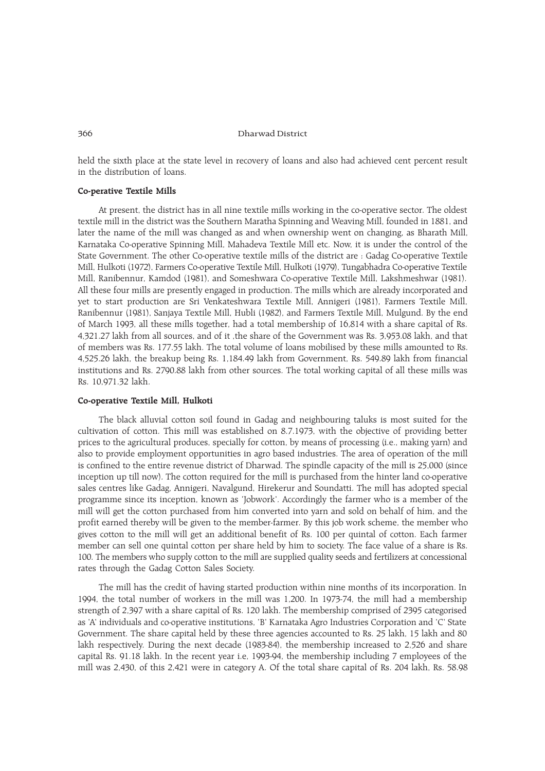held the sixth place at the state level in recovery of loans and also had achieved cent percent result in the distribution of loans.

**Co-perative Textile Mills**

At present, the district has in all nine textile mills working in the co-operative sector. The oldest textile mill in the district was the Southern Maratha Spinning and Weaving Mill, founded in 1881, and later the name of the mill was changed as and when ownership went on changing, as Bharath Mill, Karnataka Co-operative Spinning Mill, Mahadeva Textile Mill etc. Now, it is under the control of the State Government. The other Co-operative textile mills of the district are : Gadag Co-operative Textile Mill, Hulkoti (1972), Farmers Co-operative Textile Mill, Hulkoti (1979), Tungabhadra Co-operative Textile Mill, Ranibennur, Kamdod (1981), and Someshwara Co-operative Textile Mill, Lakshmeshwar (1981). All these four mills are presently engaged in production. The mills which are already incorporated and yet to start production are Sri Venkateshwara Textile Mill, Annigeri (1981), Farmers Textile Mill, Ranibennur (1981), Sanjaya Textile Mill, Hubli (1982), and Farmers Textile Mill, Mulgund. By the end of March 1993, all these mills together, had a total membership of 16,814 with a share capital of Rs. 4,321.27 lakh from all sources, and of it ,the share of the Government was Rs. 3,953.08 lakh, and that of members was Rs. 177.55 lakh. The total volume of loans mobilised by these mills amounted to Rs. 4,525.26 lakh, the breakup being Rs. 1,184.49 lakh from Government, Rs. 549.89 lakh from financial institutions and Rs. 2790.88 lakh from other sources. The total working capital of all these mills was Rs. 10,971.32 lakh.

**Co-operative Textile Mill, Hulkoti**

The black alluvial cotton soil found in Gadag and neighbouring taluks is most suited for the cultivation of cotton. This mill was established on 8.7.1973, with the objective of providing better prices to the agricultural produces, specially for cotton, by means of processing (i.e., making yarn) and also to provide employment opportunities in agro based industries. The area of operation of the mill is confined to the entire revenue district of Dharwad. The spindle capacity of the mill is 25,000 (since inception up till now). The cotton required for the mill is purchased from the hinter land co-operative sales centres like Gadag, Annigeri, Navalgund, Hirekerur and Soundatti. The mill has adopted special programme since its inception, known as 'Jobwork'. Accordingly the farmer who is a member of the mill will get the cotton purchased from him converted into yarn and sold on behalf of him, and the profit earned thereby will be given to the member-farmer. By this job work scheme, the member who gives cotton to the mill will get an additional benefit of Rs. 100 per quintal of cotton. Each farmer member can sell one quintal cotton per share held by him to society. The face value of a share is Rs. 100. The members who supply cotton to the mill are supplied quality seeds and fertilizers at concessional rates through the Gadag Cotton Sales Society.

The mill has the credit of having started production within nine months of its incorporation. In 1994, the total number of workers in the mill was 1,200. In 1973-74, the mill had a membership strength of 2,397 with a share capital of Rs. 120 lakh. The membership comprised of 2395 categorised as 'A' individuals and co-operative institutions, 'B' Karnataka Agro Industries Corporation and 'C' State Government. The share capital held by these three agencies accounted to Rs. 25 lakh, 15 lakh and 80 lakh respectively. During the next decade (1983-84), the membership increased to 2,526 and share capital Rs. 91.18 lakh. In the recent year i.e, 1993-94, the membership including 7 employees of the mill was 2,430, of this 2,421 were in category A. Of the total share capital of Rs. 204 lakh, Rs. 58.98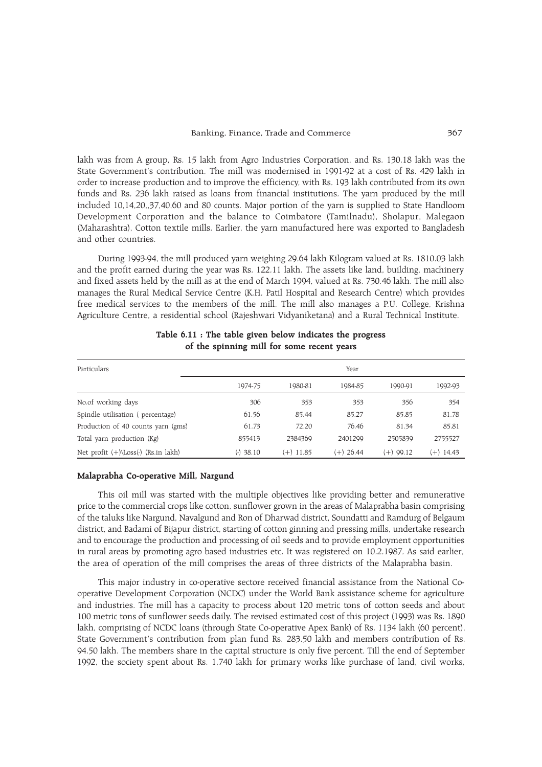lakh was from A group, Rs. 15 lakh from Agro Industries Corporation, and Rs. 130.18 lakh was the State Government's contribution. The mill was modernised in 1991-92 at a cost of Rs. 429 lakh in order to increase production and to improve the efficiency, with Rs. 193 lakh contributed from its own funds and Rs. 236 lakh raised as loans from financial institutions. The yarn produced by the mill included 10,14,20,,37,40,60 and 80 counts. Major portion of the yarn is supplied to State Handloom Development Corporation and the balance to Coimbatore (Tamilnadu), Sholapur, Malegaon (Maharashtra), Cotton textile mills. Earlier, the yarn manufactured here was exported to Bangladesh and other countries.

During 1993-94, the mill produced yarn weighing 29.64 lakh Kilogram valued at Rs. 1810.03 lakh and the profit earned during the year was Rs. 122.11 lakh. The assets like land, building, machinery and fixed assets held by the mill as at the end of March 1994, valued at Rs. 730.46 lakh. The mill also manages the Rural Medical Service Centre (K.H. Patil Hospital and Research Centre) which provides free medical services to the members of the mill. The mill also manages a P.U. College, Krishna Agriculture Centre, a residential school (Rajeshwari Vidyaniketana) and a Rural Technical Institute.

**Table 6.11 : The table given below indicates the progress of the spinning mill for some recent years**

| Particulars | Year | | | | |
|---|---|---|---|---|---|
| | 1974-75 | 1980-81 | 1984-85 | 1990-91 | 1992-93 |
| No.of working days | 306 | 353 | 353 | 356 | 354 |
| Spindle utilisation ( percentage) | 61.56 | 85.44 | 85.27 | 85.85 | 81.78 |
| Production of 40 counts yarn (gms) | 61.73 | 72.20 | 76.46 | 81.34 | 85.81 |
| Total yarn production (Kg) | 855413 | 2384369 | 2401299 | 2505839 | 2755527 |
| Net profit (+)\Loss(-) (Rs.in lakh) | (-) 38.10 | (+) 11.85 | (+) 26.44 | (+) 99.12 | (+) 14.43 |

### Malaprabha Co-operative Mill, Nargund

This oil mill was started with the multiple objectives like providing better and remunerative price to the commercial crops like cotton, sunflower grown in the areas of Malaprabha basin comprising of the taluks like Nargund, Navalgund and Ron of Dharwad district, Soundatti and Ramdurg of Belgaum district, and Badami of Bijapur district, starting of cotton ginning and pressing mills, undertake research and to encourage the production and processing of oil seeds and to provide employment opportunities in rural areas by promoting agro based industries etc. It was registered on 10.2.1987. As said earlier, the area of operation of the mill comprises the areas of three districts of the Malaprabha basin.

This major industry in co-operative sectore received financial assistance from the National Co-operative Development Corporation (NCDC) under the World Bank assistance scheme for agriculture and industries. The mill has a capacity to process about 120 metric tons of cotton seeds and about 100 metric tons of sunflower seeds daily. The revised estimated cost of this project (1993) was Rs. 1890 lakh, comprising of NCDC loans (through State Co-operative Apex Bank) of Rs. 1134 lakh (60 percent), State Government's contribution from plan fund Rs. 283.50 lakh and members contribution of Rs. 94.50 lakh. The members share in the capital structure is only five percent. Till the end of September 1992, the society spent about Rs. 1,740 lakh for primary works like purchase of land, civil works,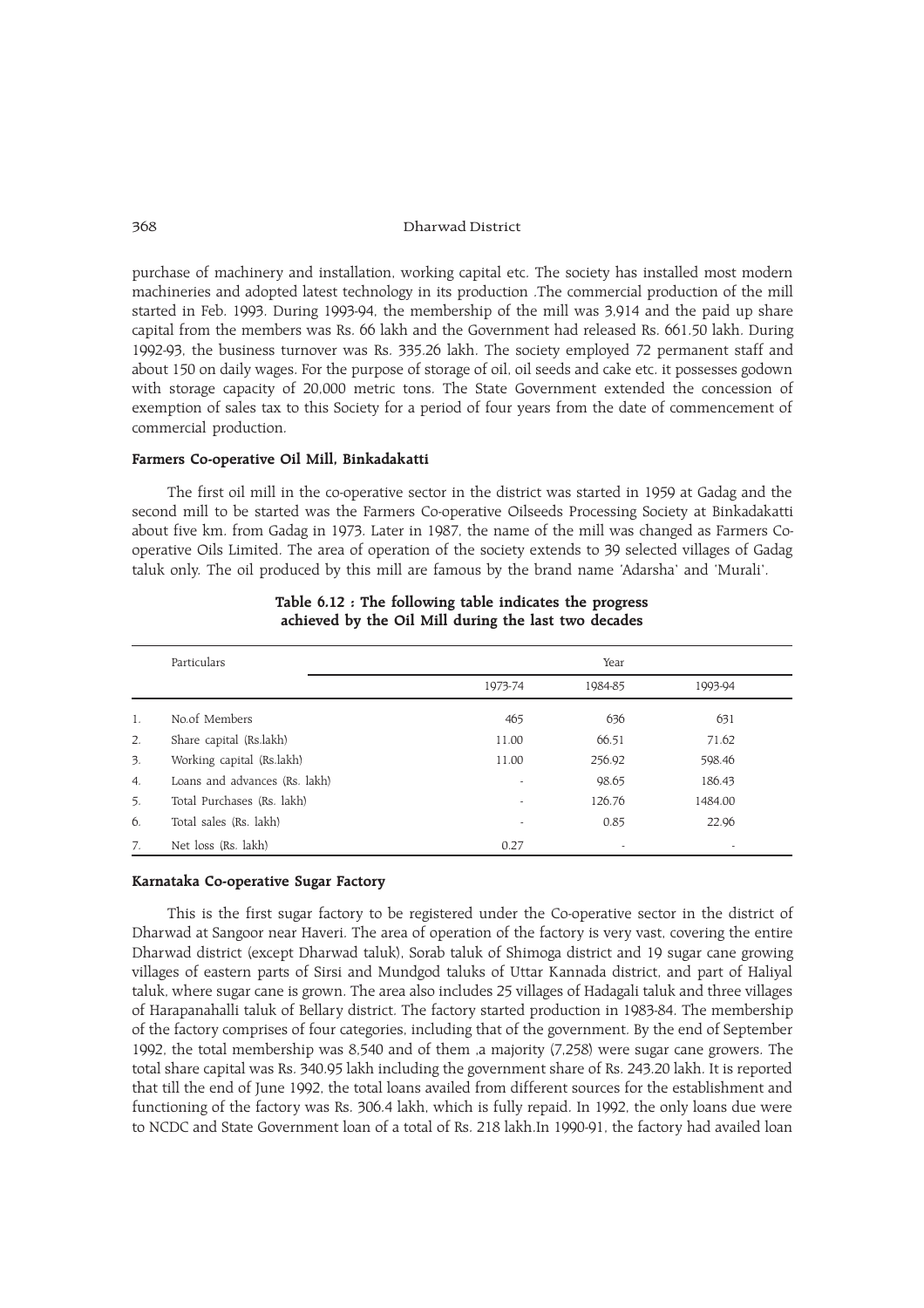purchase of machinery and installation, working capital etc. The society has installed most modern machineries and adopted latest technology in its production .The commercial production of the mill started in Feb. 1993. During 1993-94, the membership of the mill was 3,914 and the paid up share capital from the members was Rs. 66 lakh and the Government had released Rs. 661.50 lakh. During 1992-93, the business turnover was Rs. 335.26 lakh. The society employed 72 permanent staff and about 150 on daily wages. For the purpose of storage of oil, oil seeds and cake etc. it possesses godown with storage capacity of 20,000 metric tons. The State Government extended the concession of exemption of sales tax to this Society for a period of four years from the date of commencement of commercial production.

**Farmers Co-operative Oil Mill, Binkadakatti**

The first oil mill in the co-operative sector in the district was started in 1959 at Gadag and the second mill to be started was the Farmers Co-operative Oilseeds Processing Society at Binkadakatti about five km. from Gadag in 1973. Later in 1987, the name of the mill was changed as Farmers Co-operative Oils Limited. The area of operation of the society extends to 39 selected villages of Gadag taluk only. The oil produced by this mill are famous by the brand name 'Adarsha' and 'Murali'.

**Table 6.12 : The following table indicates the progress achieved by the Oil Mill during the last two decades**

| | Particulars | Year | | |
|---|---|---|---|---|
| | | 1973-74 | 1984-85 | 1993-94 |
| 1. | No.of Members | 465 | 636 | 631 |
| 2. | Share capital (Rs.lakh) | 11.00 | 66.51 | 71.62 |
| 3. | Working capital (Rs.lakh) | 11.00 | 256.92 | 598.46 |
| 4. | Loans and advances (Rs. lakh) | - | 98.65 | 186.43 |
| 5. | Total Purchases (Rs. lakh) | - | 126.76 | 1484.00 |
| 6. | Total sales (Rs. lakh) | - | 0.85 | 22.96 |
| 7. | Net loss (Rs. lakh) | 0.27 | - | - |

**Karnataka Co-operative Sugar Factory**

This is the first sugar factory to be registered under the Co-operative sector in the district of Dharwad at Sangoor near Haveri. The area of operation of the factory is very vast, covering the entire Dharwad district (except Dharwad taluk), Sorab taluk of Shimoga district and 19 sugar cane growing villages of eastern parts of Sirsi and Mundgod taluks of Uttar Kannada district, and part of Haliyal taluk, where sugar cane is grown. The area also includes 25 villages of Hadagali taluk and three villages of Harapanahalli taluk of Bellary district. The factory started production in 1983-84. The membership of the factory comprises of four categories, including that of the government. By the end of September 1992, the total membership was 8,540 and of them ,a majority (7,258) were sugar cane growers. The total share capital was Rs. 340.95 lakh including the government share of Rs. 243.20 lakh. It is reported that till the end of June 1992, the total loans availed from different sources for the establishment and functioning of the factory was Rs. 306.4 lakh, which is fully repaid. In 1992, the only loans due were to NCDC and State Government loan of a total of Rs. 218 lakh.In 1990-91, the factory had availed loan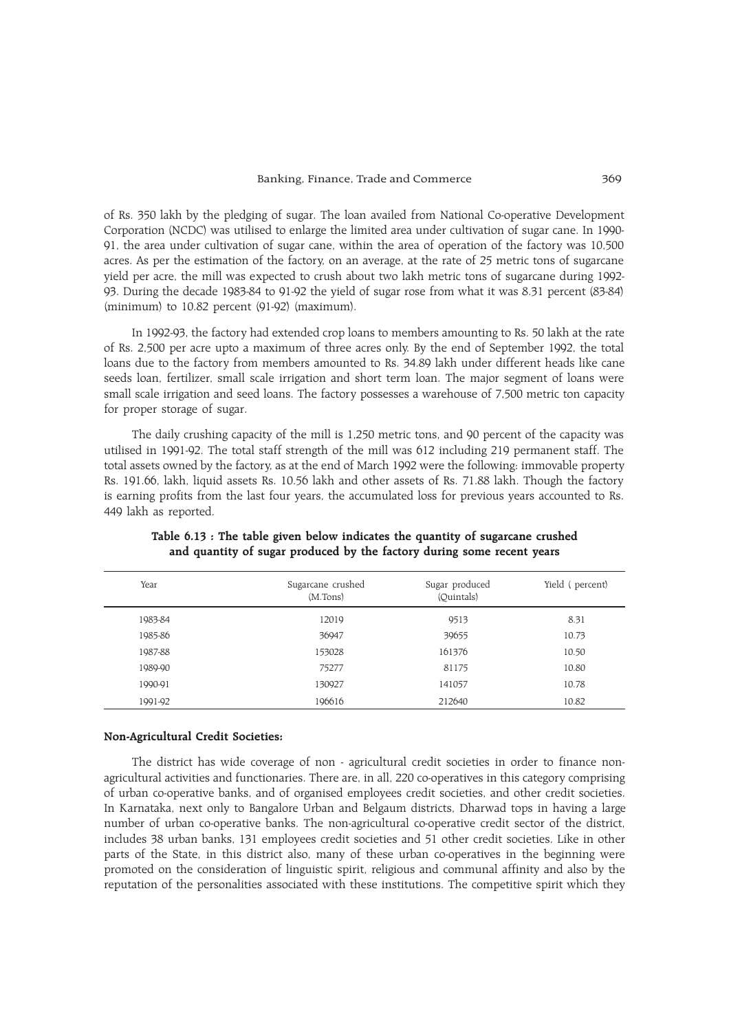of Rs. 350 lakh by the pledging of sugar. The loan availed from National Co-operative Development Corporation (NCDC) was utilised to enlarge the limited area under cultivation of sugar cane. In 1990-91, the area under cultivation of sugar cane, within the area of operation of the factory was 10,500 acres. As per the estimation of the factory, on an average, at the rate of 25 metric tons of sugarcane yield per acre, the mill was expected to crush about two lakh metric tons of sugarcane during 1992-93. During the decade 1983-84 to 91-92 the yield of sugar rose from what it was 8.31 percent (83-84) (minimum) to 10.82 percent (91-92) (maximum).

In 1992-93, the factory had extended crop loans to members amounting to Rs. 50 lakh at the rate of Rs. 2,500 per acre upto a maximum of three acres only. By the end of September 1992, the total loans due to the factory from members amounted to Rs. 34.89 lakh under different heads like cane seeds loan, fertilizer, small scale irrigation and short term loan. The major segment of loans were small scale irrigation and seed loans. The factory possesses a warehouse of 7,500 metric ton capacity for proper storage of sugar.

The daily crushing capacity of the mill is 1,250 metric tons, and 90 percent of the capacity was utilised in 1991-92. The total staff strength of the mill was 612 including 219 permanent staff. The total assets owned by the factory, as at the end of March 1992 were the following: immovable property Rs. 191.66, lakh, liquid assets Rs. 10.56 lakh and other assets of Rs. 71.88 lakh. Though the factory is earning profits from the last four years, the accumulated loss for previous years accounted to Rs. 449 lakh as reported.

**Table 6.13 : The table given below indicates the quantity of sugarcane crushed and quantity of sugar produced by the factory during some recent years**

| Year | Sugarcane crushed (M.Tons) | Sugar produced (Quintals) | Yield ( percent) |
|---|---|---|---|
| 1983-84 | 12019 | 9513 | 8.31 |
| 1985-86 | 36947 | 39655 | 10.73 |
| 1987-88 | 153028 | 161376 | 10.50 |
| 1989-90 | 75277 | 81175 | 10.80 |
| 1990-91 | 130927 | 141057 | 10.78 |
| 1991-92 | 196616 | 212640 | 10.82 |

**Non-Agricultural Credit Societies:**

The district has wide coverage of non - agricultural credit societies in order to finance non-agricultural activities and functionaries. There are, in all, 220 co-operatives in this category comprising of urban co-operative banks, and of organised employees credit societies, and other credit societies. In Karnataka, next only to Bangalore Urban and Belgaum districts, Dharwad tops in having a large number of urban co-operative banks. The non-agricultural co-operative credit sector of the district, includes 38 urban banks, 131 employees credit societies and 51 other credit societies. Like in other parts of the State, in this district also, many of these urban co-operatives in the beginning were promoted on the consideration of linguistic spirit, religious and communal affinity and also by the reputation of the personalities associated with these institutions. The competitive spirit which they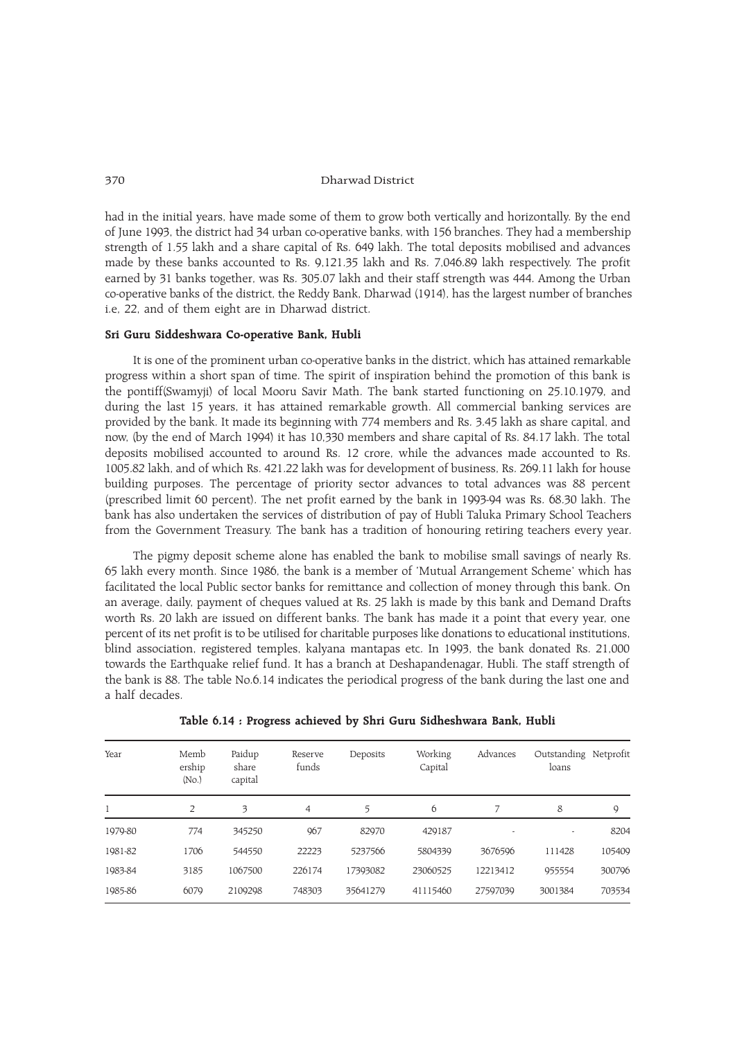had in the initial years, have made some of them to grow both vertically and horizontally. By the end of June 1993, the district had 34 urban co-operative banks, with 156 branches. They had a membership strength of 1.55 lakh and a share capital of Rs. 649 lakh. The total deposits mobilised and advances made by these banks accounted to Rs. 9,121.35 lakh and Rs. 7,046.89 lakh respectively. The profit earned by 31 banks together, was Rs. 305.07 lakh and their staff strength was 444. Among the Urban co-operative banks of the district, the Reddy Bank, Dharwad (1914), has the largest number of branches i.e, 22, and of them eight are in Dharwad district.

**Sri Guru Siddeshwara Co-operative Bank, Hubli**

It is one of the prominent urban co-operative banks in the district, which has attained remarkable progress within a short span of time. The spirit of inspiration behind the promotion of this bank is the pontiff(Swamyji) of local Mooru Savir Math. The bank started functioning on 25.10.1979, and during the last 15 years, it has attained remarkable growth. All commercial banking services are provided by the bank. It made its beginning with 774 members and Rs. 3.45 lakh as share capital, and now, (by the end of March 1994) it has 10,330 members and share capital of Rs. 84.17 lakh. The total deposits mobilised accounted to around Rs. 12 crore, while the advances made accounted to Rs. 1005.82 lakh, and of which Rs. 421.22 lakh was for development of business, Rs. 269.11 lakh for house building purposes. The percentage of priority sector advances to total advances was 88 percent (prescribed limit 60 percent). The net profit earned by the bank in 1993-94 was Rs. 68.30 lakh. The bank has also undertaken the services of distribution of pay of Hubli Taluka Primary School Teachers from the Government Treasury. The bank has a tradition of honouring retiring teachers every year.

The pigmy deposit scheme alone has enabled the bank to mobilise small savings of nearly Rs. 65 lakh every month. Since 1986, the bank is a member of 'Mutual Arrangement Scheme' which has facilitated the local Public sector banks for remittance and collection of money through this bank. On an average, daily, payment of cheques valued at Rs. 25 lakh is made by this bank and Demand Drafts worth Rs. 20 lakh are issued on different banks. The bank has made it a point that every year, one percent of its net profit is to be utilised for charitable purposes like donations to educational institutions, blind association, registered temples, kalyana mantapas etc. In 1993, the bank donated Rs. 21,000 towards the Earthquake relief fund. It has a branch at Deshapandenagar, Hubli. The staff strength of the bank is 88. The table No.6.14 indicates the periodical progress of the bank during the last one and a half decades.

**Table 6.14 : Progress achieved by Shri Guru Sidheshwara Bank, Hubli**

| Year | Membership (No.) | Paidup share capital | Reserve funds | Deposits | Working Capital | Advances | Outstanding loans | Netprofit |
|---|---|---|---|---|---|---|---|---|
| 1 | 2 | 3 | 4 | 5 | 6 | 7 | 8 | 9 |
| 1979-80 | 774 | 345250 | 967 | 82970 | 429187 | - | - | 8204 |
| 1981-82 | 1706 | 544550 | 22223 | 5237566 | 5804339 | 3676596 | 111428 | 105409 |
| 1983-84 | 3185 | 1067500 | 226174 | 17393082 | 23060525 | 12213412 | 955554 | 300796 |
| 1985-86 | 6079 | 2109298 | 748303 | 35641279 | 41115460 | 27597039 | 3001384 | 703534 |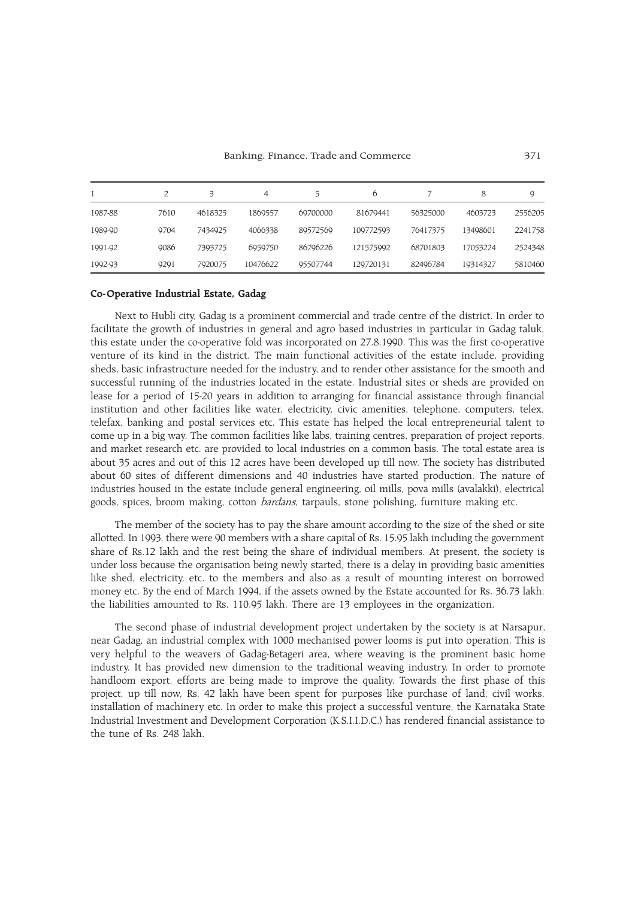| 1 | 2 | 3 | 4 | 5 | 6 | 7 | 8 | 9 |
|---|---|---|---|---|---|---|---|---|
| 1987-88 | 7610 | 4618325 | 1869557 | 69700000 | 81679441 | 56325000 | 4603723 | 2556205 |
| 1989-90 | 9704 | 7434925 | 4066338 | 89572569 | 109772593 | 76417375 | 13498601 | 2241758 |
| 1991-92 | 9086 | 7393725 | 6959750 | 86796226 | 121575992 | 68701803 | 17053224 | 2524348 |
| 1992-93 | 9291 | 7920075 | 10476622 | 95507744 | 129720131 | 82496784 | 19314327 | 5810460 |

### Co-Operative Industrial Estate, Gadag

Next to Hubli city, Gadag is a prominent commercial and trade centre of the district. In order to facilitate the growth of industries in general and agro based industries in particular in Gadag taluk, this estate under the co-operative fold was incorporated on 27.8.1990. This was the first co-operative venture of its kind in the district. The main functional activities of the estate include, providing sheds, basic infrastructure needed for the industry, and to render other assistance for the smooth and successful running of the industries located in the estate. Industrial sites or sheds are provided on lease for a period of 15-20 years in addition to arranging for financial assistance through financial institution and other facilities like water, electricity, civic amenities, telephone, computers, telex, telefax, banking and postal services etc. This estate has helped the local entrepreneurial talent to come up in a big way. The common facilities like labs, training centres, preparation of project reports, and market research etc. are provided to local industries on a common basis. The total estate area is about 35 acres and out of this 12 acres have been developed up till now. The society has distributed about 60 sites of different dimensions and 40 industries have started production. The nature of industries housed in the estate include general engineering, oil mills, pova mills (avalakki), electrical goods, spices, broom making, cotton *bardans*, tarpauls, stone polishing, furniture making etc.

The member of the society has to pay the share amount according to the size of the shed or site allotted. In 1993, there were 90 members with a share capital of Rs. 15.95 lakh including the government share of Rs.12 lakh and the rest being the share of individual members. At present, the society is under loss because the organisation being newly started, there is a delay in providing basic amenities like shed, electricity, etc. to the members and also as a result of mounting interest on borrowed money etc. By the end of March 1994, if the assets owned by the Estate accounted for Rs. 36.73 lakh, the liabilities amounted to Rs. 110.95 lakh. There are 13 employees in the organization.

The second phase of industrial development project undertaken by the society is at Narsapur, near Gadag, an industrial complex with 1000 mechanised power looms is put into operation. This is very helpful to the weavers of Gadag-Betageri area, where weaving is the prominent basic home industry. It has provided new dimension to the traditional weaving industry. In order to promote handloom export, efforts are being made to improve the quality. Towards the first phase of this project, up till now, Rs. 42 lakh have been spent for purposes like purchase of land, civil works, installation of machinery etc. In order to make this project a successful venture, the Karnataka State Industrial Investment and Development Corporation (K.S.I.I.D.C.) has rendered financial assistance to the tune of Rs. 248 lakh.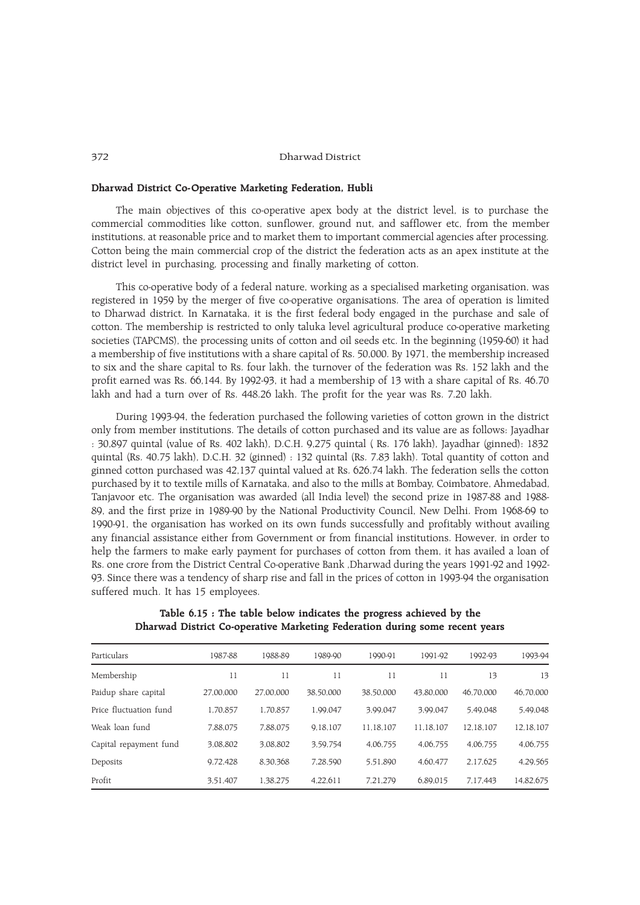### Dharwad District Co-Operative Marketing Federation, Hubli

The main objectives of this co-operative apex body at the district level, is to purchase the commercial commodities like cotton, sunflower, ground nut, and safflower etc, from the member institutions, at reasonable price and to market them to important commercial agencies after processing. Cotton being the main commercial crop of the district the federation acts as an apex institute at the district level in purchasing, processing and finally marketing of cotton.

This co-operative body of a federal nature, working as a specialised marketing organisation, was registered in 1959 by the merger of five co-operative organisations. The area of operation is limited to Dharwad district. In Karnataka, it is the first federal body engaged in the purchase and sale of cotton. The membership is restricted to only taluka level agricultural produce co-operative marketing societies (TAPCMS), the processing units of cotton and oil seeds etc. In the beginning (1959-60) it had a membership of five institutions with a share capital of Rs. 50,000. By 1971, the membership increased to six and the share capital to Rs. four lakh, the turnover of the federation was Rs. 152 lakh and the profit earned was Rs. 66,144. By 1992-93, it had a membership of 13 with a share capital of Rs. 46.70 lakh and had a turn over of Rs. 448.26 lakh. The profit for the year was Rs. 7.20 lakh.

During 1993-94, the federation purchased the following varieties of cotton grown in the district only from member institutions. The details of cotton purchased and its value are as follows: Jayadhar : 30,897 quintal (value of Rs. 402 lakh), D.C.H. 9,275 quintal ( Rs. 176 lakh), Jayadhar (ginned): 1832 quintal (Rs. 40.75 lakh), D.C.H. 32 (ginned) : 132 quintal (Rs. 7.83 lakh). Total quantity of cotton and ginned cotton purchased was 42,137 quintal valued at Rs. 626.74 lakh. The federation sells the cotton purchased by it to textile mills of Karnataka, and also to the mills at Bombay, Coimbatore, Ahmedabad, Tanjavoor etc. The organisation was awarded (all India level) the second prize in 1987-88 and 1988-89, and the first prize in 1989-90 by the National Productivity Council, New Delhi. From 1968-69 to 1990-91, the organisation has worked on its own funds successfully and profitably without availing any financial assistance either from Government or from financial institutions. However, in order to help the farmers to make early payment for purchases of cotton from them, it has availed a loan of Rs. one crore from the District Central Co-operative Bank ,Dharwad during the years 1991-92 and 1992-93. Since there was a tendency of sharp rise and fall in the prices of cotton in 1993-94 the organisation suffered much. It has 15 employees.

**Table 6.15 : The table below indicates the progress achieved by the Dharwad District Co-operative Marketing Federation during some recent years**

| Particulars | 1987-88 | 1988-89 | 1989-90 | 1990-91 | 1991-92 | 1992-93 | 1993-94 |
|---|---|---|---|---|---|---|---|
| Membership | 11 | 11 | 11 | 11 | 11 | 13 | 13 |
| Paidup share capital | 27,00,000 | 27,00,000 | 38,50,000 | 38,50,000 | 43,80,000 | 46,70,000 | 46,70,000 |
| Price fluctuation fund | 1,70,857 | 1,70,857 | 1,99,047 | 3,99,047 | 3,99,047 | 5,49,048 | 5,49,048 |
| Weak loan fund | 7,88,075 | 7,88,075 | 9,18,107 | 11,18,107 | 11,18,107 | 12,18,107 | 12,18,107 |
| Capital repayment fund | 3,08,802 | 3,08,802 | 3,59,754 | 4,06,755 | 4,06,755 | 4,06,755 | 4,06,755 |
| Deposits | 9,72,428 | 8,30,368 | 7,28,590 | 5,51,890 | 4,60,477 | 2,17,625 | 4,29,565 |
| Profit | 3,51,407 | 1,38,275 | 4,22,611 | 7,21,279 | 6,89,015 | 7,17,443 | 14,82,675 |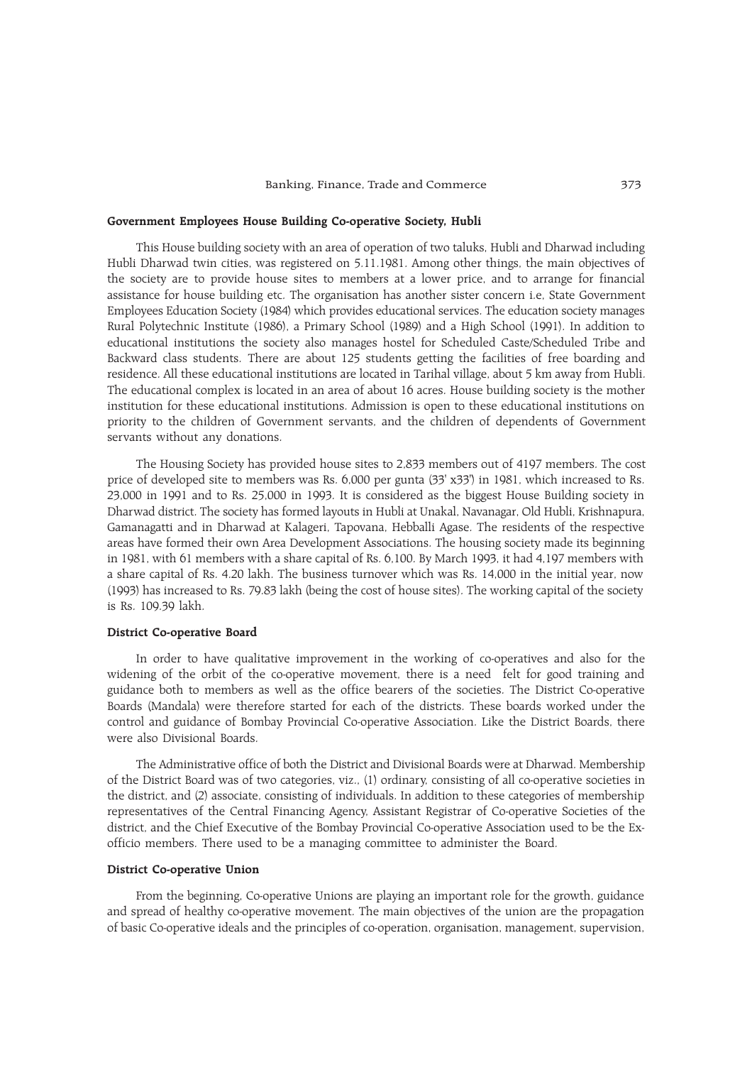### Government Employees House Building Co-operative Society, Hubli

This House building society with an area of operation of two taluks, Hubli and Dharwad including Hubli Dharwad twin cities, was registered on 5.11.1981. Among other things, the main objectives of the society are to provide house sites to members at a lower price, and to arrange for financial assistance for house building etc. The organisation has another sister concern i.e, State Government Employees Education Society (1984) which provides educational services. The education society manages Rural Polytechnic Institute (1986), a Primary School (1989) and a High School (1991). In addition to educational institutions the society also manages hostel for Scheduled Caste/Scheduled Tribe and Backward class students. There are about 125 students getting the facilities of free boarding and residence. All these educational institutions are located in Tarihal village, about 5 km away from Hubli. The educational complex is located in an area of about 16 acres. House building society is the mother institution for these educational institutions. Admission is open to these educational institutions on priority to the children of Government servants, and the children of dependents of Government servants without any donations.

The Housing Society has provided house sites to 2,833 members out of 4197 members. The cost price of developed site to members was Rs. 6,000 per gunta (33' x33') in 1981, which increased to Rs. 23,000 in 1991 and to Rs. 25,000 in 1993. It is considered as the biggest House Building society in Dharwad district. The society has formed layouts in Hubli at Unakal, Navanagar, Old Hubli, Krishnapura, Gamanagatti and in Dharwad at Kalageri, Tapovana, Hebballi Agase. The residents of the respective areas have formed their own Area Development Associations. The housing society made its beginning in 1981, with 61 members with a share capital of Rs. 6,100. By March 1993, it had 4,197 members with a share capital of Rs. 4.20 lakh. The business turnover which was Rs. 14,000 in the initial year, now (1993) has increased to Rs. 79.83 lakh (being the cost of house sites). The working capital of the society is Rs. 109.39 lakh.

### District Co-operative Board

In order to have qualitative improvement in the working of co-operatives and also for the widening of the orbit of the co-operative movement, there is a need felt for good training and guidance both to members as well as the office bearers of the societies. The District Co-operative Boards (Mandala) were therefore started for each of the districts. These boards worked under the control and guidance of Bombay Provincial Co-operative Association. Like the District Boards, there were also Divisional Boards.

The Administrative office of both the District and Divisional Boards were at Dharwad. Membership of the District Board was of two categories, viz., (1) ordinary, consisting of all co-operative societies in the district, and (2) associate, consisting of individuals. In addition to these categories of membership representatives of the Central Financing Agency, Assistant Registrar of Co-operative Societies of the district, and the Chief Executive of the Bombay Provincial Co-operative Association used to be the Ex-officio members. There used to be a managing committee to administer the Board.

### District Co-operative Union

From the beginning, Co-operative Unions are playing an important role for the growth, guidance and spread of healthy co-operative movement. The main objectives of the union are the propagation of basic Co-operative ideals and the principles of co-operation, organisation, management, supervision,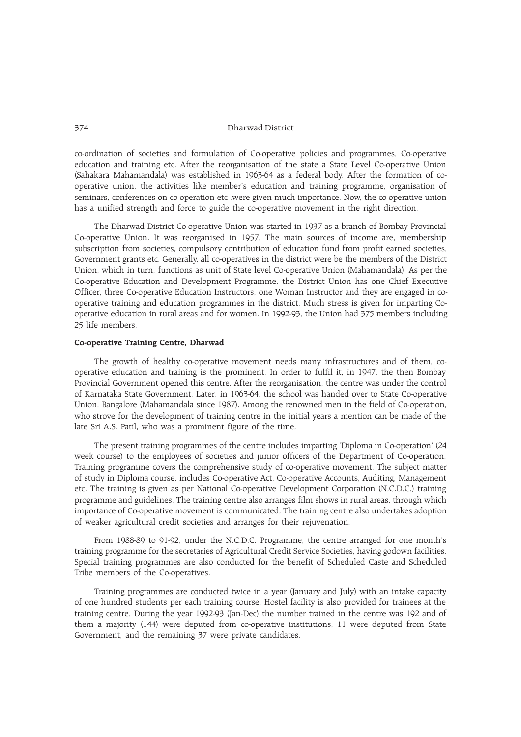co-ordination of societies and formulation of Co-operative policies and programmes, Co-operative education and training etc. After the reorganisation of the state a State Level Co-operative Union (Sahakara Mahamandala) was established in 1963-64 as a federal body. After the formation of co-operative union, the activities like member's education and training programme, organisation of seminars, conferences on co-operation etc .were given much importance. Now, the co-operative union has a unified strength and force to guide the co-operative movement in the right direction.

The Dharwad District Co-operative Union was started in 1937 as a branch of Bombay Provincial Co-operative Union. It was reorganised in 1957. The main sources of income are, membership subscription from societies, compulsory contribution of education fund from profit earned societies, Government grants etc. Generally, all co-operatives in the district were be the members of the District Union, which in turn, functions as unit of State level Co-operative Union (Mahamandala). As per the Co-operative Education and Development Programme, the District Union has one Chief Executive Officer, three Co-operative Education Instructors, one Woman Instructor and they are engaged in co-operative training and education programmes in the district. Much stress is given for imparting Co-operative education in rural areas and for women. In 1992-93, the Union had 375 members including 25 life members.

**Co-operative Training Centre, Dharwad**

The growth of healthy co-operative movement needs many infrastructures and of them, co-operative education and training is the prominent. In order to fulfil it, in 1947, the then Bombay Provincial Government opened this centre. After the reorganisation, the centre was under the control of Karnataka State Government. Later, in 1963-64, the school was handed over to State Co-operative Union, Bangalore (Mahamandala since 1987). Among the renowned men in the field of Co-operation, who strove for the development of training centre in the initial years a mention can be made of the late Sri A.S. Patil, who was a prominent figure of the time.

The present training programmes of the centre includes imparting 'Diploma in Co-operation' (24 week course) to the employees of societies and junior officers of the Department of Co-operation. Training programme covers the comprehensive study of co-operative movement. The subject matter of study in Diploma course, includes Co-operative Act, Co-operative Accounts, Auditing, Management etc. The training is given as per National Co-operative Development Corporation (N.C.D.C.) training programme and guidelines. The training centre also arranges film shows in rural areas, through which importance of Co-operative movement is communicated. The training centre also undertakes adoption of weaker agricultural credit societies and arranges for their rejuvenation.

From 1988-89 to 91-92, under the N.C.D.C. Programme, the centre arranged for one month's training programme for the secretaries of Agricultural Credit Service Societies, having godown facilities. Special training programmes are also conducted for the benefit of Scheduled Caste and Scheduled Tribe members of the Co-operatives.

Training programmes are conducted twice in a year (January and July) with an intake capacity of one hundred students per each training course. Hostel facility is also provided for trainees at the training centre. During the year 1992-93 (Jan-Dec) the number trained in the centre was 192 and of them a majority (144) were deputed from co-operative institutions, 11 were deputed from State Government, and the remaining 37 were private candidates.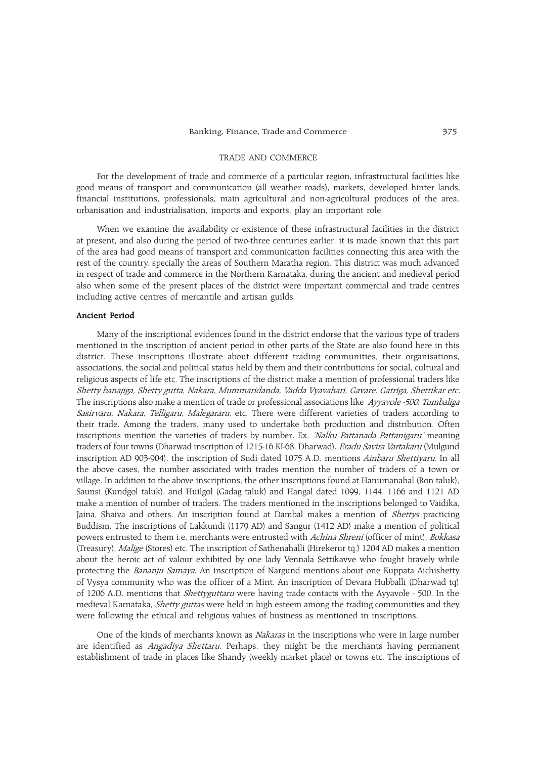## TRADE AND COMMERCE

For the development of trade and commerce of a particular region, infrastructural facilities like good means of transport and communication (all weather roads), markets, developed hinter lands, financial institutions, professionals, main agricultural and non-agricultural produces of the area, urbanisation and industrialisation, imports and exports, play an important role.

When we examine the availability or existence of these infrastructural facilities in the district at present, and also during the period of two-three centuries earlier, it is made known that this part of the area had good means of transport and communication facilities connecting this area with the rest of the country, specially the areas of Southern Maratha region. This district was much advanced in respect of trade and commerce in the Northern Karnataka, during the ancient and medieval period also when some of the present places of the district were important commercial and trade centres including active centres of mercantile and artisan guilds.

### Ancient Period

Many of the inscriptional evidences found in the district endorse that the various type of traders mentioned in the inscription of ancient period in other parts of the State are also found here in this district. These inscriptions illustrate about different trading communities, their organisations, associations, the social and political status held by them and their contributions for social, cultural and religious aspects of life etc. The inscriptions of the district make a mention of professional traders like *Shetty banajiga, Shetty gutta, Nakara, Mummaridanda, Vadda Vyavahari, Gavare, Gatriga, Shettikar etc.* The inscriptions also make a mention of trade or professional associations like *Ayyavole -500, Tumbaliga Sasirvaru, Nakara, Telligaru, Malegararu,* etc. There were different varieties of traders according to their trade. Among the traders, many used to undertake both production and distribution. Often inscriptions mention the varieties of traders by number. Ex. *'Nalku Pattanada Pattanigaru'* meaning traders of four towns (Dharwad inscription of 1215-16 KI-68, Dharwad). *Eradu Savira Vartakaru* (Mulgund inscription AD 903-904), the inscription of Sudi dated 1075 A.D. mentions *Ainbaru Shettiyaru.* In all the above cases, the number associated with trades mention the number of traders of a town or village. In addition to the above inscriptions, the other inscriptions found at Hanumanahal (Ron taluk), Saunsi (Kundgol taluk), and Huilgol (Gadag taluk) and Hangal dated 1099, 1144, 1166 and 1121 AD make a mention of number of traders. The traders mentioned in the inscriptions belonged to Vaidika, Jaina, Shaiva and others. An inscription found at Dambal makes a mention of *Shettys* practicing Buddism. The inscriptions of Lakkundi (1179 AD) and Sangur (1412 AD) make a mention of political powers entrusted to them i.e, merchants were entrusted with *Achina Shreni* (officer of mint), *Bokkasa* (Treasury), *Malige* (Stores) etc. The inscription of Sathenahalli (Hirekerur tq.) 1204 AD makes a mention about the heroic act of valour exhibited by one lady Vennala Settikavve who fought bravely while protecting the *Bananju Samaya.* An inscription of Nargund mentions about one Kuppata Aichishetty of Vysya community who was the officer of a Mint. An inscription of Devara Hubballi (Dharwad tq) of 1206 A.D. mentions that *Shettyguttaru* were having trade contacts with the Ayyavole - 500. In the medieval Karnataka, *Shetty guttas* were held in high esteem among the trading communities and they were following the ethical and religious values of business as mentioned in inscriptions.

One of the kinds of merchants known as *Nakaras* in the inscriptions who were in large number are identified as *Angadiya Shettaru.* Perhaps, they might be the merchants having permanent establishment of trade in places like Shandy (weekly market place) or towns etc. The inscriptions of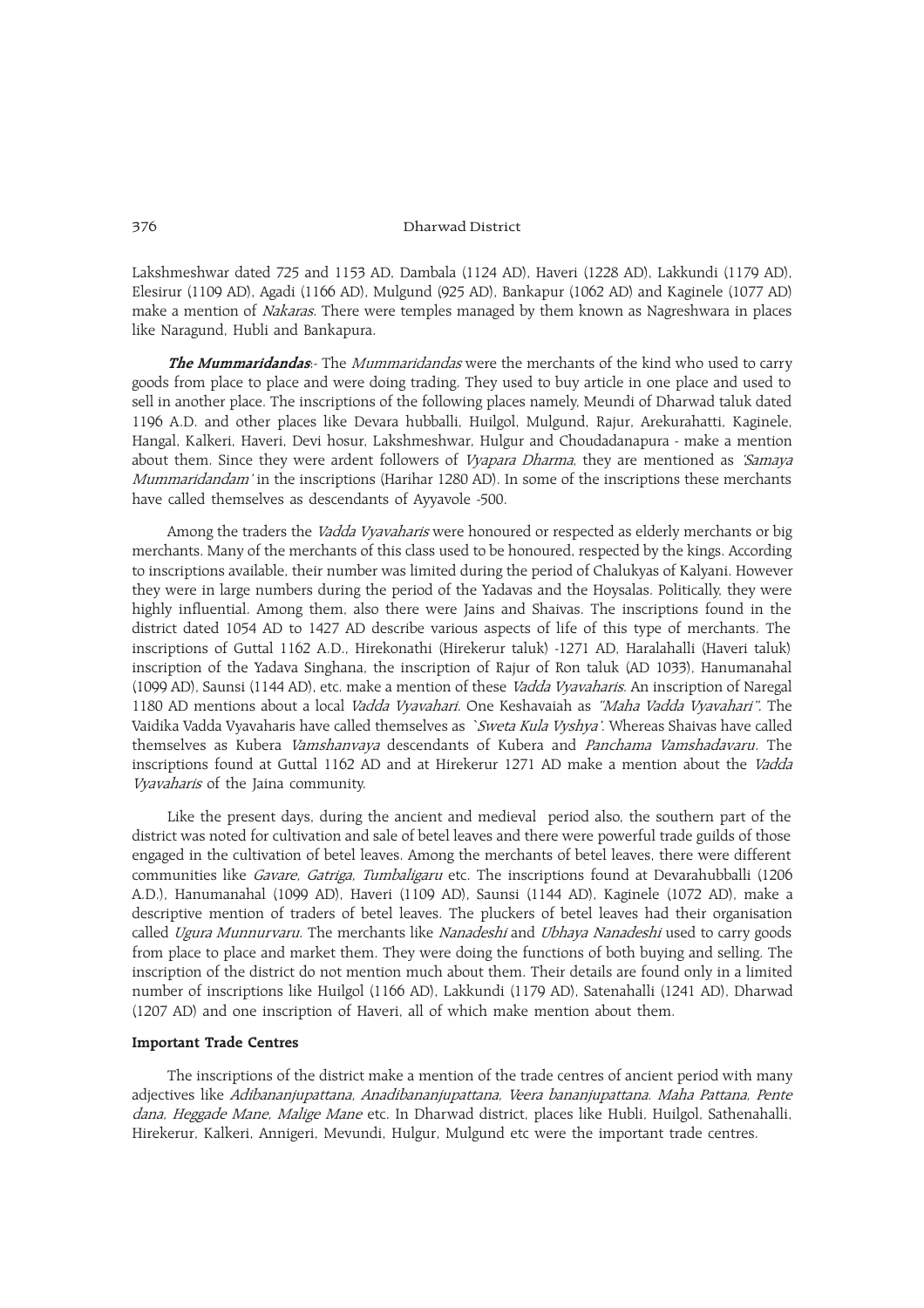Lakshmeshwar dated 725 and 1153 AD, Dambala (1124 AD), Haveri (1228 AD), Lakkundi (1179 AD), Elesirur (1109 AD), Agadi (1166 AD), Mulgund (925 AD), Bankapur (1062 AD) and Kaginele (1077 AD) make a mention of *Nakaras*. There were temples managed by them known as Nagreshwara in places like Naragund, Hubli and Bankapura.

***The Mummaridandas***:- The *Mummaridandas* were the merchants of the kind who used to carry goods from place to place and were doing trading. They used to buy article in one place and used to sell in another place. The inscriptions of the following places namely, Meundi of Dharwad taluk dated 1196 A.D. and other places like Devara hubballi, Huilgol, Mulgund, Rajur, Arekurahatti, Kaginele, Hangal, Kalkeri, Haveri, Devi hosur, Lakshmeshwar, Hulgur and Choudadanapura - make a mention about them. Since they were ardent followers of *Vyapara Dharma*, they are mentioned as *'Samaya Mummaridandam'* in the inscriptions (Harihar 1280 AD). In some of the inscriptions these merchants have called themselves as descendants of Ayyavole -500.

Among the traders the *Vadda Vyavaharis* were honoured or respected as elderly merchants or big merchants. Many of the merchants of this class used to be honoured, respected by the kings. According to inscriptions available, their number was limited during the period of Chalukyas of Kalyani. However they were in large numbers during the period of the Yadavas and the Hoysalas. Politically, they were highly influential. Among them, also there were Jains and Shaivas. The inscriptions found in the district dated 1054 AD to 1427 AD describe various aspects of life of this type of merchants. The inscriptions of Guttal 1162 A.D., Hirekonathi (Hirekerur taluk) -1271 AD, Haralahalli (Haveri taluk) inscription of the Yadava Singhana, the inscription of Rajur of Ron taluk (AD 1033), Hanumanahal (1099 AD), Saunsi (1144 AD), etc. make a mention of these *Vadda Vyavaharis*. An inscription of Naregal 1180 AD mentions about a local *Vadda Vyavahari*. One Keshavaiah as *"Maha Vadda Vyavahari"*. The Vaidika Vadda Vyavaharis have called themselves as *`Sweta Kula Vyshya'*. Whereas Shaivas have called themselves as Kubera *Vamshanvaya* descendants of Kubera and *Panchama Vamshadavaru*. The inscriptions found at Guttal 1162 AD and at Hirekerur 1271 AD make a mention about the *Vadda Vyavaharis* of the Jaina community.

Like the present days, during the ancient and medieval period also, the southern part of the district was noted for cultivation and sale of betel leaves and there were powerful trade guilds of those engaged in the cultivation of betel leaves. Among the merchants of betel leaves, there were different communities like *Gavare, Gatriga, Tumbaligaru* etc. The inscriptions found at Devarahubballi (1206 A.D.), Hanumanahal (1099 AD), Haveri (1109 AD), Saunsi (1144 AD), Kaginele (1072 AD), make a descriptive mention of traders of betel leaves. The pluckers of betel leaves had their organisation called *Ugura Munnurvaru*. The merchants like *Nanadeshi* and *Ubhaya Nanadeshi* used to carry goods from place to place and market them. They were doing the functions of both buying and selling. The inscription of the district do not mention much about them. Their details are found only in a limited number of inscriptions like Huilgol (1166 AD), Lakkundi (1179 AD), Satenahalli (1241 AD), Dharwad (1207 AD) and one inscription of Haveri, all of which make mention about them.

**Important Trade Centres**

The inscriptions of the district make a mention of the trade centres of ancient period with many adjectives like *Adibananjupattana, Anadibananjupattana, Veera bananjupattana. Maha Pattana, Pente dana, Heggade Mane, Malige Mane* etc. In Dharwad district, places like Hubli, Huilgol, Sathenahalli, Hirekerur, Kalkeri, Annigeri, Mevundi, Hulgur, Mulgund etc were the important trade centres.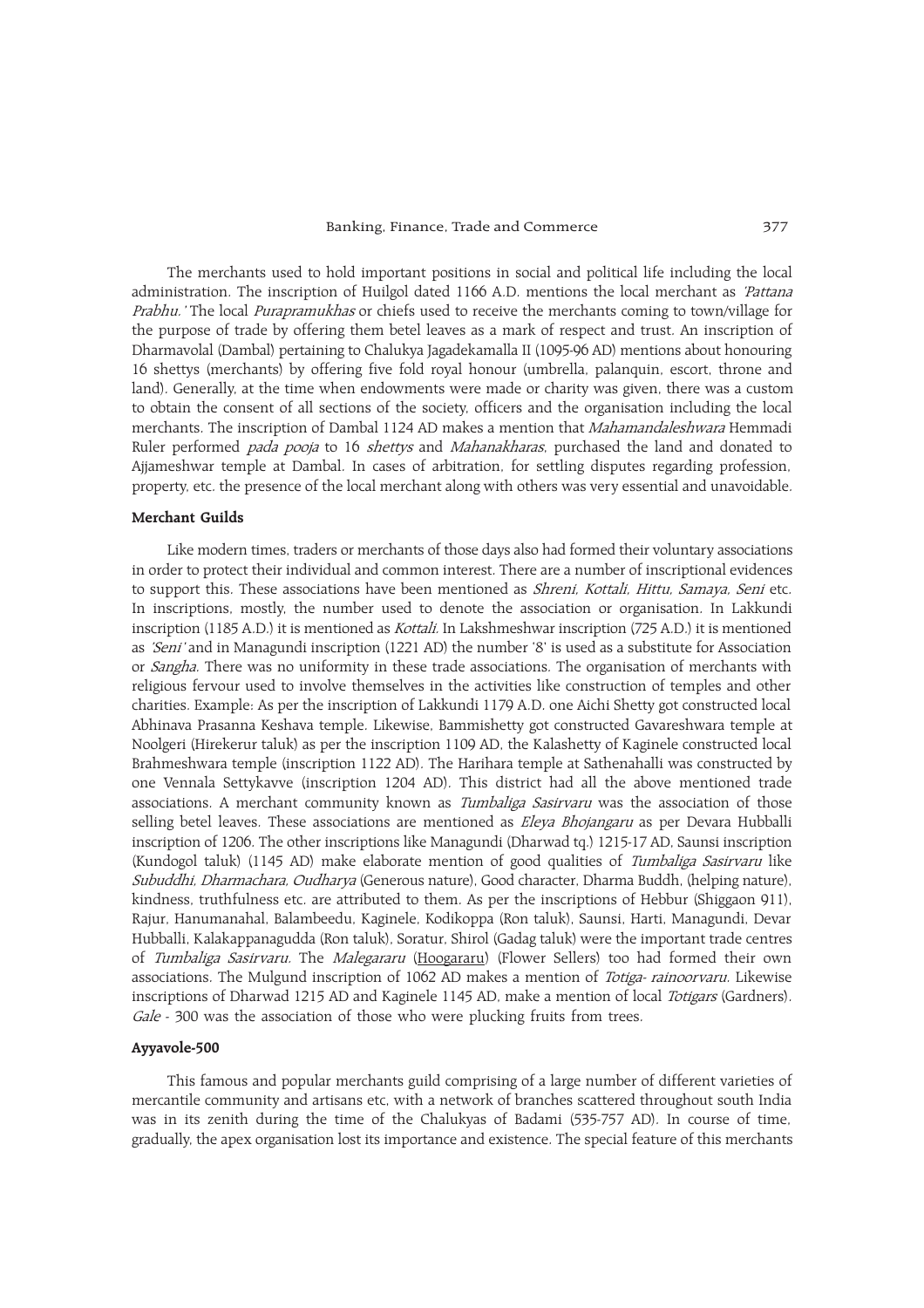The merchants used to hold important positions in social and political life including the local administration. The inscription of Huilgol dated 1166 A.D. mentions the local merchant as *'Pattana Prabhu.'* The local *Purapramukhas* or chiefs used to receive the merchants coming to town/village for the purpose of trade by offering them betel leaves as a mark of respect and trust. An inscription of Dharmavolal (Dambal) pertaining to Chalukya Jagadekamalla II (1095-96 AD) mentions about honouring 16 shettys (merchants) by offering five fold royal honour (umbrella, palanquin, escort, throne and land). Generally, at the time when endowments were made or charity was given, there was a custom to obtain the consent of all sections of the society, officers and the organisation including the local merchants. The inscription of Dambal 1124 AD makes a mention that *Mahamandaleshwara* Hemmadi Ruler performed *pada pooja* to 16 *shettys* and *Mahanakharas*, purchased the land and donated to Ajjameshwar temple at Dambal. In cases of arbitration, for settling disputes regarding profession, property, etc. the presence of the local merchant along with others was very essential and unavoidable.

### Merchant Guilds

Like modern times, traders or merchants of those days also had formed their voluntary associations in order to protect their individual and common interest. There are a number of inscriptional evidences to support this. These associations have been mentioned as *Shreni, Kottali, Hittu, Samaya, Seni* etc. In inscriptions, mostly, the number used to denote the association or organisation. In Lakkundi inscription (1185 A.D.) it is mentioned as *Kottali.* In Lakshmeshwar inscription (725 A.D.) it is mentioned as *'Seni'* and in Managundi inscription (1221 AD) the number '8' is used as a substitute for Association or *Sangha.* There was no uniformity in these trade associations. The organisation of merchants with religious fervour used to involve themselves in the activities like construction of temples and other charities. Example: As per the inscription of Lakkundi 1179 A.D. one Aichi Shetty got constructed local Abhinava Prasanna Keshava temple. Likewise, Bammishetty got constructed Gavareshwara temple at Noolgeri (Hirekerur taluk) as per the inscription 1109 AD, the Kalashetty of Kaginele constructed local Brahmeshwara temple (inscription 1122 AD). The Harihara temple at Sathenahalli was constructed by one Vennala Settykavve (inscription 1204 AD). This district had all the above mentioned trade associations. A merchant community known as *Tumbaliga Sasirvaru* was the association of those selling betel leaves. These associations are mentioned as *Eleya Bhojangaru* as per Devara Hubballi inscription of 1206. The other inscriptions like Managundi (Dharwad tq.) 1215-17 AD, Saunsi inscription (Kundogol taluk) (1145 AD) make elaborate mention of good qualities of *Tumbaliga Sasirvaru* like *Subuddhi, Dharmachara, Oudharya* (Generous nature), Good character, Dharma Buddh, (helping nature), kindness, truthfulness etc. are attributed to them. As per the inscriptions of Hebbur (Shiggaon 911), Rajur, Hanumanahal, Balambeedu, Kaginele, Kodikoppa (Ron taluk), Saunsi, Harti, Managundi, Devar Hubballi, Kalakappanagudda (Ron taluk), Soratur, Shirol (Gadag taluk) were the important trade centres of *Tumbaliga Sasirvaru.* The *Malegararu* (Hoogararu) (Flower Sellers) too had formed their own associations. The Mulgund inscription of 1062 AD makes a mention of *Totiga- rainoorvaru.* Likewise inscriptions of Dharwad 1215 AD and Kaginele 1145 AD, make a mention of local *Totigars* (Gardners). *Gale* - 300 was the association of those who were plucking fruits from trees.

### Ayyavole-500

This famous and popular merchants guild comprising of a large number of different varieties of mercantile community and artisans etc, with a network of branches scattered throughout south India was in its zenith during the time of the Chalukyas of Badami (535-757 AD). In course of time, gradually, the apex organisation lost its importance and existence. The special feature of this merchants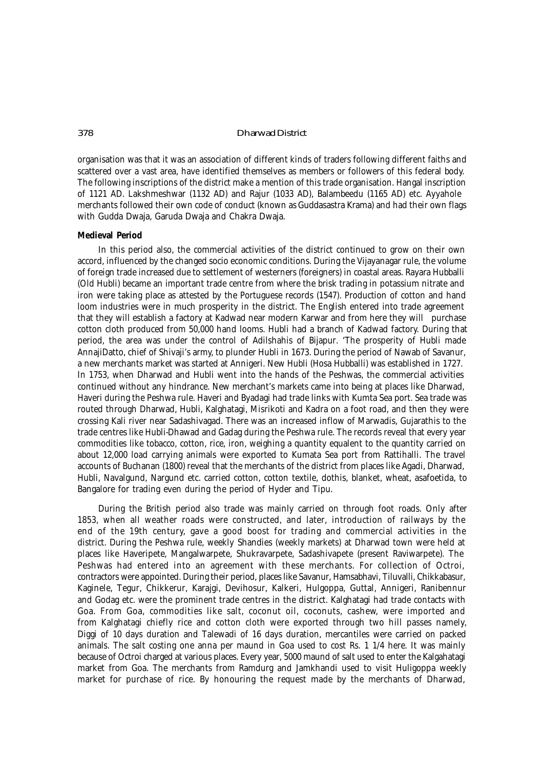organisation was that it was an association of different kinds of traders following different faiths and scattered over a vast area, have identified themselves as members or followers of this federal body. The following inscriptions of the district make a mention of this trade organisation. Hangal inscription of 1121 AD. Lakshmeshwar (1132 AD) and Rajur (1033 AD), Balambeedu (1165 AD) etc. Ayyahole merchants followed their own code of conduct (known as Guddasastra Krama) and had their own flags with Gudda Dwaja, Garuda Dwaja and Chakra Dwaja.

**Medieval Period**

In this period also, the commercial activities of the district continued to grow on their own accord, influenced by the changed socio economic conditions. During the Vijayanagar rule, the volume of foreign trade increased due to settlement of westerners (foreigners) in coastal areas. Rayara Hubballi (Old Hubli) became an important trade centre from where the brisk trading in potassium nitrate and iron were taking place as attested by the Portuguese records (1547). Production of cotton and hand loom industries were in much prosperity in the district. The English entered into trade agreement that they will establish a factory at Kadwad near modern Karwar and from here they will purchase cotton cloth produced from 50,000 hand looms. Hubli had a branch of Kadwad factory. During that period, the area was under the control of Adilshahis of Bijapur. 'The prosperity of Hubli made AnnajiDatto, chief of Shivaji's army, to plunder Hubli in 1673. During the period of Nawab of Savanur, a new merchants market was started at Annigeri. New Hubli (Hosa Hubballi) was established in 1727. In 1753, when Dharwad and Hubli went into the hands of the Peshwas, the commercial activities continued without any hindrance. New merchant's markets came into being at places like Dharwad, Haveri during the Peshwa rule. Haveri and Byadagi had trade links with Kumta Sea port. Sea trade was routed through Dharwad, Hubli, Kalghatagi, Misrikoti and Kadra on a foot road, and then they were crossing Kali river near Sadashivagad. There was an increased inflow of Marwadis, Gujarathis to the trade centres like Hubli-Dhawad and Gadag during the Peshwa rule. The records reveal that every year commodities like tobacco, cotton, rice, iron, weighing a quantity equalent to the quantity carried on about 12,000 load carrying animals were exported to Kumata Sea port from Rattihalli. The travel accounts of Buchanan (1800) reveal that the merchants of the district from places like Agadi, Dharwad, Hubli, Navalgund, Nargund etc. carried cotton, cotton textile, dothis, blanket, wheat, asafoetida, to Bangalore for trading even during the period of Hyder and Tipu.

During the British period also trade was mainly carried on through foot roads. Only after 1853, when all weather roads were constructed, and later, introduction of railways by the end of the 19th century, gave a good boost for trading and commercial activities in the district. During the Peshwa rule, weekly Shandies (weekly markets) at Dharwad town were held at places like Haveripete, Mangalwarpete, Shukravarpete, Sadashivapete (present Raviwarpete). The Peshwas had entered into an agreement with these merchants. For collection of Octroi, contractors were appointed. During their period, places like Savanur, Hamsabhavi, Tiluvalli, Chikkabasur, Kaginele, Tegur, Chikkerur, Karajgi, Devihosur, Kalkeri, Hulgoppa, Guttal, Annigeri, Ranibennur and Godag etc. were the prominent trade centres in the district. Kalghatagi had trade contacts with Goa. From Goa, commodities like salt, coconut oil, coconuts, cashew, were imported and from Kalghatagi chiefly rice and cotton cloth were exported through two hill passes namely, Diggi of 10 days duration and Talewadi of 16 days duration, mercantiles were carried on packed animals. The salt costing one anna per maund in Goa used to cost Rs. 1 1/4 here. It was mainly because of Octroi charged at various places. Every year, 5000 maund of salt used to enter the Kalgahatagi market from Goa. The merchants from Ramdurg and Jamkhandi used to visit Huligoppa weekly market for purchase of rice. By honouring the request made by the merchants of Dharwad,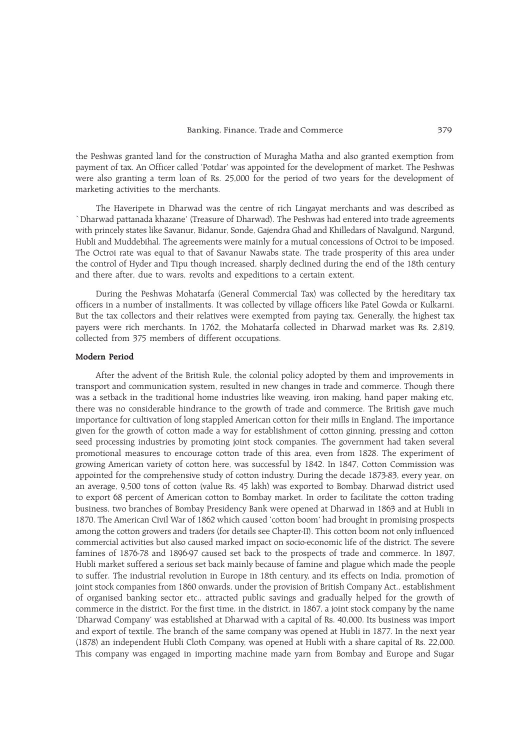the Peshwas granted land for the construction of Muragha Matha and also granted exemption from payment of tax. An Officer called 'Potdar' was appointed for the development of market. The Peshwas were also granting a term loan of Rs. 25,000 for the period of two years for the development of marketing activities to the merchants.

The Haveripete in Dharwad was the centre of rich Lingayat merchants and was described as `Dharwad pattanada khazane' (Treasure of Dharwad). The Peshwas had entered into trade agreements with princely states like Savanur, Bidanur, Sonde, Gajendra Ghad and Khilledars of Navalgund, Nargund, Hubli and Muddebihal. The agreements were mainly for a mutual concessions of Octroi to be imposed. The Octroi rate was equal to that of Savanur Nawabs state. The trade prosperity of this area under the control of Hyder and Tipu though increased, sharply declined during the end of the 18th century and there after, due to wars, revolts and expeditions to a certain extent.

During the Peshwas Mohatarfa (General Commercial Tax) was collected by the hereditary tax officers in a number of installments. It was collected by village officers like Patel Gowda or Kulkarni. But the tax collectors and their relatives were exempted from paying tax. Generally, the highest tax payers were rich merchants. In 1762, the Mohatarfa collected in Dharwad market was Rs. 2,819, collected from 375 members of different occupations.

**Modern Period**

After the advent of the British Rule, the colonial policy adopted by them and improvements in transport and communication system, resulted in new changes in trade and commerce. Though there was a setback in the traditional home industries like weaving, iron making, hand paper making etc, there was no considerable hindrance to the growth of trade and commerce. The British gave much importance for cultivation of long stappled American cotton for their mills in England. The importance given for the growth of cotton made a way for establishment of cotton ginning, pressing and cotton seed processing industries by promoting joint stock companies. The government had taken several promotional measures to encourage cotton trade of this area, even from 1828. The experiment of growing American variety of cotton here, was successful by 1842. In 1847, Cotton Commission was appointed for the comprehensive study of cotton industry. During the decade 1873-83, every year, on an average, 9,500 tons of cotton (value Rs. 45 lakh) was exported to Bombay. Dharwad district used to export 68 percent of American cotton to Bombay market. In order to facilitate the cotton trading business, two branches of Bombay Presidency Bank were opened at Dharwad in 1863 and at Hubli in 1870. The American Civil War of 1862 which caused 'cotton boom' had brought in promising prospects among the cotton growers and traders (for details see Chapter-II). This cotton boom not only influenced commercial activities but also caused marked impact on socio-economic life of the district. The severe famines of 1876-78 and 1896-97 caused set back to the prospects of trade and commerce. In 1897, Hubli market suffered a serious set back mainly because of famine and plague which made the people to suffer. The industrial revolution in Europe in 18th century, and its effects on India, promotion of joint stock companies from 1860 onwards, under the provision of British Company Act., establishment of organised banking sector etc., attracted public savings and gradually helped for the growth of commerce in the district. For the first time, in the district, in 1867, a joint stock company by the name 'Dharwad Company' was established at Dharwad with a capital of Rs. 40,000. Its business was import and export of textile. The branch of the same company was opened at Hubli in 1877. In the next year (1878) an independent Hubli Cloth Company, was opened at Hubli with a share capital of Rs. 22,000. This company was engaged in importing machine made yarn from Bombay and Europe and Sugar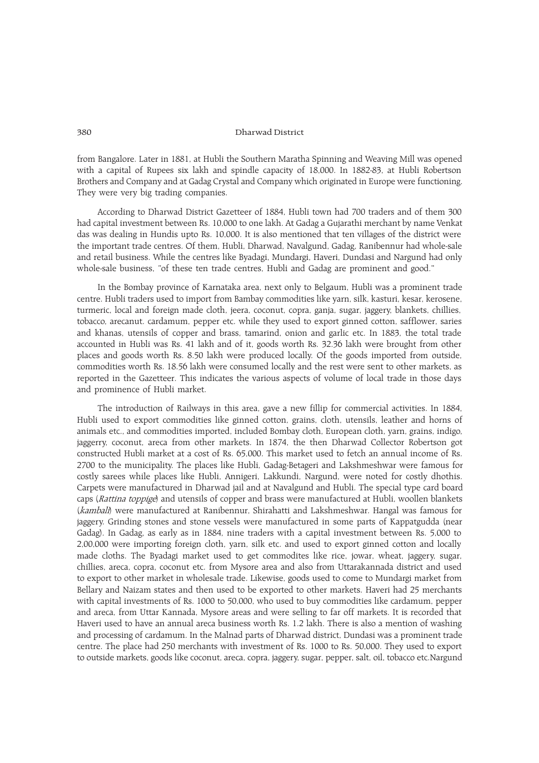from Bangalore. Later in 1881, at Hubli the Southern Maratha Spinning and Weaving Mill was opened with a capital of Rupees six lakh and spindle capacity of 18,000. In 1882-83, at Hubli Robertson Brothers and Company and at Gadag Crystal and Company which originated in Europe were functioning. They were very big trading companies.

According to Dharwad District Gazetteer of 1884, Hubli town had 700 traders and of them 300 had capital investment between Rs. 10,000 to one lakh. At Gadag a Gujarathi merchant by name Venkat das was dealing in Hundis upto Rs. 10,000. It is also mentioned that ten villages of the district were the important trade centres. Of them, Hubli, Dharwad, Navalgund, Gadag, Ranibennur had whole-sale and retail business. While the centres like Byadagi, Mundargi, Haveri, Dundasi and Nargund had only whole-sale business, "of these ten trade centres, Hubli and Gadag are prominent and good."

In the Bombay province of Karnataka area, next only to Belgaum, Hubli was a prominent trade centre. Hubli traders used to import from Bambay commodities like yarn, silk, kasturi, kesar, kerosene, turmeric, local and foreign made cloth, jeera, coconut, copra, ganja, sugar, jaggery, blankets, chillies, tobacco, arecanut. cardamum, pepper etc. while they used to export ginned cotton, safflower, saries and khanas, utensils of copper and brass, tamarind, onion and garlic etc. In 1883, the total trade accounted in Hubli was Rs. 41 lakh and of it, goods worth Rs. 32.36 lakh were brought from other places and goods worth Rs. 8.50 lakh were produced locally. Of the goods imported from outside, commodities worth Rs. 18.56 lakh were consumed locally and the rest were sent to other markets, as reported in the Gazetteer. This indicates the various aspects of volume of local trade in those days and prominence of Hubli market.

The introduction of Railways in this area, gave a new fillip for commercial activities. In 1884, Hubli used to export commodities like ginned cotton, grains, cloth, utensils, leather and horns of animals etc., and commodities imported, included Bombay cloth, European cloth, yarn, grains, indigo, jaggerry, coconut, areca from other markets. In 1874, the then Dharwad Collector Robertson got constructed Hubli market at a cost of Rs. 65,000. This market used to fetch an annual income of Rs. 2700 to the municipality. The places like Hubli, Gadag-Betageri and Lakshmeshwar were famous for costly sarees while places like Hubli, Annigeri, Lakkundi, Nargund, were noted for costly dhothis. Carpets were manufactured in Dharwad jail and at Navalgund and Hubli. The special type card board caps (*Rattina toppige*) and utensils of copper and brass were manufactured at Hubli, woollen blankets (*kambali*) were manufactured at Ranibennur, Shirahatti and Lakshmeshwar. Hangal was famous for jaggery. Grinding stones and stone vessels were manufactured in some parts of Kappatgudda (near Gadag). In Gadag, as early as in 1884, nine traders with a capital investment between Rs. 5,000 to 2,00,000 were importing foreign cloth, yarn, silk etc. and used to export ginned cotton and locally made cloths. The Byadagi market used to get commodites like rice, jowar, wheat, jaggery, sugar, chillies, areca, copra, coconut etc. from Mysore area and also from Uttarakannada district and used to export to other market in wholesale trade. Likewise, goods used to come to Mundargi market from Bellary and Naizam states and then used to be exported to other markets. Haveri had 25 merchants with capital investments of Rs. 1000 to 50,000, who used to buy commodities like cardamum, pepper and areca, from Uttar Kannada, Mysore areas and were selling to far off markets. It is recorded that Haveri used to have an annual areca business worth Rs. 1.2 lakh. There is also a mention of washing and processing of cardamum. In the Malnad parts of Dharwad district, Dundasi was a prominent trade centre. The place had 250 merchants with investment of Rs. 1000 to Rs. 50,000. They used to export to outside markets, goods like coconut, areca, copra, jaggery, sugar, pepper, salt, oil, tobacco etc.Nargund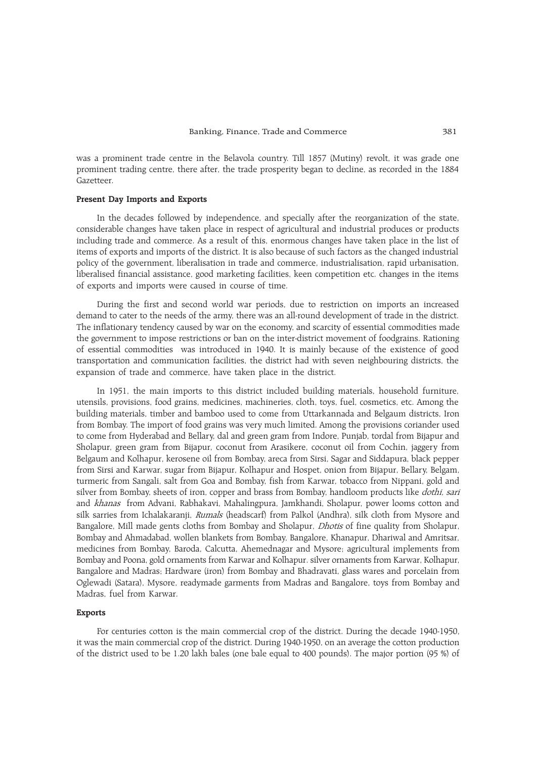was a prominent trade centre in the Belavola country. Till 1857 (Mutiny) revolt, it was grade one prominent trading centre, there after, the trade prosperity began to decline, as recorded in the 1884 Gazetteer.

**Present Day Imports and Exports**

In the decades followed by independence, and specially after the reorganization of the state, considerable changes have taken place in respect of agricultural and industrial produces or products including trade and commerce. As a result of this, enormous changes have taken place in the list of items of exports and imports of the district. It is also because of such factors as the changed industrial policy of the government, liberalisation in trade and commerce, industrialisation, rapid urbanisation, liberalised financial assistance, good marketing facilities, keen competition etc. changes in the items of exports and imports were caused in course of time.

During the first and second world war periods, due to restriction on imports an increased demand to cater to the needs of the army, there was an all-round development of trade in the district. The inflationary tendency caused by war on the economy, and scarcity of essential commodities made the government to impose restrictions or ban on the inter-district movement of foodgrains. Rationing of essential commodities was introduced in 1940. It is mainly because of the existence of good transportation and communication facilities, the district had with seven neighbouring districts, the expansion of trade and commerce, have taken place in the district.

In 1951, the main imports to this district included building materials, household furniture, utensils, provisions, food grains, medicines, machineries, cloth, toys, fuel, cosmetics, etc. Among the building materials, timber and bamboo used to come from Uttarkannada and Belgaum districts, Iron from Bombay. The import of food grains was very much limited. Among the provisions coriander used to come from Hyderabad and Bellary, dal and green gram from Indore, Punjab, tordal from Bijapur and Sholapur, green gram from Bijapur, coconut from Arasikere, coconut oil from Cochin, jaggery from Belgaum and Kolhapur, kerosene oil from Bombay, areca from Sirsi, Sagar and Siddapura, black pepper from Sirsi and Karwar, sugar from Bijapur, Kolhapur and Hospet, onion from Bijapur, Bellary, Belgam, turmeric from Sangali, salt from Goa and Bombay, fish from Karwar, tobacco from Nippani, gold and silver from Bombay, sheets of iron, copper and brass from Bombay, handloom products like *dothi, sari* and *khanas* from Advani, Rabhakavi, Mahalingpura, Jamkhandi, Sholapur, power looms cotton and silk sarries from Ichalakaranji, *Rumals* (headscarf) from Palkol (Andhra), silk cloth from Mysore and Bangalore, Mill made gents cloths from Bombay and Sholapur, *Dhotis* of fine quality from Sholapur, Bombay and Ahmadabad, wollen blankets from Bombay, Bangalore, Khanapur, Dhariwal and Amritsar, medicines from Bombay, Baroda, Calcutta, Ahemednagar and Mysore; agricultural implements from Bombay and Poona, gold ornaments from Karwar and Kolhapur. silver ornaments from Karwar, Kolhapur, Bangalore and Madras; Hardware (iron) from Bombay and Bhadravati, glass wares and porcelain from Oglewadi (Satara), Mysore, readymade garments from Madras and Bangalore, toys from Bombay and Madras, fuel from Karwar.

**Exports**

For centuries cotton is the main commercial crop of the district. During the decade 1940-1950, it was the main commercial crop of the district. During 1940-1950, on an average the cotton production of the district used to be 1.20 lakh bales (one bale equal to 400 pounds). The major portion (95 %) of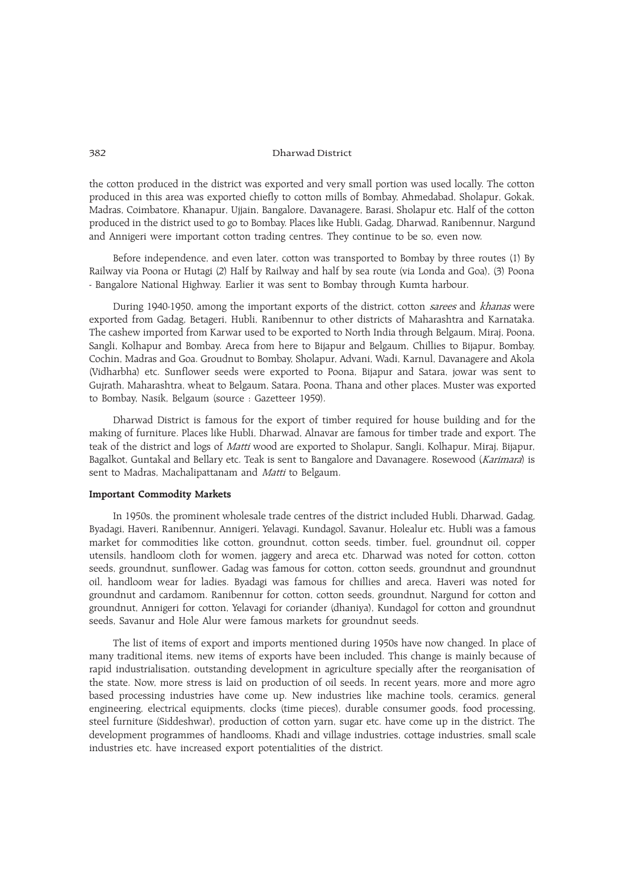the cotton produced in the district was exported and very small portion was used locally. The cotton produced in this area was exported chiefly to cotton mills of Bombay, Ahmedabad, Sholapur, Gokak, Madras, Coimbatore, Khanapur, Ujjain, Bangalore, Davanagere, Barasi, Sholapur etc. Half of the cotton produced in the district used to go to Bombay. Places like Hubli, Gadag, Dharwad, Ranibennur, Nargund and Annigeri were important cotton trading centres. They continue to be so, even now.

Before independence, and even later, cotton was transported to Bombay by three routes (1) By Railway via Poona or Hutagi (2) Half by Railway and half by sea route (via Londa and Goa), (3) Poona - Bangalore National Highway. Earlier it was sent to Bombay through Kumta harbour.

During 1940-1950, among the important exports of the district, cotton *sarees* and *khanas* were exported from Gadag, Betageri, Hubli, Ranibennur to other districts of Maharashtra and Karnataka. The cashew imported from Karwar used to be exported to North India through Belgaum, Miraj, Poona, Sangli, Kolhapur and Bombay. Areca from here to Bijapur and Belgaum, Chillies to Bijapur, Bombay, Cochin, Madras and Goa. Groudnut to Bombay, Sholapur, Advani, Wadi, Karnul, Davanagere and Akola (Vidharbha) etc. Sunflower seeds were exported to Poona, Bijapur and Satara, jowar was sent to Gujrath, Maharashtra, wheat to Belgaum, Satara, Poona, Thana and other places. Muster was exported to Bombay, Nasik, Belgaum (source : Gazetteer 1959).

Dharwad District is famous for the export of timber required for house building and for the making of furniture. Places like Hubli, Dharwad, Alnavar are famous for timber trade and export. The teak of the district and logs of *Matti* wood are exported to Sholapur, Sangli, Kolhapur, Miraj, Bijapur, Bagalkot, Guntakal and Bellary etc. Teak is sent to Bangalore and Davanagere. Rosewood (*Karimara*) is sent to Madras, Machalipattanam and *Matti* to Belgaum.

**Important Commodity Markets**

In 1950s, the prominent wholesale trade centres of the district included Hubli, Dharwad, Gadag, Byadagi, Haveri, Ranibennur, Annigeri, Yelavagi, Kundagol, Savanur, Holealur etc. Hubli was a famous market for commodities like cotton, groundnut, cotton seeds, timber, fuel, groundnut oil, copper utensils, handloom cloth for women, jaggery and areca etc. Dharwad was noted for cotton, cotton seeds, groundnut, sunflower. Gadag was famous for cotton, cotton seeds, groundnut and groundnut oil, handloom wear for ladies. Byadagi was famous for chillies and areca, Haveri was noted for groundnut and cardamom. Ranibennur for cotton, cotton seeds, groundnut, Nargund for cotton and groundnut, Annigeri for cotton, Yelavagi for coriander (dhaniya), Kundagol for cotton and groundnut seeds, Savanur and Hole Alur were famous markets for groundnut seeds.

The list of items of export and imports mentioned during 1950s have now changed. In place of many traditional items, new items of exports have been included. This change is mainly because of rapid industrialisation, outstanding development in agriculture specially after the reorganisation of the state. Now, more stress is laid on production of oil seeds. In recent years, more and more agro based processing industries have come up. New industries like machine tools, ceramics, general engineering, electrical equipments, clocks (time pieces), durable consumer goods, food processing, steel furniture (Siddeshwar), production of cotton yarn, sugar etc. have come up in the district. The development programmes of handlooms, Khadi and village industries, cottage industries, small scale industries etc. have increased export potentialities of the district.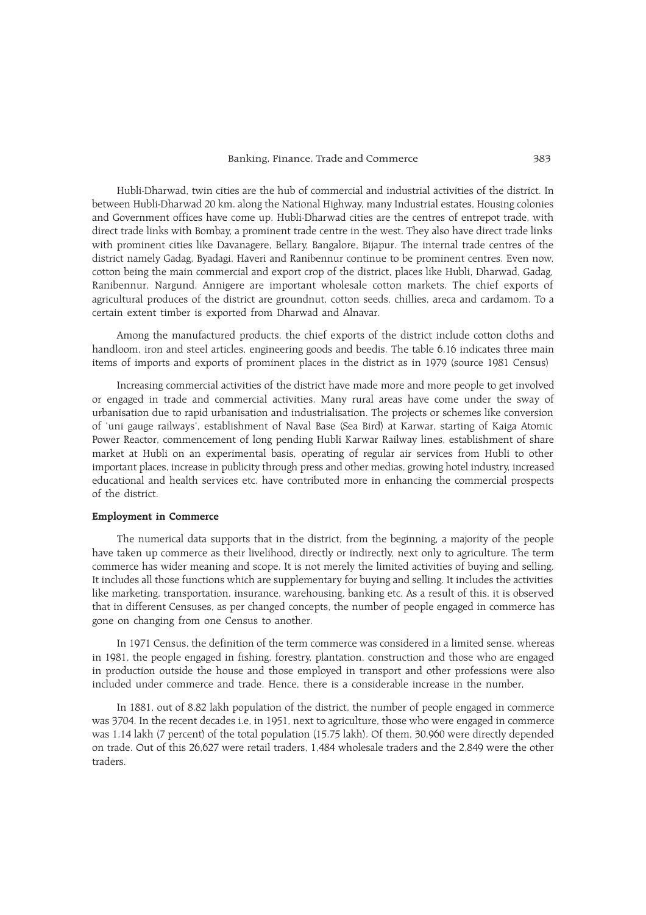Hubli-Dharwad, twin cities are the hub of commercial and industrial activities of the district. In between Hubli-Dharwad 20 km. along the National Highway, many Industrial estates, Housing colonies and Government offices have come up. Hubli-Dharwad cities are the centres of entrepot trade, with direct trade links with Bombay, a prominent trade centre in the west. They also have direct trade links with prominent cities like Davanagere, Bellary, Bangalore, Bijapur. The internal trade centres of the district namely Gadag, Byadagi, Haveri and Ranibennur continue to be prominent centres. Even now, cotton being the main commercial and export crop of the district, places like Hubli, Dharwad, Gadag, Ranibennur, Nargund, Annigere are important wholesale cotton markets. The chief exports of agricultural produces of the district are groundnut, cotton seeds, chillies, areca and cardamom. To a certain extent timber is exported from Dharwad and Alnavar.

Among the manufactured products, the chief exports of the district include cotton cloths and handloom, iron and steel articles, engineering goods and beedis. The table 6.16 indicates three main items of imports and exports of prominent places in the district as in 1979 (source 1981 Census)

Increasing commercial activities of the district have made more and more people to get involved or engaged in trade and commercial activities. Many rural areas have come under the sway of urbanisation due to rapid urbanisation and industrialisation. The projects or schemes like conversion of 'uni gauge railways', establishment of Naval Base (Sea Bird) at Karwar, starting of Kaiga Atomic Power Reactor, commencement of long pending Hubli Karwar Railway lines, establishment of share market at Hubli on an experimental basis, operating of regular air services from Hubli to other important places, increase in publicity through press and other medias, growing hotel industry, increased educational and health services etc. have contributed more in enhancing the commercial prospects of the district.

### Employment in Commerce

The numerical data supports that in the district, from the beginning, a majority of the people have taken up commerce as their livelihood, directly or indirectly, next only to agriculture. The term commerce has wider meaning and scope. It is not merely the limited activities of buying and selling. It includes all those functions which are supplementary for buying and selling. It includes the activities like marketing, transportation, insurance, warehousing, banking etc. As a result of this, it is observed that in different Censuses, as per changed concepts, the number of people engaged in commerce has gone on changing from one Census to another.

In 1971 Census, the definition of the term commerce was considered in a limited sense, whereas in 1981, the people engaged in fishing, forestry, plantation, construction and those who are engaged in production outside the house and those employed in transport and other professions were also included under commerce and trade. Hence, there is a considerable increase in the number,

In 1881, out of 8.82 lakh population of the district, the number of people engaged in commerce was 3704. In the recent decades i.e, in 1951, next to agriculture, those who were engaged in commerce was 1.14 lakh (7 percent) of the total population (15.75 lakh). Of them, 30,960 were directly depended on trade. Out of this 26,627 were retail traders, 1,484 wholesale traders and the 2,849 were the other traders.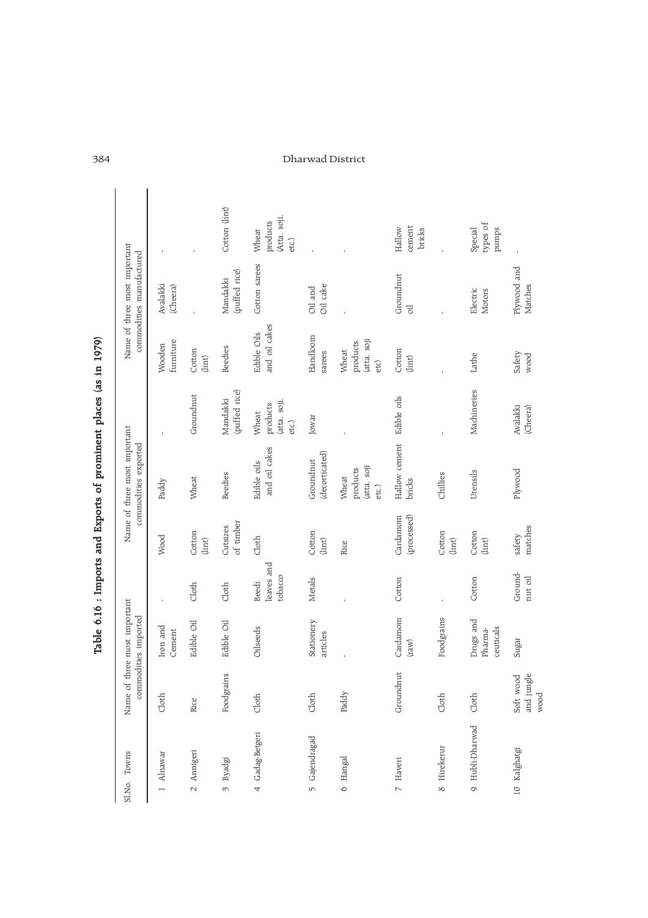# Table 6.16 : Imports and Exports of prominent places (as in 1979)

| Sl.No. | Towns | Name of three most important commodities imported | | | Name of three most important commodities exported | | | Name of three most important commodities manufactured | | |
|---|---|---|---|---|---|---|---|---|---|---|
| 1 | Alnawar | Cloth | Iron and Cement | - | Wood | Paddy | - | Wooden furniture | Avalakki (Cheera) | - |
| 2 | Annigeri | Rice | Edible Oil | Cloth | Cotton (lint) | Wheat | Groundnut | Cotton (lint) | - | - |
| 3 | Byadgi | Foodgrains | Edible Oil | Cloth | Cutsizes of timber | Beedies | Mandakki (puffed rice) | Beedies | Mandakki (puffed rice) | Cotton (lint) |
| 4 | Gadag-Betgeri | Cloth | Oilseeds | Beedi leaves and tobacco | Cloth | Edible oils and oil cakes | Wheat products (atta, soji, etc.) | Edible Oils and oil cakes | Cotton sarees | Wheat products (Atta, soji, etc.) |
| 5 | Gajendragad | Cloth | Stationery articles | Metals | Cotton (lint) | Groundnut (decorticated) | Jowar | Handloom sarees | Oil and Oil cake | - |
| 6 | Hangal | Paddy | - | - | Rice | Wheat products (atta, soji etc.) | - | Wheat products (atta, soji etc) | - | - |
| 7 | Haveri | Groundnut | Cardamom (raw) | Cotton | Cardamom (processed) | Hallow cement bricks | Edible oils | Cotton (lint) | Groundnut oil | Hallow cement bricks |
| 8 | Hirekerur | Cloth | Foodgrains | - | Cotton (lint) | Chillies | - | - | - | - |
| 9 | Hubli-Dharwad | Cloth | Drugs and Pharma-ceuticals | Cotton | Cotton (lint) | Utensils | Machineries | Lathe | Electric Motors | Special types of pumps |
| 10 | Kalghatgi | Soft wood and jungle wood | Sugar | Ground-nut oil | safety matches | Plywood | Avalakki (Cheera) | Safety wood | Plywood and Matches | - |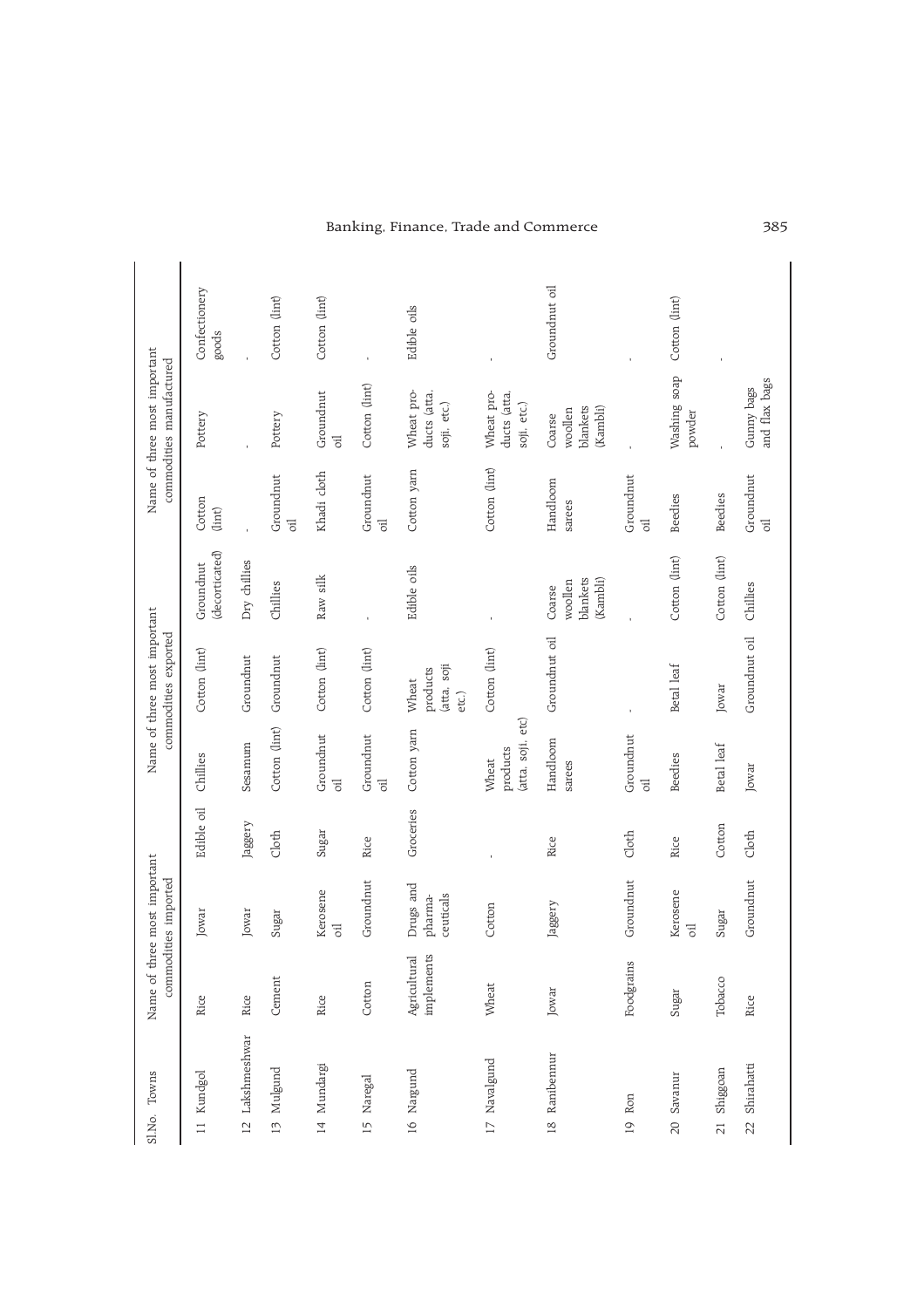| Sl.No. | Towns | Name of three most important commodities imported | | | Name of three most important commodities exported | | | Name of three most important commodities manufactured | | |
|---|---|---|---|---|---|---|---|---|---|---|
| 11 | Kundgol | Rice | Jowar | Edible oil | Chillies | Cotton (lint) | Groundnut (decorticated) | Cotton (lint) | Pottery | Confectionery goods |
| 12 | Lakshmeshwar | Rice | Jowar | Jaggery | Sesamum | Groundnut | Dry chillies | - | - | - |
| 13 | Mulgund | Cement | Sugar | Cloth | Cotton (lint) | Groundnut | Chillies | Groundnut oil | Pottery | Cotton (lint) |
| 14 | Mundargi | Rice | Kerosene oil | Sugar | Groundnut oil | Cotton (lint) | Raw silk | Khadi cloth | Groundnut oil | Cotton (lint) |
| 15 | Naregal | Cotton | Groundnut | Rice | Groundnut oil | Cotton (lint) | - | Groundnut oil | Cotton (lint) | - |
| 16 | Nargund | Agricultural implements | Drugs and pharma-ceuticals | Groceries | Cotton yarn | Wheat products (atta, soji etc.) | Edible oils | Cotton yarn | Wheat pro-ducts (atta, soji. etc.) | Edible oils |
| 17 | Navalgund | Wheat | Cotton | - | Wheat products (atta, soji, etc) | Cotton (lint) | - | Cotton (lint) | Wheat pro-ducts (atta, soji. etc.) | - |
| 18 | Ranibennur | Jowar | Jaggery | Rice | Handloom sarees | Groundnut oil | Coarse woollen blankets (Kambli) | Handloom sarees | Coarse woollen blankets (Kambli) | Groundnut oil |
| 19 | Ron | Foodgrains | Groundnut | Cloth | Groundnut oil | - | - | Groundnut oil | - | - |
| 20 | Savanur | Sugar | Kerosene oil | Rice | Beedies | Betal leaf | Cotton (lint) | Beedies | Washing soap powder | Cotton (lint) |
| 21 | Shiggoan | Tobacco | Sugar | Cotton | Betal leaf | Jowar | Cotton (lint) | Beedies | - | - |
| 22 | Shirahatti | Rice | Groundnut | Cloth | Jowar | Groundnut oil | Chillies | Groundnut oil | Gunny bags and flax bags | |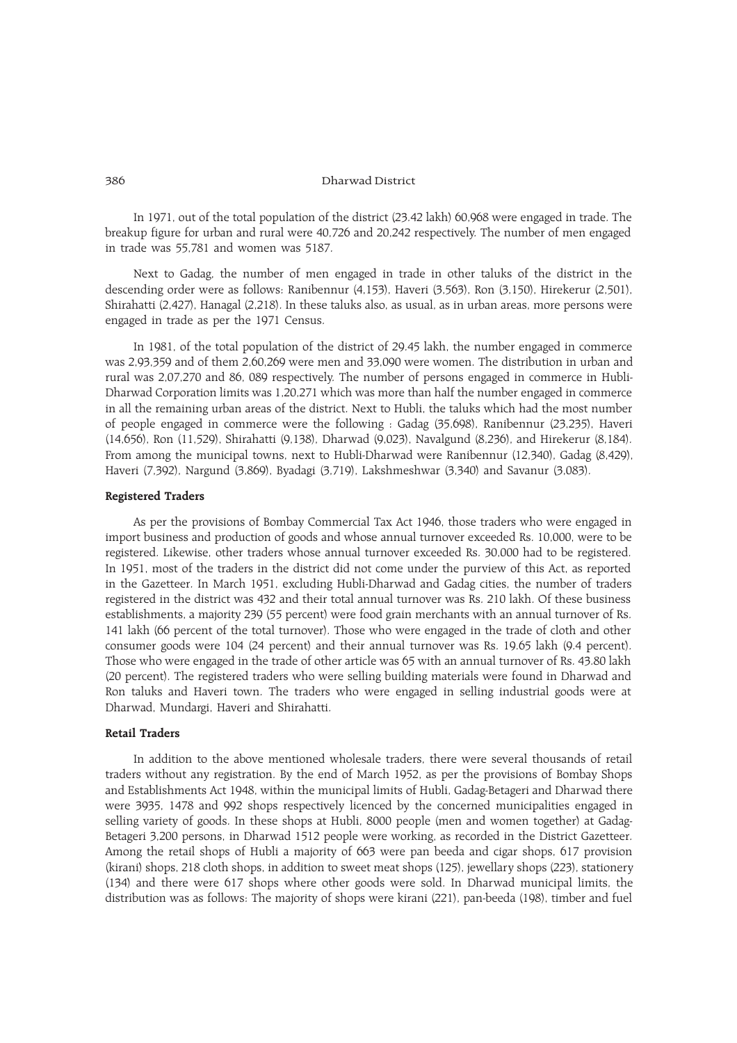In 1971, out of the total population of the district (23.42 lakh) 60,968 were engaged in trade. The breakup figure for urban and rural were 40,726 and 20,242 respectively. The number of men engaged in trade was 55,781 and women was 5187.

Next to Gadag, the number of men engaged in trade in other taluks of the district in the descending order were as follows: Ranibennur (4,153), Haveri (3,563), Ron (3,150), Hirekerur (2,501), Shirahatti (2,427), Hanagal (2,218). In these taluks also, as usual, as in urban areas, more persons were engaged in trade as per the 1971 Census.

In 1981, of the total population of the district of 29.45 lakh, the number engaged in commerce was 2,93,359 and of them 2,60,269 were men and 33,090 were women. The distribution in urban and rural was 2,07,270 and 86, 089 respectively. The number of persons engaged in commerce in Hubli-Dharwad Corporation limits was 1,20,271 which was more than half the number engaged in commerce in all the remaining urban areas of the district. Next to Hubli, the taluks which had the most number of people engaged in commerce were the following : Gadag (35,698), Ranibennur (23,235), Haveri (14,656), Ron (11,529), Shirahatti (9,138), Dharwad (9,023), Navalgund (8,236), and Hirekerur (8,184). From among the municipal towns, next to Hubli-Dharwad were Ranibennur (12,340), Gadag (8,429), Haveri (7,392), Nargund (3,869), Byadagi (3,719), Lakshmeshwar (3,340) and Savanur (3,083).

### Registered Traders

As per the provisions of Bombay Commercial Tax Act 1946, those traders who were engaged in import business and production of goods and whose annual turnover exceeded Rs. 10,000, were to be registered. Likewise, other traders whose annual turnover exceeded Rs. 30,000 had to be registered. In 1951, most of the traders in the district did not come under the purview of this Act, as reported in the Gazetteer. In March 1951, excluding Hubli-Dharwad and Gadag cities, the number of traders registered in the district was 432 and their total annual turnover was Rs. 210 lakh. Of these business establishments, a majority 239 (55 percent) were food grain merchants with an annual turnover of Rs. 141 lakh (66 percent of the total turnover). Those who were engaged in the trade of cloth and other consumer goods were 104 (24 percent) and their annual turnover was Rs. 19.65 lakh (9.4 percent). Those who were engaged in the trade of other article was 65 with an annual turnover of Rs. 43.80 lakh (20 percent). The registered traders who were selling building materials were found in Dharwad and Ron taluks and Haveri town. The traders who were engaged in selling industrial goods were at Dharwad, Mundargi, Haveri and Shirahatti.

### Retail Traders

In addition to the above mentioned wholesale traders, there were several thousands of retail traders without any registration. By the end of March 1952, as per the provisions of Bombay Shops and Establishments Act 1948, within the municipal limits of Hubli, Gadag-Betageri and Dharwad there were 3935, 1478 and 992 shops respectively licenced by the concerned municipalities engaged in selling variety of goods. In these shops at Hubli, 8000 people (men and women together) at Gadag-Betageri 3,200 persons, in Dharwad 1512 people were working, as recorded in the District Gazetteer. Among the retail shops of Hubli a majority of 663 were pan beeda and cigar shops, 617 provision (kirani) shops, 218 cloth shops, in addition to sweet meat shops (125), jewellary shops (223), stationery (134) and there were 617 shops where other goods were sold. In Dharwad municipal limits, the distribution was as follows: The majority of shops were kirani (221), pan-beeda (198), timber and fuel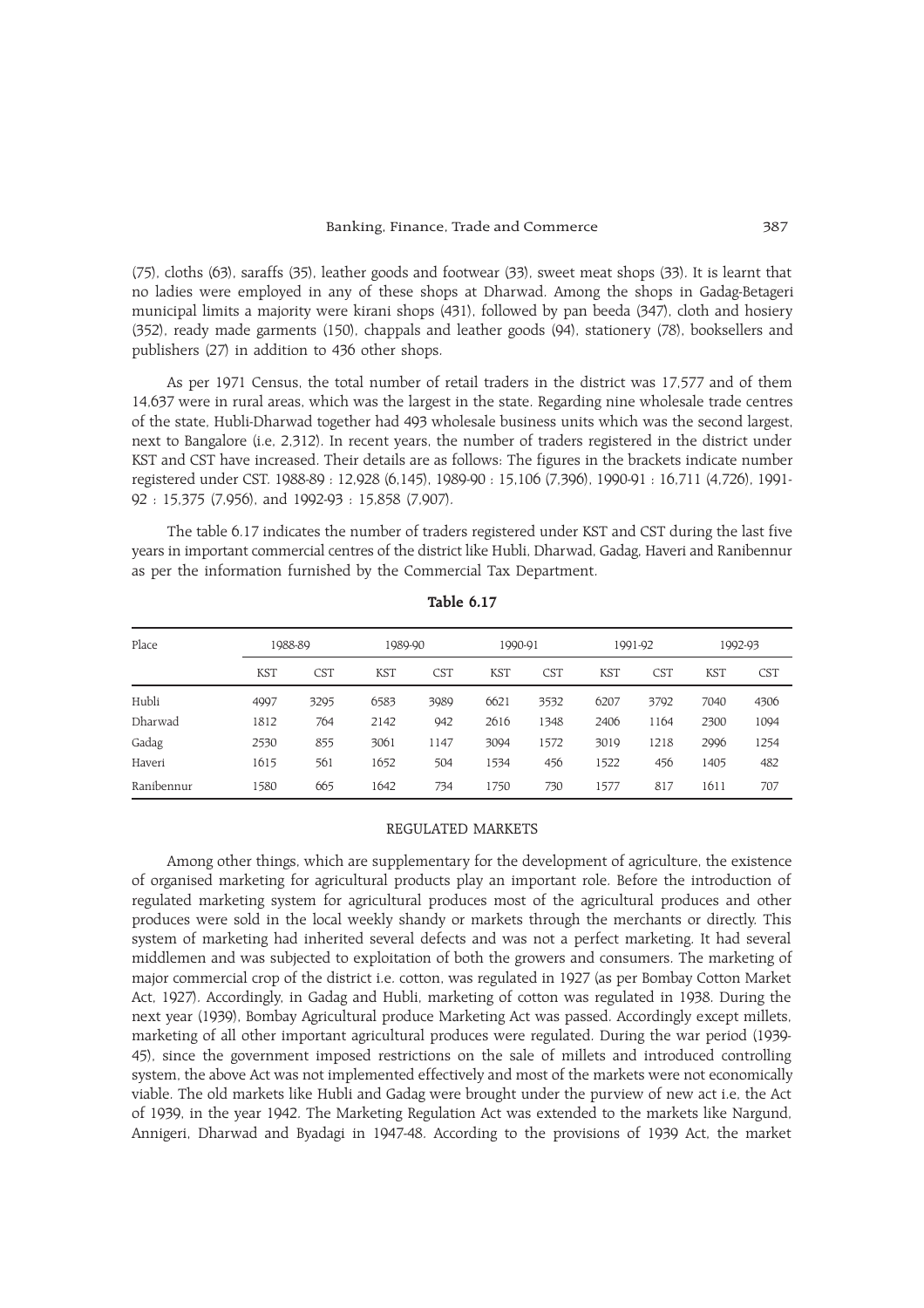(75), cloths (63), saraffs (35), leather goods and footwear (33), sweet meat shops (33). It is learnt that no ladies were employed in any of these shops at Dharwad. Among the shops in Gadag-Betageri municipal limits a majority were kirani shops (431), followed by pan beeda (347), cloth and hosiery (352), ready made garments (150), chappals and leather goods (94), stationery (78), booksellers and publishers (27) in addition to 436 other shops.

As per 1971 Census, the total number of retail traders in the district was 17,577 and of them 14,637 were in rural areas, which was the largest in the state. Regarding nine wholesale trade centres of the state, Hubli-Dharwad together had 493 wholesale business units which was the second largest, next to Bangalore (i.e, 2,312). In recent years, the number of traders registered in the district under KST and CST have increased. Their details are as follows: The figures in the brackets indicate number registered under CST. 1988-89 : 12,928 (6,145), 1989-90 : 15,106 (7,396), 1990-91 : 16,711 (4,726), 1991-92 : 15,375 (7,956), and 1992-93 : 15,858 (7,907).

The table 6.17 indicates the number of traders registered under KST and CST during the last five years in important commercial centres of the district like Hubli, Dharwad, Gadag, Haveri and Ranibennur as per the information furnished by the Commercial Tax Department.

**Table 6.17**

| Place | 1988-89 | | 1989-90 | | 1990-91 | | 1991-92 | | 1992-93 | |
|---|---|---|---|---|---|---|---|---|---|---|
| | KST | CST | KST | CST | KST | CST | KST | CST | KST | CST |
| Hubli | 4997 | 3295 | 6583 | 3989 | 6621 | 3532 | 6207 | 3792 | 7040 | 4306 |
| Dharwad | 1812 | 764 | 2142 | 942 | 2616 | 1348 | 2406 | 1164 | 2300 | 1094 |
| Gadag | 2530 | 855 | 3061 | 1147 | 3094 | 1572 | 3019 | 1218 | 2996 | 1254 |
| Haveri | 1615 | 561 | 1652 | 504 | 1534 | 456 | 1522 | 456 | 1405 | 482 |
| Ranibennur | 1580 | 665 | 1642 | 734 | 1750 | 730 | 1577 | 817 | 1611 | 707 |

## REGULATED MARKETS

Among other things, which are supplementary for the development of agriculture, the existence of organised marketing for agricultural products play an important role. Before the introduction of regulated marketing system for agricultural produces most of the agricultural produces and other produces were sold in the local weekly shandy or markets through the merchants or directly. This system of marketing had inherited several defects and was not a perfect marketing. It had several middlemen and was subjected to exploitation of both the growers and consumers. The marketing of major commercial crop of the district i.e. cotton, was regulated in 1927 (as per Bombay Cotton Market Act, 1927). Accordingly, in Gadag and Hubli, marketing of cotton was regulated in 1938. During the next year (1939), Bombay Agricultural produce Marketing Act was passed. Accordingly except millets, marketing of all other important agricultural produces were regulated. During the war period (1939-45), since the government imposed restrictions on the sale of millets and introduced controlling system, the above Act was not implemented effectively and most of the markets were not economically viable. The old markets like Hubli and Gadag were brought under the purview of new act i.e, the Act of 1939, in the year 1942. The Marketing Regulation Act was extended to the markets like Nargund, Annigeri, Dharwad and Byadagi in 1947-48. According to the provisions of 1939 Act, the market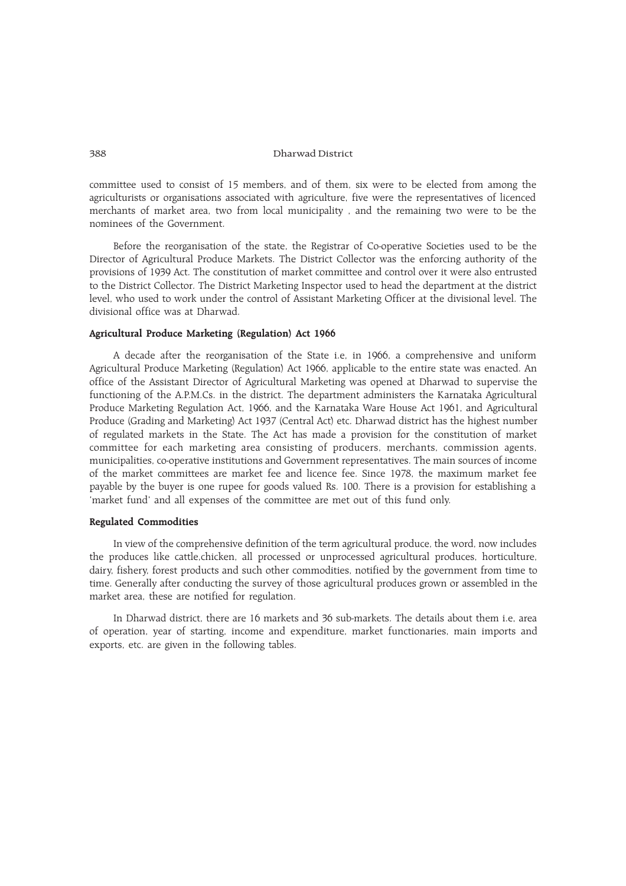committee used to consist of 15 members, and of them, six were to be elected from among the agriculturists or organisations associated with agriculture, five were the representatives of licenced merchants of market area, two from local municipality , and the remaining two were to be the nominees of the Government.

Before the reorganisation of the state, the Registrar of Co-operative Societies used to be the Director of Agricultural Produce Markets. The District Collector was the enforcing authority of the provisions of 1939 Act. The constitution of market committee and control over it were also entrusted to the District Collector. The District Marketing Inspector used to head the department at the district level, who used to work under the control of Assistant Marketing Officer at the divisional level. The divisional office was at Dharwad.

### Agricultural Produce Marketing (Regulation) Act 1966

A decade after the reorganisation of the State i.e, in 1966, a comprehensive and uniform Agricultural Produce Marketing (Regulation) Act 1966, applicable to the entire state was enacted. An office of the Assistant Director of Agricultural Marketing was opened at Dharwad to supervise the functioning of the A.P.M.Cs. in the district. The department administers the Karnataka Agricultural Produce Marketing Regulation Act, 1966, and the Karnataka Ware House Act 1961, and Agricultural Produce (Grading and Marketing) Act 1937 (Central Act) etc. Dharwad district has the highest number of regulated markets in the State. The Act has made a provision for the constitution of market committee for each marketing area consisting of producers, merchants, commission agents, municipalities, co-operative institutions and Government representatives. The main sources of income of the market committees are market fee and licence fee. Since 1978, the maximum market fee payable by the buyer is one rupee for goods valued Rs. 100. There is a provision for establishing a 'market fund' and all expenses of the committee are met out of this fund only.

### Regulated Commodities

In view of the comprehensive definition of the term agricultural produce, the word, now includes the produces like cattle,chicken, all processed or unprocessed agricultural produces, horticulture, dairy, fishery, forest products and such other commodities, notified by the government from time to time. Generally after conducting the survey of those agricultural produces grown or assembled in the market area, these are notified for regulation.

In Dharwad district, there are 16 markets and 36 sub-markets. The details about them i.e, area of operation, year of starting, income and expenditure, market functionaries, main imports and exports, etc. are given in the following tables.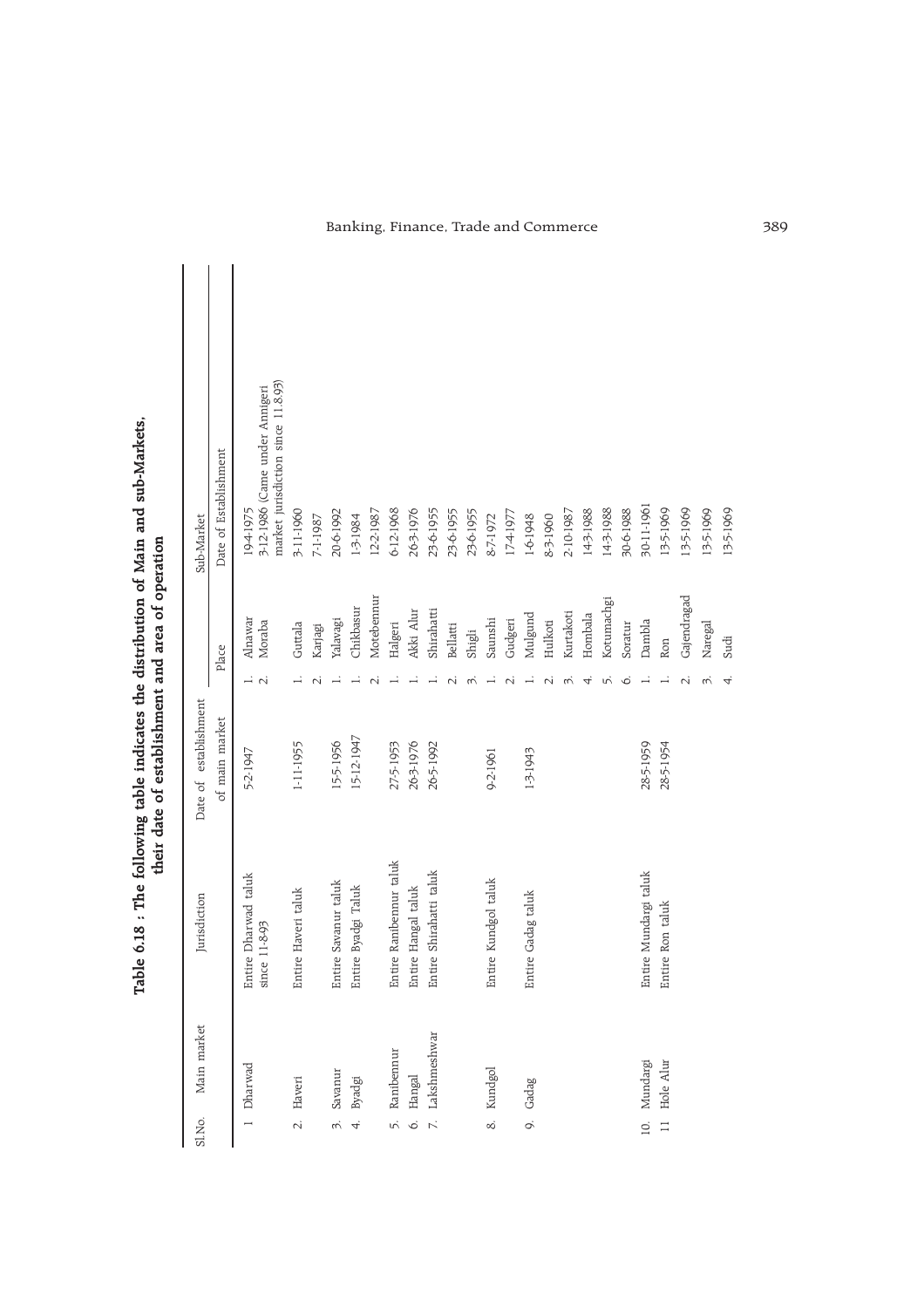**Table 6.18 : The following table indicates the distribution of Main and sub-Markets, their date of establishment and area of operation**

| Sl.No. | Main market | Jurisdiction | Date of establishment of main market | Sub-Market | | |
|---|---|---|---|---|---|---|
| | | | | | Place | Date of Establishment |
| 1 | Dharwad | Entire Dharwad taluk since 11-8-93 | 5-2-1947 | 1. | Alnawar | 19-4-1975 |
| | | | | 2. | Moraba | 3-12-1986 (Came under Annigeri market jurisdiction since 11.8.93) |
| 2. | Haveri | Entire Haveri taluk | 1-11-1955 | 1. | Guttala | 3-11-1960 |
| | | | | 2. | Karjagi | 7-1-1987 |
| 3. | Savanur | Entire Savanur taluk | 15-5-1956 | 1. | Yalavagi | 20-6-1992 |
| 4. | Byadgi | Entire Byadgi Taluk | 15-12-1947 | 1. | Chikbasur | 1-3-1984 |
| | | | | 2. | Motebennur | 12-2-1987 |
| 5. | Ranibennur | Entire Ranibennur taluk | 27-5-1953 | 1. | Halgeri | 6-12-1968 |
| 6. | Hangal | Entire Hangal taluk | 26-3-1976 | 1. | Akki Alur | 26-3-1976 |
| 7. | Lakshmeshwar | Entire Shirahatti taluk | 26-5-1992 | 1. | Shirahatti | 23-6-1955 |
| | | | | 2. | Bellatti | 23-6-1955 |
| | | | | 3. | Shigli | 23-6-1955 |
| 8. | Kundgol | Entire Kundgol taluk | 9-2-1961 | 1. | Saunshi | 8-7-1972 |
| | | | | 2. | Gudgeri | 17-4-1977 |
| 9. | Gadag | Entire Gadag taluk | 1-3-1943 | 1. | Mulgund | 1-6-1948 |
| | | | | 2. | Hulkoti | 8-3-1960 |
| | | | | 3. | Kurtakoti | 2-10-1987 |
| | | | | 4. | Hombala | 14-3-1988 |
| | | | | 5. | Kotumachgi | 14-3-1988 |
| | | | | 6. | Soratur | 30-6-1988 |
| 10. | Mundargi | Entire Mundargi taluk | 28-5-1959 | 1. | Dambla | 30-11-1961 |
| 11 | Hole Alur | Entire Ron taluk | 28-5-1954 | 1. | Ron | 13-5-1969 |
| | | | | 2. | Gajendragad | 13-5-1969 |
| | | | | 3. | Naregal | 13-5-1969 |
| | | | | 4. | Sudi | 13-5-1969 |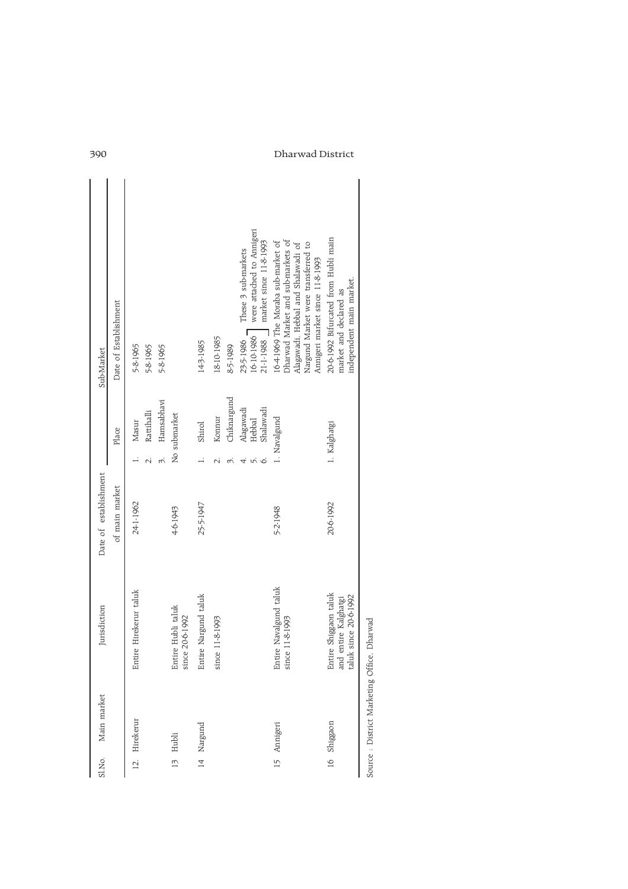| Sl.No. | Main market | Jurisdiction | Date of establishment of main market | Sub-Market Place | Sub-Market Date of Establishment |
|---|---|---|---|---|---|
| 12. | Hirekerur | Entire Hirekerur taluk | 24-1-1962 | 1. Masur | 5-8-1965 |
| | | | | 2. Ratthalli | 5-8-1965 |
| | | | | 3. Hamsabhavi | 5-8-1965 |
| 13 | Hubli | Entire Hubli taluk since 20-6-1992 | 4-6-1943 | No submarket | |
| 14 | Nargund | Entire Nargund taluk since 11-8-1993 | 25-5-1947 | 1. Shirol | 14-3-1985 |
| | | | | 2. Konnur | 18-10-1985 |
| | | | | 3. Chiknargund | 8-5-1989 |
| | | | | 4. Alagawadi | 23-5-1986 These 3 sub-markets were attached to Annigeri market since 11-8-1993 |
| | | | | 5. Hebbal | 16-10-1986 |
| | | | | 6. Shalawadi | 21-1-1988 |
| 15 | Annigeri | Entire Navalgund taluk since 11-8-1993 | 5-2-1948 | 1. Navalgund | 16-4-1969 The Moraba sub-market of Dharwad Market and sub-markets of Alagawadi, Hebbal and Shalawadi of Nargund Market were transferred to Annigeri market since 11-8-1993 |
| 16 | Shiggaon | Entire Shiggaon taluk and entire Kalghatgi taluk since 20-6-1992 | 20-6-1992 | 1. Kalghatgi | 20-6-1992 Bifurcated from Hubli main market and declared as independent main market. |

Source : District Marketing Office, Dharwad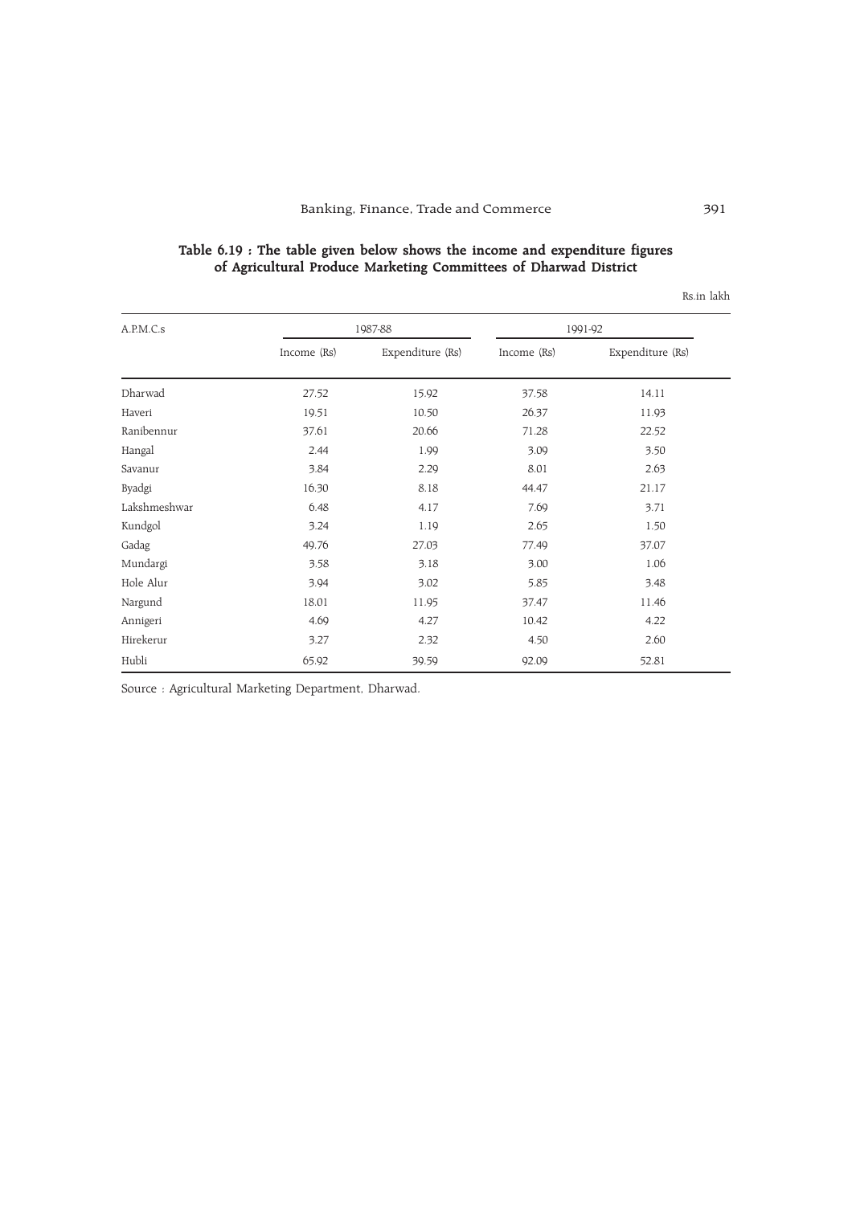**Table 6.19 : The table given below shows the income and expenditure figures of Agricultural Produce Marketing Committees of Dharwad District**

Rs.in lakh

| A.P.M.C.s | 1987-88 | | 1991-92 | |
|---|---|---|---|---|
| | Income (Rs) | Expenditure (Rs) | Income (Rs) | Expenditure (Rs) |
| Dharwad | 27.52 | 15.92 | 37.58 | 14.11 |
| Haveri | 19.51 | 10.50 | 26.37 | 11.93 |
| Ranibennur | 37.61 | 20.66 | 71.28 | 22.52 |
| Hangal | 2.44 | 1.99 | 3.09 | 3.50 |
| Savanur | 3.84 | 2.29 | 8.01 | 2.63 |
| Byadgi | 16.30 | 8.18 | 44.47 | 21.17 |
| Lakshmeshwar | 6.48 | 4.17 | 7.69 | 3.71 |
| Kundgol | 3.24 | 1.19 | 2.65 | 1.50 |
| Gadag | 49.76 | 27.03 | 77.49 | 37.07 |
| Mundargi | 3.58 | 3.18 | 3.00 | 1.06 |
| Hole Alur | 3.94 | 3.02 | 5.85 | 3.48 |
| Nargund | 18.01 | 11.95 | 37.47 | 11.46 |
| Annigeri | 4.69 | 4.27 | 10.42 | 4.22 |
| Hirekerur | 3.27 | 2.32 | 4.50 | 2.60 |
| Hubli | 65.92 | 39.59 | 92.09 | 52.81 |

Source : Agricultural Marketing Department, Dharwad.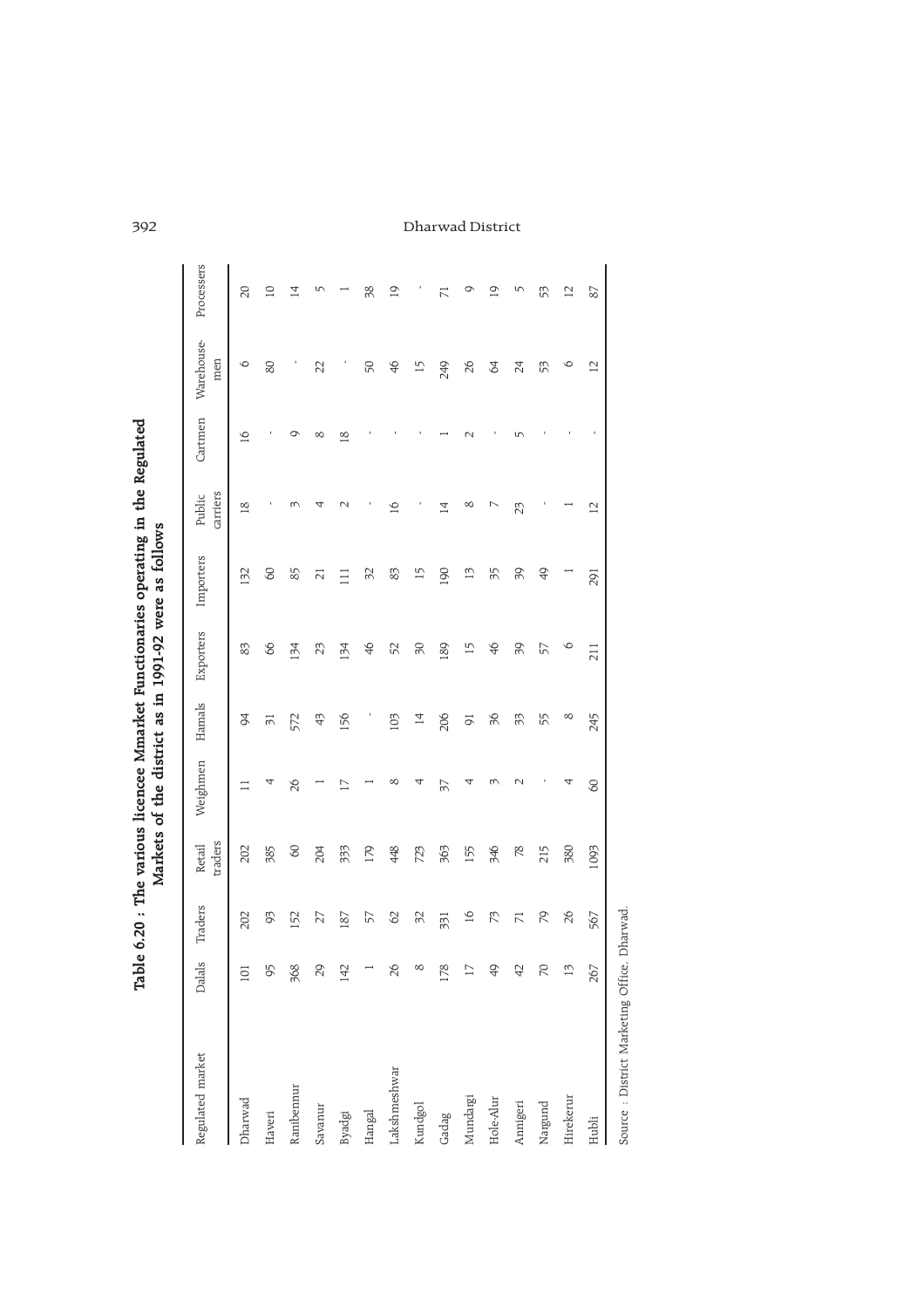**Table 6.20 : The various licencee Mmarket Functionaries operating in the Regulated Markets of the district as in 1991-92 were as follows**

| Regulated market | Dalals | Traders | Retail traders | Weighmen | Hamals | Exporters | Importers | Public carriers | Cartmen | Warehouse-men | Processers |
|---|---|---|---|---|---|---|---|---|---|---|---|
| Dharwad | 101 | 202 | 202 | 11 | 94 | 83 | 132 | 18 | 16 | 6 | 20 |
| Haveri | 95 | 93 | 385 | 4 | 31 | 66 | 60 | - | - | 80 | 10 |
| Ranibennur | 368 | 152 | 60 | 26 | 572 | 134 | 85 | 3 | 9 | - | 14 |
| Savanur | 29 | 27 | 204 | 1 | 43 | 23 | 21 | 4 | 8 | 22 | 5 |
| Byadgi | 142 | 187 | 333 | 17 | 156 | 134 | 111 | 2 | 18 | - | 1 |
| Hangal | 1 | 57 | 179 | 1 | - | 46 | 32 | - | - | 50 | 38 |
| Lakshmeshwar | 26 | 62 | 448 | 8 | 103 | 52 | 83 | 16 | - | 46 | 19 |
| Kundgol | 8 | 32 | 723 | 4 | 14 | 30 | 15 | - | - | 15 | - |
| Gadag | 178 | 331 | 363 | 37 | 206 | 189 | 190 | 14 | 1 | 249 | 71 |
| Mundargi | 17 | 16 | 155 | 4 | 91 | 15 | 13 | 8 | 2 | 26 | 9 |
| Hole-Alur | 49 | 73 | 346 | 3 | 36 | 46 | 35 | 7 | - | 64 | 19 |
| Annigeri | 42 | 71 | 78 | 2 | 33 | 39 | 39 | 23 | 5 | 24 | 5 |
| Nargund | 70 | 79 | 215 | - | 55 | 57 | 49 | - | - | 53 | 53 |
| Hirekerur | 13 | 26 | 380 | 4 | 8 | 6 | 1 | 1 | - | 6 | 12 |
| Hubli | 267 | 567 | 1093 | 60 | 245 | 211 | 291 | 12 | - | 12 | 87 |

Source : District Marketing Office, Dharwad.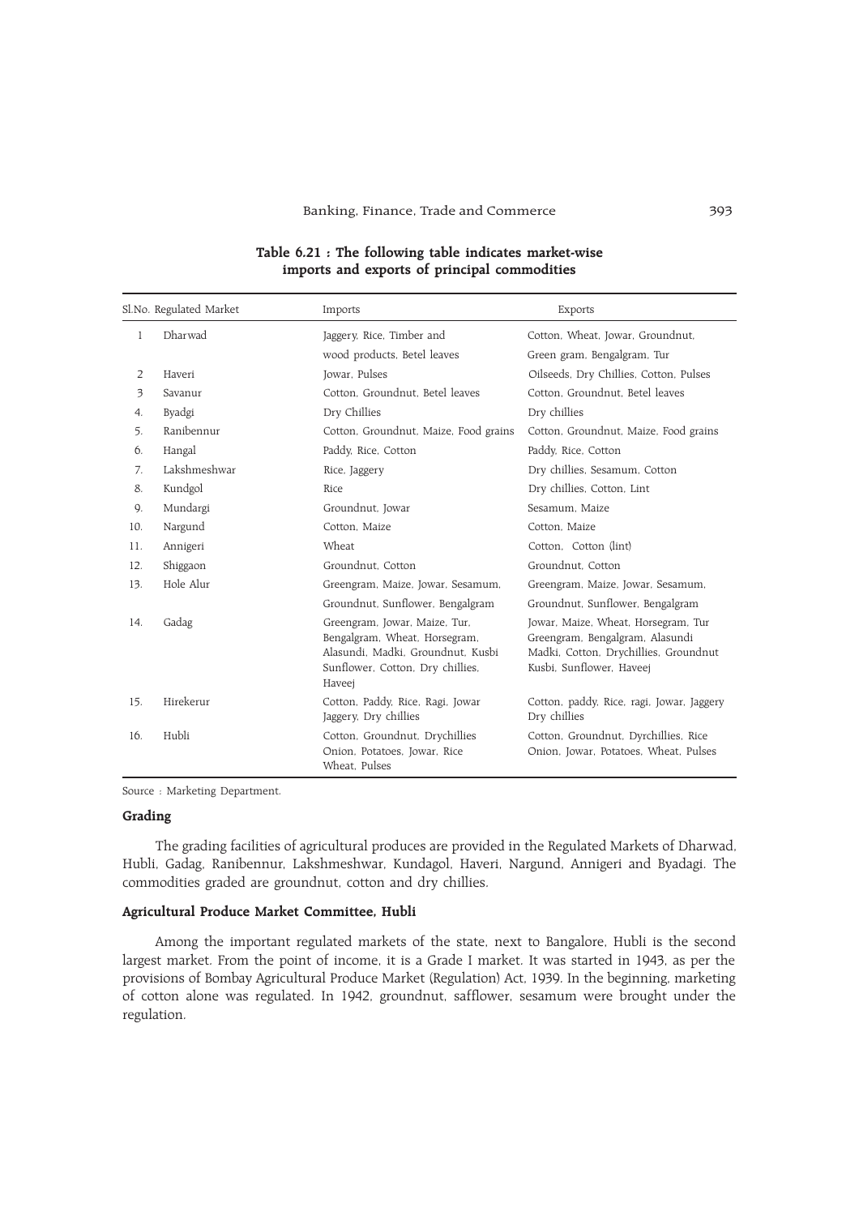**Table 6.21 : The following table indicates market-wise imports and exports of principal commodities**

| Sl.No. | Regulated Market | Imports | Exports |
|---|---|---|---|
| 1 | Dharwad | Jaggery, Rice, Timber and wood products, Betel leaves | Cotton, Wheat, Jowar, Groundnut, Green gram, Bengalgram, Tur |
| 2 | Haveri | Jowar, Pulses | Oilseeds, Dry Chillies, Cotton, Pulses |
| 3 | Savanur | Cotton, Groundnut, Betel leaves | Cotton, Groundnut, Betel leaves |
| 4. | Byadgi | Dry Chillies | Dry chillies |
| 5. | Ranibennur | Cotton, Groundnut, Maize, Food grains | Cotton, Groundnut, Maize, Food grains |
| 6. | Hangal | Paddy, Rice, Cotton | Paddy, Rice, Cotton |
| 7. | Lakshmeshwar | Rice, Jaggery | Dry chillies, Sesamum, Cotton |
| 8. | Kundgol | Rice | Dry chillies, Cotton, Lint |
| 9. | Mundargi | Groundnut, Jowar | Sesamum, Maize |
| 10. | Nargund | Cotton, Maize | Cotton, Maize |
| 11. | Annigeri | Wheat | Cotton, Cotton (lint) |
| 12. | Shiggaon | Groundnut, Cotton | Groundnut, Cotton |
| 13. | Hole Alur | Greengram, Maize, Jowar, Sesamum, Groundnut, Sunflower, Bengalgram | Greengram, Maize, Jowar, Sesamum, Groundnut, Sunflower, Bengalgram |
| 14. | Gadag | Greengram, Jowar, Maize, Tur, Bengalgram, Wheat, Horsegram, Alasundi, Madki, Groundnut, Kusbi Sunflower, Cotton, Dry chillies, Haveej | Jowar, Maize, Wheat, Horsegram, Tur Greengram, Bengalgram, Alasundi Madki, Cotton, Drychillies, Groundnut Kusbi, Sunflower, Haveej |
| 15. | Hirekerur | Cotton, Paddy, Rice, Ragi, Jowar Jaggery, Dry chillies | Cotton, paddy, Rice, ragi, Jowar, Jaggery Dry chillies |
| 16. | Hubli | Cotton, Groundnut, Drychillies Onion, Potatoes, Jowar, Rice Wheat, Pulses | Cotton, Groundnut, Dyrchillies, Rice Onion, Jowar, Potatoes, Wheat, Pulses |

Source : Marketing Department.

### Grading

The grading facilities of agricultural produces are provided in the Regulated Markets of Dharwad, Hubli, Gadag, Ranibennur, Lakshmeshwar, Kundagol, Haveri, Nargund, Annigeri and Byadagi. The commodities graded are groundnut, cotton and dry chillies.

### Agricultural Produce Market Committee, Hubli

Among the important regulated markets of the state, next to Bangalore, Hubli is the second largest market. From the point of income, it is a Grade I market. It was started in 1943, as per the provisions of Bombay Agricultural Produce Market (Regulation) Act, 1939. In the beginning, marketing of cotton alone was regulated. In 1942, groundnut, safflower, sesamum were brought under the regulation.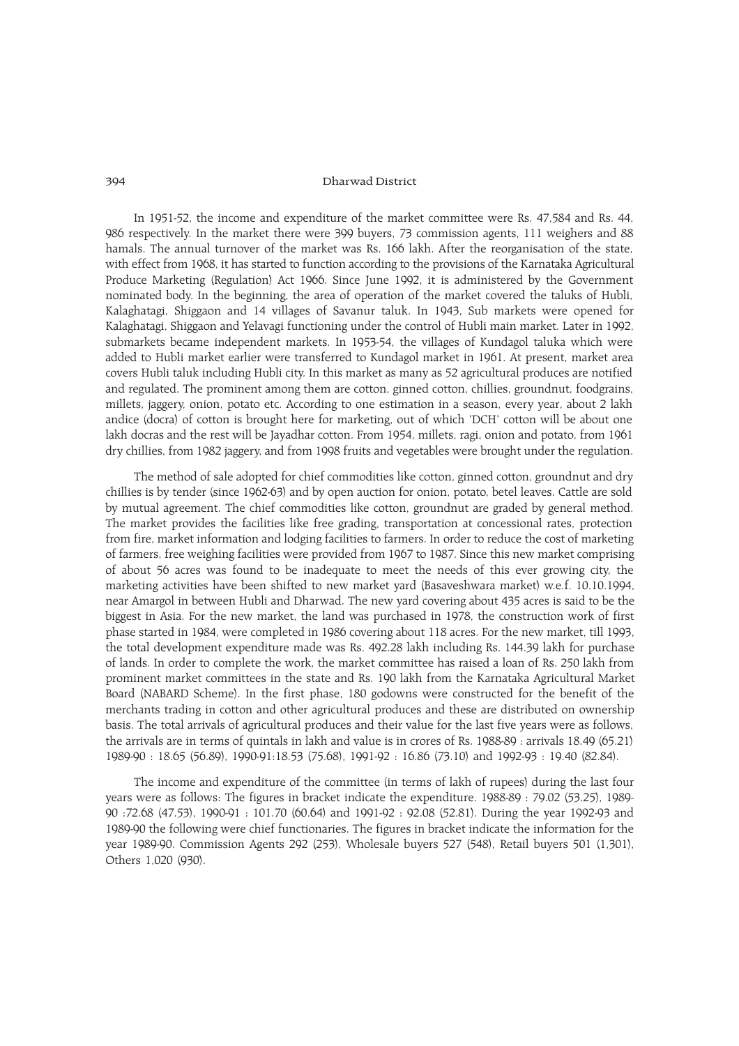In 1951-52, the income and expenditure of the market committee were Rs. 47,584 and Rs. 44, 986 respectively. In the market there were 399 buyers, 73 commission agents, 111 weighers and 88 hamals. The annual turnover of the market was Rs. 166 lakh. After the reorganisation of the state, with effect from 1968, it has started to function according to the provisions of the Karnataka Agricultural Produce Marketing (Regulation) Act 1966. Since June 1992, it is administered by the Government nominated body. In the beginning, the area of operation of the market covered the taluks of Hubli, Kalaghatagi, Shiggaon and 14 villages of Savanur taluk. In 1943, Sub markets were opened for Kalaghatagi, Shiggaon and Yelavagi functioning under the control of Hubli main market. Later in 1992, submarkets became independent markets. In 1953-54, the villages of Kundagol taluka which were added to Hubli market earlier were transferred to Kundagol market in 1961. At present, market area covers Hubli taluk including Hubli city. In this market as many as 52 agricultural produces are notified and regulated. The prominent among them are cotton, ginned cotton, chillies, groundnut, foodgrains, millets, jaggery, onion, potato etc. According to one estimation in a season, every year, about 2 lakh andice (docra) of cotton is brought here for marketing, out of which 'DCH' cotton will be about one lakh docras and the rest will be Jayadhar cotton. From 1954, millets, ragi, onion and potato, from 1961 dry chillies, from 1982 jaggery, and from 1998 fruits and vegetables were brought under the regulation.

The method of sale adopted for chief commodities like cotton, ginned cotton, groundnut and dry chillies is by tender (since 1962-63) and by open auction for onion, potato, betel leaves. Cattle are sold by mutual agreement. The chief commodities like cotton, groundnut are graded by general method. The market provides the facilities like free grading, transportation at concessional rates, protection from fire, market information and lodging facilities to farmers. In order to reduce the cost of marketing of farmers, free weighing facilities were provided from 1967 to 1987. Since this new market comprising of about 56 acres was found to be inadequate to meet the needs of this ever growing city, the marketing activities have been shifted to new market yard (Basaveshwara market) w.e.f. 10.10.1994, near Amargol in between Hubli and Dharwad. The new yard covering about 435 acres is said to be the biggest in Asia. For the new market, the land was purchased in 1978, the construction work of first phase started in 1984, were completed in 1986 covering about 118 acres. For the new market, till 1993, the total development expenditure made was Rs. 492.28 lakh including Rs. 144.39 lakh for purchase of lands. In order to complete the work, the market committee has raised a loan of Rs. 250 lakh from prominent market committees in the state and Rs. 190 lakh from the Karnataka Agricultural Market Board (NABARD Scheme). In the first phase, 180 godowns were constructed for the benefit of the merchants trading in cotton and other agricultural produces and these are distributed on ownership basis. The total arrivals of agricultural produces and their value for the last five years were as follows, the arrivals are in terms of quintals in lakh and value is in crores of Rs. 1988-89 : arrivals 18.49 (65.21) 1989-90 : 18.65 (56.89), 1990-91:18.53 (75.68), 1991-92 : 16.86 (73.10) and 1992-93 : 19.40 (82.84).

The income and expenditure of the committee (in terms of lakh of rupees) during the last four years were as follows: The figures in bracket indicate the expenditure. 1988-89 : 79.02 (53.25), 1989-90 :72.68 (47.53), 1990-91 : 101.70 (60.64) and 1991-92 : 92.08 (52.81). During the year 1992-93 and 1989-90 the following were chief functionaries. The figures in bracket indicate the information for the year 1989-90. Commission Agents 292 (253), Wholesale buyers 527 (548), Retail buyers 501 (1,301), Others 1,020 (930).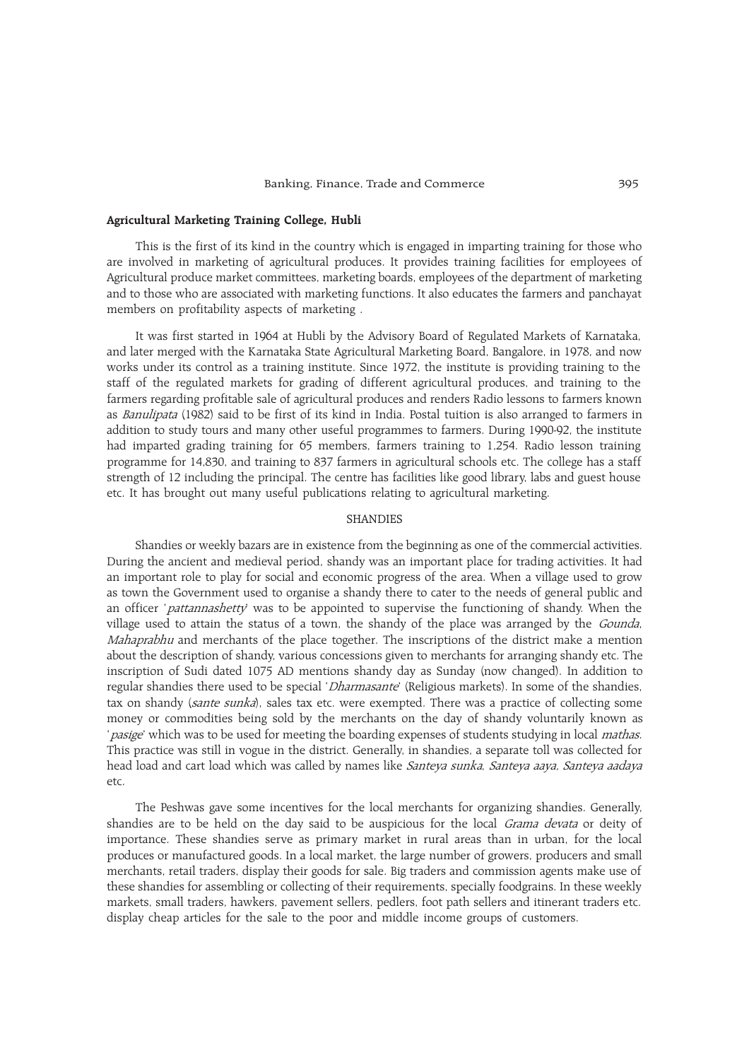### Agricultural Marketing Training College, Hubli

This is the first of its kind in the country which is engaged in imparting training for those who are involved in marketing of agricultural produces. It provides training facilities for employees of Agricultural produce market committees, marketing boards, employees of the department of marketing and to those who are associated with marketing functions. It also educates the farmers and panchayat members on profitability aspects of marketing .

It was first started in 1964 at Hubli by the Advisory Board of Regulated Markets of Karnataka, and later merged with the Karnataka State Agricultural Marketing Board, Bangalore, in 1978, and now works under its control as a training institute. Since 1972, the institute is providing training to the staff of the regulated markets for grading of different agricultural produces, and training to the farmers regarding profitable sale of agricultural produces and renders Radio lessons to farmers known as *Banulipata* (1982) said to be first of its kind in India. Postal tuition is also arranged to farmers in addition to study tours and many other useful programmes to farmers. During 1990-92, the institute had imparted grading training for 65 members, farmers training to 1,254. Radio lesson training programme for 14,830, and training to 837 farmers in agricultural schools etc. The college has a staff strength of 12 including the principal. The centre has facilities like good library, labs and guest house etc. It has brought out many useful publications relating to agricultural marketing.

## SHANDIES

Shandies or weekly bazars are in existence from the beginning as one of the commercial activities. During the ancient and medieval period, shandy was an important place for trading activities. It had an important role to play for social and economic progress of the area. When a village used to grow as town the Government used to organise a shandy there to cater to the needs of general public and an officer '*pattannashetty*' was to be appointed to supervise the functioning of shandy. When the village used to attain the status of a town, the shandy of the place was arranged by the *Gounda*, *Mahaprabhu* and merchants of the place together. The inscriptions of the district make a mention about the description of shandy, various concessions given to merchants for arranging shandy etc. The inscription of Sudi dated 1075 AD mentions shandy day as Sunday (now changed). In addition to regular shandies there used to be special '*Dharmasante*' (Religious markets). In some of the shandies, tax on shandy (*sante sunka*), sales tax etc. were exempted. There was a practice of collecting some money or commodities being sold by the merchants on the day of shandy voluntarily known as '*pasige*' which was to be used for meeting the boarding expenses of students studying in local *mathas*. This practice was still in vogue in the district. Generally, in shandies, a separate toll was collected for head load and cart load which was called by names like *Santeya sunka*, *Santeya aaya, Santeya aadaya* etc.

The Peshwas gave some incentives for the local merchants for organizing shandies. Generally, shandies are to be held on the day said to be auspicious for the local *Grama devata* or deity of importance. These shandies serve as primary market in rural areas than in urban, for the local produces or manufactured goods. In a local market, the large number of growers, producers and small merchants, retail traders, display their goods for sale. Big traders and commission agents make use of these shandies for assembling or collecting of their requirements, specially foodgrains. In these weekly markets, small traders, hawkers, pavement sellers, pedlers, foot path sellers and itinerant traders etc. display cheap articles for the sale to the poor and middle income groups of customers.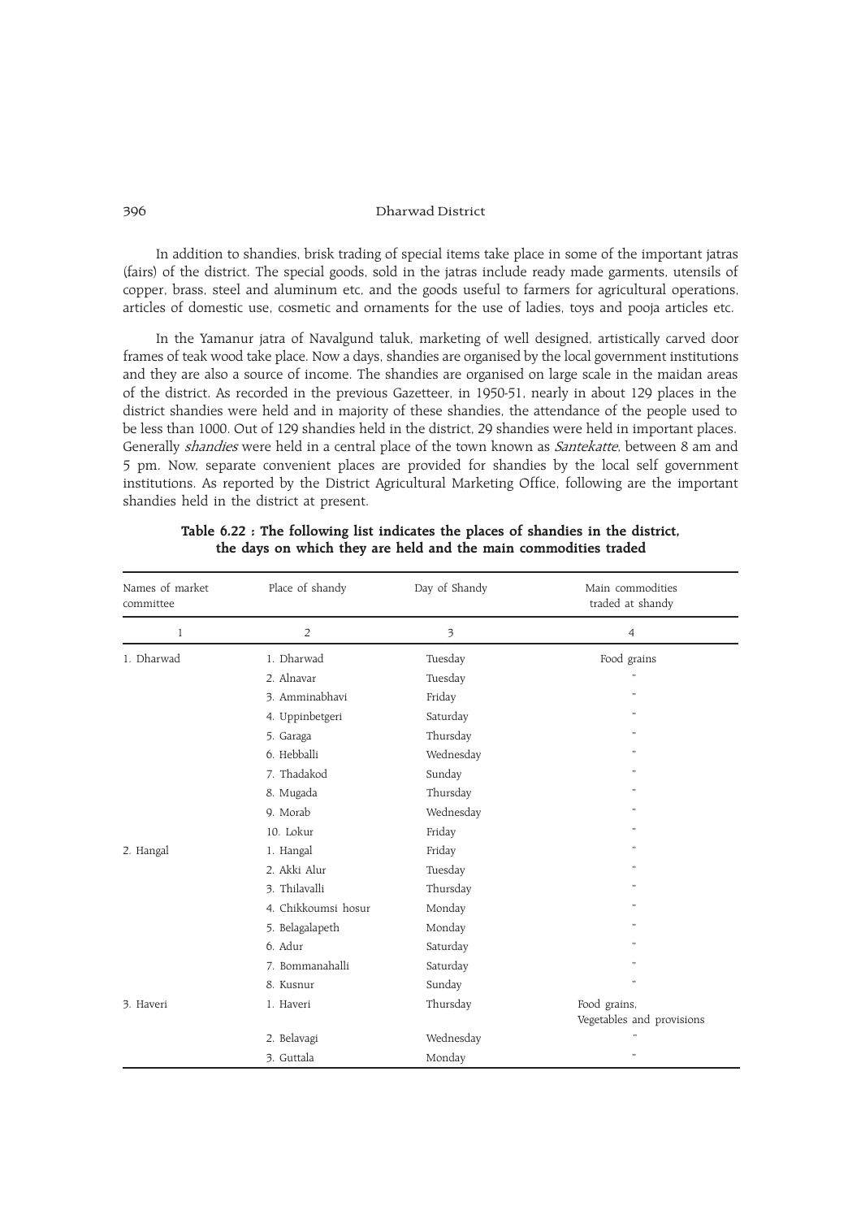In addition to shandies, brisk trading of special items take place in some of the important jatras (fairs) of the district. The special goods, sold in the jatras include ready made garments, utensils of copper, brass, steel and aluminum etc, and the goods useful to farmers for agricultural operations, articles of domestic use, cosmetic and ornaments for the use of ladies, toys and pooja articles etc.

In the Yamanur jatra of Navalgund taluk, marketing of well designed, artistically carved door frames of teak wood take place. Now a days, shandies are organised by the local government institutions and they are also a source of income. The shandies are organised on large scale in the maidan areas of the district. As recorded in the previous Gazetteer, in 1950-51, nearly in about 129 places in the district shandies were held and in majority of these shandies, the attendance of the people used to be less than 1000. Out of 129 shandies held in the district, 29 shandies were held in important places. Generally *shandies* were held in a central place of the town known as *Santekatte*, between 8 am and 5 pm. Now, separate convenient places are provided for shandies by the local self government institutions. As reported by the District Agricultural Marketing Office, following are the important shandies held in the district at present.

**Table 6.22 : The following list indicates the places of shandies in the district, the days on which they are held and the main commodities traded**

| Names of market committee | Place of shandy | Day of Shandy | Main commodities traded at shandy |
|---|---|---|---|
| 1 | 2 | 3 | 4 |
| 1. Dharwad | 1. Dharwad | Tuesday | Food grains |
| | 2. Alnavar | Tuesday | " |
| | 3. Amminabhavi | Friday | " |
| | 4. Uppinbetgeri | Saturday | " |
| | 5. Garaga | Thursday | " |
| | 6. Hebballi | Wednesday | " |
| | 7. Thadakod | Sunday | " |
| | 8. Mugada | Thursday | " |
| | 9. Morab | Wednesday | " |
| | 10. Lokur | Friday | " |
| 2. Hangal | 1. Hangal | Friday | " |
| | 2. Akki Alur | Tuesday | " |
| | 3. Thilavalli | Thursday | " |
| | 4. Chikkoumsi hosur | Monday | " |
| | 5. Belagalapeth | Monday | " |
| | 6. Adur | Saturday | " |
| | 7. Bommanahalli | Saturday | " |
| | 8. Kusnur | Sunday | " |
| 3. Haveri | 1. Haveri | Thursday | Food grains, Vegetables and provisions |
| | 2. Belavagi | Wednesday | " |
| | 3. Guttala | Monday | " |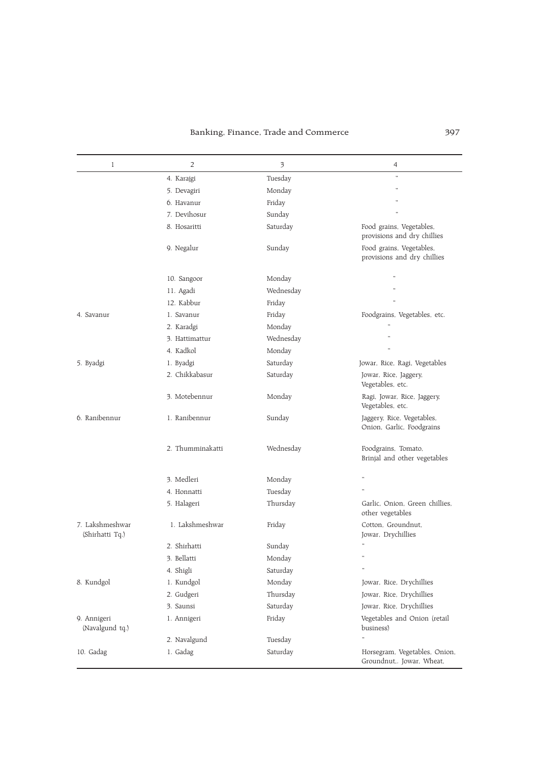| 1 | 2 | 3 | 4 |
|---|---|---|---|
| | 4. Karajgi | Tuesday | " |
| | 5. Devagiri | Monday | " |
| | 6. Havanur | Friday | " |
| | 7. Devihosur | Sunday | " |
| | 8. Hosaritti | Saturday | Food grains, Vegetables, provisions and dry chillies |
| | 9. Negalur | Sunday | Food grains, Vegetables, provisions and dry chillies |
| | 10. Sangoor | Monday | " |
| | 11. Agadi | Wednesday | " |
| | 12. Kabbur | Friday | " |
| 4. Savanur | 1. Savanur | Friday | Foodgrains, Vegetables, etc. |
| | 2. Karadgi | Monday | " |
| | 3. Hattimattur | Wednesday | " |
| | 4. Kadkol | Monday | " |
| 5. Byadgi | 1. Byadgi | Saturday | Jowar, Rice, Ragi, Vegetables |
| | 2. Chikkabasur | Saturday | Jowar, Rice, Jaggery, Vegetables, etc. |
| | 3. Motebennur | Monday | Ragi, Jowar, Rice, Jaggery, Vegetables, etc. |
| 6. Ranibennur | 1. Ranibennur | Sunday | Jaggery, Rice, Vegetables, Onion, Garlic, Foodgrains |
| | 2. Thumminakatti | Wednesday | Foodgrains, Tomato, Brinjal and other vegetables |
| | 3. Medleri | Monday | " |
| | 4. Honnatti | Tuesday | " |
| | 5. Halageri | Thursday | Garlic, Onion, Green chillies, other vegetables |
| 7. Lakshmeshwar (Shirhatti Tq.) | 1. Lakshmeshwar | Friday | Cotton, Groundnut, Jowar, Drychillies |
| | 2. Shirhatti | Sunday | " |
| | 3. Bellatti | Monday | " |
| | 4. Shigli | Saturday | " |
| 8. Kundgol | 1. Kundgol | Monday | Jowar, Rice, Drychillies |
| | 2. Gudgeri | Thursday | Jowar, Rice, Drychillies |
| | 3. Saunsi | Saturday | Jowar, Rice, Drychillies |
| 9. Annigeri (Navalgund tq.) | 1. Annigeri | Friday | Vegetables and Onion (retail business) |
| | 2. Navalgund | Tuesday | " |
| 10. Gadag | 1. Gadag | Saturday | Horsegram, Vegetables, Onion, Groundnut,. Jowar, Wheat, |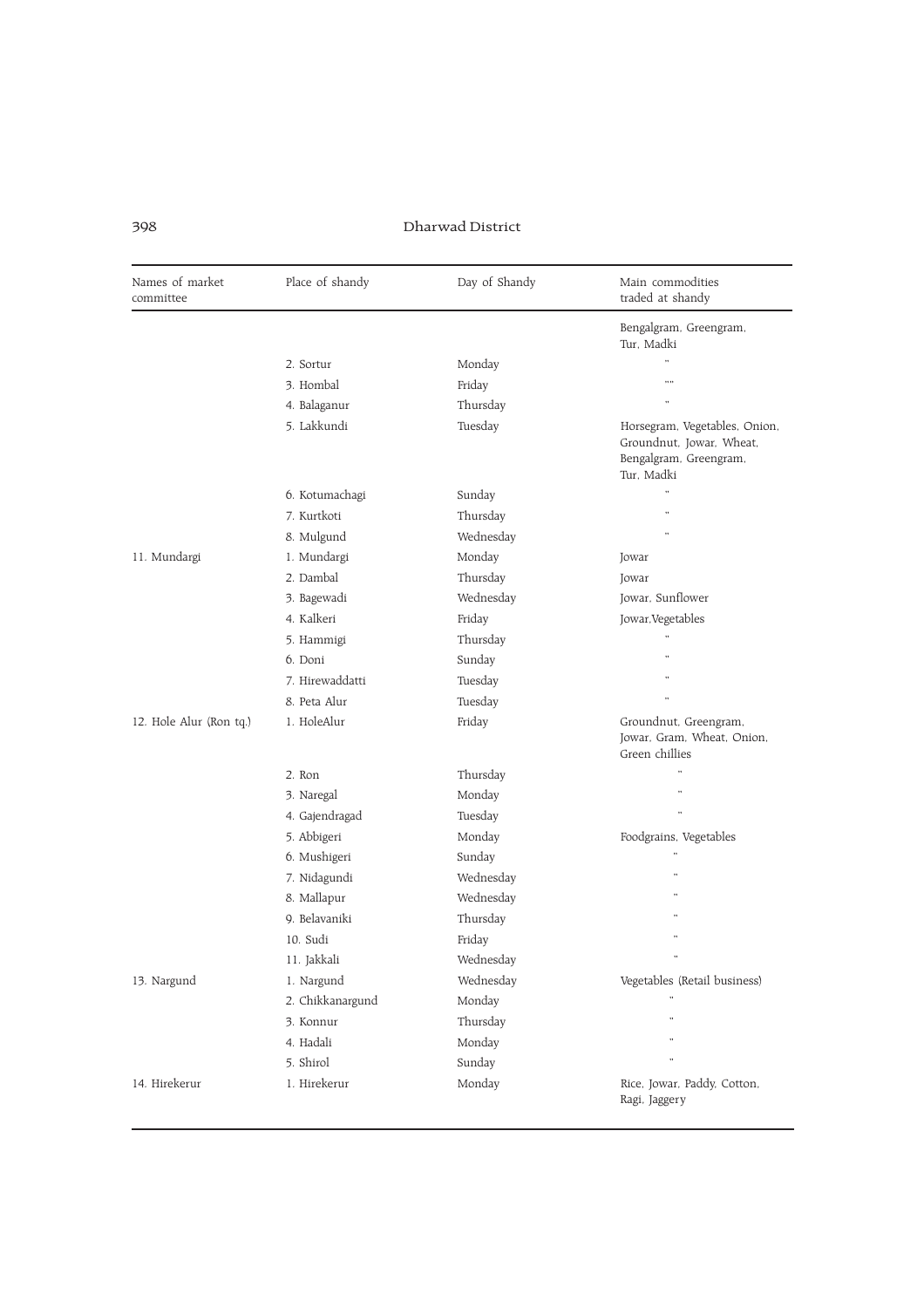| Names of market committee | Place of shandy | Day of Shandy | Main commodities traded at shandy |
|---|---|---|---|
| | | | Bengalgram, Greengram, Tur, Madki |
| | 2. Sortur | Monday | " |
| | 3. Hombal | Friday | "" |
| | 4. Balaganur | Thursday | " |
| | 5. Lakkundi | Tuesday | Horsegram, Vegetables, Onion, Groundnut, Jowar, Wheat, Bengalgram, Greengram, Tur, Madki |
| | 6. Kotumachagi | Sunday | " |
| | 7. Kurtkoti | Thursday | " |
| | 8. Mulgund | Wednesday | " |
| 11. Mundargi | 1. Mundargi | Monday | Jowar |
| | 2. Dambal | Thursday | Jowar |
| | 3. Bagewadi | Wednesday | Jowar, Sunflower |
| | 4. Kalkeri | Friday | Jowar,Vegetables |
| | 5. Hammigi | Thursday | " |
| | 6. Doni | Sunday | " |
| | 7. Hirewaddatti | Tuesday | " |
| | 8. Peta Alur | Tuesday | " |
| 12. Hole Alur (Ron tq.) | 1. HoleAlur | Friday | Groundnut, Greengram, Jowar, Gram, Wheat, Onion, Green chillies |
| | 2. Ron | Thursday | " |
| | 3. Naregal | Monday | " |
| | 4. Gajendragad | Tuesday | " |
| | 5. Abbigeri | Monday | Foodgrains, Vegetables |
| | 6. Mushigeri | Sunday | " |
| | 7. Nidagundi | Wednesday | " |
| | 8. Mallapur | Wednesday | " |
| | 9. Belavaniki | Thursday | " |
| | 10. Sudi | Friday | " |
| | 11. Jakkali | Wednesday | " |
| 13. Nargund | 1. Nargund | Wednesday | Vegetables (Retail business) |
| | 2. Chikkanargund | Monday | " |
| | 3. Konnur | Thursday | " |
| | 4. Hadali | Monday | " |
| | 5. Shirol | Sunday | " |
| 14. Hirekerur | 1. Hirekerur | Monday | Rice, Jowar, Paddy, Cotton, Ragi, Jaggery |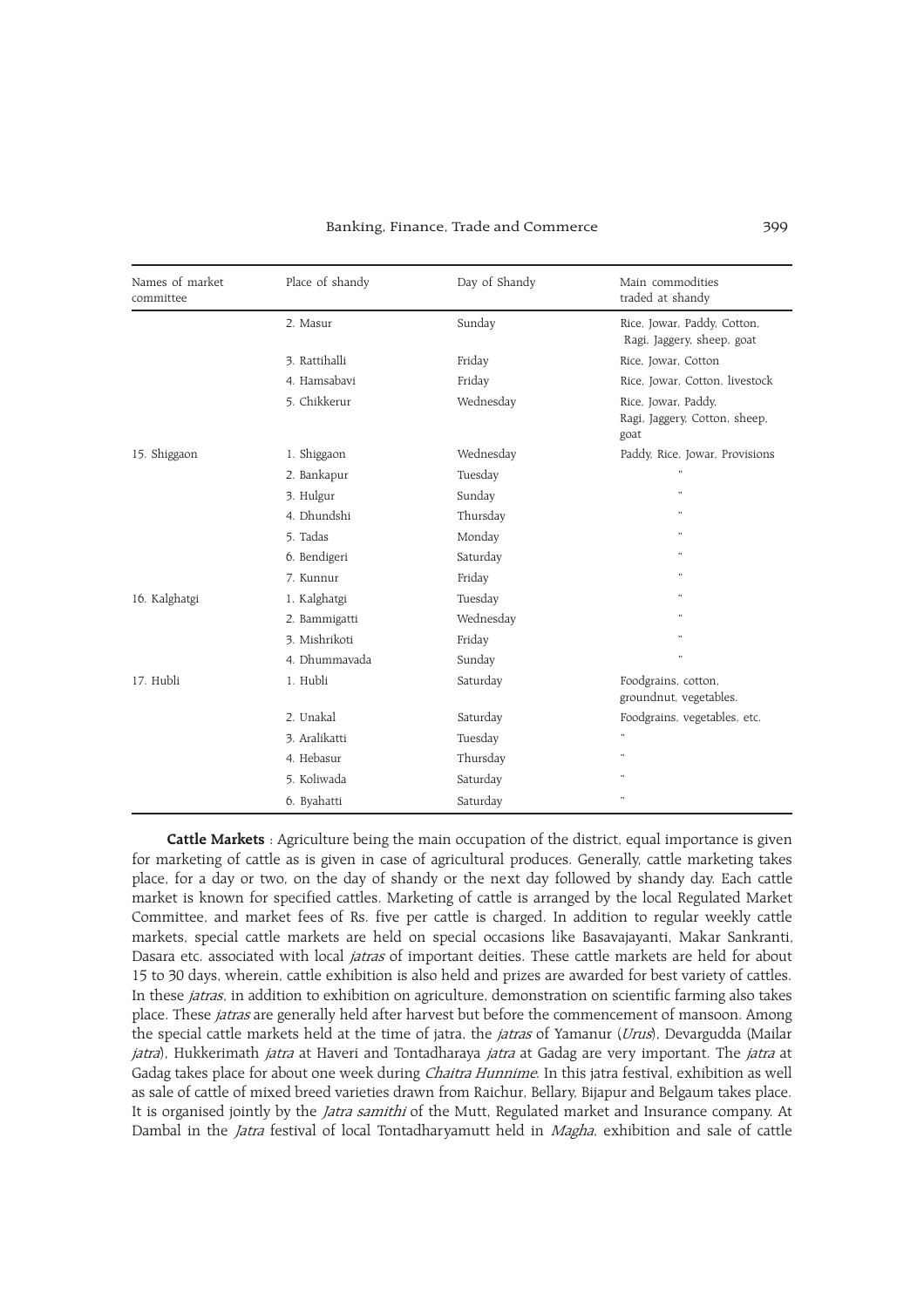| Names of market committee | Place of shandy | Day of Shandy | Main commodities traded at shandy |
|---|---|---|---|
| | 2. Masur | Sunday | Rice, Jowar, Paddy, Cotton, Ragi, Jaggery, sheep, goat |
| | 3. Rattihalli | Friday | Rice, Jowar, Cotton |
| | 4. Hamsabavi | Friday | Rice, Jowar, Cotton, livestock |
| | 5. Chikkerur | Wednesday | Rice, Jowar, Paddy, Ragi, Jaggery, Cotton, sheep, goat |
| 15. Shiggaon | 1. Shiggaon | Wednesday | Paddy, Rice, Jowar, Provisions |
| | 2. Bankapur | Tuesday | " |
| | 3. Hulgur | Sunday | " |
| | 4. Dhundshi | Thursday | " |
| | 5. Tadas | Monday | " |
| | 6. Bendigeri | Saturday | " |
| | 7. Kunnur | Friday | " |
| 16. Kalghatgi | 1. Kalghatgi | Tuesday | " |
| | 2. Bammigatti | Wednesday | " |
| | 3. Mishrikoti | Friday | " |
| | 4. Dhummavada | Sunday | " |
| 17. Hubli | 1. Hubli | Saturday | Foodgrains, cotton, groundnut, vegetables. |
| | 2. Unakal | Saturday | Foodgrains, vegetables, etc. |
| | 3. Aralikatti | Tuesday | " |
| | 4. Hebasur | Thursday | " |
| | 5. Koliwada | Saturday | " |
| | 6. Byahatti | Saturday | " |

**Cattle Markets** : Agriculture being the main occupation of the district, equal importance is given for marketing of cattle as is given in case of agricultural produces. Generally, cattle marketing takes place, for a day or two, on the day of shandy or the next day followed by shandy day. Each cattle market is known for specified cattles. Marketing of cattle is arranged by the local Regulated Market Committee, and market fees of Rs. five per cattle is charged. In addition to regular weekly cattle markets, special cattle markets are held on special occasions like Basavajayanti, Makar Sankranti, Dasara etc. associated with local *jatras* of important deities. These cattle markets are held for about 15 to 30 days, wherein, cattle exhibition is also held and prizes are awarded for best variety of cattles. In these *jatras*, in addition to exhibition on agriculture, demonstration on scientific farming also takes place. These *jatras* are generally held after harvest but before the commencement of mansoon. Among the special cattle markets held at the time of jatra, the *jatras* of Yamanur (*Urus*), Devargudda (Mailar *jatra*), Hukkerimath *jatra* at Haveri and Tontadharaya *jatra* at Gadag are very important. The *jatra* at Gadag takes place for about one week during *Chaitra Hunnime*. In this jatra festival, exhibition as well as sale of cattle of mixed breed varieties drawn from Raichur, Bellary, Bijapur and Belgaum takes place. It is organised jointly by the *Jatra samithi* of the Mutt, Regulated market and Insurance company. At Dambal in the *Jatra* festival of local Tontadharyamutt held in *Magha*, exhibition and sale of cattle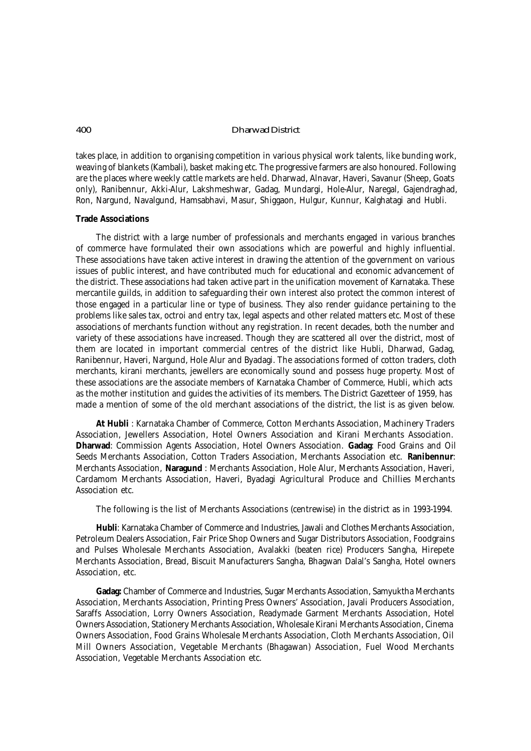takes place, in addition to organising competition in various physical work talents, like bunding work, weaving of blankets (Kambali), basket making etc. The progressive farmers are also honoured. Following are the places where weekly cattle markets are held. Dharwad, Alnavar, Haveri, Savanur (Sheep, Goats only), Ranibennur, Akki-Alur, Lakshmeshwar, Gadag, Mundargi, Hole-Alur, Naregal, Gajendraghad, Ron, Nargund, Navalgund, Hamsabhavi, Masur, Shiggaon, Hulgur, Kunnur, Kalghatagi and Hubli.

### Trade Associations

The district with a large number of professionals and merchants engaged in various branches of commerce have formulated their own associations which are powerful and highly influential. These associations have taken active interest in drawing the attention of the government on various issues of public interest, and have contributed much for educational and economic advancement of the district. These associations had taken active part in the unification movement of Karnataka. These mercantile guilds, in addition to safeguarding their own interest also protect the common interest of those engaged in a particular line or type of business. They also render guidance pertaining to the problems like sales tax, octroi and entry tax, legal aspects and other related matters etc. Most of these associations of merchants function without any registration. In recent decades, both the number and variety of these associations have increased. Though they are scattered all over the district, most of them are located in important commercial centres of the district like Hubli, Dharwad, Gadag, Ranibennur, Haveri, Nargund, Hole Alur and Byadagi. The associations formed of cotton traders, cloth merchants, kirani merchants, jewellers are economically sound and possess huge property. Most of these associations are the associate members of Karnataka Chamber of Commerce, Hubli, which acts as the mother institution and guides the activities of its members. The District Gazetteer of 1959, has made a mention of some of the old merchant associations of the district, the list is as given below.

**At Hubli** : Karnataka Chamber of Commerce, Cotton Merchants Association, Machinery Traders Association, Jewellers Association, Hotel Owners Association and Kirani Merchants Association. **Dharwad**: Commission Agents Association, Hotel Owners Association. **Gadag**: Food Grains and Oil Seeds Merchants Association, Cotton Traders Association, Merchants Association etc. **Ranibennur**: Merchants Association, **Naragund** : Merchants Association, Hole Alur, Merchants Association, Haveri, Cardamom Merchants Association, Haveri, Byadagi Agricultural Produce and Chillies Merchants Association etc.

The following is the list of Merchants Associations (centrewise) in the district as in 1993-1994.

**Hubli**: Karnataka Chamber of Commerce and Industries, Jawali and Clothes Merchants Association, Petroleum Dealers Association, Fair Price Shop Owners and Sugar Distributors Association, Foodgrains and Pulses Wholesale Merchants Association, Avalakki (beaten rice) Producers Sangha, Hirepete Merchants Association, Bread, Biscuit Manufacturers Sangha, Bhagwan Dalal's Sangha, Hotel owners Association, etc.

**Gadag:** Chamber of Commerce and Industries, Sugar Merchants Association, Samyuktha Merchants Association, Merchants Association, Printing Press Owners' Association, Javali Producers Association, Saraffs Association, Lorry Owners Association, Readymade Garment Merchants Association, Hotel Owners Association, Stationery Merchants Association, Wholesale Kirani Merchants Association, Cinema Owners Association, Food Grains Wholesale Merchants Association, Cloth Merchants Association, Oil Mill Owners Association, Vegetable Merchants (Bhagawan) Association, Fuel Wood Merchants Association, Vegetable Merchants Association etc.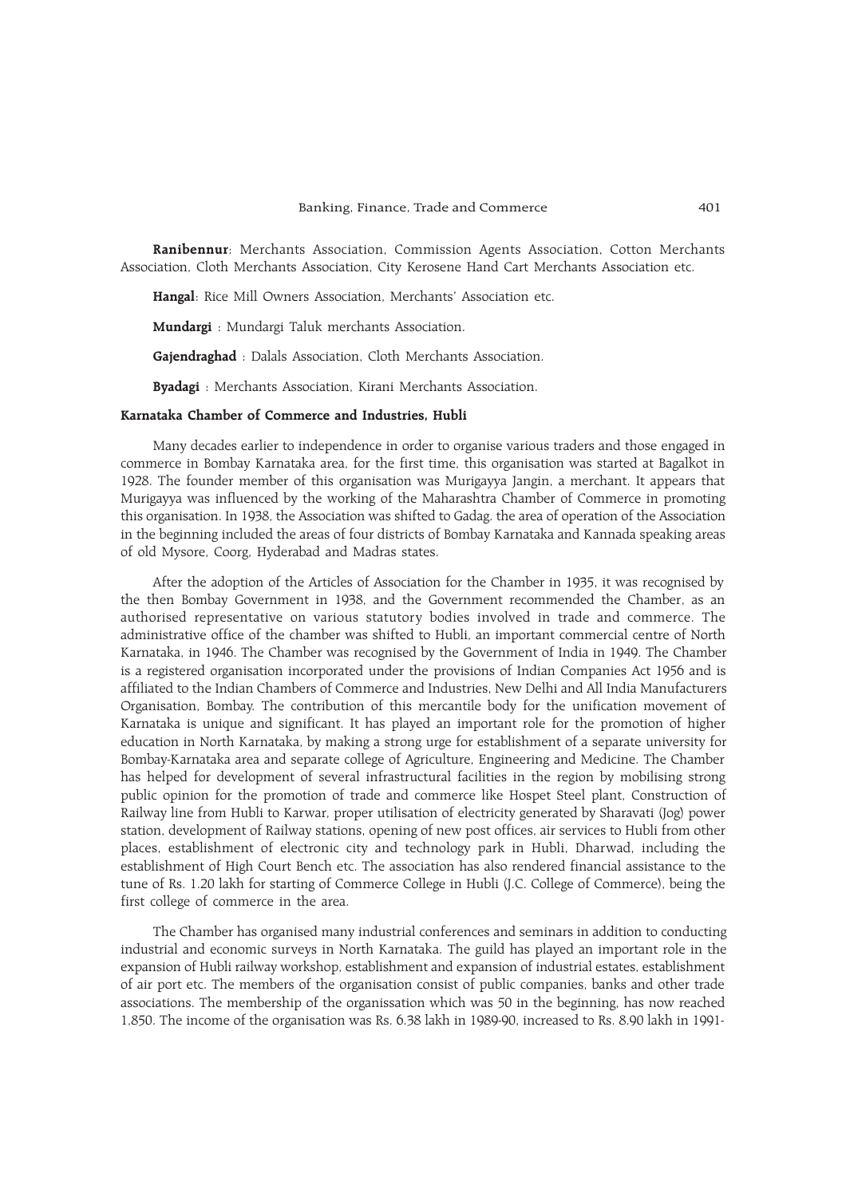**Ranibennur**: Merchants Association, Commission Agents Association, Cotton Merchants Association, Cloth Merchants Association, City Kerosene Hand Cart Merchants Association etc.

**Hangal**: Rice Mill Owners Association, Merchants' Association etc.

**Mundargi** : Mundargi Taluk merchants Association.

**Gajendraghad** : Dalals Association, Cloth Merchants Association.

**Byadagi** : Merchants Association, Kirani Merchants Association.

**Karnataka Chamber of Commerce and Industries, Hubli**

Many decades earlier to independence in order to organise various traders and those engaged in commerce in Bombay Karnataka area, for the first time, this organisation was started at Bagalkot in 1928. The founder member of this organisation was Murigayya Jangin, a merchant. It appears that Murigayya was influenced by the working of the Maharashtra Chamber of Commerce in promoting this organisation. In 1938, the Association was shifted to Gadag. the area of operation of the Association in the beginning included the areas of four districts of Bombay Karnataka and Kannada speaking areas of old Mysore, Coorg, Hyderabad and Madras states.

After the adoption of the Articles of Association for the Chamber in 1935, it was recognised by the then Bombay Government in 1938, and the Government recommended the Chamber, as an authorised representative on various statutory bodies involved in trade and commerce. The administrative office of the chamber was shifted to Hubli, an important commercial centre of North Karnataka, in 1946. The Chamber was recognised by the Government of India in 1949. The Chamber is a registered organisation incorporated under the provisions of Indian Companies Act 1956 and is affiliated to the Indian Chambers of Commerce and Industries, New Delhi and All India Manufacturers Organisation, Bombay. The contribution of this mercantile body for the unification movement of Karnataka is unique and significant. It has played an important role for the promotion of higher education in North Karnataka, by making a strong urge for establishment of a separate university for Bombay-Karnataka area and separate college of Agriculture, Engineering and Medicine. The Chamber has helped for development of several infrastructural facilities in the region by mobilising strong public opinion for the promotion of trade and commerce like Hospet Steel plant, Construction of Railway line from Hubli to Karwar, proper utilisation of electricity generated by Sharavati (Jog) power station, development of Railway stations, opening of new post offices, air services to Hubli from other places, establishment of electronic city and technology park in Hubli, Dharwad, including the establishment of High Court Bench etc. The association has also rendered financial assistance to the tune of Rs. 1.20 lakh for starting of Commerce College in Hubli (J.C. College of Commerce), being the first college of commerce in the area.

The Chamber has organised many industrial conferences and seminars in addition to conducting industrial and economic surveys in North Karnataka. The guild has played an important role in the expansion of Hubli railway workshop, establishment and expansion of industrial estates, establishment of air port etc. The members of the organisation consist of public companies, banks and other trade associations. The membership of the organissation which was 50 in the beginning, has now reached 1,850. The income of the organisation was Rs. 6.38 lakh in 1989-90, increased to Rs. 8.90 lakh in 1991-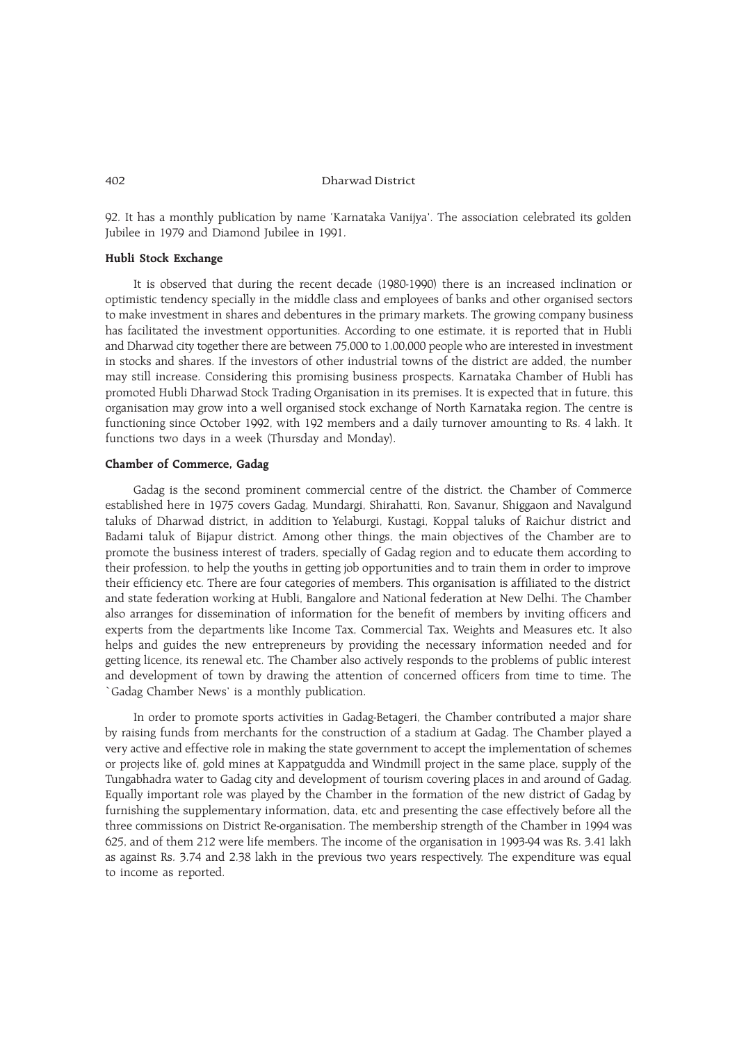92. It has a monthly publication by name 'Karnataka Vanijya'. The association celebrated its golden Jubilee in 1979 and Diamond Jubilee in 1991.

**Hubli Stock Exchange**

It is observed that during the recent decade (1980-1990) there is an increased inclination or optimistic tendency specially in the middle class and employees of banks and other organised sectors to make investment in shares and debentures in the primary markets. The growing company business has facilitated the investment opportunities. According to one estimate, it is reported that in Hubli and Dharwad city together there are between 75,000 to 1,00,000 people who are interested in investment in stocks and shares. If the investors of other industrial towns of the district are added, the number may still increase. Considering this promising business prospects, Karnataka Chamber of Hubli has promoted Hubli Dharwad Stock Trading Organisation in its premises. It is expected that in future, this organisation may grow into a well organised stock exchange of North Karnataka region. The centre is functioning since October 1992, with 192 members and a daily turnover amounting to Rs. 4 lakh. It functions two days in a week (Thursday and Monday).

**Chamber of Commerce, Gadag**

Gadag is the second prominent commercial centre of the district. the Chamber of Commerce established here in 1975 covers Gadag, Mundargi, Shirahatti, Ron, Savanur, Shiggaon and Navalgund taluks of Dharwad district, in addition to Yelaburgi, Kustagi, Koppal taluks of Raichur district and Badami taluk of Bijapur district. Among other things, the main objectives of the Chamber are to promote the business interest of traders, specially of Gadag region and to educate them according to their profession, to help the youths in getting job opportunities and to train them in order to improve their efficiency etc. There are four categories of members. This organisation is affiliated to the district and state federation working at Hubli, Bangalore and National federation at New Delhi. The Chamber also arranges for dissemination of information for the benefit of members by inviting officers and experts from the departments like Income Tax, Commercial Tax, Weights and Measures etc. It also helps and guides the new entrepreneurs by providing the necessary information needed and for getting licence, its renewal etc. The Chamber also actively responds to the problems of public interest and development of town by drawing the attention of concerned officers from time to time. The `Gadag Chamber News' is a monthly publication.

In order to promote sports activities in Gadag-Betageri, the Chamber contributed a major share by raising funds from merchants for the construction of a stadium at Gadag. The Chamber played a very active and effective role in making the state government to accept the implementation of schemes or projects like of, gold mines at Kappatgudda and Windmill project in the same place, supply of the Tungabhadra water to Gadag city and development of tourism covering places in and around of Gadag. Equally important role was played by the Chamber in the formation of the new district of Gadag by furnishing the supplementary information, data, etc and presenting the case effectively before all the three commissions on District Re-organisation. The membership strength of the Chamber in 1994 was 625, and of them 212 were life members. The income of the organisation in 1993-94 was Rs. 3.41 lakh as against Rs. 3.74 and 2.38 lakh in the previous two years respectively. The expenditure was equal to income as reported.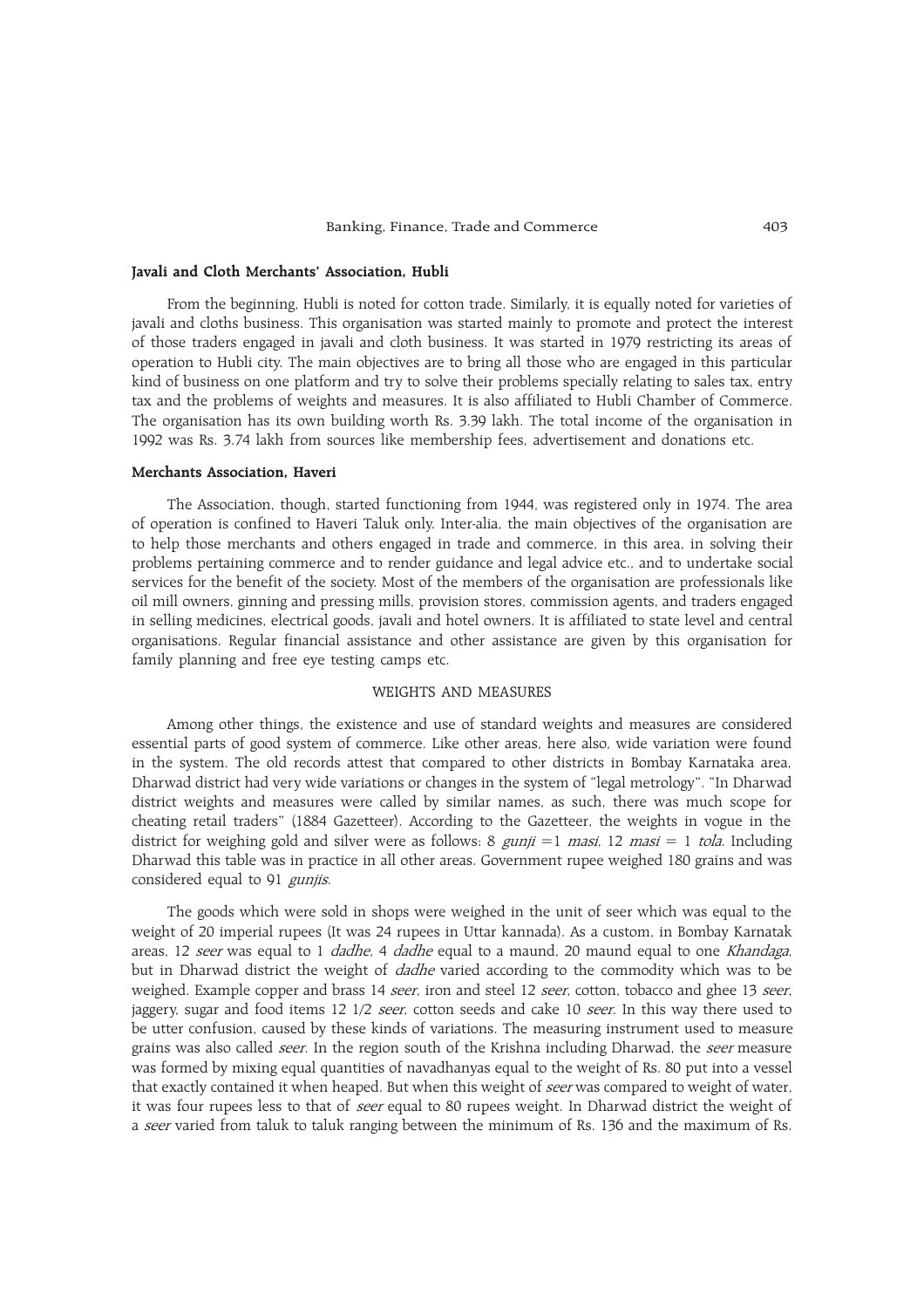**Javali and Cloth Merchants' Association, Hubli**

From the beginning, Hubli is noted for cotton trade. Similarly, it is equally noted for varieties of javali and cloths business. This organisation was started mainly to promote and protect the interest of those traders engaged in javali and cloth business. It was started in 1979 restricting its areas of operation to Hubli city. The main objectives are to bring all those who are engaged in this particular kind of business on one platform and try to solve their problems specially relating to sales tax, entry tax and the problems of weights and measures. It is also affiliated to Hubli Chamber of Commerce. The organisation has its own building worth Rs. 3.39 lakh. The total income of the organisation in 1992 was Rs. 3.74 lakh from sources like membership fees, advertisement and donations etc.

**Merchants Association, Haveri**

The Association, though, started functioning from 1944, was registered only in 1974. The area of operation is confined to Haveri Taluk only. Inter-alia, the main objectives of the organisation are to help those merchants and others engaged in trade and commerce, in this area, in solving their problems pertaining commerce and to render guidance and legal advice etc., and to undertake social services for the benefit of the society. Most of the members of the organisation are professionals like oil mill owners, ginning and pressing mills, provision stores, commission agents, and traders engaged in selling medicines, electrical goods, javali and hotel owners. It is affiliated to state level and central organisations. Regular financial assistance and other assistance are given by this organisation for family planning and free eye testing camps etc.

## WEIGHTS AND MEASURES

Among other things, the existence and use of standard weights and measures are considered essential parts of good system of commerce. Like other areas, here also, wide variation were found in the system. The old records attest that compared to other districts in Bombay Karnataka area, Dharwad district had very wide variations or changes in the system of "legal metrology". "In Dharwad district weights and measures were called by similar names, as such, there was much scope for cheating retail traders" (1884 Gazetteer). According to the Gazetteer, the weights in vogue in the district for weighing gold and silver were as follows: 8 *gunji* =1 *masi*, 12 *masi* = 1 *tola*. Including Dharwad this table was in practice in all other areas. Government rupee weighed 180 grains and was considered equal to 91 *gunjis*.

The goods which were sold in shops were weighed in the unit of seer which was equal to the weight of 20 imperial rupees (It was 24 rupees in Uttar kannada). As a custom, in Bombay Karnatak areas, 12 *seer* was equal to 1 *dadhe*, 4 *dadhe* equal to a maund, 20 maund equal to one *Khandaga*, but in Dharwad district the weight of *dadhe* varied according to the commodity which was to be weighed. Example copper and brass 14 *seer*, iron and steel 12 *seer*, cotton, tobacco and ghee 13 *seer*, jaggery, sugar and food items 12 1/2 *seer*, cotton seeds and cake 10 *seer*. In this way there used to be utter confusion, caused by these kinds of variations. The measuring instrument used to measure grains was also called *seer*. In the region south of the Krishna including Dharwad, the *seer* measure was formed by mixing equal quantities of navadhanyas equal to the weight of Rs. 80 put into a vessel that exactly contained it when heaped. But when this weight of *seer* was compared to weight of water, it was four rupees less to that of *seer* equal to 80 rupees weight. In Dharwad district the weight of a *seer* varied from taluk to taluk ranging between the minimum of Rs. 136 and the maximum of Rs.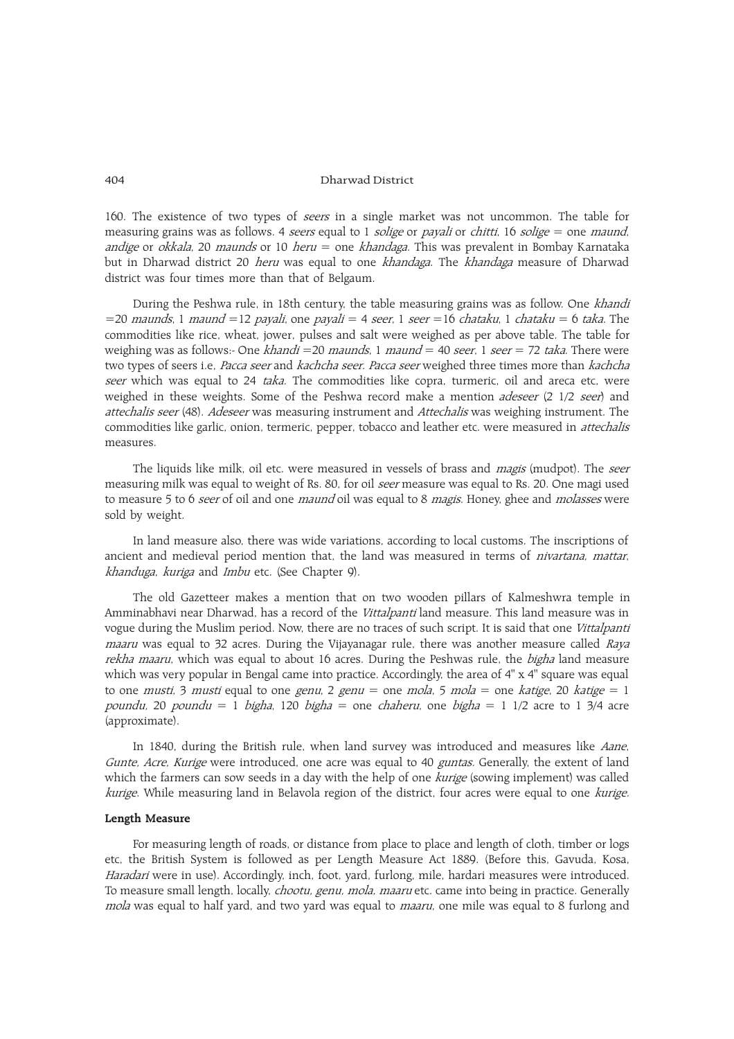160. The existence of two types of *seers* in a single market was not uncommon. The table for measuring grains was as follows. 4 *seers* equal to 1 *solige* or *payali* or *chitti*, 16 *solige* = one *maund*, *andige* or *okkala*, 20 *maunds* or 10 *heru* = one *khandaga*. This was prevalent in Bombay Karnataka but in Dharwad district 20 *heru* was equal to one *khandaga*. The *khandaga* measure of Dharwad district was four times more than that of Belgaum.

During the Peshwa rule, in 18th century, the table measuring grains was as follow. One *khandi* =20 *maunds*, 1 *maund* =12 *payali*, one *payali* = 4 *seer*, 1 *seer* =16 *chataku*, 1 *chataku* = 6 *taka*. The commodities like rice, wheat, jower, pulses and salt were weighed as per above table. The table for weighing was as follows:- One *khandi* =20 *maunds*, 1 *maund* = 40 *seer*, 1 *seer* = 72 *taka*. There were two types of seers i.e, *Pacca seer* and *kachcha seer*. *Pacca seer* weighed three times more than *kachcha seer* which was equal to 24 *taka*. The commodities like copra, turmeric, oil and areca etc, were weighed in these weights. Some of the Peshwa record make a mention *adeseer* (2 1/2 *seer*) and *attechalis seer* (48). *Adeseer* was measuring instrument and *Attechalis* was weighing instrument. The commodities like garlic, onion, termeric, pepper, tobacco and leather etc. were measured in *attechalis* measures.

The liquids like milk, oil etc. were measured in vessels of brass and *magis* (mudpot). The *seer* measuring milk was equal to weight of Rs. 80, for oil *seer* measure was equal to Rs. 20. One magi used to measure 5 to 6 *seer* of oil and one *maund* oil was equal to 8 *magis*. Honey, ghee and *molasses* were sold by weight.

In land measure also, there was wide variations, according to local customs. The inscriptions of ancient and medieval period mention that, the land was measured in terms of *nivartana, mattar*, *khanduga*, *kuriga* and *Imbu* etc. (See Chapter 9).

The old Gazetteer makes a mention that on two wooden pillars of Kalmeshwra temple in Amminabhavi near Dharwad, has a record of the *Vittalpanti* land measure. This land measure was in vogue during the Muslim period. Now, there are no traces of such script. It is said that one *Vittalpanti maaru* was equal to 32 acres. During the Vijayanagar rule, there was another measure called *Raya rekha maaru*, which was equal to about 16 acres. During the Peshwas rule, the *bigha* land measure which was very popular in Bengal came into practice. Accordingly, the area of 4" x 4" square was equal to one *musti*, 3 *musti* equal to one *genu*, 2 *genu* = one *mola*, 5 *mola* = one *katige*, 20 *katige* = 1 *poundu*, 20 *poundu* = 1 *bigha*, 120 *bigha* = one *chaheru*, one *bigha* = 1 1/2 acre to 1 3/4 acre (approximate).

In 1840, during the British rule, when land survey was introduced and measures like *Aane*, *Gunte, Acre, Kurige* were introduced, one acre was equal to 40 *guntas*. Generally, the extent of land which the farmers can sow seeds in a day with the help of one *kurige* (sowing implement) was called *kurige*. While measuring land in Belavola region of the district, four acres were equal to one *kurige*.

**Length Measure**

For measuring length of roads, or distance from place to place and length of cloth, timber or logs etc, the British System is followed as per Length Measure Act 1889. (Before this, Gavuda, Kosa, *Haradari* were in use). Accordingly, inch, foot, yard, furlong, mile, hardari measures were introduced. To measure small length, locally, *chootu, genu, mola, maaru* etc. came into being in practice. Generally *mola* was equal to half yard, and two yard was equal to *maaru*, one mile was equal to 8 furlong and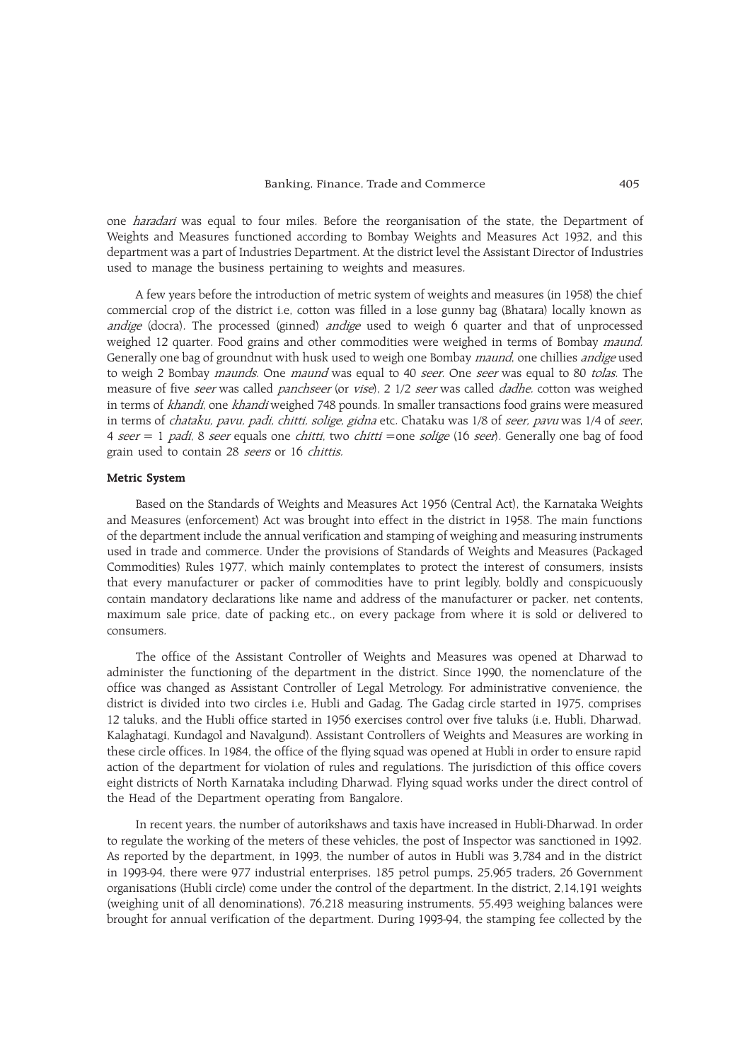one *haradari* was equal to four miles. Before the reorganisation of the state, the Department of Weights and Measures functioned according to Bombay Weights and Measures Act 1932, and this department was a part of Industries Department. At the district level the Assistant Director of Industries used to manage the business pertaining to weights and measures.

A few years before the introduction of metric system of weights and measures (in 1958) the chief commercial crop of the district i.e, cotton was filled in a lose gunny bag (Bhatara) locally known as *andige* (docra). The processed (ginned) *andige* used to weigh 6 quarter and that of unprocessed weighed 12 quarter. Food grains and other commodities were weighed in terms of Bombay *maund*. Generally one bag of groundnut with husk used to weigh one Bombay *maund*, one chillies *andige* used to weigh 2 Bombay *maunds*. One *maund* was equal to 40 *seer*. One *seer* was equal to 80 *tolas*. The measure of five *seer* was called *panchseer* (or *vise*), 2 1/2 *seer* was called *dadhe*. cotton was weighed in terms of *khandi*, one *khandi* weighed 748 pounds. In smaller transactions food grains were measured in terms of *chataku, pavu, padi, chitti, solige, gidna* etc. Chataku was 1/8 of *seer*, *pavu* was 1/4 of *seer*, 4 *seer* = 1 *padi*, 8 *seer* equals one *chitti*, two *chitti* =one *solige* (16 *seer*). Generally one bag of food grain used to contain 28 *seers* or 16 *chittis*.

**Metric System**

Based on the Standards of Weights and Measures Act 1956 (Central Act), the Karnataka Weights and Measures (enforcement) Act was brought into effect in the district in 1958. The main functions of the department include the annual verification and stamping of weighing and measuring instruments used in trade and commerce. Under the provisions of Standards of Weights and Measures (Packaged Commodities) Rules 1977, which mainly contemplates to protect the interest of consumers, insists that every manufacturer or packer of commodities have to print legibly, boldly and conspicuously contain mandatory declarations like name and address of the manufacturer or packer, net contents, maximum sale price, date of packing etc., on every package from where it is sold or delivered to consumers.

The office of the Assistant Controller of Weights and Measures was opened at Dharwad to administer the functioning of the department in the district. Since 1990, the nomenclature of the office was changed as Assistant Controller of Legal Metrology. For administrative convenience, the district is divided into two circles i.e, Hubli and Gadag. The Gadag circle started in 1975, comprises 12 taluks, and the Hubli office started in 1956 exercises control over five taluks (i.e, Hubli, Dharwad, Kalaghatagi, Kundagol and Navalgund). Assistant Controllers of Weights and Measures are working in these circle offices. In 1984, the office of the flying squad was opened at Hubli in order to ensure rapid action of the department for violation of rules and regulations. The jurisdiction of this office covers eight districts of North Karnataka including Dharwad. Flying squad works under the direct control of the Head of the Department operating from Bangalore.

In recent years, the number of autorikshaws and taxis have increased in Hubli-Dharwad. In order to regulate the working of the meters of these vehicles, the post of Inspector was sanctioned in 1992. As reported by the department, in 1993, the number of autos in Hubli was 3,784 and in the district in 1993-94, there were 977 industrial enterprises, 185 petrol pumps, 25,965 traders, 26 Government organisations (Hubli circle) come under the control of the department. In the district, 2,14,191 weights (weighing unit of all denominations), 76,218 measuring instruments, 55,493 weighing balances were brought for annual verification of the department. During 1993-94, the stamping fee collected by the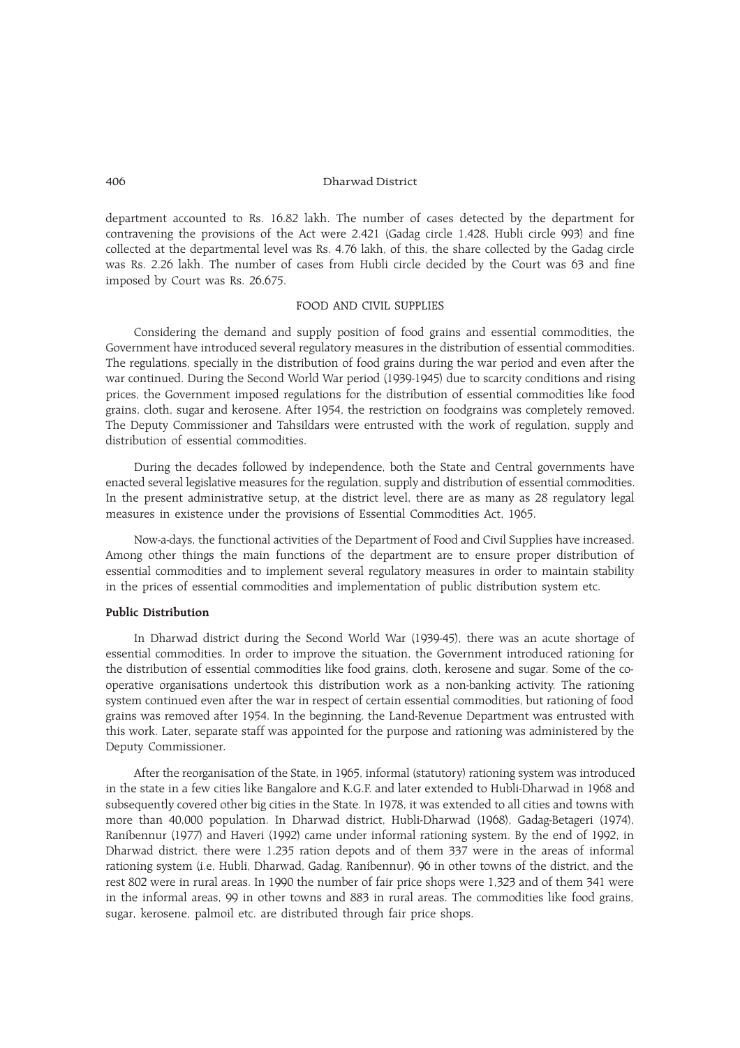department accounted to Rs. 16.82 lakh. The number of cases detected by the department for contravening the provisions of the Act were 2,421 (Gadag circle 1,428, Hubli circle 993) and fine collected at the departmental level was Rs. 4.76 lakh, of this, the share collected by the Gadag circle was Rs. 2.26 lakh. The number of cases from Hubli circle decided by the Court was 63 and fine imposed by Court was Rs. 26,675.

## FOOD AND CIVIL SUPPLIES

Considering the demand and supply position of food grains and essential commodities, the Government have introduced several regulatory measures in the distribution of essential commodities. The regulations, specially in the distribution of food grains during the war period and even after the war continued. During the Second World War period (1939-1945) due to scarcity conditions and rising prices, the Government imposed regulations for the distribution of essential commodities like food grains, cloth, sugar and kerosene. After 1954, the restriction on foodgrains was completely removed. The Deputy Commissioner and Tahsildars were entrusted with the work of regulation, supply and distribution of essential commodities.

During the decades followed by independence, both the State and Central governments have enacted several legislative measures for the regulation, supply and distribution of essential commodities. In the present administrative setup, at the district level, there are as many as 28 regulatory legal measures in existence under the provisions of Essential Commodities Act, 1965.

Now-a-days, the functional activities of the Department of Food and Civil Supplies have increased. Among other things the main functions of the department are to ensure proper distribution of essential commodities and to implement several regulatory measures in order to maintain stability in the prices of essential commodities and implementation of public distribution system etc.

### Public Distribution

In Dharwad district during the Second World War (1939-45), there was an acute shortage of essential commodities. In order to improve the situation, the Government introduced rationing for the distribution of essential commodities like food grains, cloth, kerosene and sugar. Some of the co-operative organisations undertook this distribution work as a non-banking activity. The rationing system continued even after the war in respect of certain essential commodities, but rationing of food grains was removed after 1954. In the beginning, the Land-Revenue Department was entrusted with this work. Later, separate staff was appointed for the purpose and rationing was administered by the Deputy Commissioner.

After the reorganisation of the State, in 1965, informal (statutory) rationing system was introduced in the state in a few cities like Bangalore and K.G.F. and later extended to Hubli-Dharwad in 1968 and subsequently covered other big cities in the State. In 1978, it was extended to all cities and towns with more than 40,000 population. In Dharwad district, Hubli-Dharwad (1968), Gadag-Betageri (1974), Ranibennur (1977) and Haveri (1992) came under informal rationing system. By the end of 1992, in Dharwad district, there were 1,235 ration depots and of them 337 were in the areas of informal rationing system (i.e, Hubli, Dharwad, Gadag, Ranibennur), 96 in other towns of the district, and the rest 802 were in rural areas. In 1990 the number of fair price shops were 1,323 and of them 341 were in the informal areas, 99 in other towns and 883 in rural areas. The commodities like food grains, sugar, kerosene, palmoil etc. are distributed through fair price shops.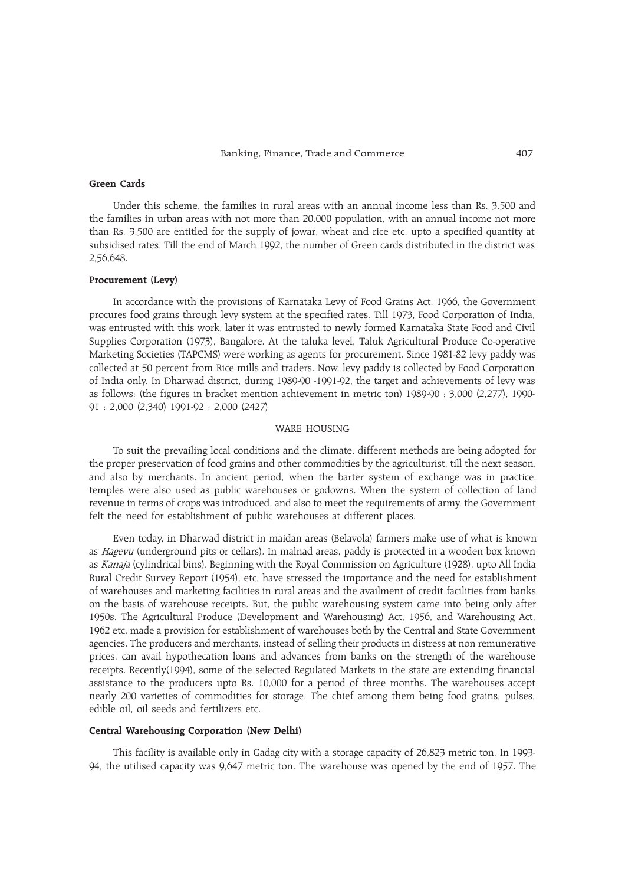**Green Cards**

Under this scheme, the families in rural areas with an annual income less than Rs. 3,500 and the families in urban areas with not more than 20,000 population, with an annual income not more than Rs. 3,500 are entitled for the supply of jowar, wheat and rice etc. upto a specified quantity at subsidised rates. Till the end of March 1992, the number of Green cards distributed in the district was 2,56,648.

**Procurement (Levy)**

In accordance with the provisions of Karnataka Levy of Food Grains Act, 1966, the Government procures food grains through levy system at the specified rates. Till 1973, Food Corporation of India, was entrusted with this work, later it was entrusted to newly formed Karnataka State Food and Civil Supplies Corporation (1973), Bangalore. At the taluka level, Taluk Agricultural Produce Co-operative Marketing Societies (TAPCMS) were working as agents for procurement. Since 1981-82 levy paddy was collected at 50 percent from Rice mills and traders. Now, levy paddy is collected by Food Corporation of India only. In Dharwad district, during 1989-90 -1991-92, the target and achievements of levy was as follows: (the figures in bracket mention achievement in metric ton) 1989-90 : 3,000 (2,277), 1990-91 : 2,000 (2,340) 1991-92 : 2,000 (2427)

## WARE HOUSING

To suit the prevailing local conditions and the climate, different methods are being adopted for the proper preservation of food grains and other commodities by the agriculturist, till the next season, and also by merchants. In ancient period, when the barter system of exchange was in practice, temples were also used as public warehouses or godowns. When the system of collection of land revenue in terms of crops was introduced, and also to meet the requirements of army, the Government felt the need for establishment of public warehouses at different places.

Even today, in Dharwad district in maidan areas (Belavola) farmers make use of what is known as *Hagevu* (underground pits or cellars). In malnad areas, paddy is protected in a wooden box known as *Kanaja* (cylindrical bins). Beginning with the Royal Commission on Agriculture (1928), upto All India Rural Credit Survey Report (1954), etc, have stressed the importance and the need for establishment of warehouses and marketing facilities in rural areas and the availment of credit facilities from banks on the basis of warehouse receipts. But, the public warehousing system came into being only after 1950s. The Agricultural Produce (Development and Warehousing) Act, 1956, and Warehousing Act, 1962 etc, made a provision for establishment of warehouses both by the Central and State Government agencies. The producers and merchants, instead of selling their products in distress at non remunerative prices, can avail hypothecation loans and advances from banks on the strength of the warehouse receipts. Recently(1994), some of the selected Regulated Markets in the state are extending financial assistance to the producers upto Rs. 10,000 for a period of three months. The warehouses accept nearly 200 varieties of commodities for storage. The chief among them being food grains, pulses, edible oil, oil seeds and fertilizers etc.

**Central Warehousing Corporation (New Delhi)**

This facility is available only in Gadag city with a storage capacity of 26,823 metric ton. In 1993-94, the utilised capacity was 9,647 metric ton. The warehouse was opened by the end of 1957. The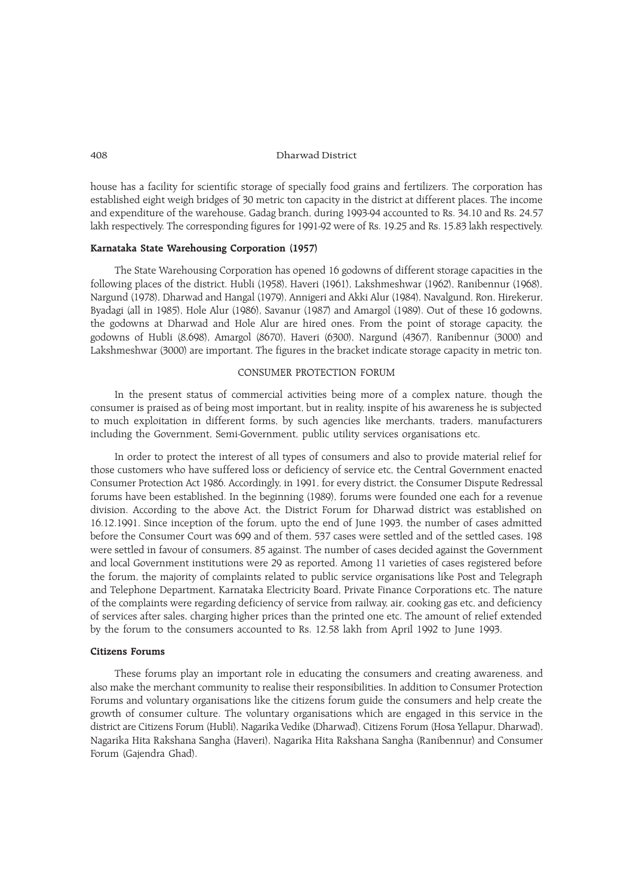house has a facility for scientific storage of specially food grains and fertilizers. The corporation has established eight weigh bridges of 30 metric ton capacity in the district at different places. The income and expenditure of the warehouse, Gadag branch, during 1993-94 accounted to Rs. 34.10 and Rs. 24.57 lakh respectively. The corresponding figures for 1991-92 were of Rs. 19.25 and Rs. 15.83 lakh respectively.

### Karnataka State Warehousing Corporation (1957)

The State Warehousing Corporation has opened 16 godowns of different storage capacities in the following places of the district. Hubli (1958), Haveri (1961), Lakshmeshwar (1962), Ranibennur (1968), Nargund (1978), Dharwad and Hangal (1979), Annigeri and Akki Alur (1984), Navalgund, Ron, Hirekerur, Byadagi (all in 1985), Hole Alur (1986), Savanur (1987) and Amargol (1989). Out of these 16 godowns, the godowns at Dharwad and Hole Alur are hired ones. From the point of storage capacity, the godowns of Hubli (8,698), Amargol (8670), Haveri (6300), Nargund (4367), Ranibennur (3000) and Lakshmeshwar (3000) are important. The figures in the bracket indicate storage capacity in metric ton.

## CONSUMER PROTECTION FORUM

In the present status of commercial activities being more of a complex nature, though the consumer is praised as of being most important, but in reality, inspite of his awareness he is subjected to much exploitation in different forms, by such agencies like merchants, traders, manufacturers including the Government, Semi-Government, public utility services organisations etc.

In order to protect the interest of all types of consumers and also to provide material relief for those customers who have suffered loss or deficiency of service etc, the Central Government enacted Consumer Protection Act 1986. Accordingly, in 1991, for every district, the Consumer Dispute Redressal forums have been established. In the beginning (1989), forums were founded one each for a revenue division. According to the above Act, the District Forum for Dharwad district was established on 16.12.1991. Since inception of the forum, upto the end of June 1993, the number of cases admitted before the Consumer Court was 699 and of them, 537 cases were settled and of the settled cases, 198 were settled in favour of consumers, 85 against. The number of cases decided against the Government and local Government institutions were 29 as reported. Among 11 varieties of cases registered before the forum, the majority of complaints related to public service organisations like Post and Telegraph and Telephone Department, Karnataka Electricity Board, Private Finance Corporations etc. The nature of the complaints were regarding deficiency of service from railway, air, cooking gas etc, and deficiency of services after sales, charging higher prices than the printed one etc. The amount of relief extended by the forum to the consumers accounted to Rs. 12.58 lakh from April 1992 to June 1993.

### Citizens Forums

These forums play an important role in educating the consumers and creating awareness, and also make the merchant community to realise their responsibilities. In addition to Consumer Protection Forums and voluntary organisations like the citizens forum guide the consumers and help create the growth of consumer culture. The voluntary organisations which are engaged in this service in the district are Citizens Forum (Hubli), Nagarika Vedike (Dharwad), Citizens Forum (Hosa Yellapur, Dharwad), Nagarika Hita Rakshana Sangha (Haveri), Nagarika Hita Rakshana Sangha (Ranibennur) and Consumer Forum (Gajendra Ghad).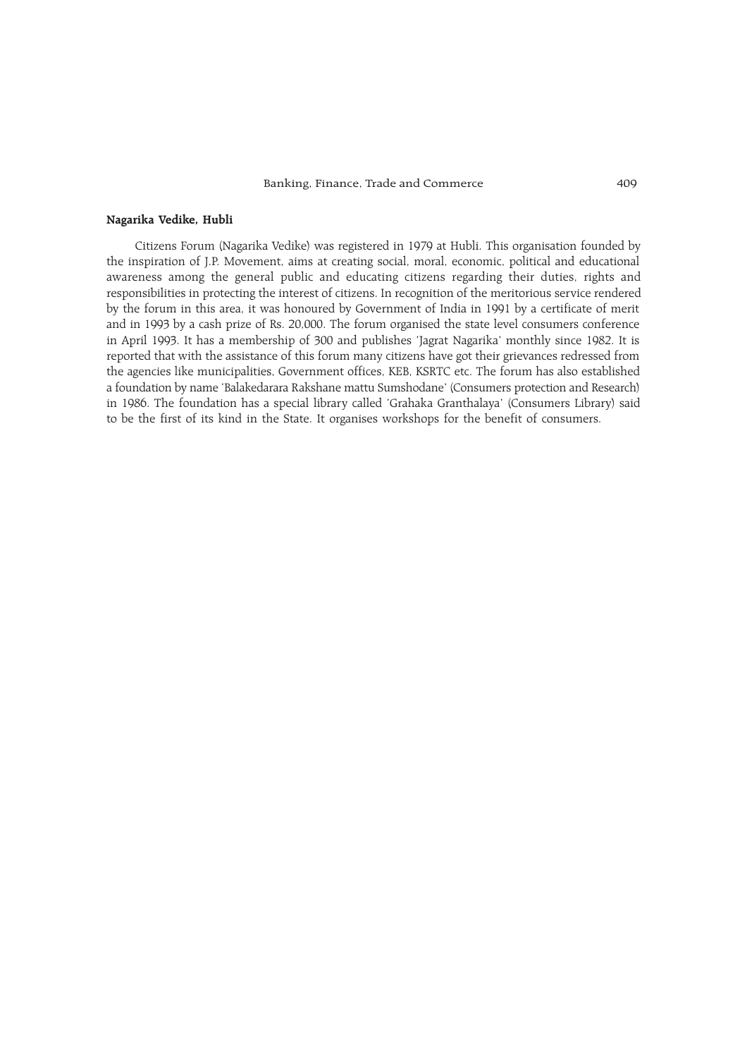**Nagarika Vedike, Hubli**

Citizens Forum (Nagarika Vedike) was registered in 1979 at Hubli. This organisation founded by the inspiration of J.P. Movement, aims at creating social, moral, economic, political and educational awareness among the general public and educating citizens regarding their duties, rights and responsibilities in protecting the interest of citizens. In recognition of the meritorious service rendered by the forum in this area, it was honoured by Government of India in 1991 by a certificate of merit and in 1993 by a cash prize of Rs. 20,000. The forum organised the state level consumers conference in April 1993. It has a membership of 300 and publishes 'Jagrat Nagarika' monthly since 1982. It is reported that with the assistance of this forum many citizens have got their grievances redressed from the agencies like municipalities, Government offices, KEB, KSRTC etc. The forum has also established a foundation by name 'Balakedarara Rakshane mattu Sumshodane' (Consumers protection and Research) in 1986. The foundation has a special library called 'Grahaka Granthalaya' (Consumers Library) said to be the first of its kind in the State. It organises workshops for the benefit of consumers.